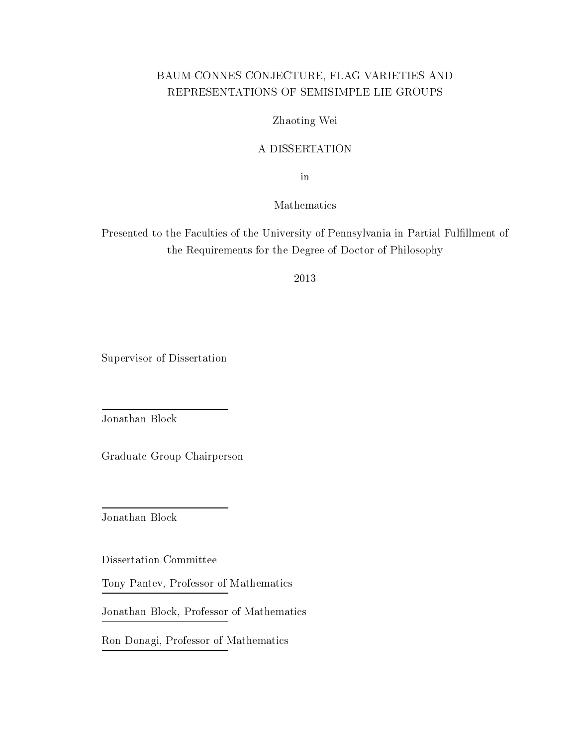# BAUM-CONNES CONJECTURE, FLAG VARIETIES AND REPRESENTATIONS OF SEMISIMPLE LIE GROUPS

Zhaoting Wei

A DISSERTATION

in

Mathematics

Presented to the Faculties of the University of Pennsylvania in Partial Fulfillment of the Requirements for the Degree of Doctor of Philosophy

2013

Supervisor of Dissertation

Jonathan Block

Graduate Group Chairperson

Jonathan Block

Dissertation Committee

Tony Pantev, Professor of Mathematics

Jonathan Block, Professor of Mathematics

Ron Donagi, Professor of Mathematics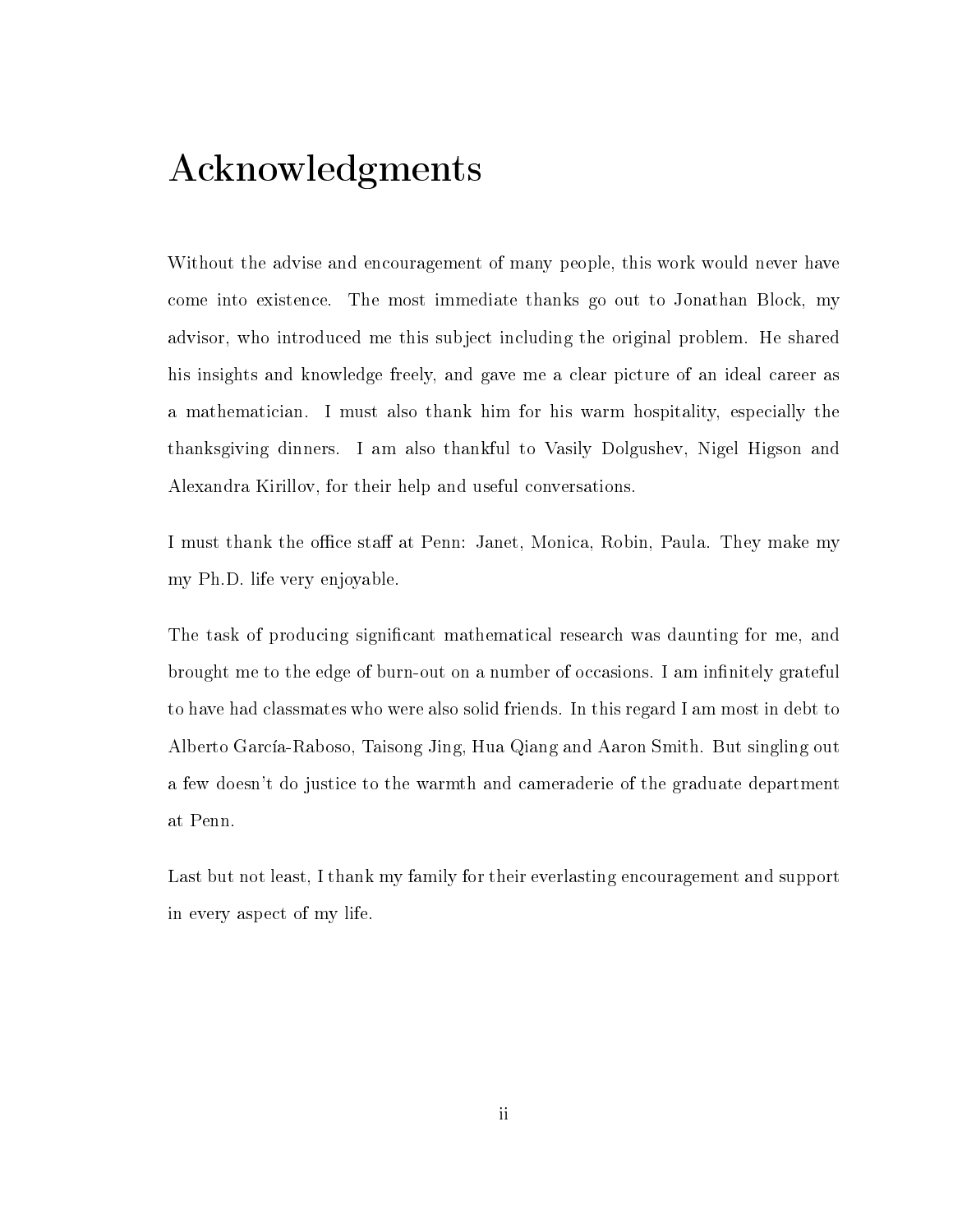# Acknowledgments

Without the advise and encouragement of many people, this work would never have come into existence. The most immediate thanks go out to Jonathan Block, my advisor, who introduced me this subject including the original problem. He shared his insights and knowledge freely, and gave me a clear picture of an ideal career as a mathematician. I must also thank him for his warm hospitality, especially the thanksgiving dinners. I am also thankful to Vasily Dolgushev, Nigel Higson and Alexandra Kirillov, for their help and useful conversations.

I must thank the office staff at Penn: Janet, Monica, Robin, Paula. They make my my Ph.D. life very enjoyable.

The task of producing significant mathematical research was daunting for me, and brought me to the edge of burn-out on a number of occasions. I am infinitely grateful to have had classmates who were also solid friends. In this regard I am most in debt to Alberto García-Raboso, Taisong Jing, Hua Qiang and Aaron Smith. But singling out a few doesn't do justice to the warmth and cameraderie of the graduate department at Penn.

Last but not least, I thank my family for their everlasting encouragement and support in every aspect of my life.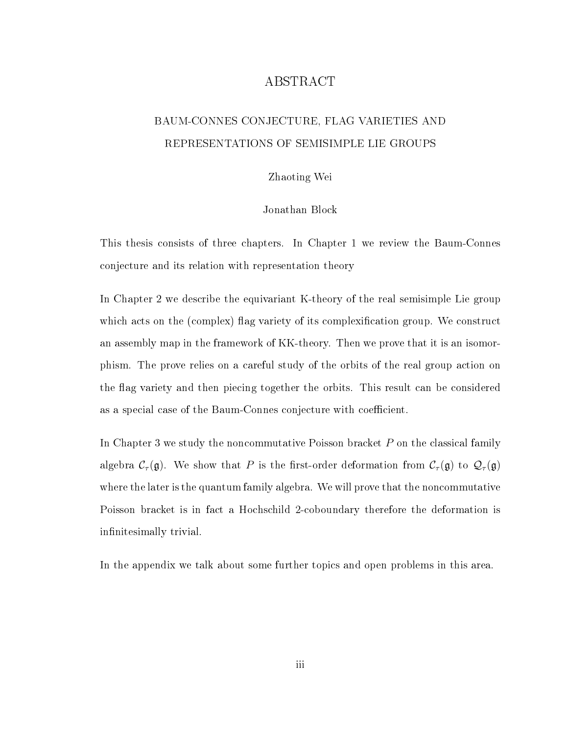# ABSTRACT

## BAUM-CONNES CONJECTURE, FLAG VARIETIES AND REPRESENTATIONS OF SEMISIMPLE LIE GROUPS

Zhaoting Wei

Jonathan Block

This thesis consists of three chapters. In Chapter 1 we review the Baum-Connes conjecture and its relation with representation theory

In Chapter 2 we describe the equivariant K-theory of the real semisimple Lie group which acts on the (complex) flag variety of its complexification group. We construct an assembly map in the framework of KK-theory. Then we prove that it is an isomorphism. The prove relies on a careful study of the orbits of the real group action on the flag variety and then piecing together the orbits. This result can be considered as a special case of the Baum-Connes conjecture with coefficient.

In Chapter 3 we study the noncommutative Poisson bracket $P$ on the classical family algebra $\mathcal{C}_\tau(\mathfrak{g})$. We show that $P$ is the first-order deformation from $\mathcal{C}_\tau(\mathfrak{g})$ to $\mathcal{Q}_\tau(\mathfrak{g})$ where the later is the quantum family algebra. We will prove that the noncommutative Poisson bracket is in fact a Hochschild 2-coboundary therefore the deformation is infinitesimally trivial.

In the appendix we talk about some further topics and open problems in this area.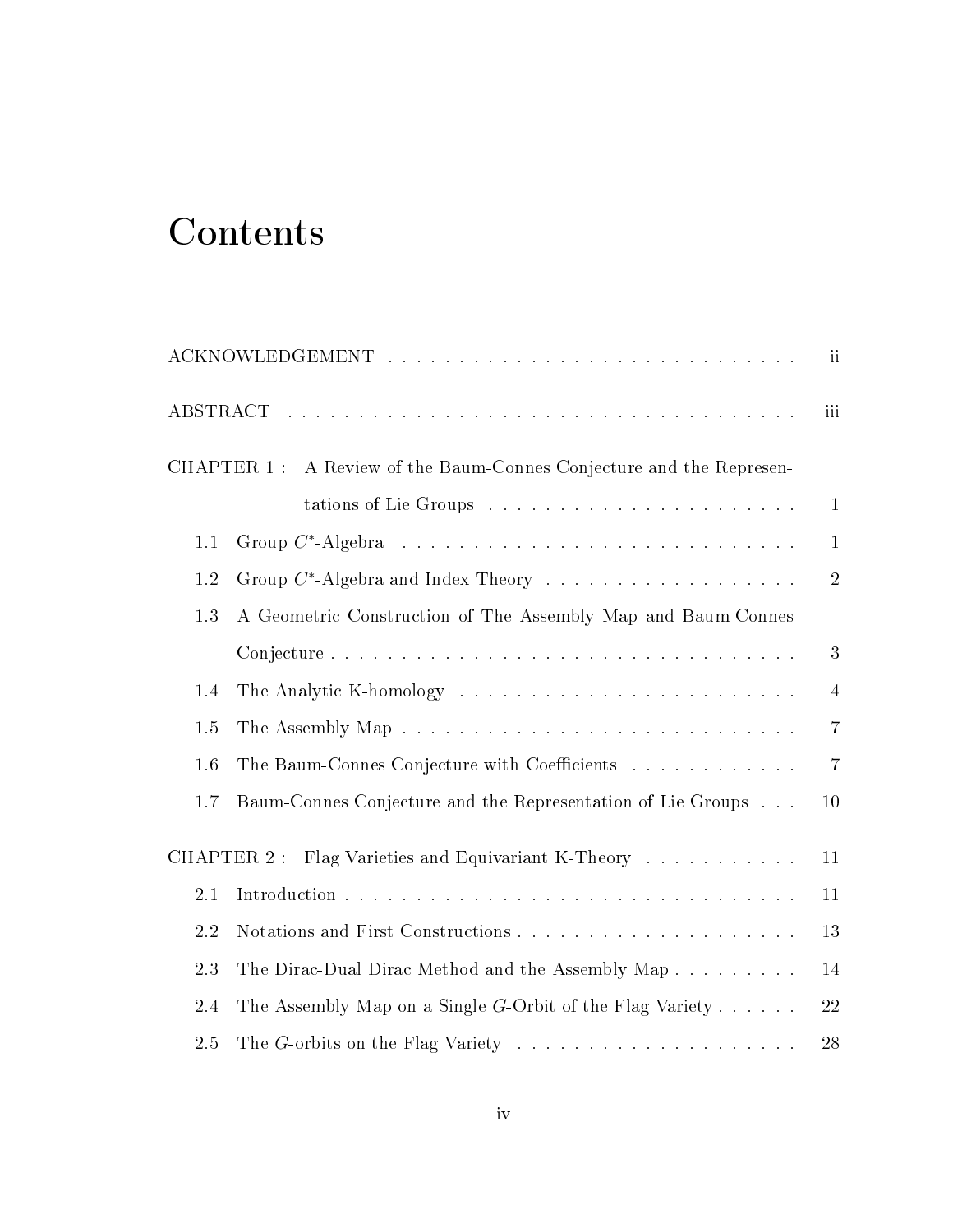# Contents

ACKNOWLEDGEMENT . . . . . . . . . . . . . . . . . . . . . . . . . . . . ii

ABSTRACT . . . . . . . . . . . . . . . . . . . . . . . . . . . . . . . . iii

CHAPTER 1 : A Review of the Baum-Connes Conjecture and the Representations of Lie Groups . . . . . . . . . . . . . . . . . . . . . . 1

- 1.1 Group $C^*$-Algebra . . . . . . . . . . . . . . . . . . . . . . . . . . . 1
- 1.2 Group $C^*$-Algebra and Index Theory . . . . . . . . . . . . . . . . . . 2
- 1.3 A Geometric Construction of The Assembly Map and Baum-Connes Conjecture . . . . . . . . . . . . . . . . . . . . . . . . . . . . . . . 3
- 1.4 The Analytic K-homology . . . . . . . . . . . . . . . . . . . . . . . . 4
- 1.5 The Assembly Map . . . . . . . . . . . . . . . . . . . . . . . . . . . 7
- 1.6 The Baum-Connes Conjecture with Coefficients . . . . . . . . . . . . . 7
- 1.7 Baum-Connes Conjecture and the Representation of Lie Groups . . . 10

CHAPTER 2 : Flag Varieties and Equivariant K-Theory . . . . . . . . . . . 11

- 2.1 Introduction . . . . . . . . . . . . . . . . . . . . . . . . . . . . . . . 11
- 2.2 Notations and First Constructions . . . . . . . . . . . . . . . . . . . . 13
- 2.3 The Dirac-Dual Dirac Method and the Assembly Map . . . . . . . . . 14
- 2.4 The Assembly Map on a Single $G$-Orbit of the Flag Variety . . . . . . 22
- 2.5 The $G$-orbits on the Flag Variety . . . . . . . . . . . . . . . . . . . . 28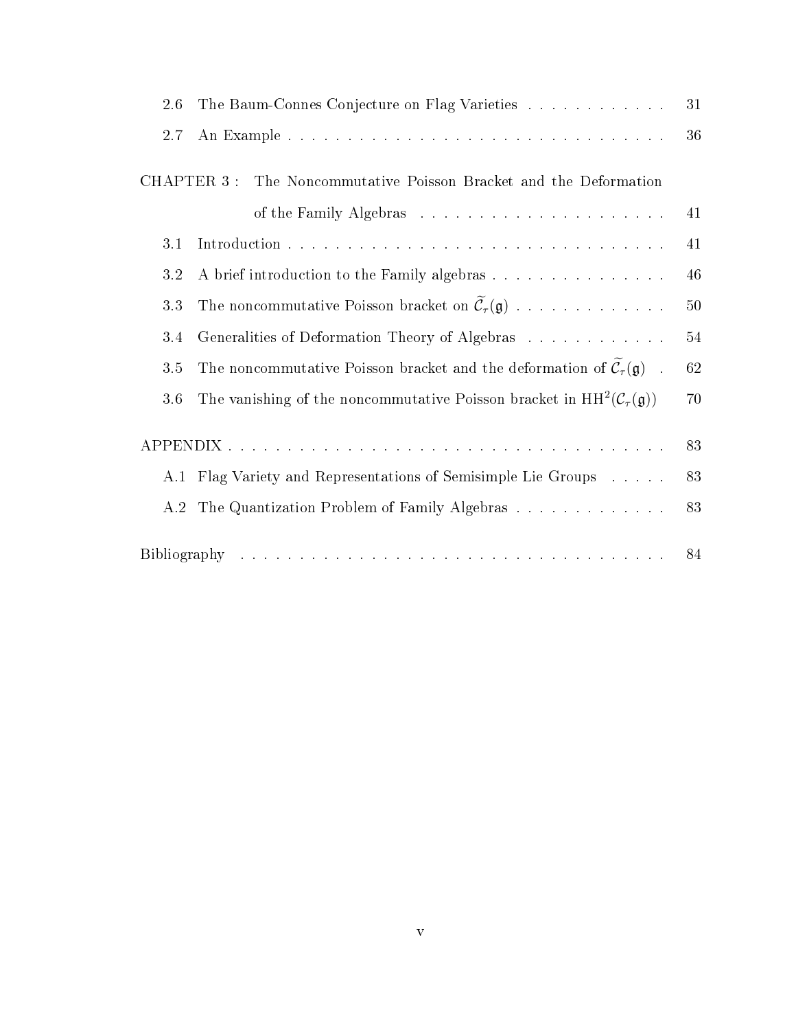2.6 The Baum-Connes Conjecture on Flag Varieties . . . . . . . . . . . . . 31

2.7 An Example . . . . . . . . . . . . . . . . . . . . . . . . . . . . . . . . . 36

CHAPTER 3 : The Noncommutative Poisson Bracket and the Deformation of the Family Algebras . . . . . . . . . . . . . . . . . . . . . 41

3.1 Introduction . . . . . . . . . . . . . . . . . . . . . . . . . . . . . . . . . 41

3.2 A brief introduction to the Family algebras . . . . . . . . . . . . . . . . 46

3.3 The noncommutative Poisson bracket on $\widetilde{\mathcal{C}}_\tau(\mathfrak{g})$ . . . . . . . . . . . . . 50

3.4 Generalities of Deformation Theory of Algebras . . . . . . . . . . . . . 54

3.5 The noncommutative Poisson bracket and the deformation of $\widetilde{\mathcal{C}}_\tau(\mathfrak{g})$ . 62

3.6 The vanishing of the noncommutative Poisson bracket in $\mathrm{HH}^2(\mathcal{C}_\tau(\mathfrak{g}))$ 70

APPENDIX . . . . . . . . . . . . . . . . . . . . . . . . . . . . . . . . . . . 83

A.1 Flag Variety and Representations of Semisimple Lie Groups . . . . . 83

A.2 The Quantization Problem of Family Algebras . . . . . . . . . . . . . . 83

Bibliography . . . . . . . . . . . . . . . . . . . . . . . . . . . . . . . . . . 84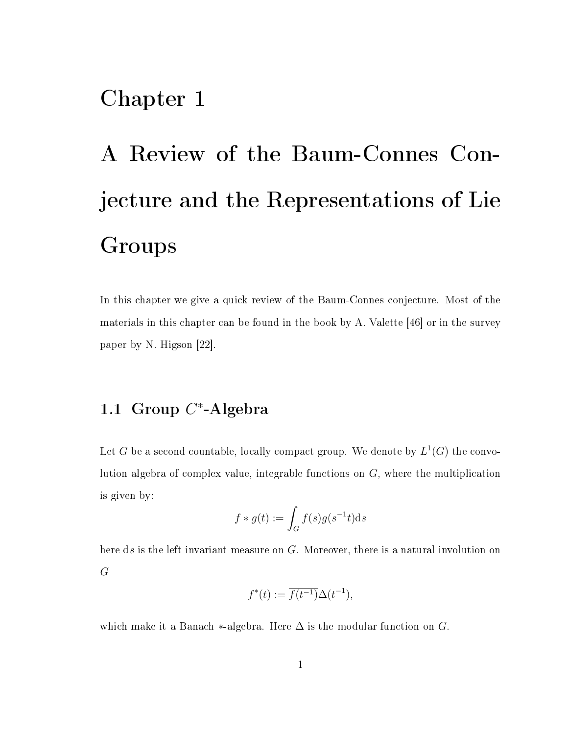# Chapter 1

# A Review of the Baum-Connes Conjecture and the Representations of Lie Groups

In this chapter we give a quick review of the Baum-Connes conjecture. Most of the materials in this chapter can be found in the book by A. Valette [46] or in the survey paper by N. Higson [22].

## 1.1 Group $C^*$-Algebra

Let $G$ be a second countable, locally compact group. We denote by $L^1(G)$ the convolution algebra of complex value, integrable functions on $G$, where the multiplication is given by:

$$f * g(t) := \int_G f(s)g(s^{-1}t)\mathrm{d}s$$

here $\mathrm{d}s$ is the left invariant measure on $G$. Moreover, there is a natural involution on $G$

$$f^*(t) := \overline{f(t^{-1})}\Delta(t^{-1}),$$

which make it a Banach $*$-algebra. Here $\Delta$ is the modular function on $G$.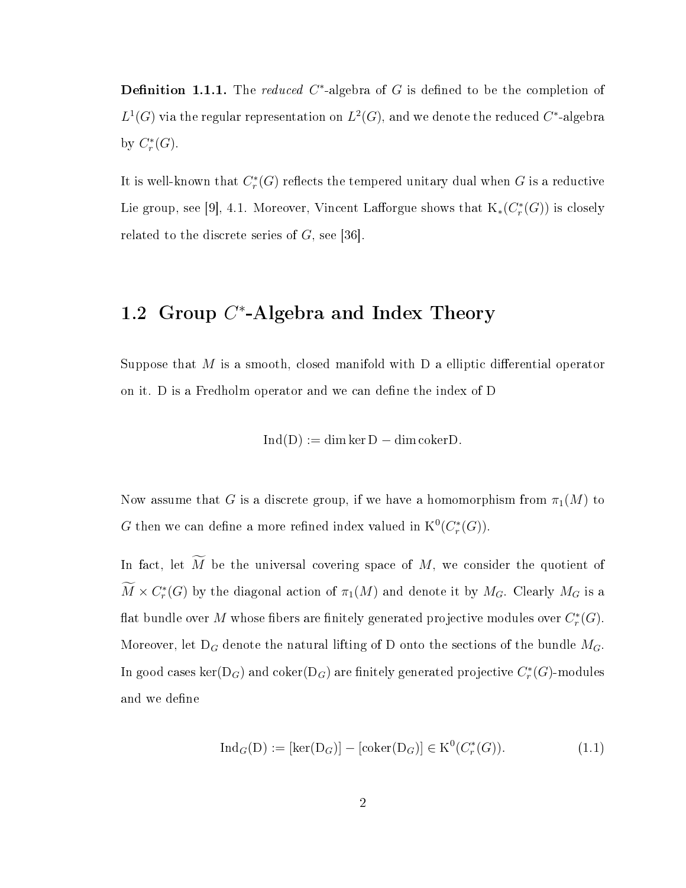**Definition 1.1.1.** The *reduced* $C^*$-algebra of $G$ is defined to be the completion of $L^1(G)$ via the regular representation on $L^2(G)$, and we denote the reduced $C^*$-algebra by $C_r^*(G)$.

It is well-known that $C_r^*(G)$ reflects the tempered unitary dual when $G$ is a reductive Lie group, see [9], 4.1. Moreover, Vincent Lafforgue shows that $\mathrm{K}_*(C_r^*(G))$ is closely related to the discrete series of $G$, see [36].

## 1.2 Group $C^*$-Algebra and Index Theory

Suppose that $M$ is a smooth, closed manifold with $\mathrm{D}$ a elliptic differential operator on it. $\mathrm{D}$ is a Fredholm operator and we can define the index of $\mathrm{D}$

$$\mathrm{Ind}(\mathrm{D}) := \dim \ker \mathrm{D} - \dim \mathrm{coker}\mathrm{D}.$$

Now assume that $G$ is a discrete group, if we have a homomorphism from $\pi_1(M)$ to $G$ then we can define a more refined index valued in $\mathrm{K}^0(C_r^*(G))$.

In fact, let $\widetilde{M}$ be the universal covering space of $M$, we consider the quotient of $\widetilde{M} \times C_r^*(G)$ by the diagonal action of $\pi_1(M)$ and denote it by $M_G$. Clearly $M_G$ is a flat bundle over $M$ whose fibers are finitely generated projective modules over $C_r^*(G)$. Moreover, let $\mathrm{D}_G$ denote the natural lifting of $\mathrm{D}$ onto the sections of the bundle $M_G$. In good cases $\ker(\mathrm{D}_G)$ and $\mathrm{coker}(\mathrm{D}_G)$ are finitely generated projective $C_r^*(G)$-modules and we define

$$\mathrm{Ind}_G(\mathrm{D}) := [\ker(\mathrm{D}_G)] - [\mathrm{coker}(\mathrm{D}_G)] \in \mathrm{K}^0(C_r^*(G)). \tag{1.1}$$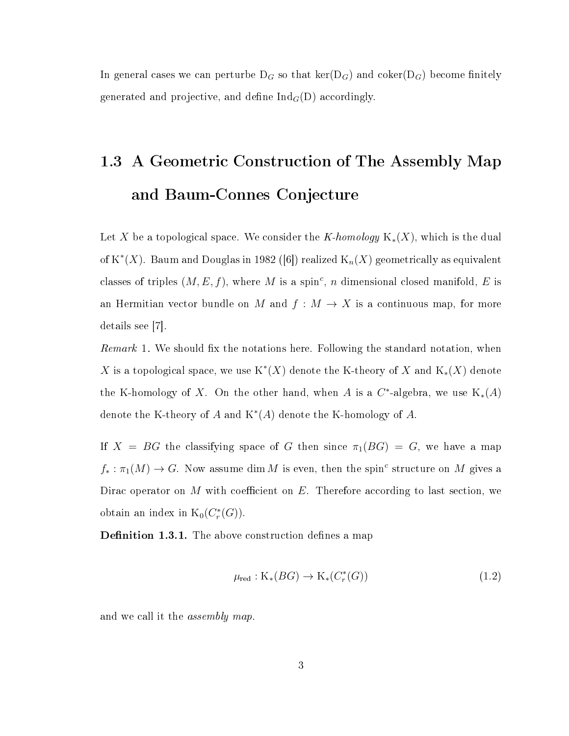In general cases we can perturbe $\mathrm{D}_G$ so that $\ker(\mathrm{D}_G)$ and $\mathrm{coker}(\mathrm{D}_G)$ become finitely generated and projective, and define $\mathrm{Ind}_G(\mathrm{D})$ accordingly.

## 1.3 A Geometric Construction of The Assembly Map and Baum-Connes Conjecture

Let $X$ be a topological space. We consider the *K-homology* $\mathrm{K}_*(X)$, which is the dual of $\mathrm{K}^*(X)$. Baum and Douglas in 1982 ([6]) realized $\mathrm{K}_n(X)$ geometrically as equivalent classes of triples $(M, E, f)$, where $M$ is a spin$^c$, $n$ dimensional closed manifold, $E$ is an Hermitian vector bundle on $M$ and $f : M \to X$ is a continuous map, for more details see [7].

*Remark* 1. We should fix the notations here. Following the standard notation, when $X$ is a topological space, we use $\mathrm{K}^*(X)$ denote the K-theory of $X$ and $\mathrm{K}_*(X)$ denote the K-homology of $X$. On the other hand, when $A$ is a $C^*$-algebra, we use $\mathrm{K}_*(A)$ denote the K-theory of $A$ and $\mathrm{K}^*(A)$ denote the K-homology of $A$.

If $X = BG$ the classifying space of $G$ then since $\pi_1(BG) = G$, we have a map $f_* : \pi_1(M) \to G$. Now assume $\dim M$ is even, then the spin$^c$ structure on $M$ gives a Dirac operator on $M$ with coefficient on $E$. Therefore according to last section, we obtain an index in $\mathrm{K}_0(C_r^*(G))$.

**Definition 1.3.1.** The above construction defines a map

$$\mu_{\mathrm{red}} : \mathrm{K}_*(BG) \to \mathrm{K}_*(C_r^*(G)) \tag{1.2}$$

and we call it the *assembly map*.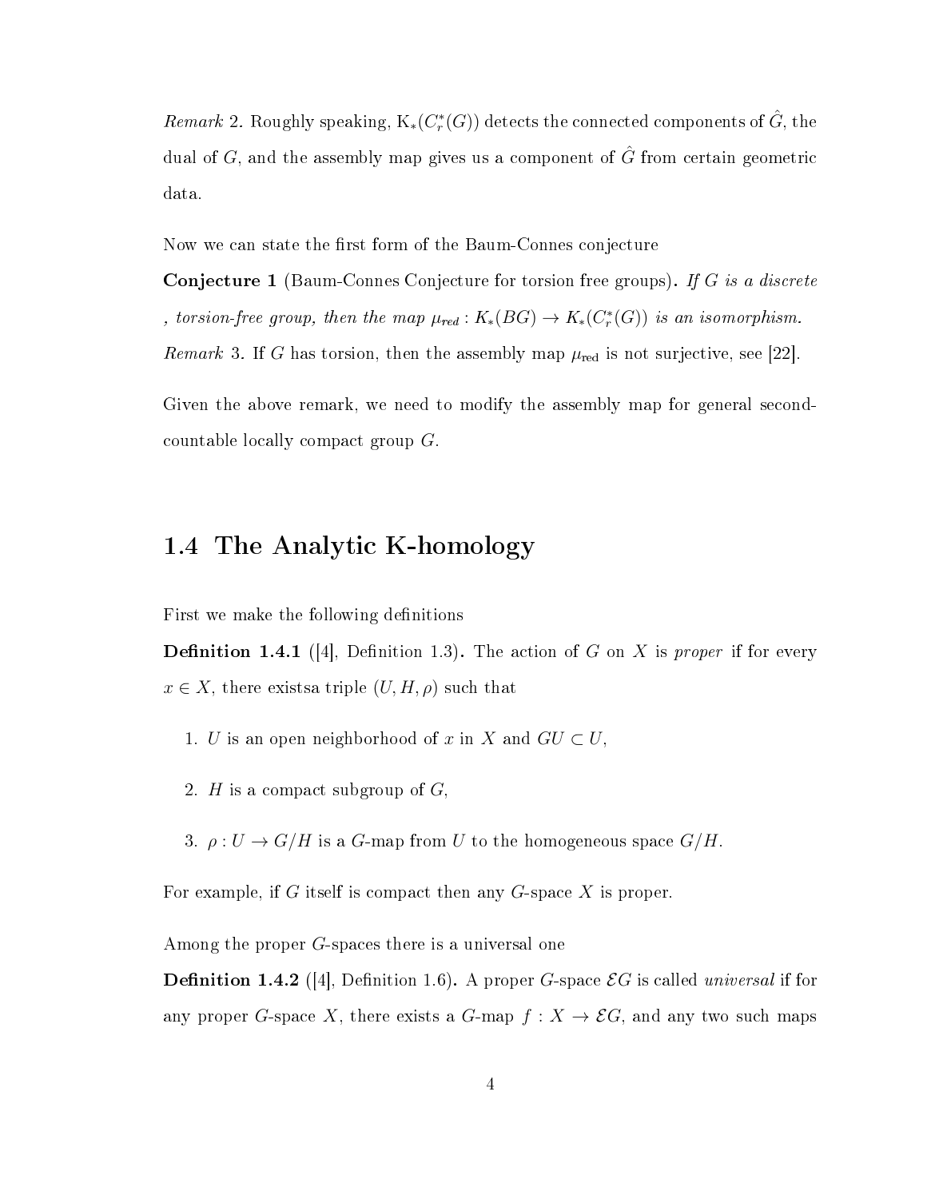*Remark* 2. Roughly speaking, $\mathrm{K}_*(C_r^*(G))$ detects the connected components of $\hat{G}$, the dual of $G$, and the assembly map gives us a component of $\hat{G}$ from certain geometric data.

Now we can state the first form of the Baum-Connes conjecture

**Conjecture 1** (Baum-Connes Conjecture for torsion free groups)**.** *If $G$ is a discrete , torsion-free group, then the map $\mu_{red} : K_*(BG) \to K_*(C_r^*(G))$ is an isomorphism.*

*Remark* 3. If $G$ has torsion, then the assembly map $\mu_{\text{red}}$ is not surjective, see [22].

Given the above remark, we need to modify the assembly map for general second-countable locally compact group $G$.

## 1.4 The Analytic K-homology

First we make the following definitions

**Definition 1.4.1** ([4], Definition 1.3)**.** The action of $G$ on $X$ is *proper* if for every $x \in X$, there existsa triple $(U, H, \rho)$ such that

1. $U$ is an open neighborhood of $x$ in $X$ and $GU \subset U$,
2. $H$ is a compact subgroup of $G$,
3. $\rho : U \to G/H$ is a $G$-map from $U$ to the homogeneous space $G/H$.

For example, if $G$ itself is compact then any $G$-space $X$ is proper.

Among the proper $G$-spaces there is a universal one

**Definition 1.4.2** ([4], Definition 1.6)**.** A proper $G$-space $\mathcal{E}G$ is called *universal* if for any proper $G$-space $X$, there exists a $G$-map $f : X \to \mathcal{E}G$, and any two such maps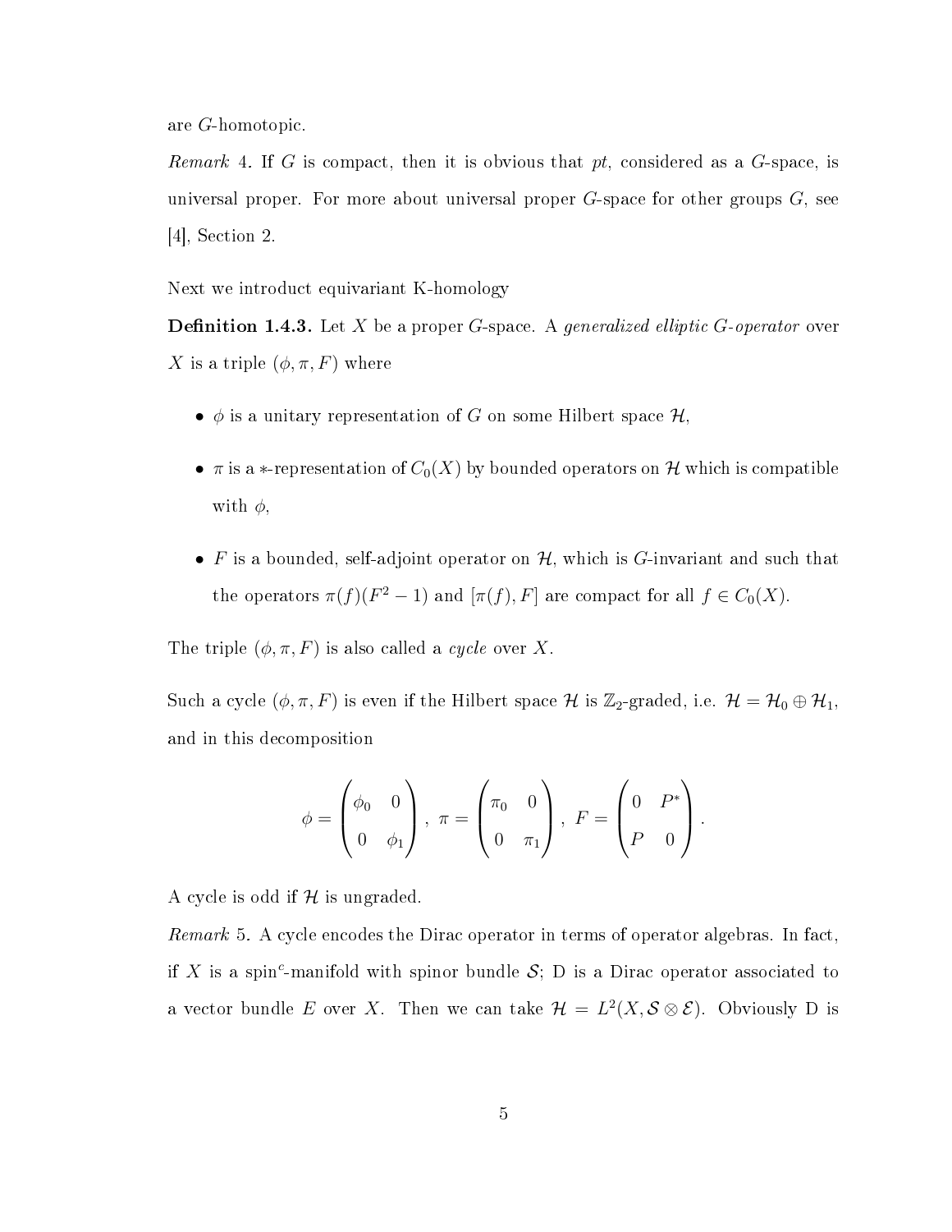are $G$-homotopic.

*Remark* 4. If $G$ is compact, then it is obvious that $pt$, considered as a $G$-space, is universal proper. For more about universal proper $G$-space for other groups $G$, see [4], Section 2.

Next we introduct equivariant K-homology

**Definition 1.4.3.** Let $X$ be a proper $G$-space. A *generalized elliptic $G$-operator* over $X$ is a triple $(\phi, \pi, F)$ where

- $\phi$ is a unitary representation of $G$ on some Hilbert space $\mathcal{H}$,
- $\pi$ is a $*$-representation of $C_0(X)$ by bounded operators on $\mathcal{H}$ which is compatible with $\phi$,
- $F$ is a bounded, self-adjoint operator on $\mathcal{H}$, which is $G$-invariant and such that the operators $\pi(f)(F^2 - 1)$ and $[\pi(f), F]$ are compact for all $f \in C_0(X)$.

The triple $(\phi, \pi, F)$ is also called a *cycle* over $X$.

Such a cycle $(\phi, \pi, F)$ is even if the Hilbert space $\mathcal{H}$ is $\mathbb{Z}_2$-graded, i.e. $\mathcal{H} = \mathcal{H}_0 \oplus \mathcal{H}_1$, and in this decomposition

$$\phi = \begin{pmatrix} \phi_0 & 0 \\ 0 & \phi_1 \end{pmatrix}, \ \pi = \begin{pmatrix} \pi_0 & 0 \\ 0 & \pi_1 \end{pmatrix}, \ F = \begin{pmatrix} 0 & P^* \\ P & 0 \end{pmatrix}.$$

A cycle is odd if $\mathcal{H}$ is ungraded.

*Remark* 5. A cycle encodes the Dirac operator in terms of operator algebras. In fact, if $X$ is a spin$^c$-manifold with spinor bundle $\mathcal{S}$; D is a Dirac operator associated to a vector bundle $E$ over $X$. Then we can take $\mathcal{H} = L^2(X, \mathcal{S} \otimes \mathcal{E})$. Obviously D is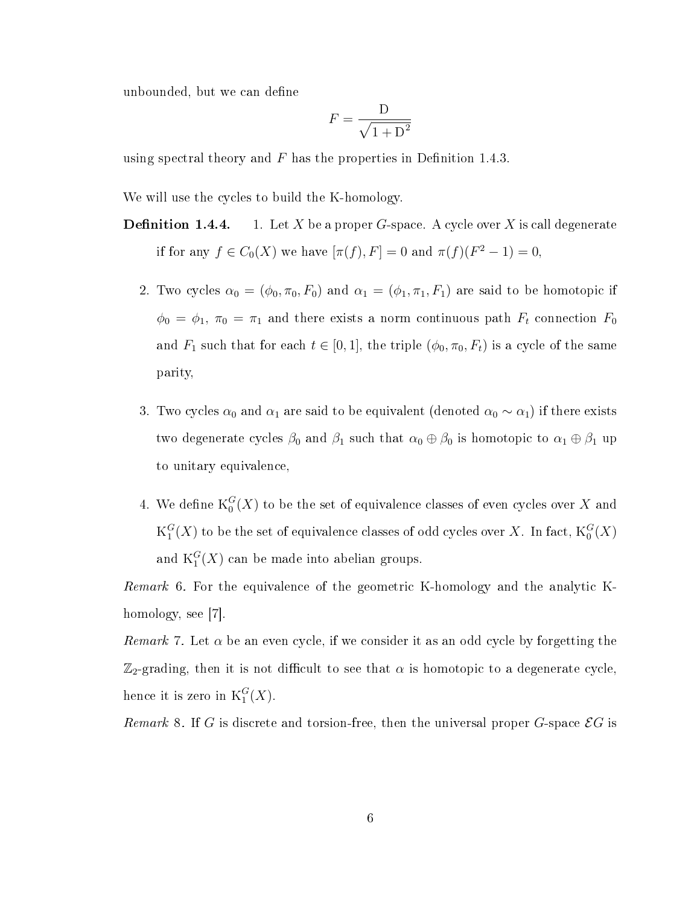unbounded, but we can define

$$F = \frac{\mathrm{D}}{\sqrt{1 + \mathrm{D}^2}}$$

using spectral theory and $F$ has the properties in Definition 1.4.3.

We will use the cycles to build the K-homology.

**Definition 1.4.4.** 1. Let $X$ be a proper $G$-space. A cycle over $X$ is call degenerate if for any $f \in C_0(X)$ we have $[\pi(f), F] = 0$ and $\pi(f)(F^2 - 1) = 0$,

2. Two cycles $\alpha_0 = (\phi_0, \pi_0, F_0)$ and $\alpha_1 = (\phi_1, \pi_1, F_1)$ are said to be homotopic if $\phi_0 = \phi_1$, $\pi_0 = \pi_1$ and there exists a norm continuous path $F_t$ connection $F_0$ and $F_1$ such that for each $t \in [0, 1]$, the triple $(\phi_0, \pi_0, F_t)$ is a cycle of the same parity,

3. Two cycles $\alpha_0$ and $\alpha_1$ are said to be equivalent (denoted $\alpha_0 \sim \alpha_1$) if there exists two degenerate cycles $\beta_0$ and $\beta_1$ such that $\alpha_0 \oplus \beta_0$ is homotopic to $\alpha_1 \oplus \beta_1$ up to unitary equivalence,

4. We define $\mathrm{K}_0^G(X)$ to be the set of equivalence classes of even cycles over $X$ and $\mathrm{K}_1^G(X)$ to be the set of equivalence classes of odd cycles over $X$. In fact, $\mathrm{K}_0^G(X)$ and $\mathrm{K}_1^G(X)$ can be made into abelian groups.

*Remark* 6. For the equivalence of the geometric K-homology and the analytic K-homology, see [7].

*Remark* 7. Let $\alpha$ be an even cycle, if we consider it as an odd cycle by forgetting the $\mathbb{Z}_2$-grading, then it is not difficult to see that $\alpha$ is homotopic to a degenerate cycle, hence it is zero in $\mathrm{K}_1^G(X)$.

*Remark* 8. If $G$ is discrete and torsion-free, then the universal proper $G$-space $\mathcal{E}G$ is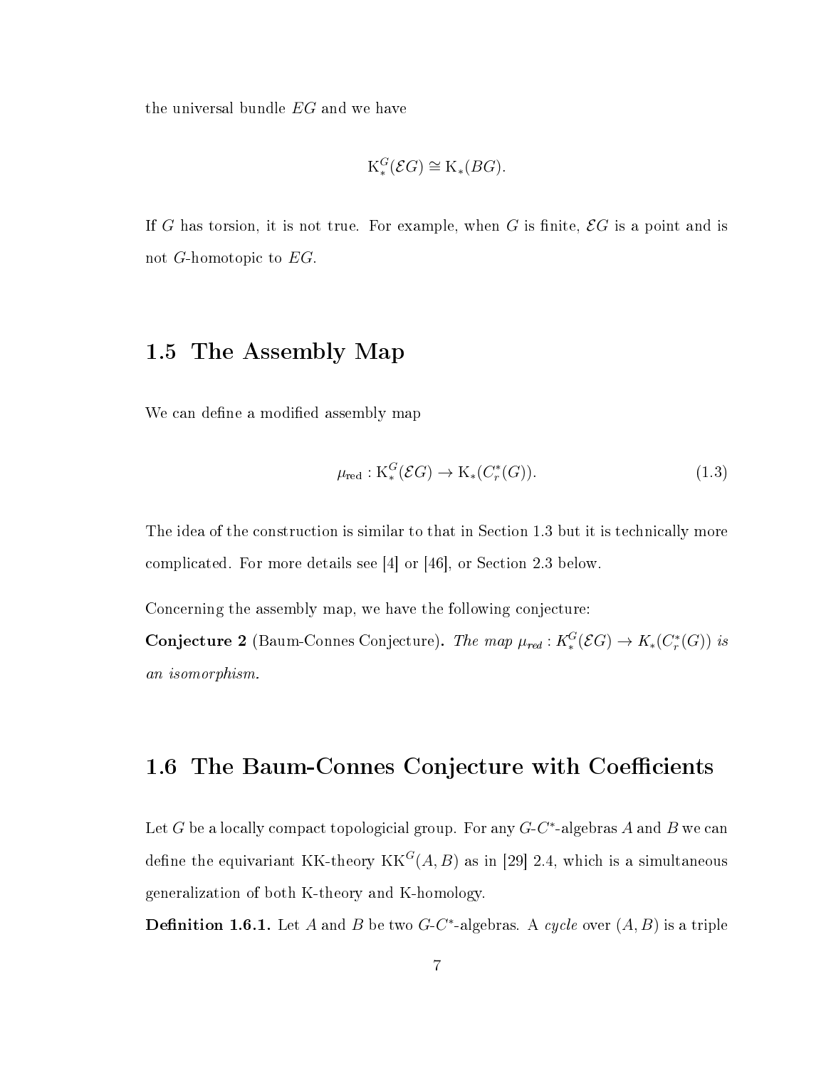the universal bundle $EG$ and we have

$$\mathrm{K}_*^G(\mathcal{E}G) \cong \mathrm{K}_*(BG).$$

If $G$ has torsion, it is not true. For example, when $G$ is finite, $\mathcal{E}G$ is a point and is not $G$-homotopic to $EG$.

## 1.5 The Assembly Map

We can define a modified assembly map

$$\mu_{\mathrm{red}} : \mathrm{K}_*^G(\mathcal{E}G) \to \mathrm{K}_*(C_r^*(G)). \tag{1.3}$$

The idea of the construction is similar to that in Section 1.3 but it is technically more complicated. For more details see [4] or [46], or Section 2.3 below.

Concerning the assembly map, we have the following conjecture:

**Conjecture 2** (Baum-Connes Conjecture)**.** *The map $\mu_{red} : K_*^G(\mathcal{E}G) \to K_*(C_r^*(G))$ is an isomorphism.*

## 1.6 The Baum-Connes Conjecture with Coefficients

Let $G$ be a locally compact topologicial group. For any $G$-$C^*$-algebras $A$ and $B$ we can define the equivariant KK-theory $\mathrm{KK}^G(A, B)$ as in [29] 2.4, which is a simultaneous generalization of both K-theory and K-homology.

**Definition 1.6.1.** Let $A$ and $B$ be two $G$-$C^*$-algebras. A *cycle* over $(A, B)$ is a triple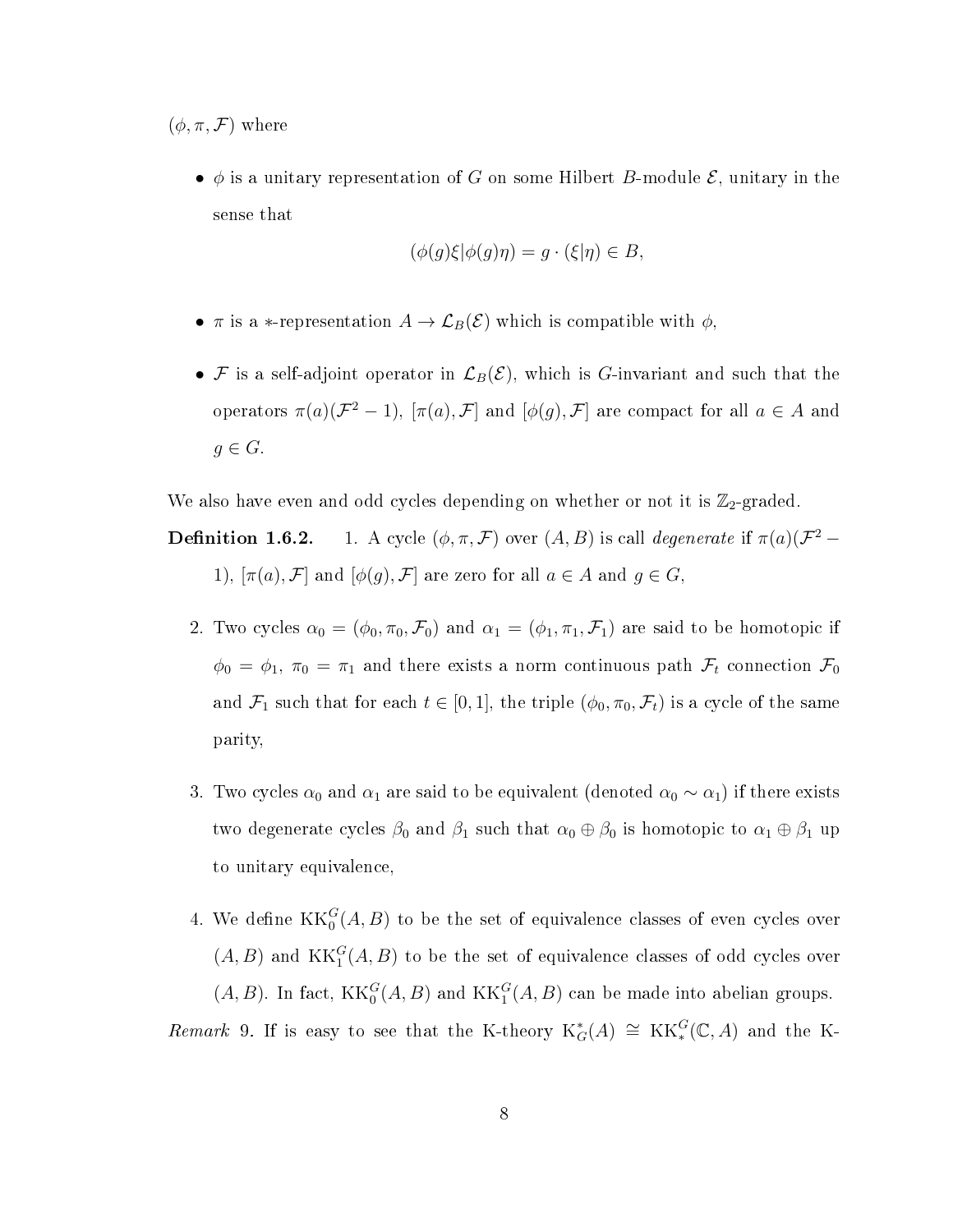$(\phi, \pi, \mathcal{F})$ where

- $\phi$ is a unitary representation of $G$ on some Hilbert $B$-module $\mathcal{E}$, unitary in the sense that

$$(\phi(g)\xi|\phi(g)\eta) = g \cdot (\xi|\eta) \in B,$$

- $\pi$ is a $*$-representation $A \to \mathcal{L}_B(\mathcal{E})$ which is compatible with $\phi$,

- $\mathcal{F}$ is a self-adjoint operator in $\mathcal{L}_B(\mathcal{E})$, which is $G$-invariant and such that the operators $\pi(a)(\mathcal{F}^2 - 1)$, $[\pi(a), \mathcal{F}]$ and $[\phi(g), \mathcal{F}]$ are compact for all $a \in A$ and $g \in G$.

We also have even and odd cycles depending on whether or not it is $\mathbb{Z}_2$-graded.

**Definition 1.6.2.**

1. A cycle $(\phi, \pi, \mathcal{F})$ over $(A, B)$ is call *degenerate* if $\pi(a)(\mathcal{F}^2 - 1)$, $[\pi(a), \mathcal{F}]$ and $[\phi(g), \mathcal{F}]$ are zero for all $a \in A$ and $g \in G$,

2. Two cycles $\alpha_0 = (\phi_0, \pi_0, \mathcal{F}_0)$ and $\alpha_1 = (\phi_1, \pi_1, \mathcal{F}_1)$ are said to be homotopic if $\phi_0 = \phi_1$, $\pi_0 = \pi_1$ and there exists a norm continuous path $\mathcal{F}_t$ connection $\mathcal{F}_0$ and $\mathcal{F}_1$ such that for each $t \in [0, 1]$, the triple $(\phi_0, \pi_0, \mathcal{F}_t)$ is a cycle of the same parity,

3. Two cycles $\alpha_0$ and $\alpha_1$ are said to be equivalent (denoted $\alpha_0 \sim \alpha_1$) if there exists two degenerate cycles $\beta_0$ and $\beta_1$ such that $\alpha_0 \oplus \beta_0$ is homotopic to $\alpha_1 \oplus \beta_1$ up to unitary equivalence,

4. We define $\mathrm{KK}_0^G(A, B)$ to be the set of equivalence classes of even cycles over $(A, B)$ and $\mathrm{KK}_1^G(A, B)$ to be the set of equivalence classes of odd cycles over $(A, B)$. In fact, $\mathrm{KK}_0^G(A, B)$ and $\mathrm{KK}_1^G(A, B)$ can be made into abelian groups.

*Remark* 9. If is easy to see that the K-theory $\mathrm{K}_G^*(A) \cong \mathrm{KK}_*^G(\mathbb{C}, A)$ and the K-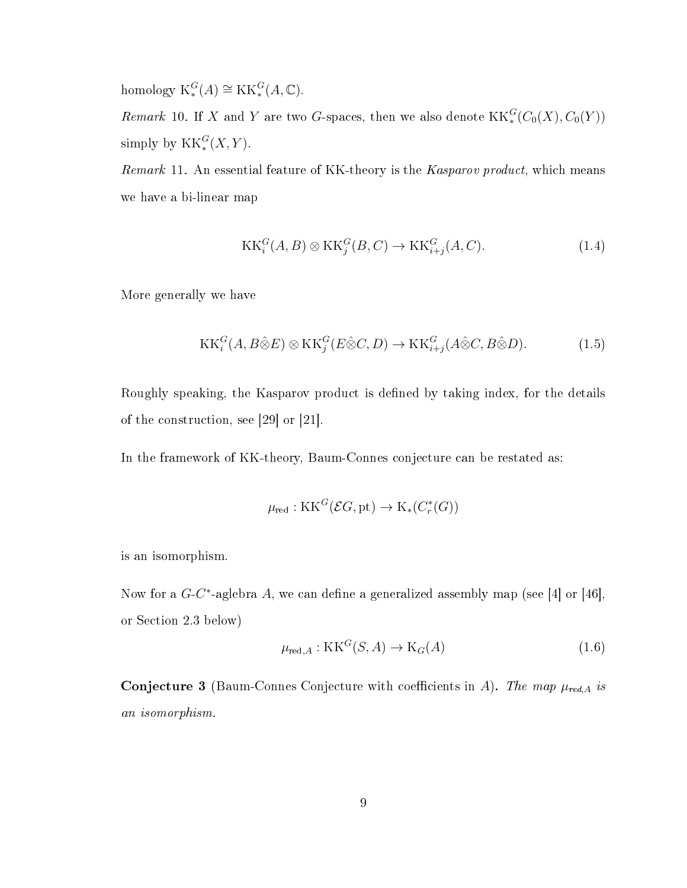homology $\mathrm{K}_*^G(A) \cong \mathrm{KK}_*^G(A, \mathbb{C})$.

*Remark* 10. If $X$ and $Y$ are two $G$-spaces, then we also denote $\mathrm{KK}_*^G(C_0(X), C_0(Y))$ simply by $\mathrm{KK}_*^G(X, Y)$.

*Remark* 11. An essential feature of KK-theory is the *Kasparov product*, which means we have a bi-linear map

$$\mathrm{KK}_i^G(A, B) \otimes \mathrm{KK}_j^G(B, C) \to \mathrm{KK}_{i+j}^G(A, C). \tag{1.4}$$

More generally we have

$$\mathrm{KK}_i^G(A, B\hat{\otimes}E) \otimes \mathrm{KK}_j^G(E\hat{\otimes}C, D) \to \mathrm{KK}_{i+j}^G(A\hat{\otimes}C, B\hat{\otimes}D). \tag{1.5}$$

Roughly speaking, the Kasparov product is defined by taking index, for the details of the construction, see [29] or [21].

In the framework of KK-theory, Baum-Connes conjecture can be restated as:

$$\mu_{\mathrm{red}} : \mathrm{KK}^G(\mathcal{E}G, \mathrm{pt}) \to \mathrm{K}_*(C_r^*(G))$$

is an isomorphism.

Now for a $G$-$C^*$-aglebra $A$, we can define a generalized assembly map (see [4] or [46], or Section 2.3 below)

$$\mu_{\mathrm{red},A} : \mathrm{KK}^G(S, A) \to \mathrm{K}_G(A) \tag{1.6}$$

**Conjecture 3** (Baum-Connes Conjecture with coefficients in $A$)**.** *The map $\mu_{red,A}$ is an isomorphism.*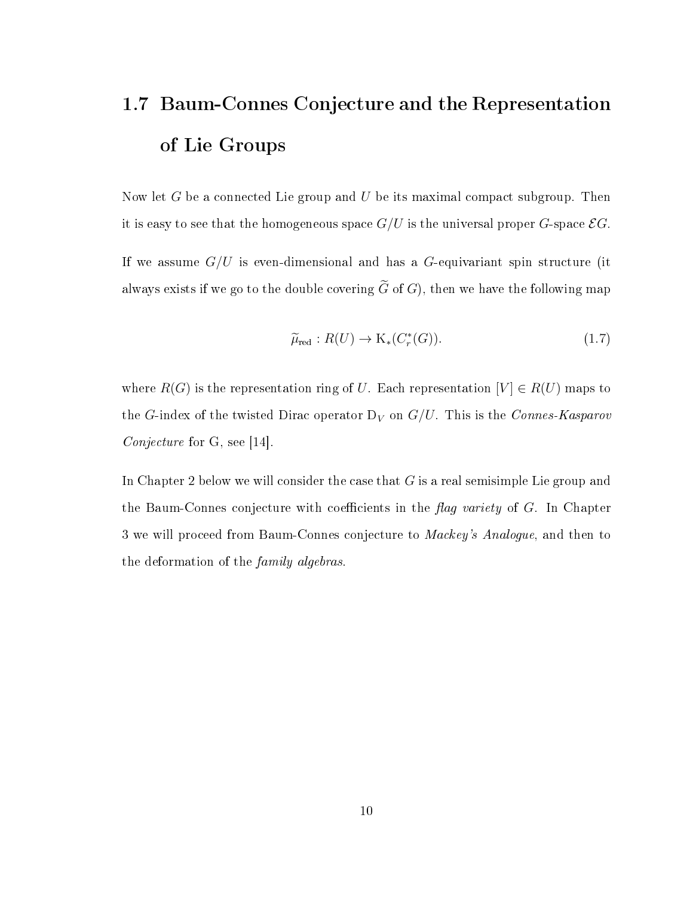## 1.7 Baum-Connes Conjecture and the Representation of Lie Groups

Now let $G$ be a connected Lie group and $U$ be its maximal compact subgroup. Then it is easy to see that the homogeneous space $G/U$ is the universal proper $G$-space $\mathcal{E}G$.

If we assume $G/U$ is even-dimensional and has a $G$-equivariant spin structure (it always exists if we go to the double covering $\widetilde{G}$ of $G$), then we have the following map

$$\widetilde{\mu}_{\mathrm{red}} : R(U) \to \mathrm{K}_*(C_r^*(G)). \tag{1.7}$$

where $R(G)$ is the representation ring of $U$. Each representation $[V] \in R(U)$ maps to the $G$-index of the twisted Dirac operator $\mathrm{D}_V$ on $G/U$. This is the *Connes-Kasparov Conjecture* for G, see [14].

In Chapter 2 below we will consider the case that $G$ is a real semisimple Lie group and the Baum-Connes conjecture with coefficients in the *flag variety* of $G$. In Chapter 3 we will proceed from Baum-Connes conjecture to *Mackey's Analogue*, and then to the deformation of the *family algebras*.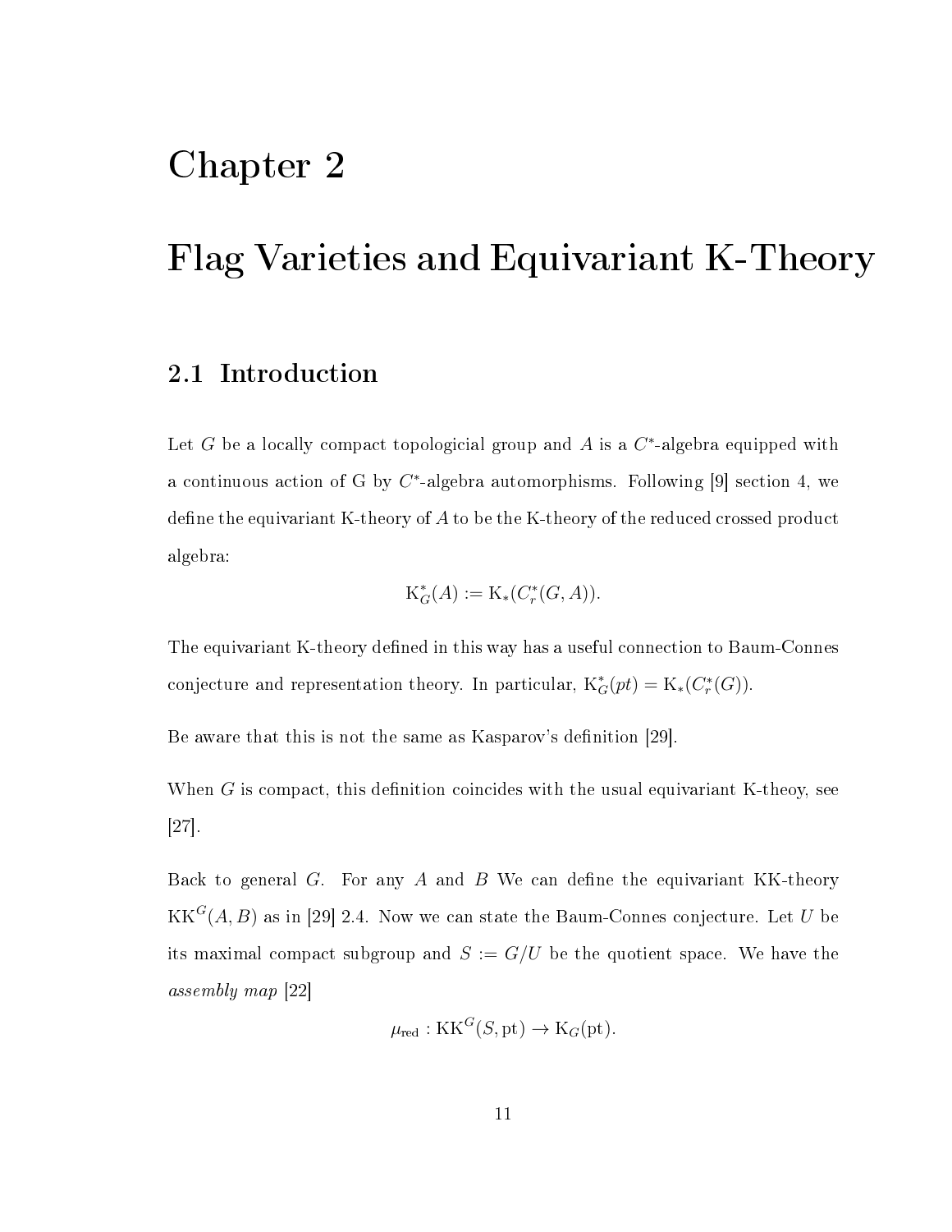# Chapter 2

# Flag Varieties and Equivariant K-Theory

## 2.1 Introduction

Let $G$ be a locally compact topologicial group and $A$ is a $C^*$-algebra equipped with a continuous action of G by $C^*$-algebra automorphisms. Following [9] section 4, we define the equivariant K-theory of $A$ to be the K-theory of the reduced crossed product algebra:

$$\mathrm{K}_G^*(A) := \mathrm{K}_*(C_r^*(G, A)).$$

The equivariant K-theory defined in this way has a useful connection to Baum-Connes conjecture and representation theory. In particular, $\mathrm{K}_G^*(pt) = \mathrm{K}_*(C_r^*(G))$.

Be aware that this is not the same as Kasparov's definition [29].

When $G$ is compact, this definition coincides with the usual equivariant K-theoy, see [27].

Back to general $G$. For any $A$ and $B$ We can define the equivariant KK-theory $\mathrm{KK}^G(A, B)$ as in [29] 2.4. Now we can state the Baum-Connes conjecture. Let $U$ be its maximal compact subgroup and $S := G/U$ be the quotient space. We have the *assembly map* [22]

$$\mu_{\mathrm{red}} : \mathrm{KK}^G(S, \mathrm{pt}) \to \mathrm{K}_G(\mathrm{pt}).$$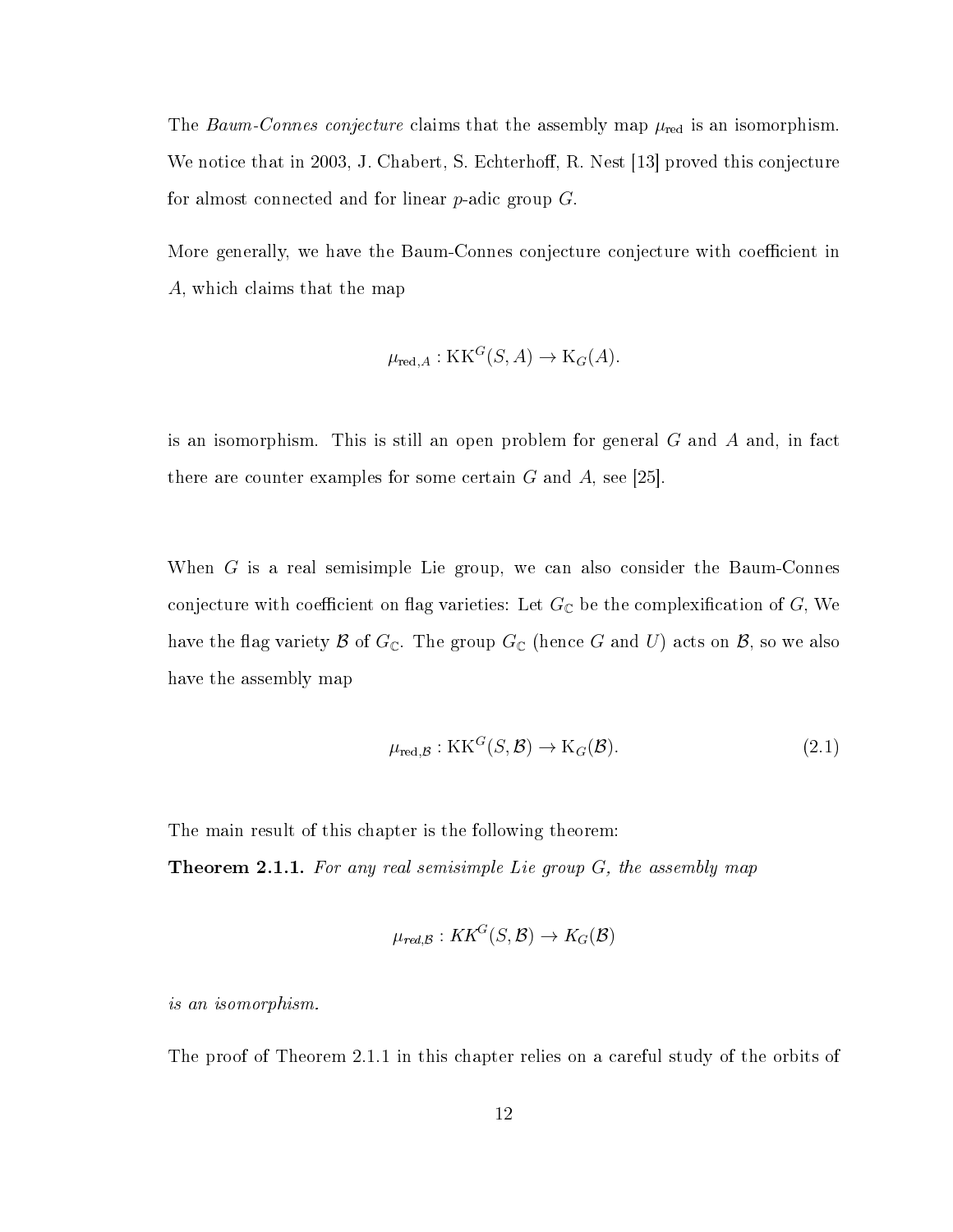The *Baum-Connes conjecture* claims that the assembly map $\mu_{\text{red}}$ is an isomorphism. We notice that in 2003, J. Chabert, S. Echterhoff, R. Nest [13] proved this conjecture for almost connected and for linear $p$-adic group $G$.

More generally, we have the Baum-Connes conjecture conjecture with coefficient in $A$, which claims that the map

$$\mu_{\text{red},A} : \text{KK}^G(S, A) \to \text{K}_G(A).$$

is an isomorphism. This is still an open problem for general $G$ and $A$ and, in fact there are counter examples for some certain $G$ and $A$, see [25].

When $G$ is a real semisimple Lie group, we can also consider the Baum-Connes conjecture with coefficient on flag varieties: Let $G_{\mathbb{C}}$ be the complexification of $G$, We have the flag variety $\mathcal{B}$ of $G_{\mathbb{C}}$. The group $G_{\mathbb{C}}$ (hence $G$ and $U$) acts on $\mathcal{B}$, so we also have the assembly map

$$\mu_{\text{red},\mathcal{B}} : \text{KK}^G(S, \mathcal{B}) \to \text{K}_G(\mathcal{B}). \tag{2.1}$$

The main result of this chapter is the following theorem:

**Theorem 2.1.1.** *For any real semisimple Lie group $G$, the assembly map*

$$\mu_{red,\mathcal{B}} : KK^G(S, \mathcal{B}) \to K_G(\mathcal{B})$$

*is an isomorphism.*

The proof of Theorem 2.1.1 in this chapter relies on a careful study of the orbits of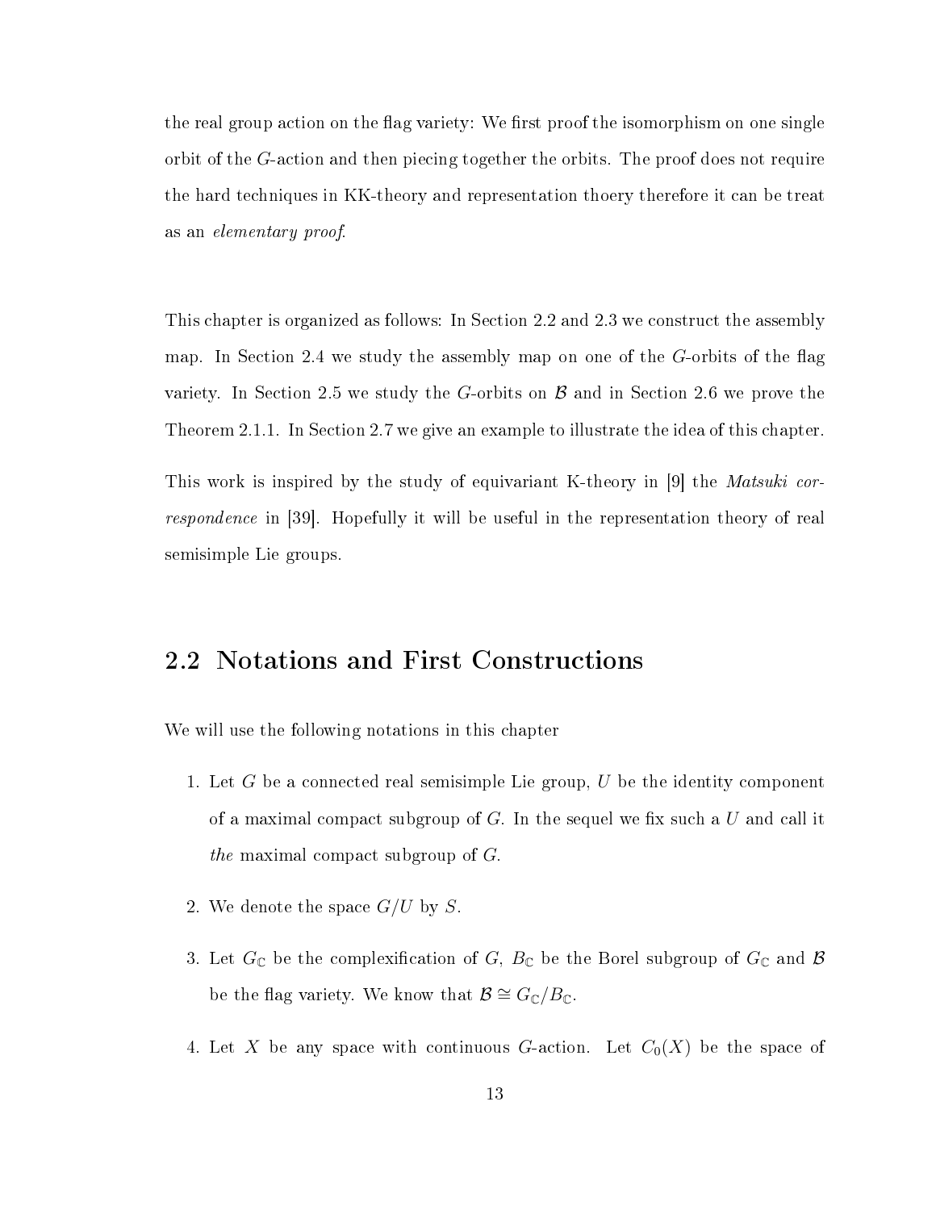the real group action on the flag variety: We first proof the isomorphism on one single orbit of the $G$-action and then piecing together the orbits. The proof does not require the hard techniques in KK-theory and representation thoery therefore it can be treat as an *elementary proof*.

This chapter is organized as follows: In Section 2.2 and 2.3 we construct the assembly map. In Section 2.4 we study the assembly map on one of the $G$-orbits of the flag variety. In Section 2.5 we study the $G$-orbits on $\mathcal{B}$ and in Section 2.6 we prove the Theorem 2.1.1. In Section 2.7 we give an example to illustrate the idea of this chapter.

This work is inspired by the study of equivariant K-theory in [9] the *Matsuki correspondence* in [39]. Hopefully it will be useful in the representation theory of real semisimple Lie groups.

## 2.2 Notations and First Constructions

We will use the following notations in this chapter

1. Let $G$ be a connected real semisimple Lie group, $U$ be the identity component of a maximal compact subgroup of $G$. In the sequel we fix such a $U$ and call it *the* maximal compact subgroup of $G$.

2. We denote the space $G/U$ by $S$.

3. Let $G_{\mathbb{C}}$ be the complexification of $G$, $B_{\mathbb{C}}$ be the Borel subgroup of $G_{\mathbb{C}}$ and $\mathcal{B}$ be the flag variety. We know that $\mathcal{B} \cong G_{\mathbb{C}}/B_{\mathbb{C}}$.

4. Let $X$ be any space with continuous $G$-action. Let $C_0(X)$ be the space of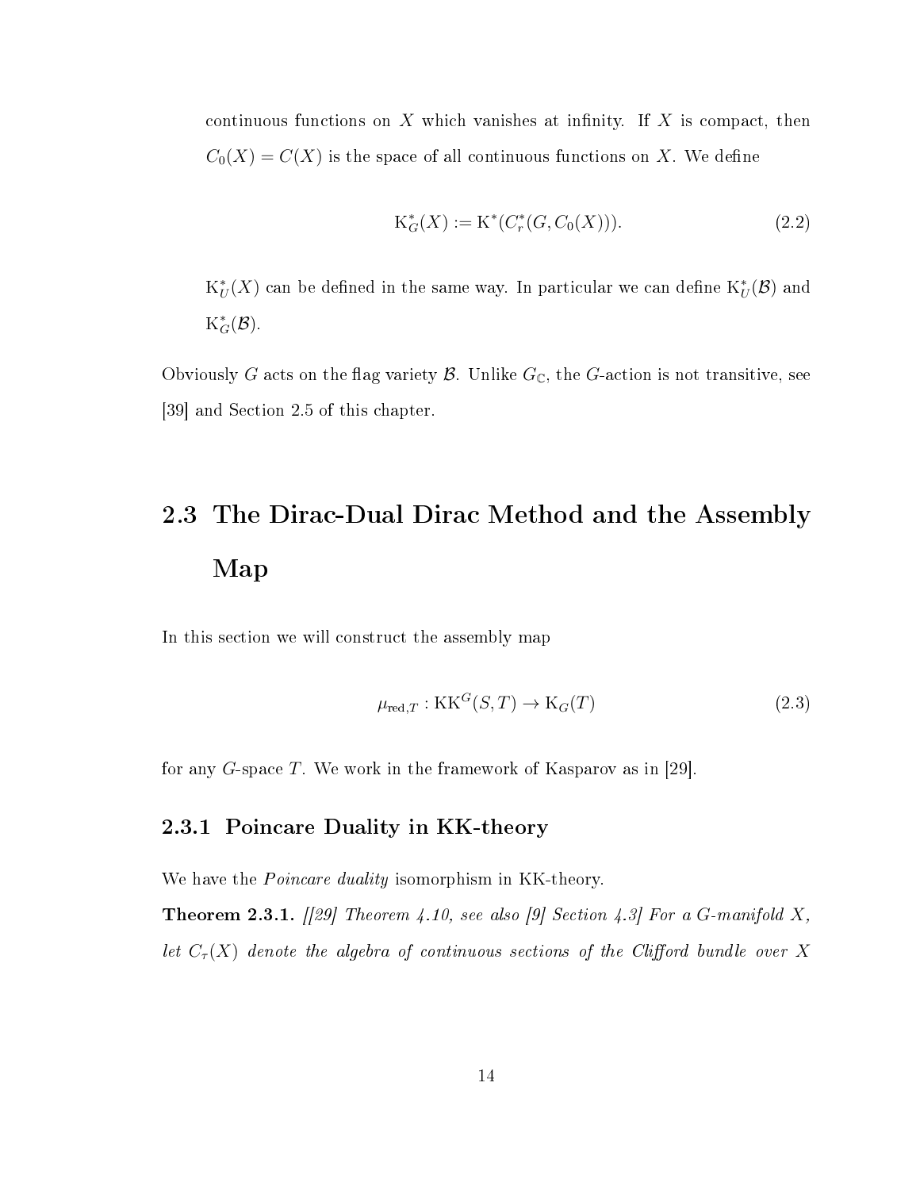continuous functions on $X$ which vanishes at infinity. If $X$ is compact, then $C_0(X) = C(X)$ is the space of all continuous functions on $X$. We define

$$\mathrm{K}^*_G(X) := \mathrm{K}^*(C^*_r(G, C_0(X))). \tag{2.2}$$

$\mathrm{K}^*_U(X)$ can be defined in the same way. In particular we can define $\mathrm{K}^*_U(\mathcal{B})$ and $\mathrm{K}^*_G(\mathcal{B})$.

Obviously $G$ acts on the flag variety $\mathcal{B}$. Unlike $G_{\mathbb{C}}$, the $G$-action is not transitive, see [39] and Section 2.5 of this chapter.

## 2.3 The Dirac-Dual Dirac Method and the Assembly Map

In this section we will construct the assembly map

$$\mu_{\mathrm{red},T} : \mathrm{KK}^G(S, T) \to \mathrm{K}_G(T) \tag{2.3}$$

for any $G$-space $T$. We work in the framework of Kasparov as in [29].

### 2.3.1 Poincare Duality in KK-theory

We have the *Poincare duality* isomorphism in KK-theory.

**Theorem 2.3.1.** *[[29] Theorem 4.10, see also [9] Section 4.3] For a $G$-manifold $X$, let $C_\tau(X)$ denote the algebra of continuous sections of the Clifford bundle over $X$*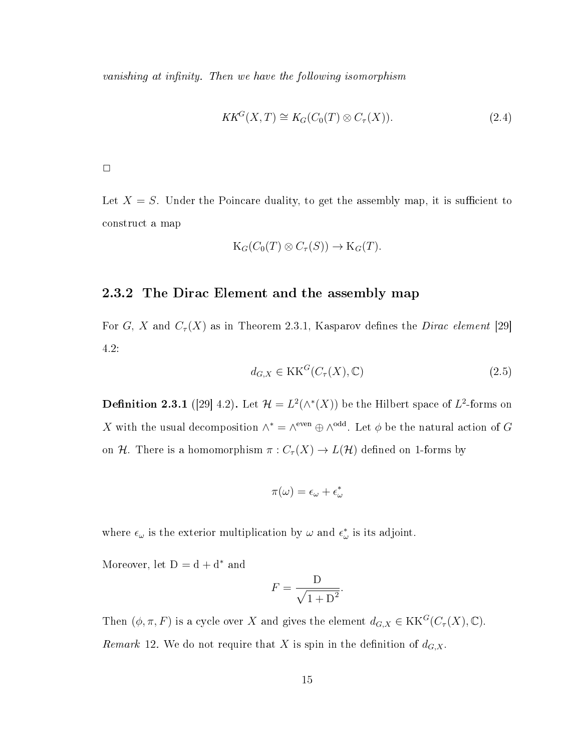*vanishing at infinity. Then we have the following isomorphism*

$$KK^G(X,T) \cong K_G(C_0(T) \otimes C_\tau(X)). \tag{2.4}$$

□

Let $X = S$. Under the Poincare duality, to get the assembly map, it is sufficient to construct a map

$$\mathrm{K}_G(C_0(T) \otimes C_\tau(S)) \to \mathrm{K}_G(T).$$

### 2.3.2 The Dirac Element and the assembly map

For $G$, $X$ and $C_\tau(X)$ as in Theorem 2.3.1, Kasparov defines the *Dirac element* [29] 4.2:

$$d_{G,X} \in \mathrm{KK}^G(C_\tau(X), \mathbb{C}) \tag{2.5}$$

**Definition 2.3.1** ([29] 4.2)**.** Let $\mathcal{H} = L^2(\wedge^*(X))$ be the Hilbert space of $L^2$-forms on $X$ with the usual decomposition $\wedge^* = \wedge^{\text{even}} \oplus \wedge^{\text{odd}}$. Let $\phi$ be the natural action of $G$ on $\mathcal{H}$. There is a homomorphism $\pi : C_\tau(X) \to L(\mathcal{H})$ defined on 1-forms by

$$\pi(\omega) = \epsilon_\omega + \epsilon_\omega^*$$

where $\epsilon_\omega$ is the exterior multiplication by $\omega$ and $\epsilon_\omega^*$ is its adjoint.

Moreover, let $\mathrm{D} = \mathrm{d} + \mathrm{d}^*$ and

$$F = \frac{\mathrm{D}}{\sqrt{1 + \mathrm{D}^2}}.$$

Then $(\phi, \pi, F)$ is a cycle over $X$ and gives the element $d_{G,X} \in \mathrm{KK}^G(C_\tau(X), \mathbb{C})$.

*Remark* 12. We do not require that $X$ is spin in the definition of $d_{G,X}$.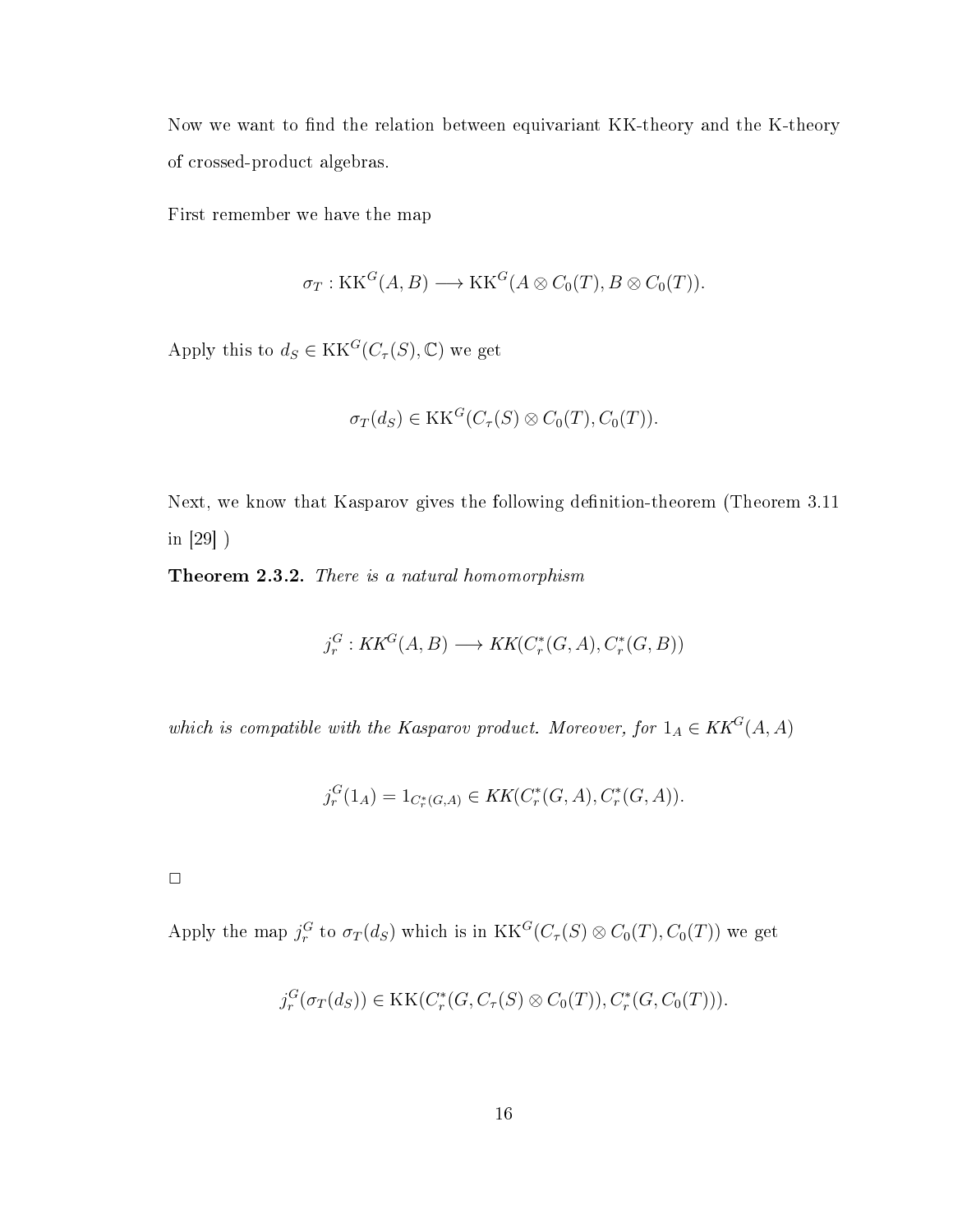Now we want to find the relation between equivariant KK-theory and the K-theory of crossed-product algebras.

First remember we have the map

$$\sigma_T : \mathrm{KK}^G(A, B) \longrightarrow \mathrm{KK}^G(A \otimes C_0(T), B \otimes C_0(T)).$$

Apply this to $d_S \in \mathrm{KK}^G(C_\tau(S), \mathbb{C})$ we get

$$\sigma_T(d_S) \in \mathrm{KK}^G(C_\tau(S) \otimes C_0(T), C_0(T)).$$

Next, we know that Kasparov gives the following definition-theorem (Theorem 3.11 in [29] )

**Theorem 2.3.2.** *There is a natural homomorphism*

$$j_r^G : KK^G(A, B) \longrightarrow KK(C_r^*(G, A), C_r^*(G, B))$$

*which is compatible with the Kasparov product. Moreover, for $1_A \in KK^G(A, A)$*

$$j_r^G(1_A) = 1_{C_r^*(G,A)} \in KK(C_r^*(G, A), C_r^*(G, A)).$$

□

Apply the map $j_r^G$ to $\sigma_T(d_S)$ which is in $\mathrm{KK}^G(C_\tau(S) \otimes C_0(T), C_0(T))$ we get

$$j_r^G(\sigma_T(d_S)) \in \mathrm{KK}(C_r^*(G, C_\tau(S) \otimes C_0(T)), C_r^*(G, C_0(T))).$$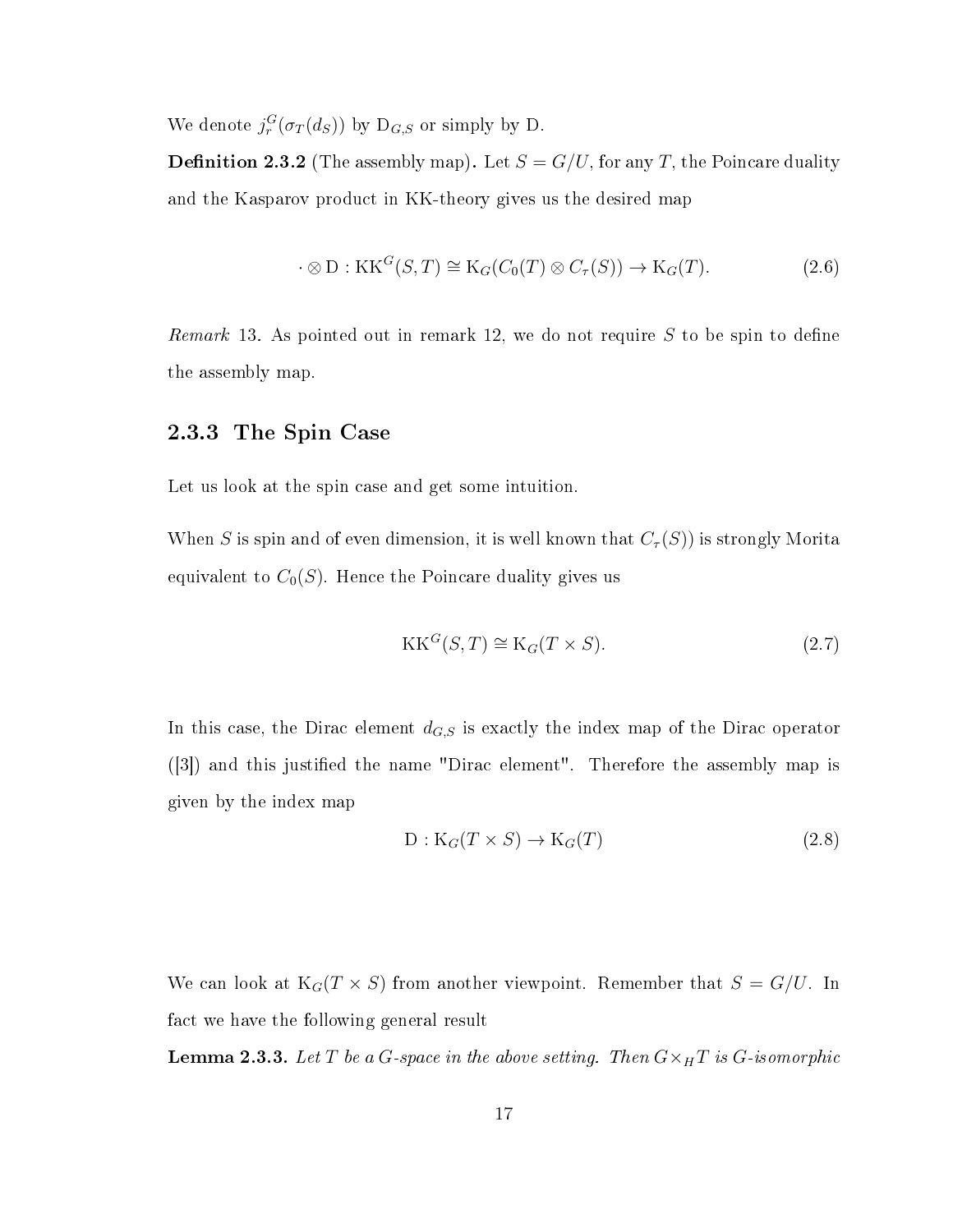We denote $j_r^G(\sigma_T(d_S))$ by $\mathrm{D}_{G,S}$ or simply by D.

**Definition 2.3.2** (The assembly map)**.** Let $S = G/U$, for any $T$, the Poincare duality and the Kasparov product in KK-theory gives us the desired map

$$\cdot \otimes \mathrm{D} : \mathrm{KK}^G(S,T) \cong \mathrm{K}_G(C_0(T) \otimes C_\tau(S)) \to \mathrm{K}_G(T). \tag{2.6}$$

*Remark* 13. As pointed out in remark 12, we do not require $S$ to be spin to define the assembly map.

### 2.3.3 The Spin Case

Let us look at the spin case and get some intuition.

When $S$ is spin and of even dimension, it is well known that $C_\tau(S))$ is strongly Morita equivalent to $C_0(S)$. Hence the Poincare duality gives us

$$\mathrm{KK}^G(S,T) \cong \mathrm{K}_G(T \times S). \tag{2.7}$$

In this case, the Dirac element $d_{G,S}$ is exactly the index map of the Dirac operator ([3]) and this justified the name "Dirac element". Therefore the assembly map is given by the index map

$$\mathrm{D} : \mathrm{K}_G(T \times S) \to \mathrm{K}_G(T) \tag{2.8}$$

We can look at $\mathrm{K}_G(T \times S)$ from another viewpoint. Remember that $S = G/U$. In fact we have the following general result

**Lemma 2.3.3.** *Let $T$ be a $G$-space in the above setting. Then $G \times_H T$ is $G$-isomorphic*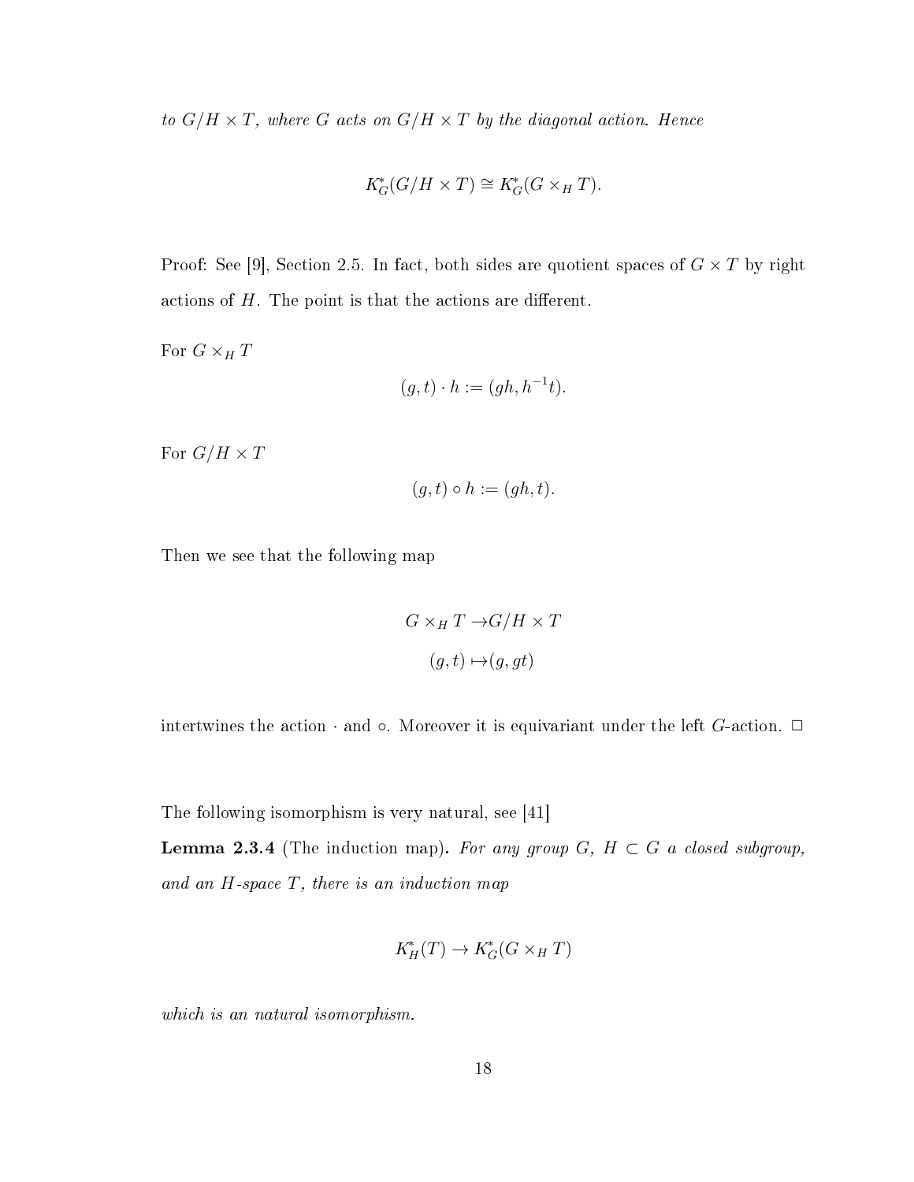*to $G/H \times T$, where $G$ acts on $G/H \times T$ by the diagonal action. Hence*

$$K^*_G(G/H \times T) \cong K^*_G(G \times_H T).$$

Proof: See [9], Section 2.5. In fact, both sides are quotient spaces of $G \times T$ by right actions of $H$. The point is that the actions are different.

For $G \times_H T$

$$(g, t) \cdot h := (gh, h^{-1}t).$$

For $G/H \times T$

$$(g, t) \circ h := (gh, t).$$

Then we see that the following map

$$\begin{aligned} G \times_H T \to & G/H \times T \\ (g, t) \mapsto & (g, gt) \end{aligned}$$

intertwines the action $\cdot$ and $\circ$. Moreover it is equivariant under the left $G$-action. □

The following isomorphism is very natural, see [41]

**Lemma 2.3.4** (The induction map)**.** *For any group $G$, $H \subset G$ a closed subgroup, and an $H$-space $T$, there is an induction map*

$$K^*_H(T) \to K^*_G(G \times_H T)$$

*which is an natural isomorphism.*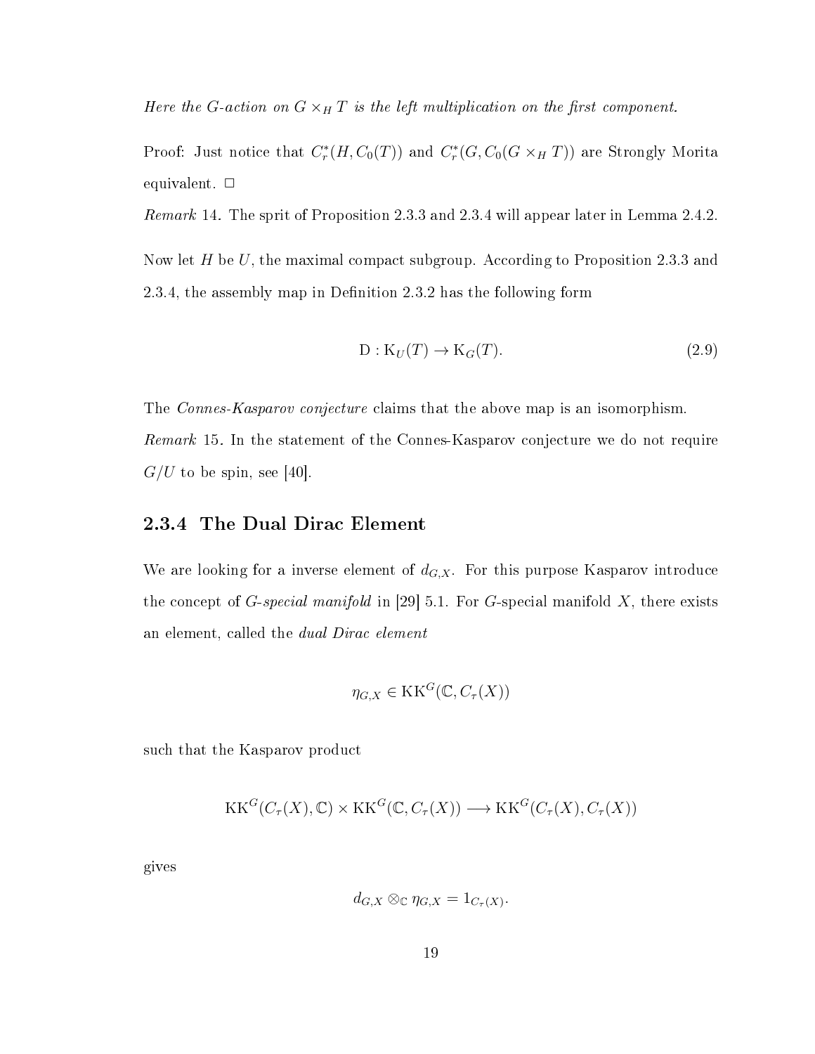*Here the $G$-action on $G \times_H T$ is the left multiplication on the first component.*

Proof: Just notice that $C_r^*(H, C_0(T))$ and $C_r^*(G, C_0(G \times_H T))$ are Strongly Morita equivalent. $\square$

*Remark* 14. The sprit of Proposition 2.3.3 and 2.3.4 will appear later in Lemma 2.4.2.

Now let $H$ be $U$, the maximal compact subgroup. According to Proposition 2.3.3 and 2.3.4, the assembly map in Definition 2.3.2 has the following form

$$\mathrm{D} : \mathrm{K}_U(T) \to \mathrm{K}_G(T). \tag{2.9}$$

The *Connes-Kasparov conjecture* claims that the above map is an isomorphism.

*Remark* 15. In the statement of the Connes-Kasparov conjecture we do not require $G/U$ to be spin, see [40].

### 2.3.4 The Dual Dirac Element

We are looking for a inverse element of $d_{G,X}$. For this purpose Kasparov introduce the concept of *$G$-special manifold* in [29] 5.1. For $G$-special manifold $X$, there exists an element, called the *dual Dirac element*

$$\eta_{G,X} \in \mathrm{KK}^G(\mathbb{C}, C_\tau(X))$$

such that the Kasparov product

$$\mathrm{KK}^G(C_\tau(X), \mathbb{C}) \times \mathrm{KK}^G(\mathbb{C}, C_\tau(X)) \longrightarrow \mathrm{KK}^G(C_\tau(X), C_\tau(X))$$

gives

$$d_{G,X} \otimes_{\mathbb{C}} \eta_{G,X} = 1_{C_\tau(X)}.$$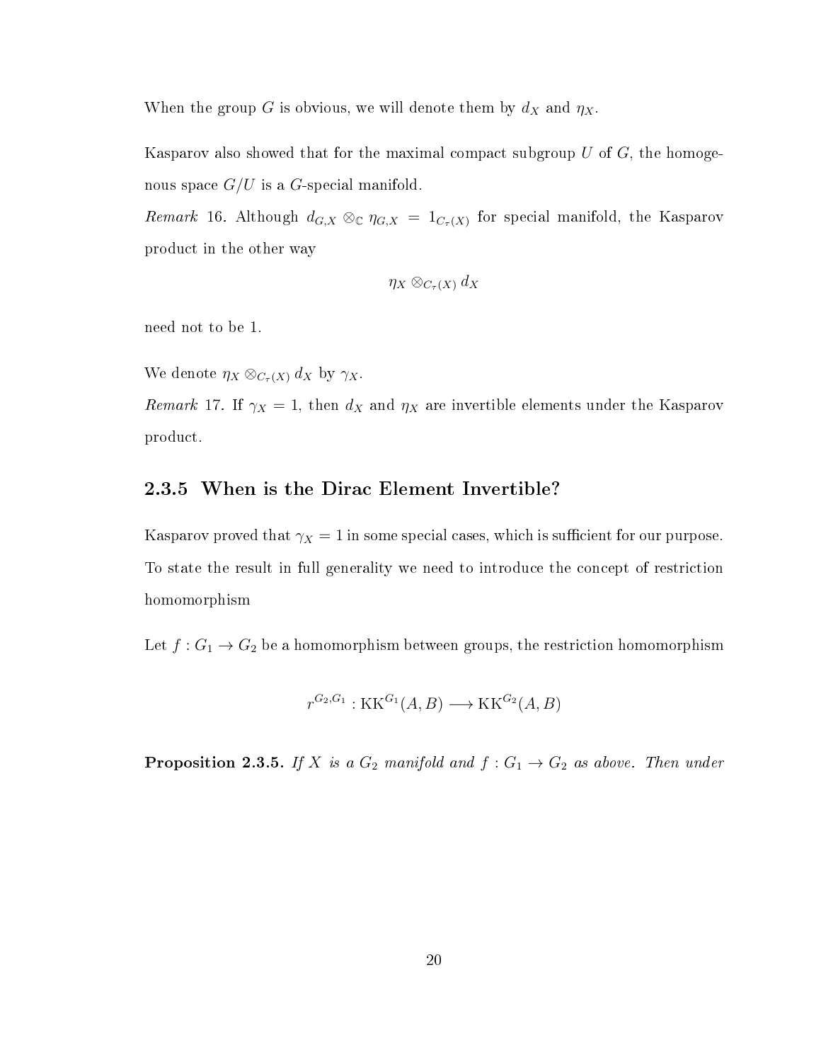When the group $G$ is obvious, we will denote them by $d_X$ and $\eta_X$.

Kasparov also showed that for the maximal compact subgroup $U$ of $G$, the homogenous space $G/U$ is a $G$-special manifold.

*Remark* 16. Although $d_{G,X} \otimes_{\mathbb{C}} \eta_{G,X} = 1_{C_\tau(X)}$ for special manifold, the Kasparov product in the other way

$$\eta_X \otimes_{C_\tau(X)} d_X$$

need not to be 1.

We denote $\eta_X \otimes_{C_\tau(X)} d_X$ by $\gamma_X$.

*Remark* 17. If $\gamma_X = 1$, then $d_X$ and $\eta_X$ are invertible elements under the Kasparov product.

### 2.3.5 When is the Dirac Element Invertible?

Kasparov proved that $\gamma_X = 1$ in some special cases, which is sufficient for our purpose. To state the result in full generality we need to introduce the concept of restriction homomorphism

Let $f : G_1 \to G_2$ be a homomorphism between groups, the restriction homomorphism

$$r^{G_2,G_1} : \mathrm{KK}^{G_1}(A, B) \longrightarrow \mathrm{KK}^{G_2}(A, B)$$

**Proposition 2.3.5.** *If $X$ is a $G_2$ manifold and $f : G_1 \to G_2$ as above. Then under*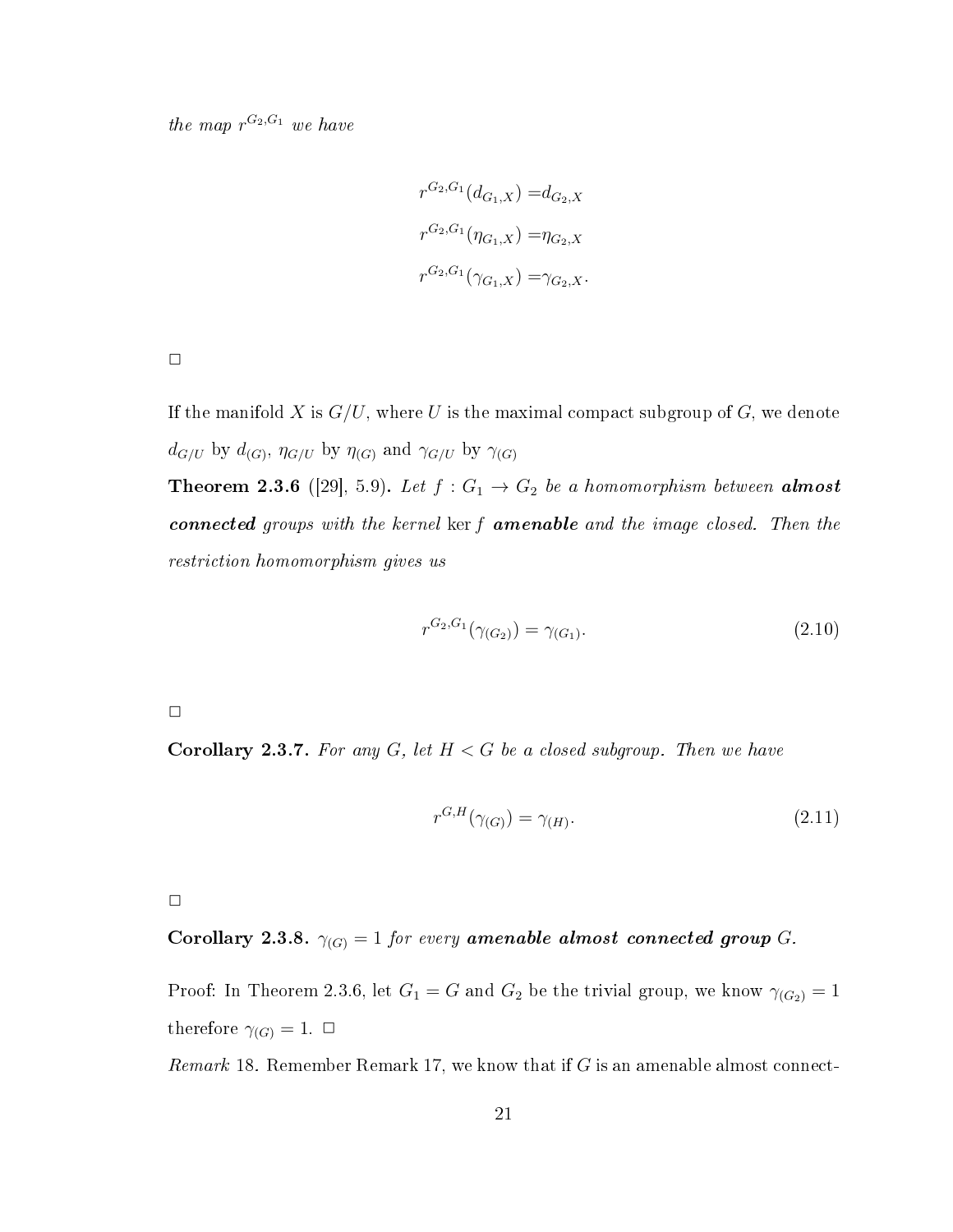*the map $r^{G_2,G_1}$ we have*

$$
\begin{aligned}
r^{G_2,G_1}(d_{G_1,X}) =& d_{G_2,X} \\
r^{G_2,G_1}(\eta_{G_1,X}) =& \eta_{G_2,X} \\
r^{G_2,G_1}(\gamma_{G_1,X}) =& \gamma_{G_2,X}.
\end{aligned}
$$

□

If the manifold $X$ is $G/U$, where $U$ is the maximal compact subgroup of $G$, we denote $d_{G/U}$ by $d_{(G)}$, $\eta_{G/U}$ by $\eta_{(G)}$ and $\gamma_{G/U}$ by $\gamma_{(G)}$

**Theorem 2.3.6** ([29], 5.9)**.** *Let $f : G_1 \to G_2$ be a homomorphism between* ***almost connected*** *groups with the kernel* $\ker f$ ***amenable*** *and the image closed. Then the restriction homomorphism gives us*

$$
r^{G_2,G_1}(\gamma_{(G_2)}) = \gamma_{(G_1)}. \tag{2.10}
$$

□

**Corollary 2.3.7.** *For any $G$, let $H < G$ be a closed subgroup. Then we have*

$$
r^{G,H}(\gamma_{(G)}) = \gamma_{(H)}. \tag{2.11}
$$

□

**Corollary 2.3.8.** $\gamma_{(G)} = 1$ *for every* ***amenable almost connected group*** *$G$.*

Proof: In Theorem 2.3.6, let $G_1 = G$ and $G_2$ be the trivial group, we know $\gamma_{(G_2)} = 1$ therefore $\gamma_{(G)} = 1$. □

*Remark* 18. Remember Remark 17, we know that if $G$ is an amenable almost connect-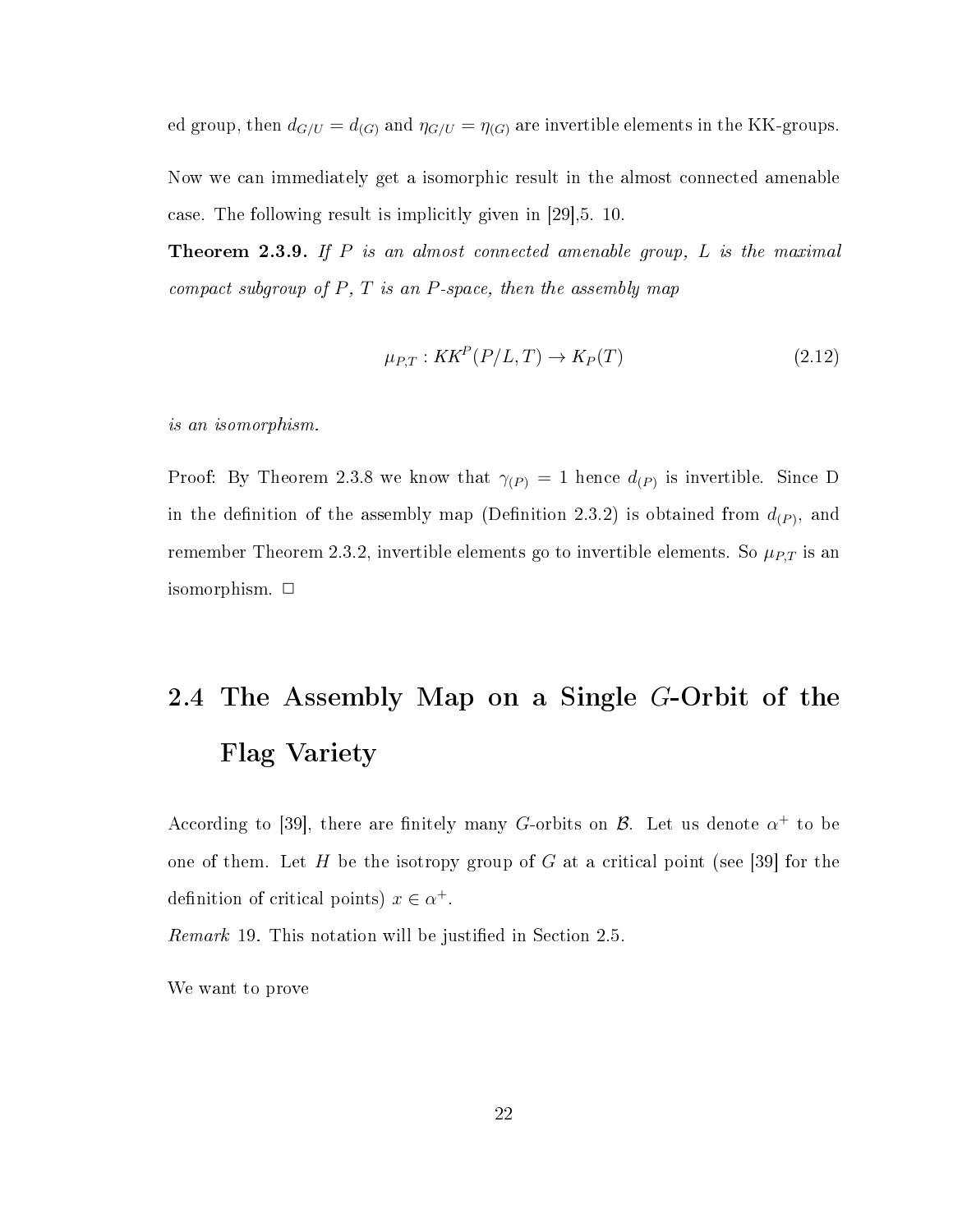ed group, then $d_{G/U} = d_{(G)}$ and $\eta_{G/U} = \eta_{(G)}$ are invertible elements in the KK-groups.

Now we can immediately get a isomorphic result in the almost connected amenable case. The following result is implicitly given in [29],5. 10.

**Theorem 2.3.9.** *If $P$ is an almost connected amenable group, $L$ is the maximal compact subgroup of $P$, $T$ is an $P$-space, then the assembly map*

$$\mu_{P,T} : KK^P(P/L, T) \to K_P(T) \tag{2.12}$$

*is an isomorphism.*

Proof: By Theorem 2.3.8 we know that $\gamma_{(P)} = 1$ hence $d_{(P)}$ is invertible. Since D in the definition of the assembly map (Definition 2.3.2) is obtained from $d_{(P)}$, and remember Theorem 2.3.2, invertible elements go to invertible elements. So $\mu_{P,T}$ is an isomorphism. □

## 2.4 The Assembly Map on a Single $G$-Orbit of the Flag Variety

According to [39], there are finitely many $G$-orbits on $\mathcal{B}$. Let us denote $\alpha^+$ to be one of them. Let $H$ be the isotropy group of $G$ at a critical point (see [39] for the definition of critical points) $x \in \alpha^+$.

*Remark* 19. This notation will be justified in Section 2.5.

We want to prove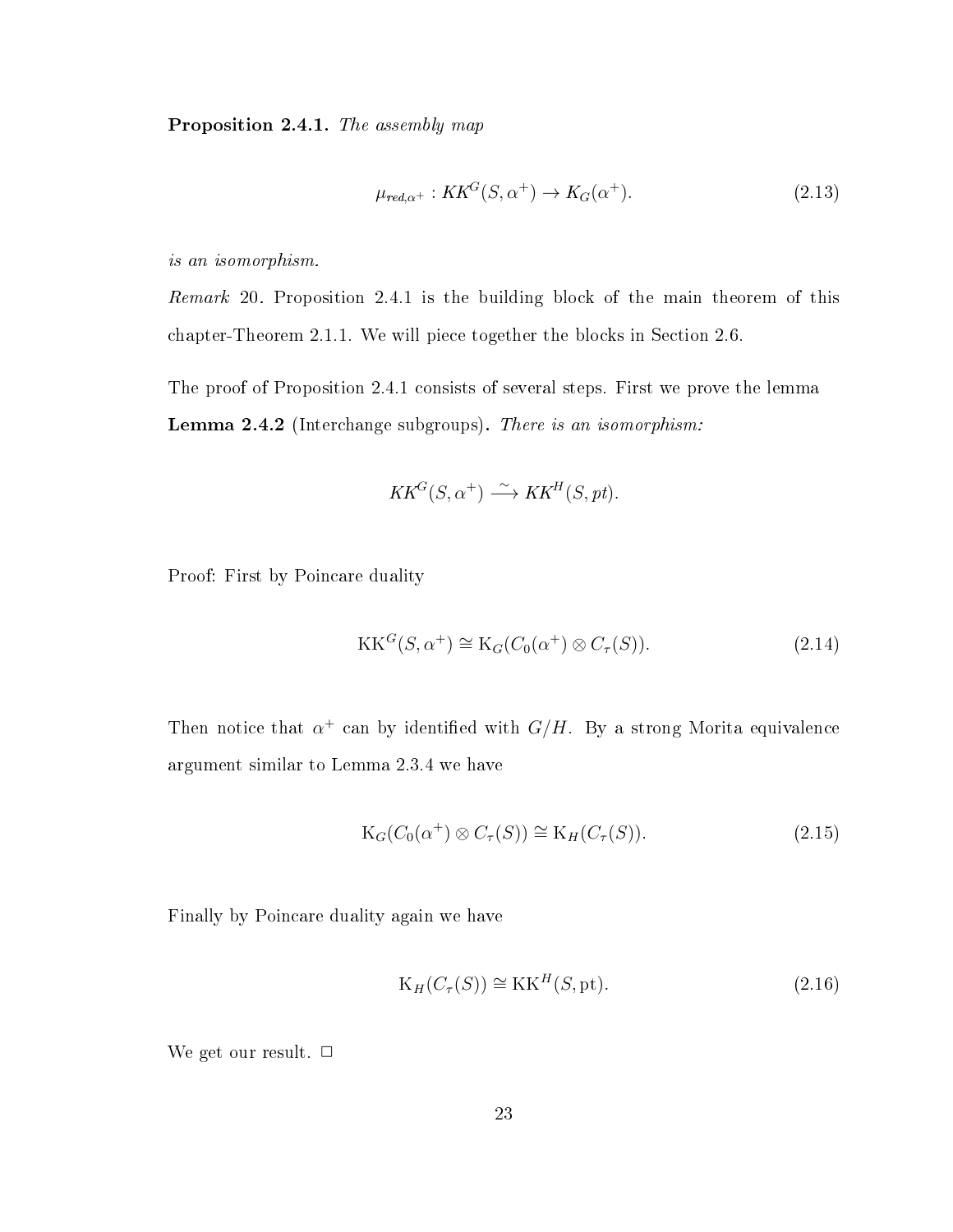**Proposition 2.4.1.** *The assembly map*

$$\mu_{red,\alpha^+} : KK^G(S, \alpha^+) \to K_G(\alpha^+). \tag{2.13}$$

*is an isomorphism.*

*Remark* 20. Proposition 2.4.1 is the building block of the main theorem of this chapter-Theorem 2.1.1. We will piece together the blocks in Section 2.6.

The proof of Proposition 2.4.1 consists of several steps. First we prove the lemma

**Lemma 2.4.2** (Interchange subgroups)**.** *There is an isomorphism:*

$$KK^G(S, \alpha^+) \xrightarrow{\sim} KK^H(S, pt).$$

Proof: First by Poincare duality

$$\mathrm{KK}^G(S, \alpha^+) \cong \mathrm{K}_G(C_0(\alpha^+) \otimes C_\tau(S)). \tag{2.14}$$

Then notice that $\alpha^+$ can by identified with $G/H$. By a strong Morita equivalence argument similar to Lemma 2.3.4 we have

$$\mathrm{K}_G(C_0(\alpha^+) \otimes C_\tau(S)) \cong \mathrm{K}_H(C_\tau(S)). \tag{2.15}$$

Finally by Poincare duality again we have

$$\mathrm{K}_H(C_\tau(S)) \cong \mathrm{KK}^H(S, \mathrm{pt}). \tag{2.16}$$

We get our result. □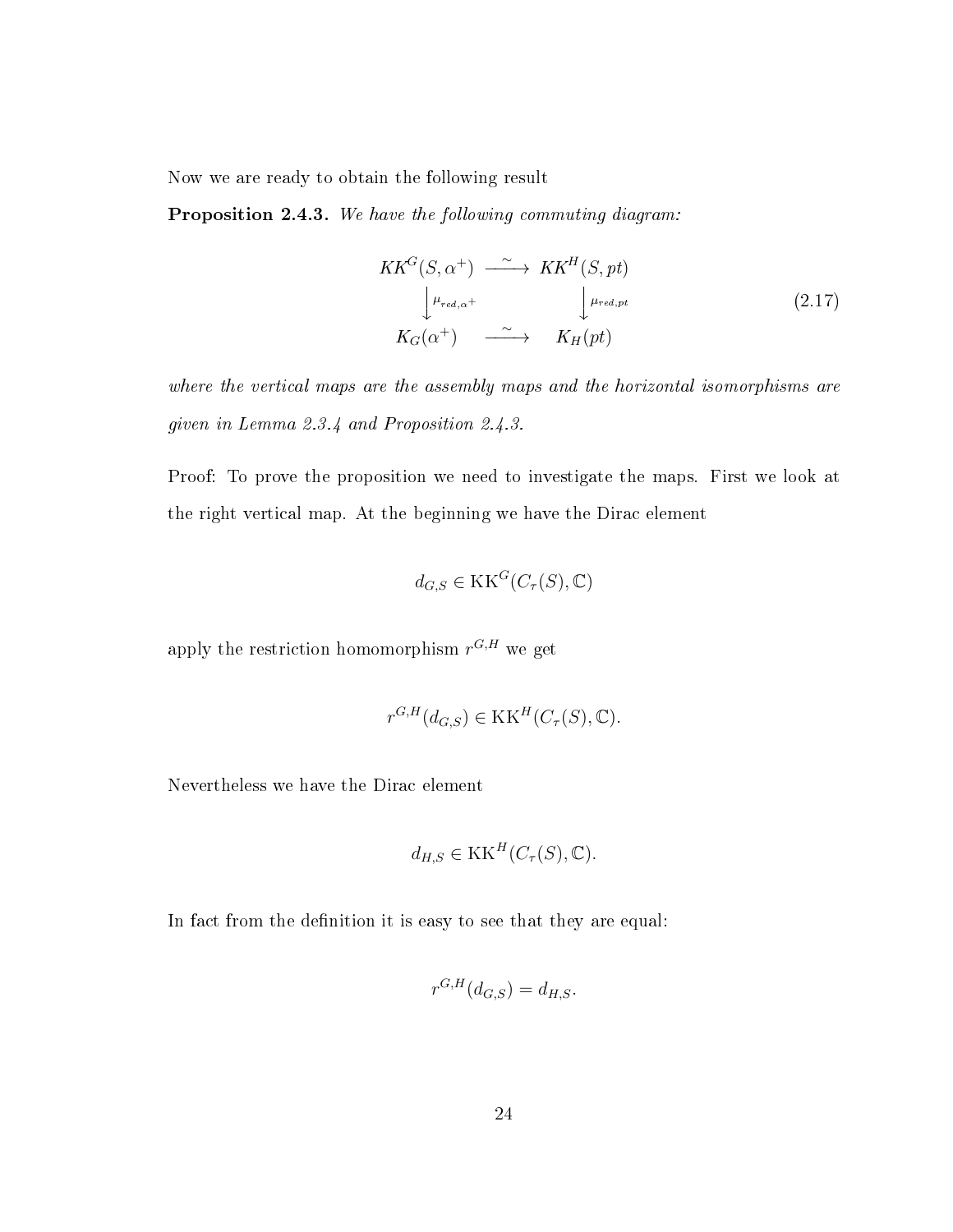Now we are ready to obtain the following result

**Proposition 2.4.3.** *We have the following commuting diagram:*

$$\begin{array}{ccc} KK^G(S, \alpha^+) & \xrightarrow{\sim} & KK^H(S, pt) \\ \Big\downarrow{\scriptstyle \mu_{red,\alpha^+}} & & \Big\downarrow{\scriptstyle \mu_{red,pt}} \\ K_G(\alpha^+) & \xrightarrow{\sim} & K_H(pt) \end{array} \tag{2.17}$$

*where the vertical maps are the assembly maps and the horizontal isomorphisms are given in Lemma 2.3.4 and Proposition 2.4.3.*

Proof: To prove the proposition we need to investigate the maps. First we look at the right vertical map. At the beginning we have the Dirac element

$$d_{G,S} \in \mathrm{KK}^G(C_\tau(S), \mathbb{C})$$

apply the restriction homomorphism $r^{G,H}$ we get

$$r^{G,H}(d_{G,S}) \in \mathrm{KK}^H(C_\tau(S), \mathbb{C}).$$

Nevertheless we have the Dirac element

$$d_{H,S} \in \mathrm{KK}^H(C_\tau(S), \mathbb{C}).$$

In fact from the definition it is easy to see that they are equal:

$$r^{G,H}(d_{G,S}) = d_{H,S}.$$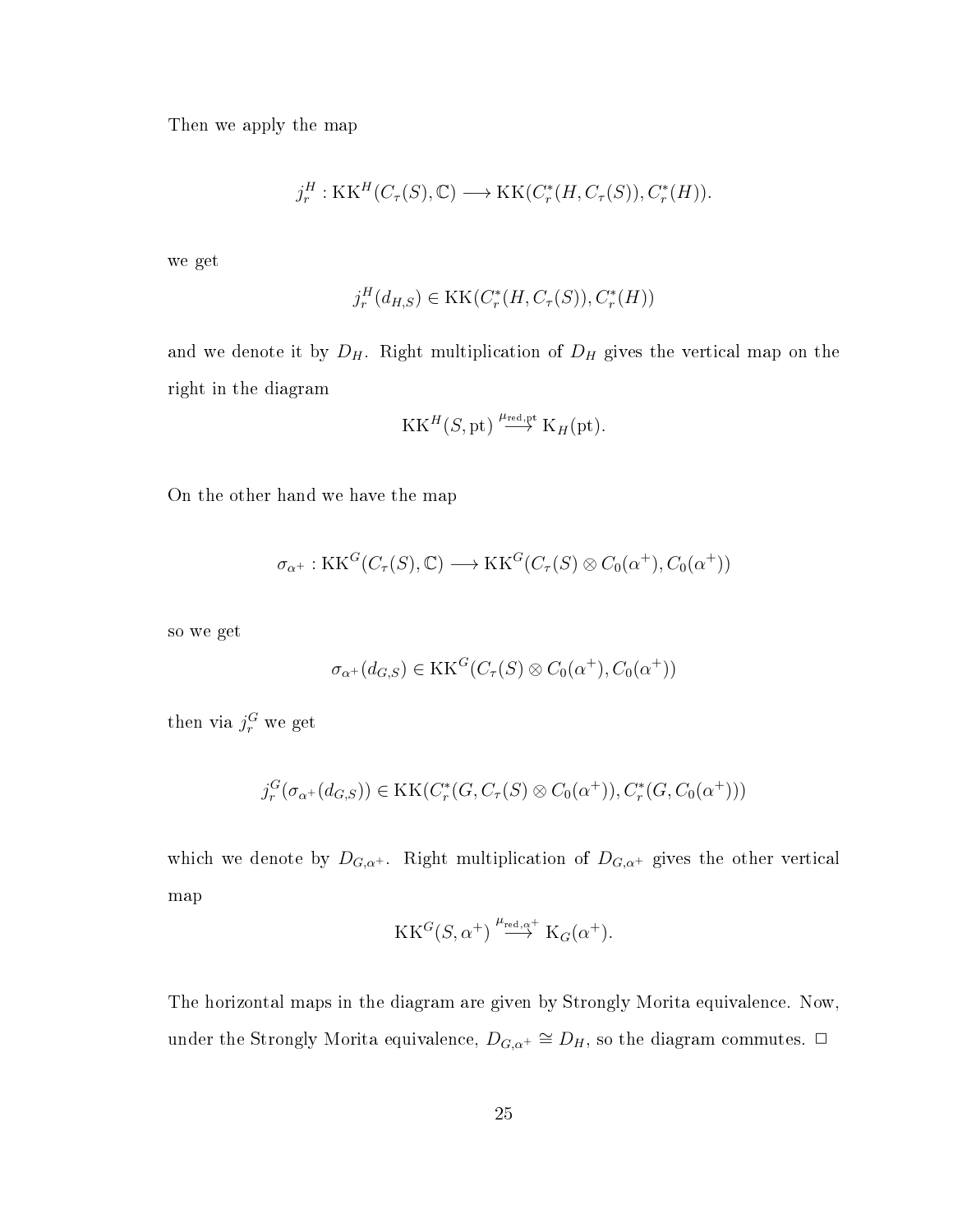Then we apply the map

$$j_r^H : \mathrm{KK}^H(C_\tau(S), \mathbb{C}) \longrightarrow \mathrm{KK}(C_r^*(H, C_\tau(S)), C_r^*(H)).$$

we get

$$j_r^H(d_{H,S}) \in \mathrm{KK}(C_r^*(H, C_\tau(S)), C_r^*(H))$$

and we denote it by $D_H$. Right multiplication of $D_H$ gives the vertical map on the right in the diagram

$$\mathrm{KK}^H(S, \mathrm{pt}) \overset{\mu_{\mathrm{red,pt}}}{\longrightarrow} \mathrm{K}_H(\mathrm{pt}).$$

On the other hand we have the map

$$\sigma_{\alpha^+} : \mathrm{KK}^G(C_\tau(S), \mathbb{C}) \longrightarrow \mathrm{KK}^G(C_\tau(S) \otimes C_0(\alpha^+), C_0(\alpha^+))$$

so we get

$$\sigma_{\alpha^+}(d_{G,S}) \in \mathrm{KK}^G(C_\tau(S) \otimes C_0(\alpha^+), C_0(\alpha^+))$$

then via $j_r^G$ we get

$$j_r^G(\sigma_{\alpha^+}(d_{G,S})) \in \mathrm{KK}(C_r^*(G, C_\tau(S) \otimes C_0(\alpha^+)), C_r^*(G, C_0(\alpha^+)))$$

which we denote by $D_{G,\alpha^+}$. Right multiplication of $D_{G,\alpha^+}$ gives the other vertical map

$$\mathrm{KK}^G(S, \alpha^+) \overset{\mu_{\mathrm{red},\alpha^+}}{\longrightarrow} \mathrm{K}_G(\alpha^+).$$

The horizontal maps in the diagram are given by Strongly Morita equivalence. Now, under the Strongly Morita equivalence, $D_{G,\alpha^+} \cong D_H$, so the diagram commutes. □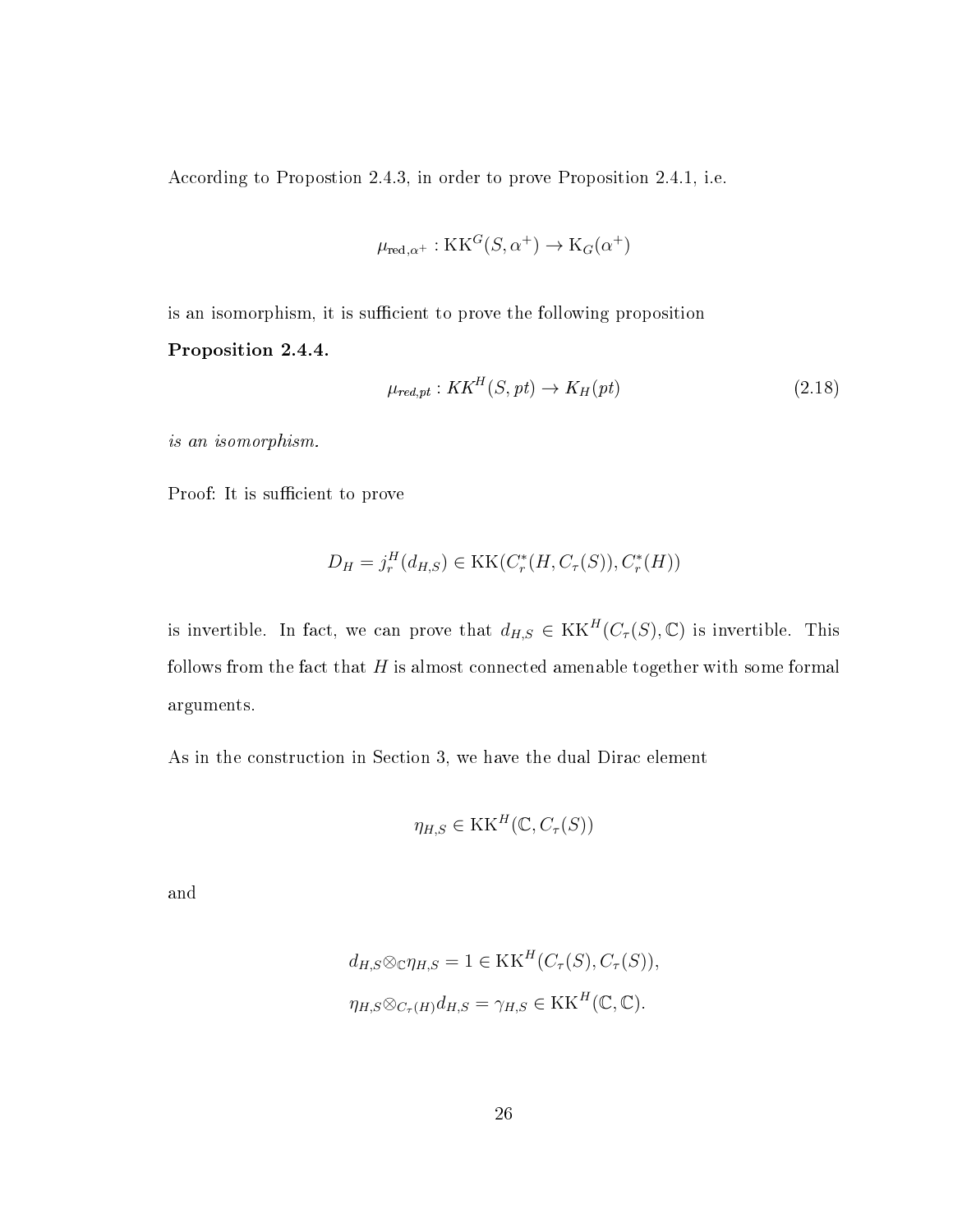According to Propostion 2.4.3, in order to prove Proposition 2.4.1, i.e.

$$\mu_{\mathrm{red},\alpha^+} : \mathrm{KK}^G(S, \alpha^+) \to \mathrm{K}_G(\alpha^+)$$

is an isomorphism, it is sufficient to prove the following proposition

**Proposition 2.4.4.**

$$\mu_{red,pt} : KK^H(S, pt) \to K_H(pt) \tag{2.18}$$

*is an isomorphism.*

Proof: It is sufficient to prove

$$D_H = j_r^H(d_{H,S}) \in \mathrm{KK}(C_r^*(H, C_\tau(S)), C_r^*(H))$$

is invertible. In fact, we can prove that $d_{H,S} \in \mathrm{KK}^H(C_\tau(S), \mathbb{C})$ is invertible. This follows from the fact that $H$ is almost connected amenable together with some formal arguments.

As in the construction in Section 3, we have the dual Dirac element

$$\eta_{H,S} \in \mathrm{KK}^H(\mathbb{C}, C_\tau(S))$$

and

$$d_{H,S} \otimes_{\mathbb{C}} \eta_{H,S} = 1 \in \mathrm{KK}^H(C_\tau(S), C_\tau(S)),$$

$$\eta_{H,S} \otimes_{C_\tau(H)} d_{H,S} = \gamma_{H,S} \in \mathrm{KK}^H(\mathbb{C}, \mathbb{C}).$$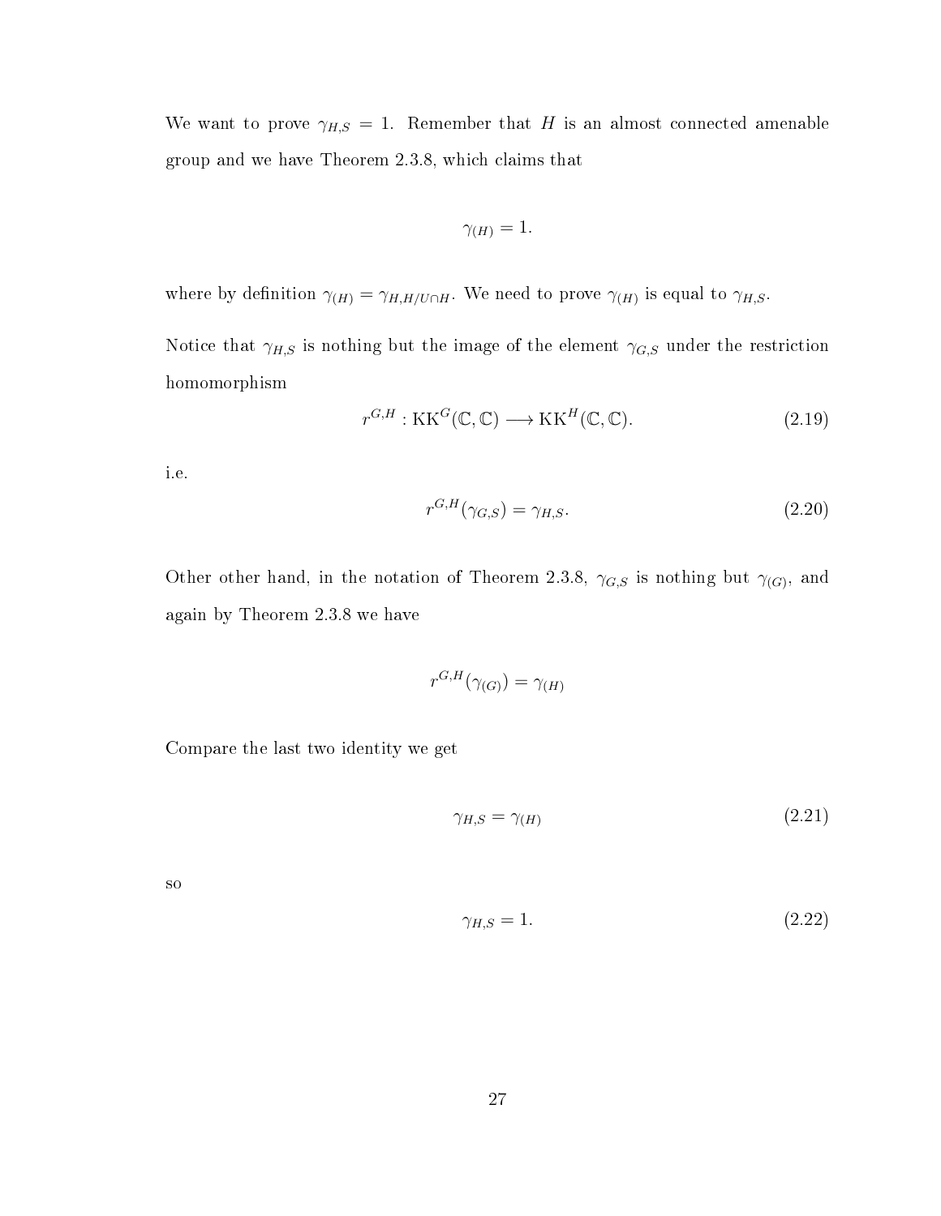We want to prove $\gamma_{H,S} = 1$. Remember that $H$ is an almost connected amenable group and we have Theorem 2.3.8, which claims that

$$\gamma_{(H)} = 1.$$

where by definition $\gamma_{(H)} = \gamma_{H,H/U\cap H}$. We need to prove $\gamma_{(H)}$ is equal to $\gamma_{H,S}$.

Notice that $\gamma_{H,S}$ is nothing but the image of the element $\gamma_{G,S}$ under the restriction homomorphism

$$r^{G,H} : \mathrm{KK}^G(\mathbb{C}, \mathbb{C}) \longrightarrow \mathrm{KK}^H(\mathbb{C}, \mathbb{C}). \tag{2.19}$$

i.e.

$$r^{G,H}(\gamma_{G,S}) = \gamma_{H,S}. \tag{2.20}$$

Other other hand, in the notation of Theorem 2.3.8, $\gamma_{G,S}$ is nothing but $\gamma_{(G)}$, and again by Theorem 2.3.8 we have

$$r^{G,H}(\gamma_{(G)}) = \gamma_{(H)}$$

Compare the last two identity we get

$$\gamma_{H,S} = \gamma_{(H)} \tag{2.21}$$

so

$$\gamma_{H,S} = 1. \tag{2.22}$$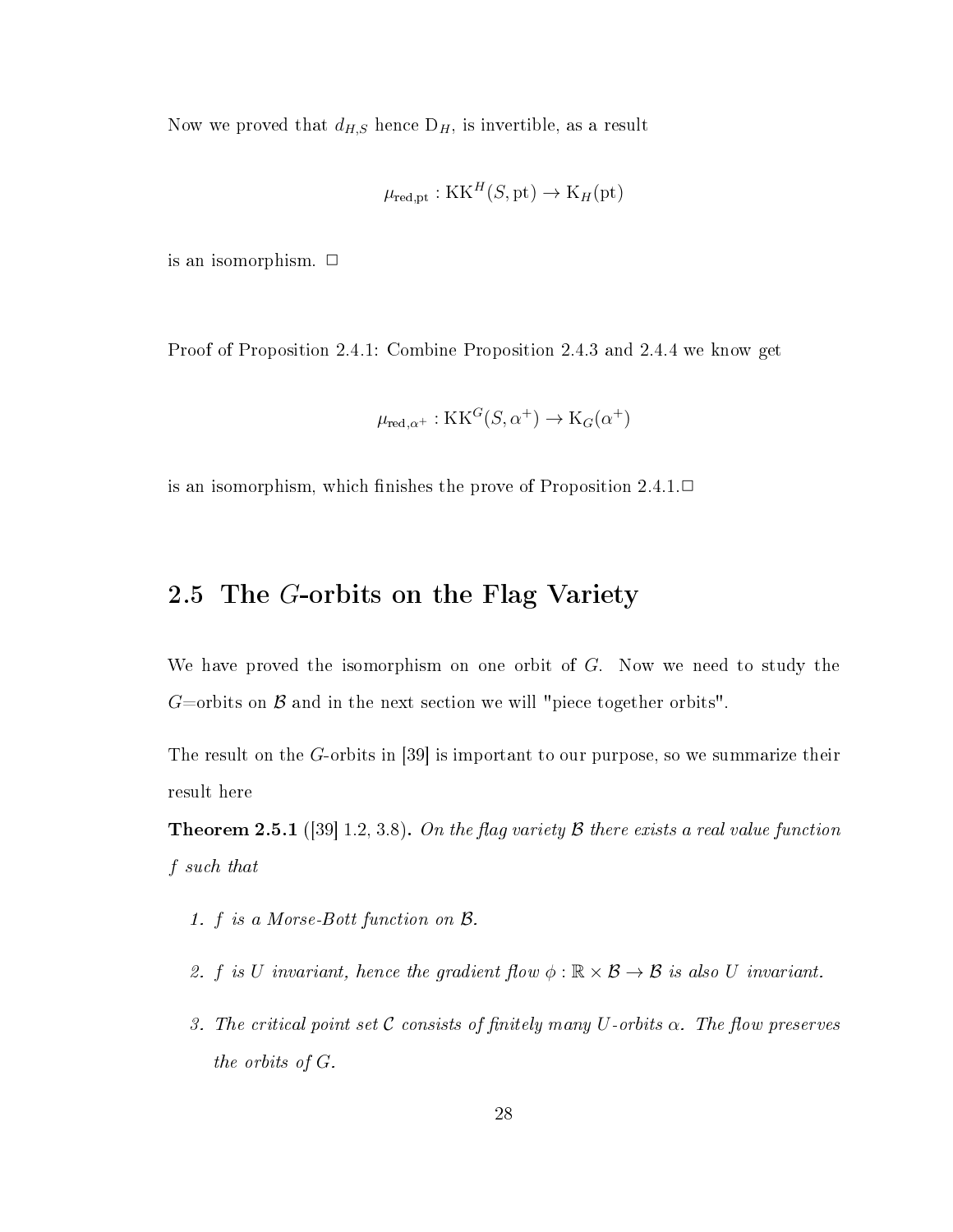Now we proved that $d_{H,S}$ hence $\mathrm{D}_H$, is invertible, as a result

$$\mu_{\mathrm{red,pt}} : \mathrm{KK}^H(S, \mathrm{pt}) \to \mathrm{K}_H(\mathrm{pt})$$

is an isomorphism. □

Proof of Proposition 2.4.1: Combine Proposition 2.4.3 and 2.4.4 we know get

$$\mu_{\mathrm{red},\alpha^+} : \mathrm{KK}^G(S, \alpha^+) \to \mathrm{K}_G(\alpha^+)$$

is an isomorphism, which finishes the prove of Proposition 2.4.1.□

## 2.5 The $G$-orbits on the Flag Variety

We have proved the isomorphism on one orbit of $G$. Now we need to study the $G$=orbits on $\mathcal{B}$ and in the next section we will "piece together orbits".

The result on the $G$-orbits in [39] is important to our purpose, so we summarize their result here

**Theorem 2.5.1** ([39] 1.2, 3.8). *On the flag variety $\mathcal{B}$ there exists a real value function $f$ such that*

1. *$f$ is a Morse-Bott function on $\mathcal{B}$.*
2. *$f$ is $U$ invariant, hence the gradient flow $\phi : \mathbb{R} \times \mathcal{B} \to \mathcal{B}$ is also $U$ invariant.*
3. *The critical point set $\mathcal{C}$ consists of finitely many $U$-orbits $\alpha$. The flow preserves the orbits of $G$.*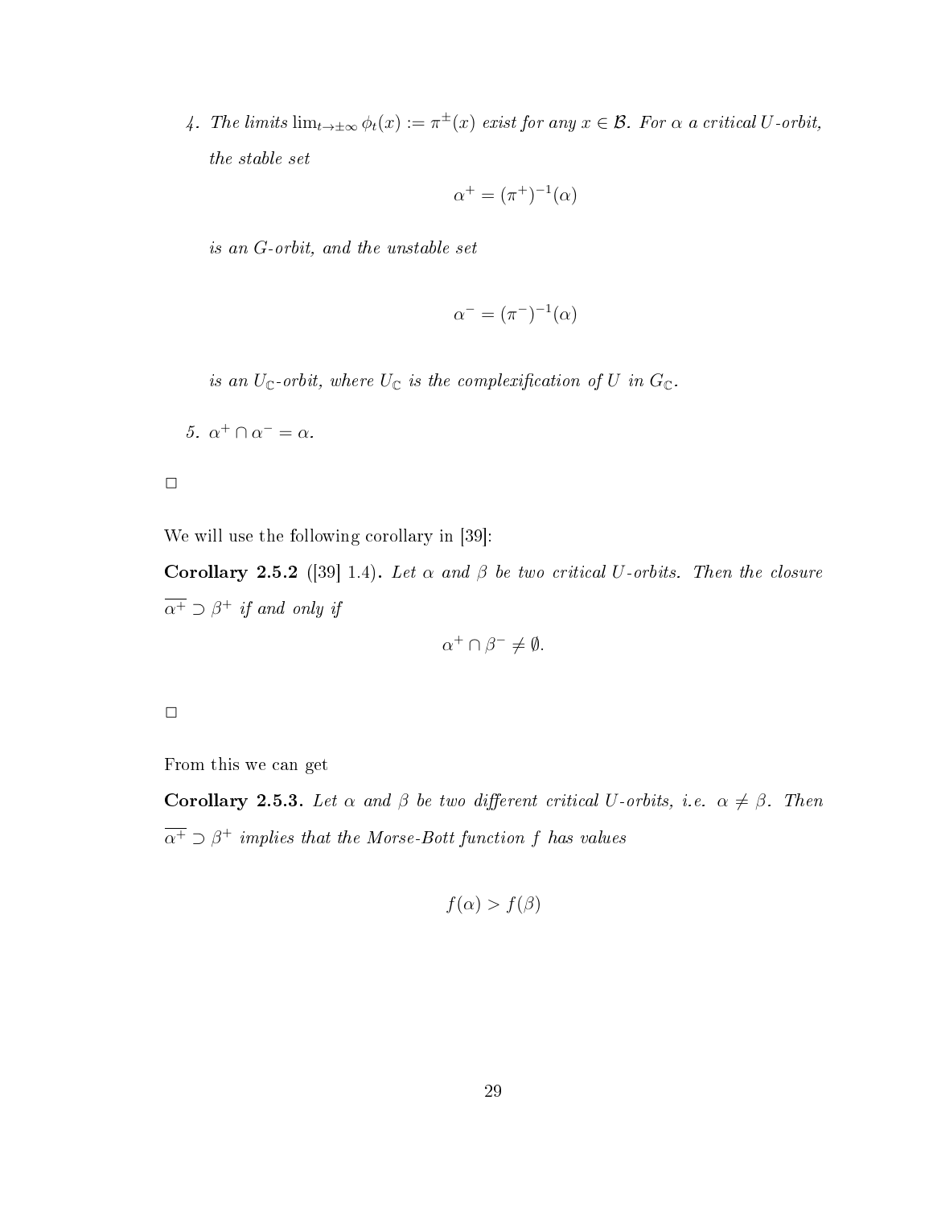4. *The limits $\lim_{t\to\pm\infty} \phi_t(x) := \pi^{\pm}(x)$ exist for any $x \in \mathcal{B}$. For $\alpha$ a critical $U$-orbit, the stable set*

$$\alpha^+ = (\pi^+)^{-1}(\alpha)$$

*is an $G$-orbit, and the unstable set*

$$\alpha^- = (\pi^-)^{-1}(\alpha)$$

*is an $U_{\mathbb{C}}$-orbit, where $U_{\mathbb{C}}$ is the complexification of $U$ in $G_{\mathbb{C}}$.*

5. *$\alpha^+ \cap \alpha^- = \alpha$.*

□

We will use the following corollary in [39]:

**Corollary 2.5.2** ([39] 1.4)**.** *Let $\alpha$ and $\beta$ be two critical $U$-orbits. Then the closure $\overline{\alpha^+} \supset \beta^+$ if and only if*

$$\alpha^+ \cap \beta^- \neq \emptyset.$$

□

From this we can get

**Corollary 2.5.3.** *Let $\alpha$ and $\beta$ be two different critical $U$-orbits, i.e. $\alpha \neq \beta$. Then $\overline{\alpha^+} \supset \beta^+$ implies that the Morse-Bott function $f$ has values*

$$f(\alpha) > f(\beta)$$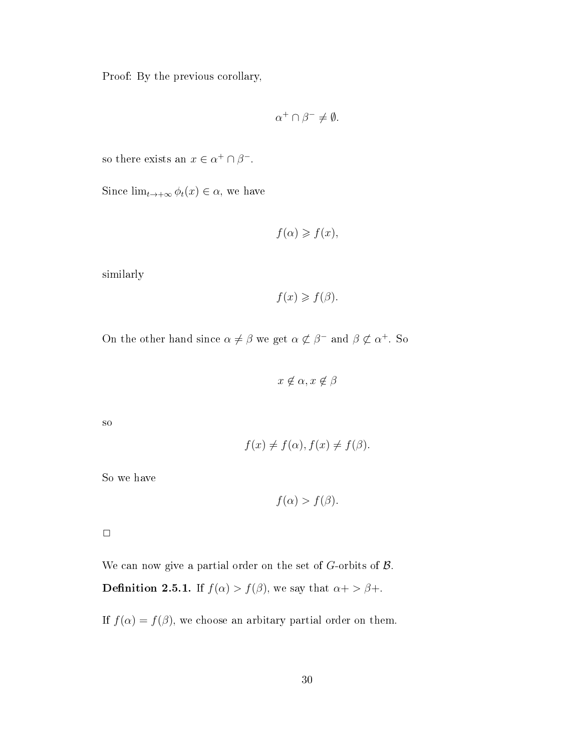Proof: By the previous corollary,

$$\alpha^+ \cap \beta^- \neq \emptyset.$$

so there exists an $x \in \alpha^+ \cap \beta^-$.

Since $\lim_{t\to+\infty} \phi_t(x) \in \alpha$, we have

$$f(\alpha) \geqslant f(x),$$

similarly

$$f(x) \geqslant f(\beta).$$

On the other hand since $\alpha \neq \beta$ we get $\alpha \not\subset \beta^-$ and $\beta \not\subset \alpha^+$. So

$$x \notin \alpha, x \notin \beta$$

so

$$f(x) \neq f(\alpha), f(x) \neq f(\beta).$$

So we have

$$f(\alpha) > f(\beta).$$

$\square$

We can now give a partial order on the set of $G$-orbits of $\mathcal{B}$.

**Definition 2.5.1.** If $f(\alpha) > f(\beta)$, we say that $\alpha+ > \beta+$.

If $f(\alpha) = f(\beta)$, we choose an arbitary partial order on them.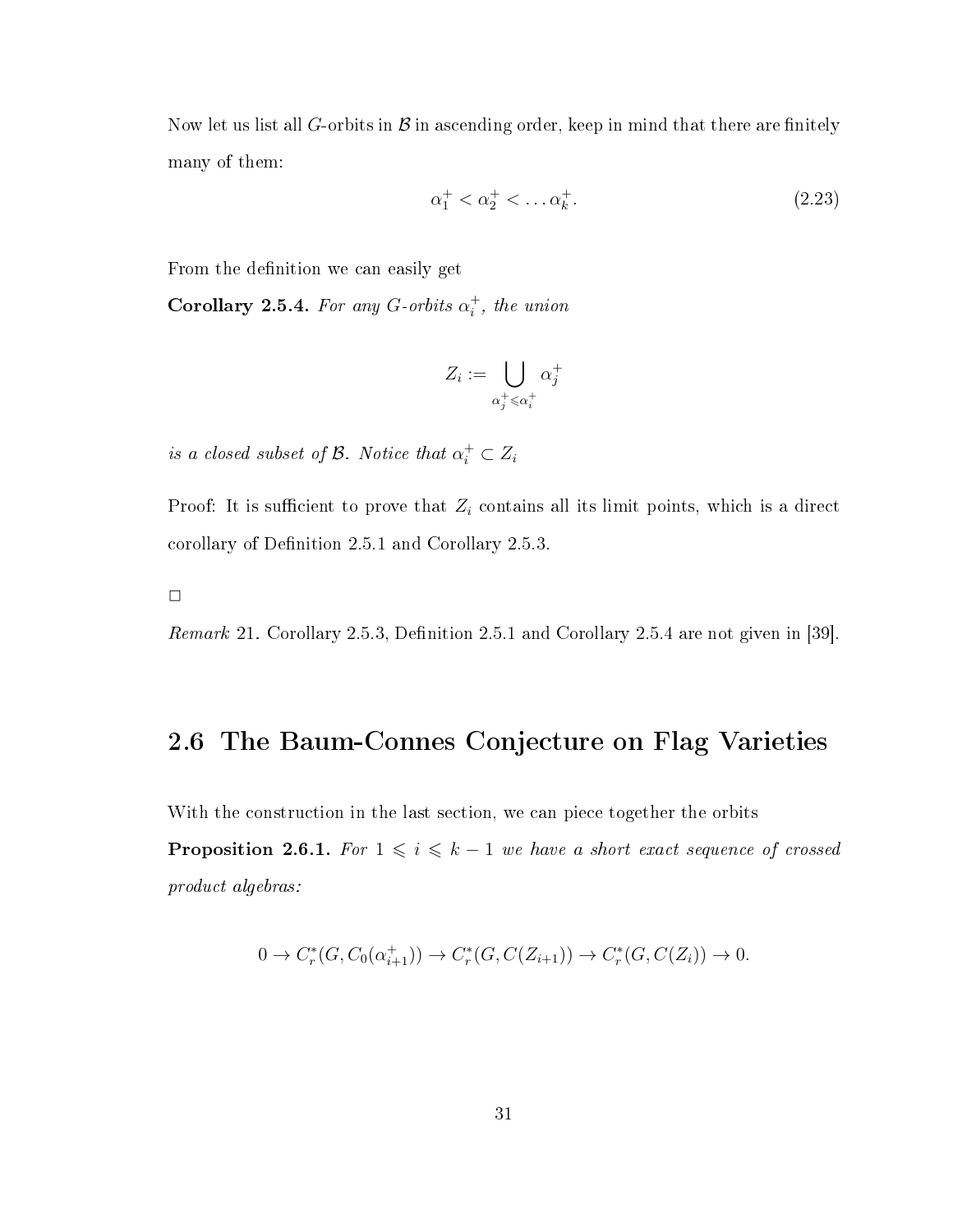Now let us list all $G$-orbits in $\mathcal{B}$ in ascending order, keep in mind that there are finitely many of them:

$$\alpha_1^+ < \alpha_2^+ < \ldots \alpha_k^+. \tag{2.23}$$

From the definition we can easily get

**Corollary 2.5.4.** *For any $G$-orbits $\alpha_i^+$, the union*

$$Z_i := \bigcup_{\alpha_j^+ \leqslant \alpha_i^+} \alpha_j^+$$

*is a closed subset of $\mathcal{B}$. Notice that $\alpha_i^+ \subset Z_i$*

Proof: It is sufficient to prove that $Z_i$ contains all its limit points, which is a direct corollary of Definition 2.5.1 and Corollary 2.5.3.

□

*Remark* 21. Corollary 2.5.3, Definition 2.5.1 and Corollary 2.5.4 are not given in [39].

## 2.6 The Baum-Connes Conjecture on Flag Varieties

With the construction in the last section, we can piece together the orbits

**Proposition 2.6.1.** *For $1 \leqslant i \leqslant k-1$ we have a short exact sequence of crossed product algebras:*

$$0 \to C_r^*(G, C_0(\alpha_{i+1}^+)) \to C_r^*(G, C(Z_{i+1})) \to C_r^*(G, C(Z_i)) \to 0.$$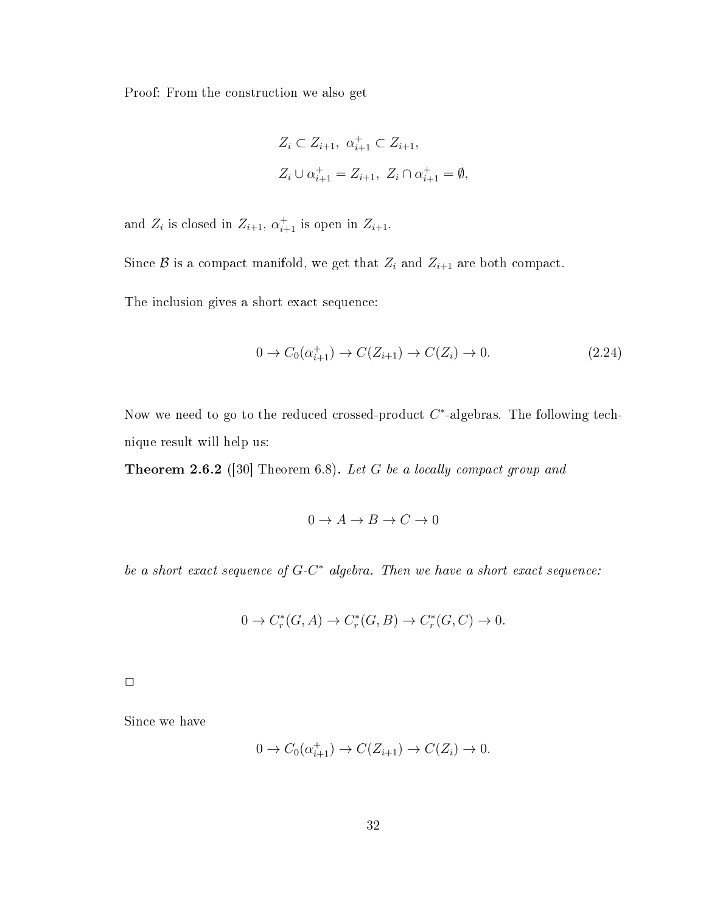Proof: From the construction we also get

$$
\begin{aligned}
&Z_i \subset Z_{i+1},\ \alpha_{i+1}^+ \subset Z_{i+1}, \\
&Z_i \cup \alpha_{i+1}^+ = Z_{i+1},\ Z_i \cap \alpha_{i+1}^+ = \emptyset,
\end{aligned}
$$

and $Z_i$ is closed in $Z_{i+1}$, $\alpha_{i+1}^+$ is open in $Z_{i+1}$.

Since $\mathcal{B}$ is a compact manifold, we get that $Z_i$ and $Z_{i+1}$ are both compact.

The inclusion gives a short exact sequence:

$$
0 \to C_0(\alpha_{i+1}^+) \to C(Z_{i+1}) \to C(Z_i) \to 0. \tag{2.24}
$$

Now we need to go to the reduced crossed-product $C^*$-algebras. The following technique result will help us:

**Theorem 2.6.2** ([30] Theorem 6.8)**.** *Let $G$ be a locally compact group and*

$$
0 \to A \to B \to C \to 0
$$

*be a short exact sequence of $G$-$C^*$ algebra. Then we have a short exact sequence:*

$$
0 \to C_r^*(G, A) \to C_r^*(G, B) \to C_r^*(G, C) \to 0.
$$

□

Since we have

$$
0 \to C_0(\alpha_{i+1}^+) \to C(Z_{i+1}) \to C(Z_i) \to 0.
$$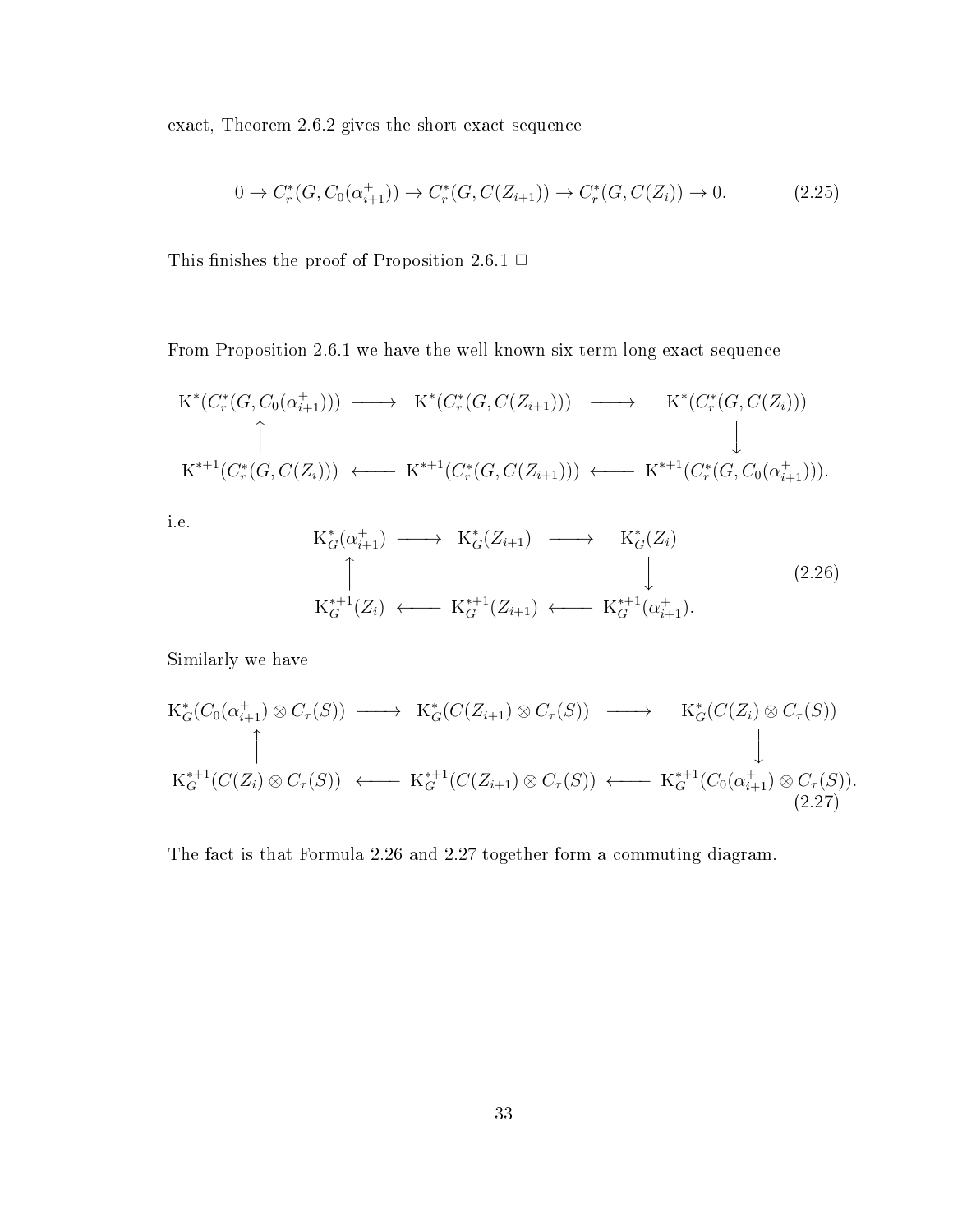exact, Theorem 2.6.2 gives the short exact sequence

$$0 \to C_r^*(G, C_0(\alpha_{i+1}^+)) \to C_r^*(G, C(Z_{i+1})) \to C_r^*(G, C(Z_i)) \to 0. \tag{2.25}$$

This finishes the proof of Proposition 2.6.1 □

From Proposition 2.6.1 we have the well-known six-term long exact sequence

$$\begin{array}{ccccc}
\mathrm{K}^*(C_r^*(G, C_0(\alpha_{i+1}^+))) & \longrightarrow & \mathrm{K}^*(C_r^*(G, C(Z_{i+1}))) & \longrightarrow & \mathrm{K}^*(C_r^*(G, C(Z_i))) \\
\uparrow & & & & \downarrow \\
\mathrm{K}^{*+1}(C_r^*(G, C(Z_i))) & \longleftarrow & \mathrm{K}^{*+1}(C_r^*(G, C(Z_{i+1}))) & \longleftarrow & \mathrm{K}^{*+1}(C_r^*(G, C_0(\alpha_{i+1}^+))).
\end{array}$$

i.e.

$$\begin{array}{ccccc}
\mathrm{K}_G^*(\alpha_{i+1}^+) & \longrightarrow & \mathrm{K}_G^*(Z_{i+1}) & \longrightarrow & \mathrm{K}_G^*(Z_i) \\
\uparrow & & & & \downarrow \\
\mathrm{K}_G^{*+1}(Z_i) & \longleftarrow & \mathrm{K}_G^{*+1}(Z_{i+1}) & \longleftarrow & \mathrm{K}_G^{*+1}(\alpha_{i+1}^+).
\end{array} \tag{2.26}$$

Similarly we have

$$\begin{array}{ccccc}
\mathrm{K}_G^*(C_0(\alpha_{i+1}^+) \otimes C_\tau(S)) & \longrightarrow & \mathrm{K}_G^*(C(Z_{i+1}) \otimes C_\tau(S)) & \longrightarrow & \mathrm{K}_G^*(C(Z_i) \otimes C_\tau(S)) \\
\uparrow & & & & \downarrow \\
\mathrm{K}_G^{*+1}(C(Z_i) \otimes C_\tau(S)) & \longleftarrow & \mathrm{K}_G^{*+1}(C(Z_{i+1}) \otimes C_\tau(S)) & \longleftarrow & \mathrm{K}_G^{*+1}(C_0(\alpha_{i+1}^+) \otimes C_\tau(S)).
\end{array} \tag{2.27}$$

The fact is that Formula 2.26 and 2.27 together form a commuting diagram.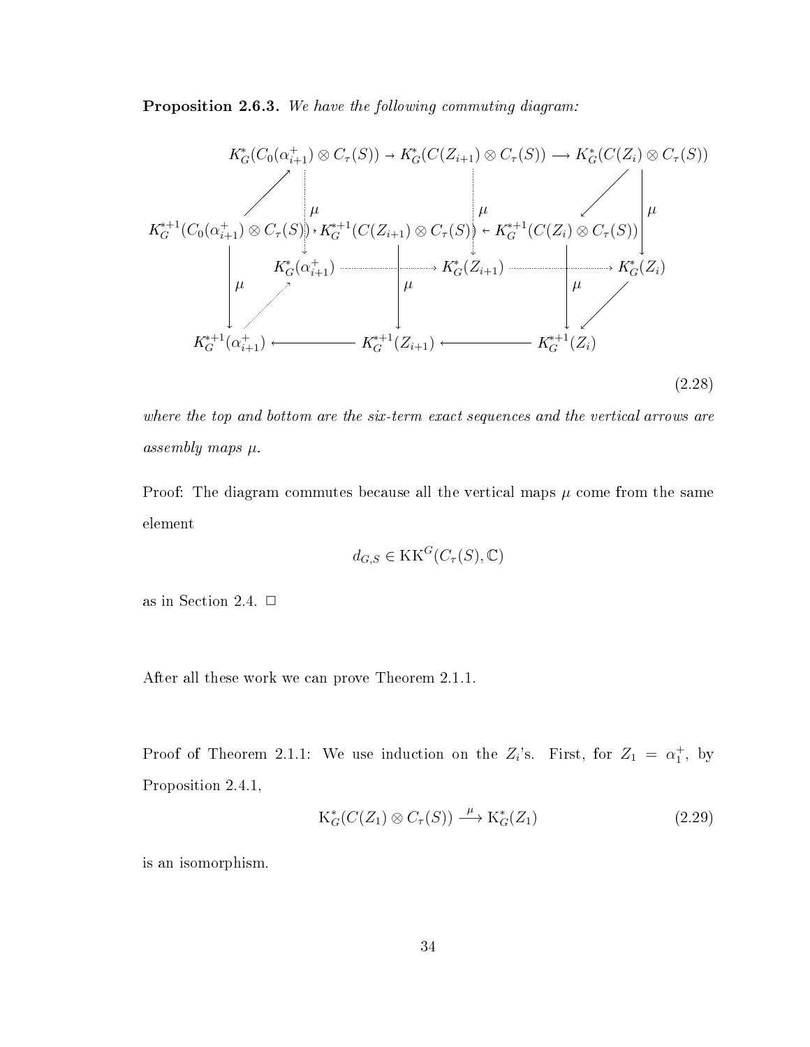**Proposition 2.6.3.** *We have the following commuting diagram:*

$$
\begin{array}{ccccc}
 & K^*_G(C_0(\alpha^+_{i+1}) \otimes C_\tau(S)) \to K^*_G(C(Z_{i+1}) \otimes C_\tau(S)) \longrightarrow K^*_G(C(Z_i) \otimes C_\tau(S)) & & & \\
K^{*+1}_G(C_0(\alpha^+_{i+1}) \otimes C_\tau(S)) & \leftarrow K^{*+1}_G(C(Z_{i+1}) \otimes C_\tau(S)) & \leftarrow K^{*+1}_G(C(Z_i) \otimes C_\tau(S)) & & \\
 & K^*_G(\alpha^+_{i+1}) \longrightarrow K^*_G(Z_{i+1}) \longrightarrow K^*_G(Z_i) & & & \\
K^{*+1}_G(\alpha^+_{i+1}) & \longleftarrow K^{*+1}_G(Z_{i+1}) & \longleftarrow K^{*+1}_G(Z_i) & &
\end{array}
\tag{2.28}
$$

*where the top and bottom are the six-term exact sequences and the vertical arrows are assembly maps $\mu$.*

Proof: The diagram commutes because all the vertical maps $\mu$ come from the same element

$$d_{G,S} \in \mathrm{KK}^G(C_\tau(S), \mathbb{C})$$

as in Section 2.4. □

After all these work we can prove Theorem 2.1.1.

Proof of Theorem 2.1.1: We use induction on the $Z_i$'s. First, for $Z_1 = \alpha_1^+$, by Proposition 2.4.1,

$$\mathrm{K}^*_G(C(Z_1) \otimes C_\tau(S)) \xrightarrow{\ \mu\ } \mathrm{K}^*_G(Z_1) \tag{2.29}$$

is an isomorphism.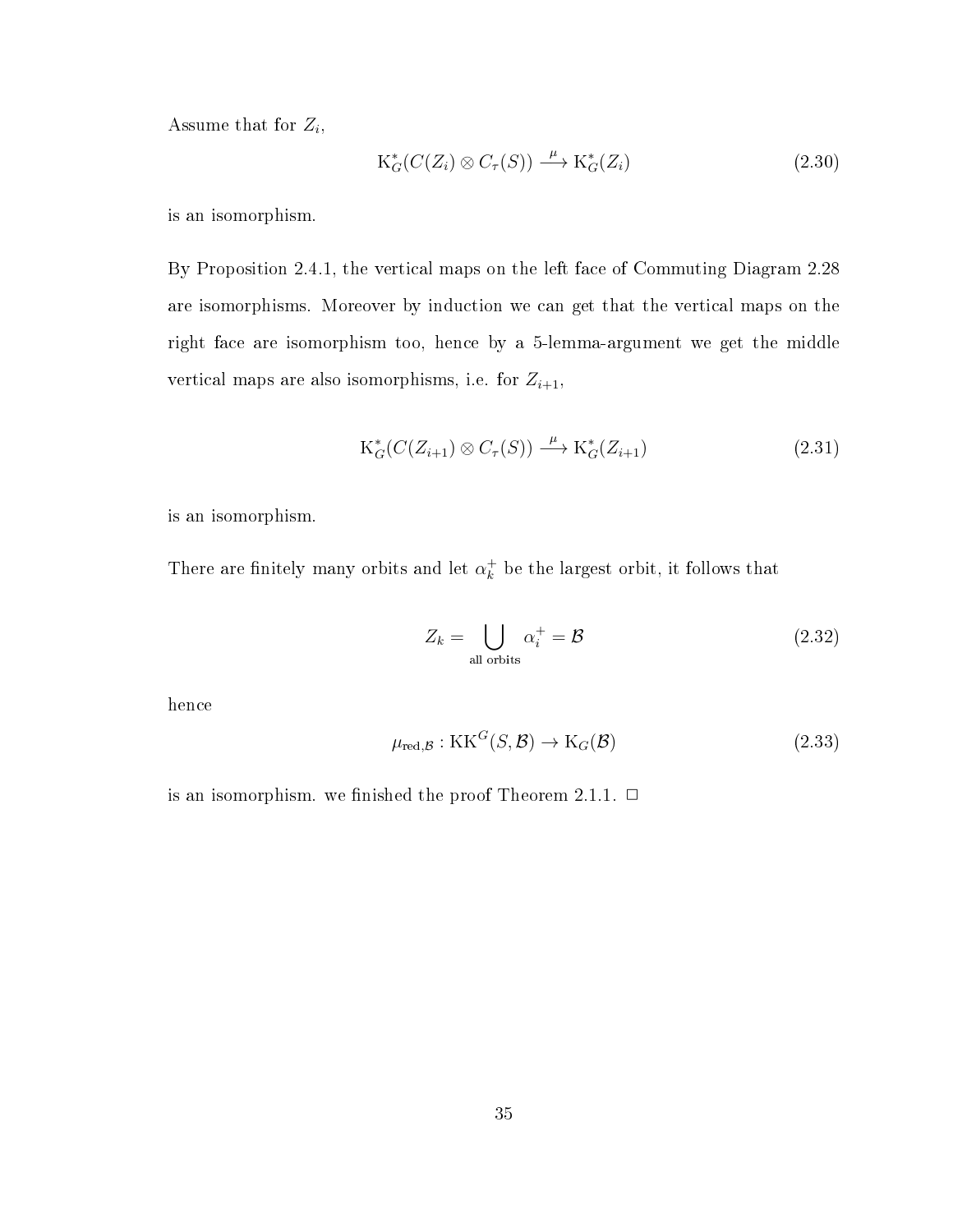Assume that for $Z_i$,

$$\mathrm{K}^*_G(C(Z_i) \otimes C_\tau(S)) \xrightarrow{\mu} \mathrm{K}^*_G(Z_i) \tag{2.30}$$

is an isomorphism.

By Proposition 2.4.1, the vertical maps on the left face of Commuting Diagram 2.28 are isomorphisms. Moreover by induction we can get that the vertical maps on the right face are isomorphism too, hence by a 5-lemma-argument we get the middle vertical maps are also isomorphisms, i.e. for $Z_{i+1}$,

$$\mathrm{K}^*_G(C(Z_{i+1}) \otimes C_\tau(S)) \xrightarrow{\mu} \mathrm{K}^*_G(Z_{i+1}) \tag{2.31}$$

is an isomorphism.

There are finitely many orbits and let $\alpha_k^+$ be the largest orbit, it follows that

$$Z_k = \bigcup_{\text{all orbits}} \alpha_i^+ = \mathcal{B} \tag{2.32}$$

hence

$$\mu_{\mathrm{red},\mathcal{B}} : \mathrm{KK}^G(S, \mathcal{B}) \to \mathrm{K}_G(\mathcal{B}) \tag{2.33}$$

is an isomorphism. we finished the proof Theorem 2.1.1. □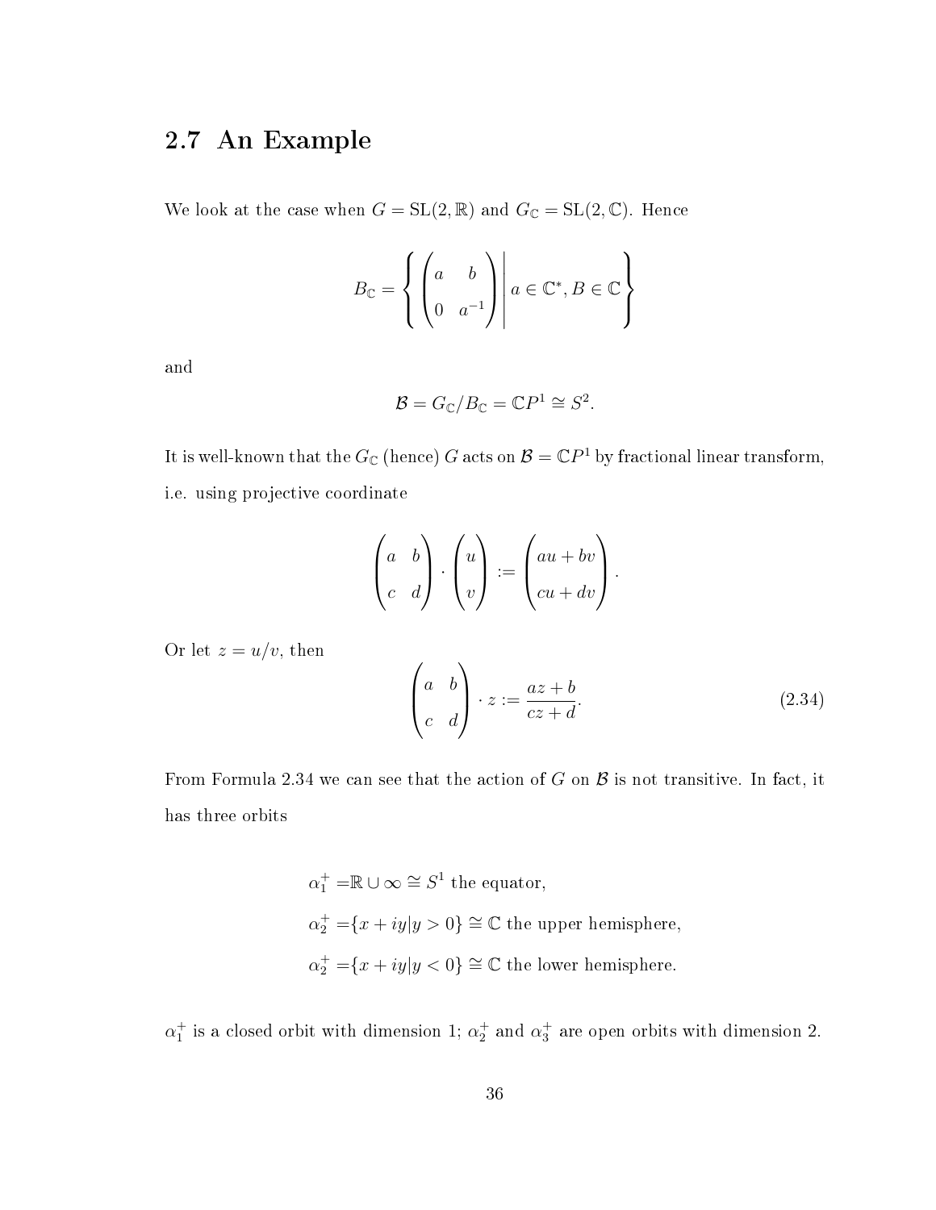## 2.7 An Example

We look at the case when $G = \mathrm{SL}(2, \mathbb{R})$ and $G_{\mathbb{C}} = \mathrm{SL}(2, \mathbb{C})$. Hence

$$B_{\mathbb{C}} = \left\{ \begin{pmatrix} a & b \\ 0 & a^{-1} \end{pmatrix} \middle| \, a \in \mathbb{C}^*, B \in \mathbb{C} \right\}$$

and

$$\mathcal{B} = G_{\mathbb{C}}/B_{\mathbb{C}} = \mathbb{C}P^1 \cong S^2.$$

It is well-known that the $G_{\mathbb{C}}$ (hence) $G$ acts on $\mathcal{B} = \mathbb{C}P^1$ by fractional linear transform, i.e. using projective coordinate

$$\begin{pmatrix} a & b \\ c & d \end{pmatrix} \cdot \begin{pmatrix} u \\ v \end{pmatrix} := \begin{pmatrix} au + bv \\ cu + dv \end{pmatrix}.$$

Or let $z = u/v$, then

$$\begin{pmatrix} a & b \\ c & d \end{pmatrix} \cdot z := \frac{az + b}{cz + d}. \tag{2.34}$$

From Formula 2.34 we can see that the action of $G$ on $\mathcal{B}$ is not transitive. In fact, it has three orbits

$$\begin{aligned}
\alpha_1^+ =& \mathbb{R} \cup \infty \cong S^1 \text{ the equator,} \\
\alpha_2^+ =& \{x + iy | y > 0\} \cong \mathbb{C} \text{ the upper hemisphere,} \\
\alpha_2^+ =& \{x + iy | y < 0\} \cong \mathbb{C} \text{ the lower hemisphere.}
\end{aligned}$$

$\alpha_1^+$ is a closed orbit with dimension 1; $\alpha_2^+$ and $\alpha_3^+$ are open orbits with dimension 2.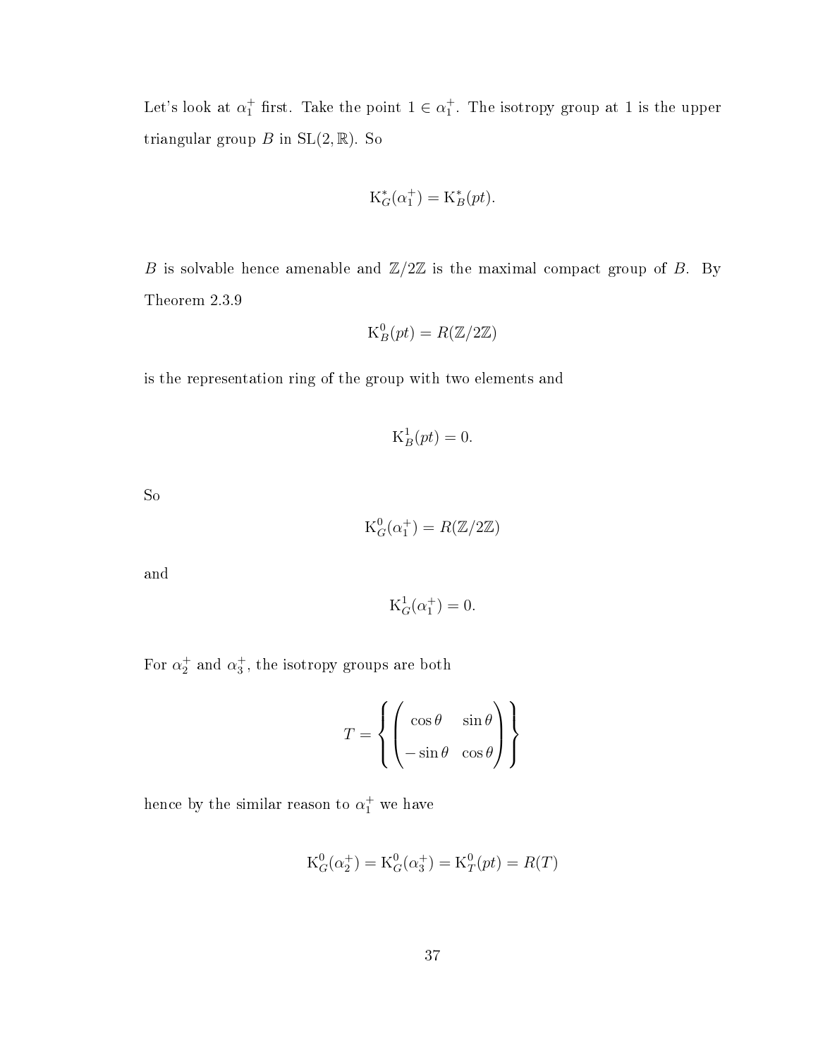Let's look at $\alpha_1^+$ first. Take the point $1 \in \alpha_1^+$. The isotropy group at 1 is the upper triangular group $B$ in $\mathrm{SL}(2, \mathbb{R})$. So

$$\mathrm{K}_G^*(\alpha_1^+) = \mathrm{K}_B^*(pt).$$

$B$ is solvable hence amenable and $\mathbb{Z}/2\mathbb{Z}$ is the maximal compact group of $B$. By Theorem 2.3.9

$$\mathrm{K}_B^0(pt) = R(\mathbb{Z}/2\mathbb{Z})$$

is the representation ring of the group with two elements and

$$\mathrm{K}_B^1(pt) = 0.$$

So

$$\mathrm{K}_G^0(\alpha_1^+) = R(\mathbb{Z}/2\mathbb{Z})$$

and

$$\mathrm{K}_G^1(\alpha_1^+) = 0.$$

For $\alpha_2^+$ and $\alpha_3^+$, the isotropy groups are both

$$T = \left\{ \begin{pmatrix} \cos\theta & \sin\theta \\ -\sin\theta & \cos\theta \end{pmatrix} \right\}$$

hence by the similar reason to $\alpha_1^+$ we have

$$\mathrm{K}_G^0(\alpha_2^+) = \mathrm{K}_G^0(\alpha_3^+) = \mathrm{K}_T^0(pt) = R(T)$$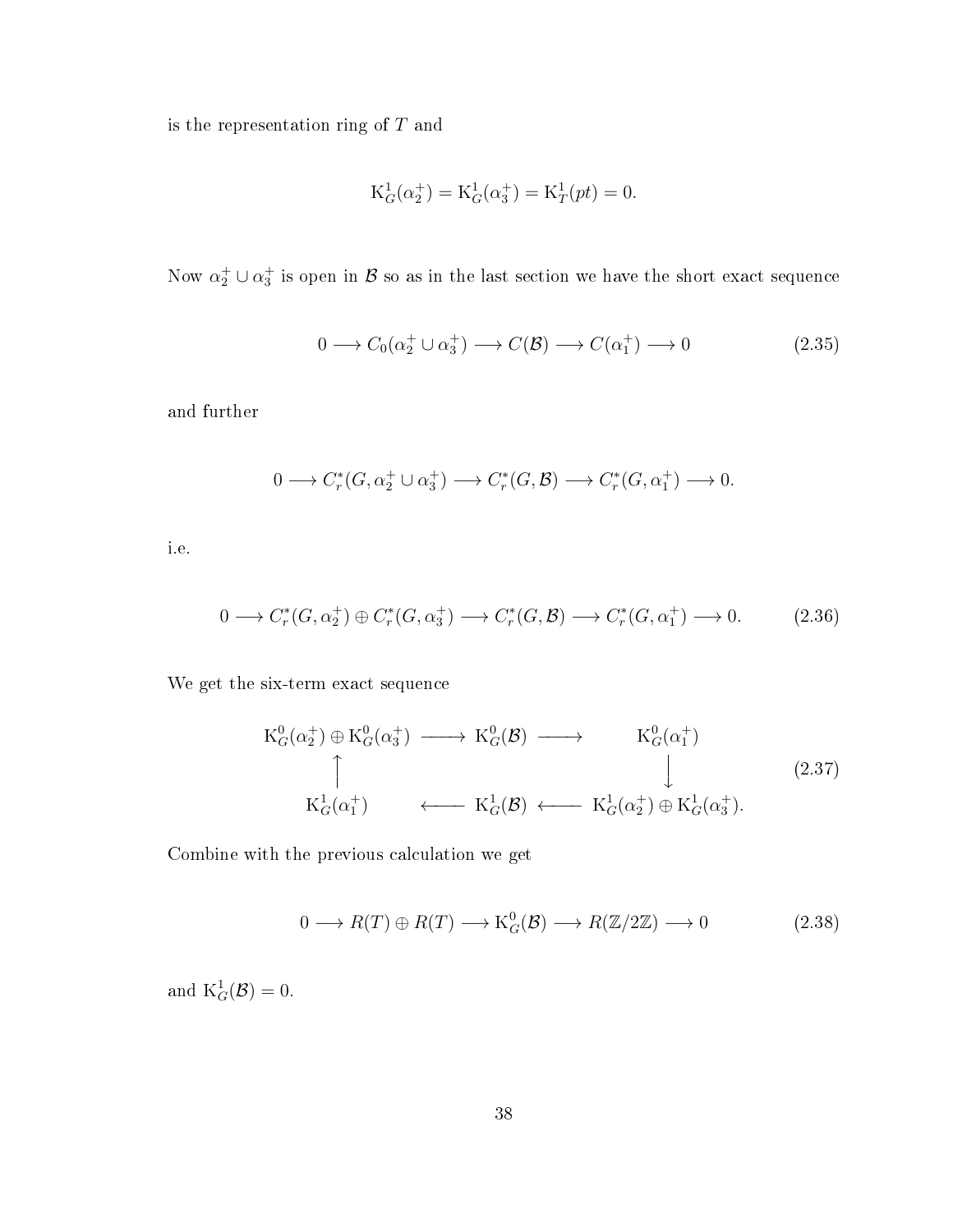is the representation ring of $T$ and

$$\mathrm{K}^1_G(\alpha_2^+) = \mathrm{K}^1_G(\alpha_3^+) = \mathrm{K}^1_T(pt) = 0.$$

Now $\alpha_2^+ \cup \alpha_3^+$ is open in $\mathcal{B}$ so as in the last section we have the short exact sequence

$$0 \longrightarrow C_0(\alpha_2^+ \cup \alpha_3^+) \longrightarrow C(\mathcal{B}) \longrightarrow C(\alpha_1^+) \longrightarrow 0 \tag{2.35}$$

and further

$$0 \longrightarrow C_r^*(G, \alpha_2^+ \cup \alpha_3^+) \longrightarrow C_r^*(G, \mathcal{B}) \longrightarrow C_r^*(G, \alpha_1^+) \longrightarrow 0.$$

i.e.

$$0 \longrightarrow C_r^*(G, \alpha_2^+) \oplus C_r^*(G, \alpha_3^+) \longrightarrow C_r^*(G, \mathcal{B}) \longrightarrow C_r^*(G, \alpha_1^+) \longrightarrow 0. \tag{2.36}$$

We get the six-term exact sequence

$$\begin{array}{ccccc}
\mathrm{K}^0_G(\alpha_2^+) \oplus \mathrm{K}^0_G(\alpha_3^+) & \longrightarrow & \mathrm{K}^0_G(\mathcal{B}) & \longrightarrow & \mathrm{K}^0_G(\alpha_1^+) \\
\uparrow & & & & \downarrow \\
\mathrm{K}^1_G(\alpha_1^+) & \longleftarrow & \mathrm{K}^1_G(\mathcal{B}) & \longleftarrow & \mathrm{K}^1_G(\alpha_2^+) \oplus \mathrm{K}^1_G(\alpha_3^+).
\end{array} \tag{2.37}$$

Combine with the previous calculation we get

$$0 \longrightarrow R(T) \oplus R(T) \longrightarrow \mathrm{K}^0_G(\mathcal{B}) \longrightarrow R(\mathbb{Z}/2\mathbb{Z}) \longrightarrow 0 \tag{2.38}$$

and $\mathrm{K}^1_G(\mathcal{B}) = 0$.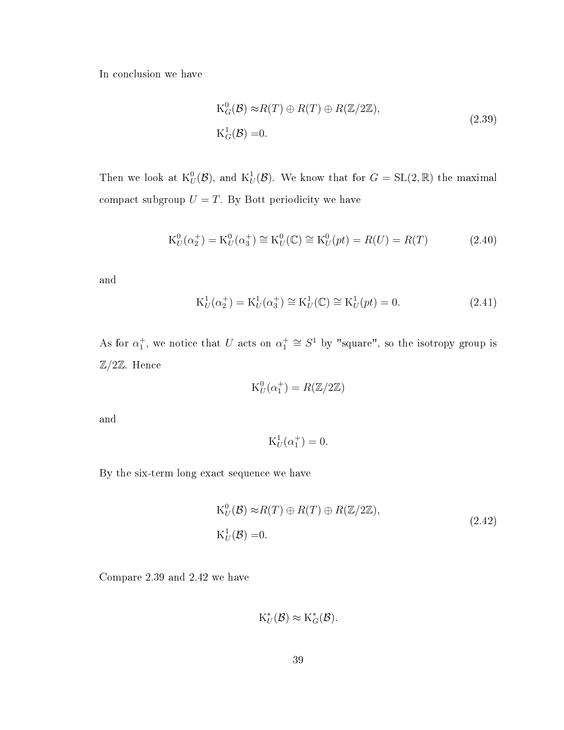In conclusion we have

$$
\begin{aligned}
\mathrm{K}^0_G(\mathcal{B}) \approx & R(T) \oplus R(T) \oplus R(\mathbb{Z}/2\mathbb{Z}), \\
\mathrm{K}^1_G(\mathcal{B}) = & 0.
\end{aligned}
\tag{2.39}
$$

Then we look at $\mathrm{K}^0_U(\mathcal{B})$, and $\mathrm{K}^1_U(\mathcal{B})$. We know that for $G = \mathrm{SL}(2, \mathbb{R})$ the maximal compact subgroup $U = T$. By Bott periodicity we have

$$
\mathrm{K}^0_U(\alpha_2^+) = \mathrm{K}^0_U(\alpha_3^+) \cong \mathrm{K}^0_U(\mathbb{C}) \cong \mathrm{K}^0_U(pt) = R(U) = R(T) \tag{2.40}
$$

and

$$
\mathrm{K}^1_U(\alpha_2^+) = \mathrm{K}^1_U(\alpha_3^+) \cong \mathrm{K}^1_U(\mathbb{C}) \cong \mathrm{K}^1_U(pt) = 0. \tag{2.41}
$$

As for $\alpha_1^+$, we notice that $U$ acts on $\alpha_1^+ \cong S^1$ by "square", so the isotropy group is $\mathbb{Z}/2\mathbb{Z}$. Hence

$$
\mathrm{K}^0_U(\alpha_1^+) = R(\mathbb{Z}/2\mathbb{Z})
$$

and

$$
\mathrm{K}^1_U(\alpha_1^+) = 0.
$$

By the six-term long exact sequence we have

$$
\begin{aligned}
\mathrm{K}^0_U(\mathcal{B}) \approx & R(T) \oplus R(T) \oplus R(\mathbb{Z}/2\mathbb{Z}), \\
\mathrm{K}^1_U(\mathcal{B}) = & 0.
\end{aligned}
\tag{2.42}
$$

Compare 2.39 and 2.42 we have

$$
\mathrm{K}^*_U(\mathcal{B}) \approx \mathrm{K}^*_G(\mathcal{B}).
$$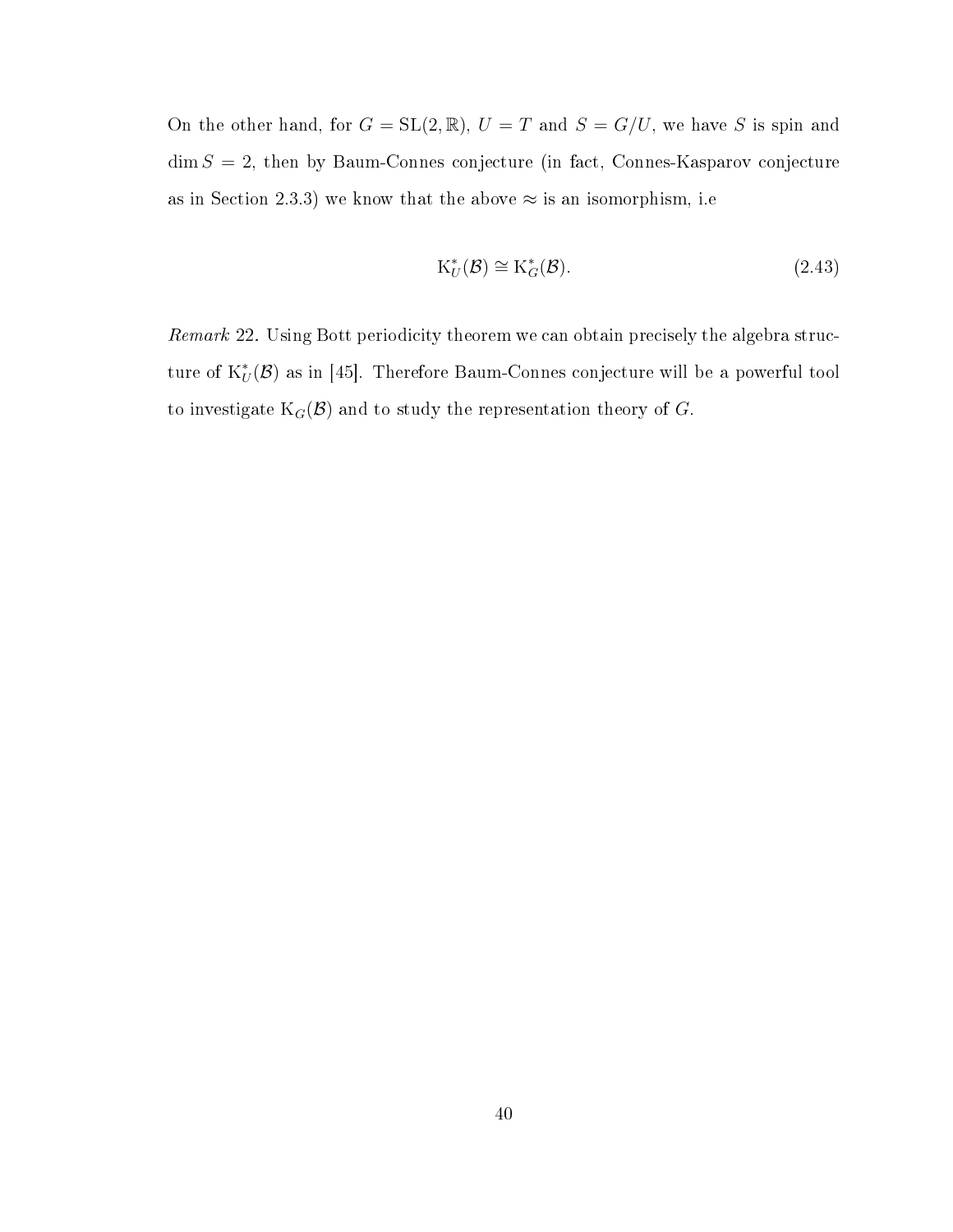On the other hand, for $G = \mathrm{SL}(2, \mathbb{R})$, $U = T$ and $S = G/U$, we have $S$ is spin and $\dim S = 2$, then by Baum-Connes conjecture (in fact, Connes-Kasparov conjecture as in Section 2.3.3) we know that the above $\approx$ is an isomorphism, i.e

$$\mathrm{K}_U^*(\mathcal{B}) \cong \mathrm{K}_G^*(\mathcal{B}). \tag{2.43}$$

*Remark* 22. Using Bott periodicity theorem we can obtain precisely the algebra structure of $\mathrm{K}_U^*(\mathcal{B})$ as in [45]. Therefore Baum-Connes conjecture will be a powerful tool to investigate $\mathrm{K}_G(\mathcal{B})$ and to study the representation theory of $G$.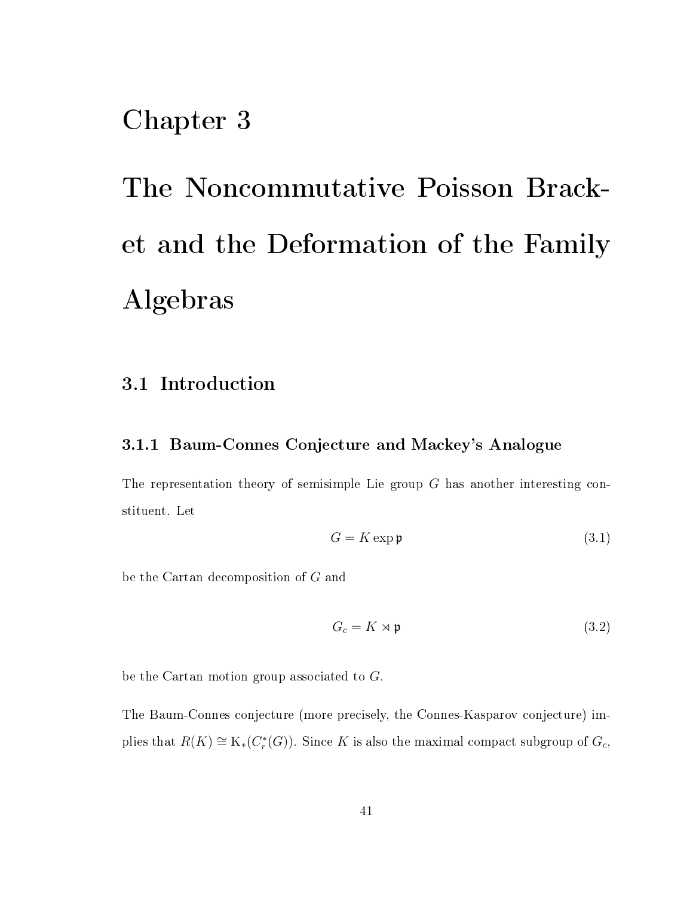# Chapter 3

# The Noncommutative Poisson Bracket and the Deformation of the Family Algebras

## 3.1 Introduction

### 3.1.1 Baum-Connes Conjecture and Mackey's Analogue

The representation theory of semisimple Lie group $G$ has another interesting constituent. Let

$$G = K \exp \mathfrak{p} \tag{3.1}$$

be the Cartan decomposition of $G$ and

$$G_c = K \rtimes \mathfrak{p} \tag{3.2}$$

be the Cartan motion group associated to $G$.

The Baum-Connes conjecture (more precisely, the Connes-Kasparov conjecture) implies that $R(K) \cong \mathrm{K}_*(C_r^*(G))$. Since $K$ is also the maximal compact subgroup of $G_c$,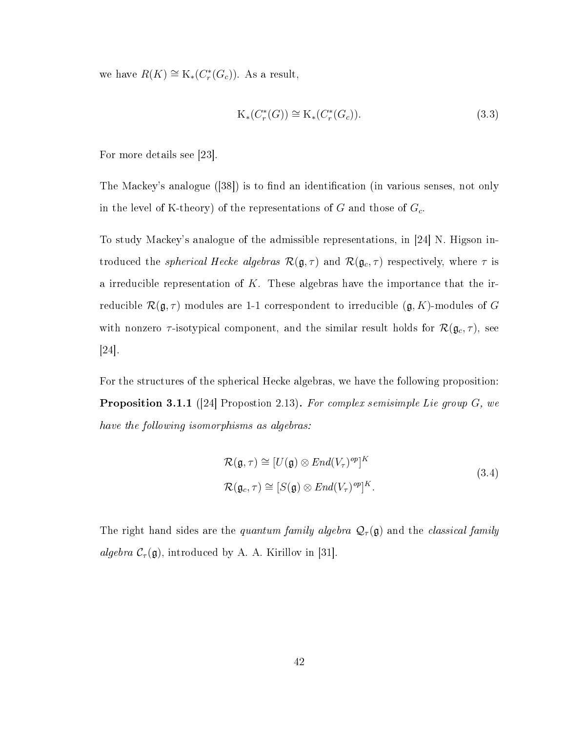we have $R(K) \cong \mathrm{K}_*(C_r^*(G_c))$. As a result,

$$\mathrm{K}_*(C_r^*(G)) \cong \mathrm{K}_*(C_r^*(G_c)). \tag{3.3}$$

For more details see [23].

The Mackey's analogue ([38]) is to find an identification (in various senses, not only in the level of K-theory) of the representations of $G$ and those of $G_c$.

To study Mackey's analogue of the admissible representations, in [24] N. Higson introduced the *spherical Hecke algebras* $\mathcal{R}(\mathfrak{g}, \tau)$ and $\mathcal{R}(\mathfrak{g}_c, \tau)$ respectively, where $\tau$ is a irreducible representation of $K$. These algebras have the importance that the irreducible $\mathcal{R}(\mathfrak{g}, \tau)$ modules are 1-1 correspondent to irreducible $(\mathfrak{g}, K)$-modules of $G$ with nonzero $\tau$-isotypical component, and the similar result holds for $\mathcal{R}(\mathfrak{g}_c, \tau)$, see [24].

For the structures of the spherical Hecke algebras, we have the following proposition:

**Proposition 3.1.1** ([24] Propostion 2.13). *For complex semisimple Lie group $G$, we have the following isomorphisms as algebras:*

$$\begin{aligned} \mathcal{R}(\mathfrak{g}, \tau) &\cong [U(\mathfrak{g}) \otimes End(V_\tau)^{op}]^K \\ \mathcal{R}(\mathfrak{g}_c, \tau) &\cong [S(\mathfrak{g}) \otimes End(V_\tau)^{op}]^K. \end{aligned} \tag{3.4}$$

The right hand sides are the *quantum family algebra* $\mathcal{Q}_\tau(\mathfrak{g})$ and the *classical family algebra* $\mathcal{C}_\tau(\mathfrak{g})$, introduced by A. A. Kirillov in [31].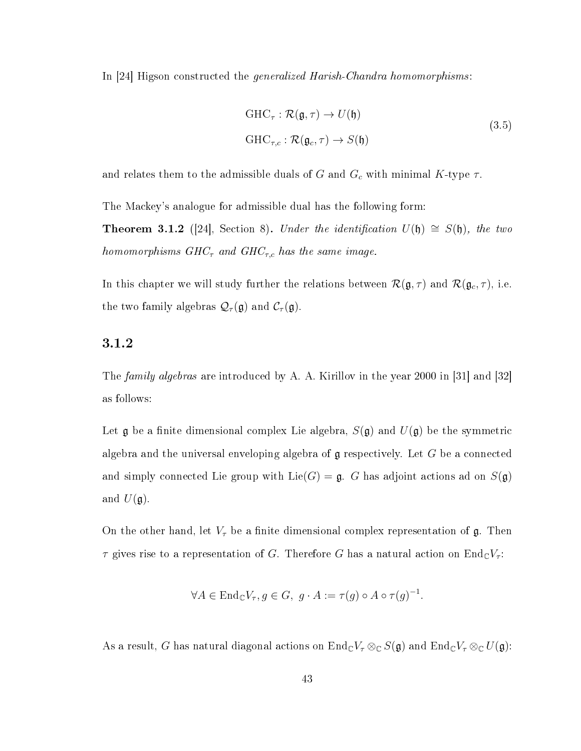In [24] Higson constructed the *generalized Harish-Chandra homomorphisms*:

$$
\begin{aligned}
\mathrm{GHC}_{\tau} &: \mathcal{R}(\mathfrak{g}, \tau) \to U(\mathfrak{h}) \\
\mathrm{GHC}_{\tau,c} &: \mathcal{R}(\mathfrak{g}_c, \tau) \to S(\mathfrak{h})
\end{aligned}
\tag{3.5}
$$

and relates them to the admissible duals of $G$ and $G_c$ with minimal $K$-type $\tau$.

The Mackey's analogue for admissible dual has the following form:

**Theorem 3.1.2** ([24], Section 8). *Under the identification $U(\mathfrak{h}) \cong S(\mathfrak{h})$, the two homomorphisms $GHC_{\tau}$ and $GHC_{\tau,c}$ has the same image.*

In this chapter we will study further the relations between $\mathcal{R}(\mathfrak{g}, \tau)$ and $\mathcal{R}(\mathfrak{g}_c, \tau)$, i.e. the two family algebras $\mathcal{Q}_{\tau}(\mathfrak{g})$ and $\mathcal{C}_{\tau}(\mathfrak{g})$.

### 3.1.2

The *family algebras* are introduced by A. A. Kirillov in the year 2000 in [31] and [32] as follows:

Let $\mathfrak{g}$ be a finite dimensional complex Lie algebra, $S(\mathfrak{g})$ and $U(\mathfrak{g})$ be the symmetric algebra and the universal enveloping algebra of $\mathfrak{g}$ respectively. Let $G$ be a connected and simply connected Lie group with $\mathrm{Lie}(G) = \mathfrak{g}$. $G$ has adjoint actions ad on $S(\mathfrak{g})$ and $U(\mathfrak{g})$.

On the other hand, let $V_{\tau}$ be a finite dimensional complex representation of $\mathfrak{g}$. Then $\tau$ gives rise to a representation of $G$. Therefore $G$ has a natural action on $\mathrm{End}_{\mathbb{C}} V_{\tau}$:

$$
\forall A \in \mathrm{End}_{\mathbb{C}} V_{\tau}, g \in G,\ g \cdot A := \tau(g) \circ A \circ \tau(g)^{-1}.
$$

As a result, $G$ has natural diagonal actions on $\mathrm{End}_{\mathbb{C}} V_{\tau} \otimes_{\mathbb{C}} S(\mathfrak{g})$ and $\mathrm{End}_{\mathbb{C}} V_{\tau} \otimes_{\mathbb{C}} U(\mathfrak{g})$: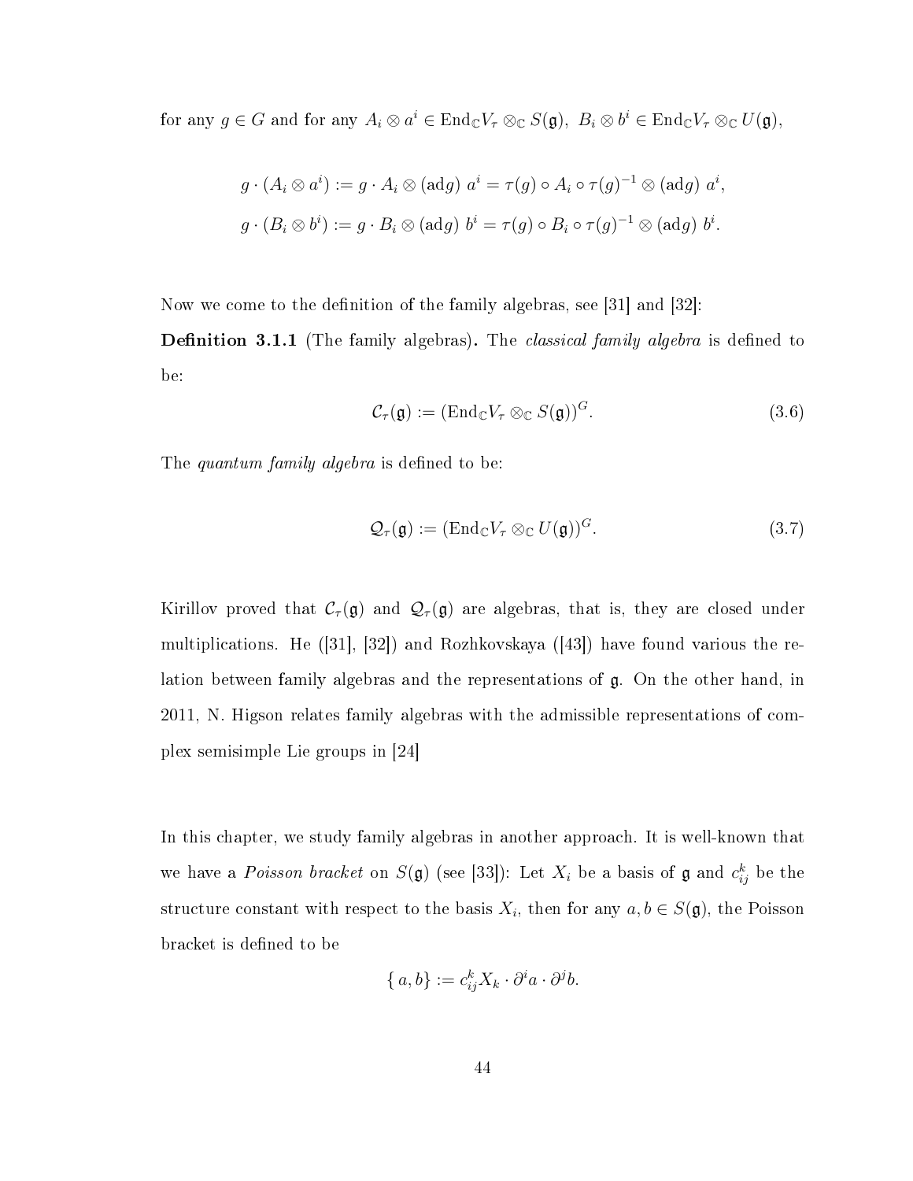for any $g \in G$ and for any $A_i \otimes a^i \in \mathrm{End}_{\mathbb{C}} V_\tau \otimes_{\mathbb{C}} S(\mathfrak{g}),\ B_i \otimes b^i \in \mathrm{End}_{\mathbb{C}} V_\tau \otimes_{\mathbb{C}} U(\mathfrak{g})$,

$$g \cdot (A_i \otimes a^i) := g \cdot A_i \otimes (\mathrm{ad} g)\ a^i = \tau(g) \circ A_i \circ \tau(g)^{-1} \otimes (\mathrm{ad} g)\ a^i,$$

$$g \cdot (B_i \otimes b^i) := g \cdot B_i \otimes (\mathrm{ad} g)\ b^i = \tau(g) \circ B_i \circ \tau(g)^{-1} \otimes (\mathrm{ad} g)\ b^i.$$

Now we come to the definition of the family algebras, see [31] and [32]:

**Definition 3.1.1** (The family algebras)**.** The *classical family algebra* is defined to be:

$$\mathcal{C}_\tau(\mathfrak{g}) := (\mathrm{End}_{\mathbb{C}} V_\tau \otimes_{\mathbb{C}} S(\mathfrak{g}))^G. \tag{3.6}$$

The *quantum family algebra* is defined to be:

$$\mathcal{Q}_\tau(\mathfrak{g}) := (\mathrm{End}_{\mathbb{C}} V_\tau \otimes_{\mathbb{C}} U(\mathfrak{g}))^G. \tag{3.7}$$

Kirillov proved that $\mathcal{C}_\tau(\mathfrak{g})$ and $\mathcal{Q}_\tau(\mathfrak{g})$ are algebras, that is, they are closed under multiplications. He ([31], [32]) and Rozhkovskaya ([43]) have found various the relation between family algebras and the representations of $\mathfrak{g}$. On the other hand, in 2011, N. Higson relates family algebras with the admissible representations of complex semisimple Lie groups in [24]

In this chapter, we study family algebras in another approach. It is well-known that we have a *Poisson bracket* on $S(\mathfrak{g})$ (see [33]): Let $X_i$ be a basis of $\mathfrak{g}$ and $c_{ij}^k$ be the structure constant with respect to the basis $X_i$, then for any $a, b \in S(\mathfrak{g})$, the Poisson bracket is defined to be

$$\{\, a, b\} := c_{ij}^k X_k \cdot \partial^i a \cdot \partial^j b.$$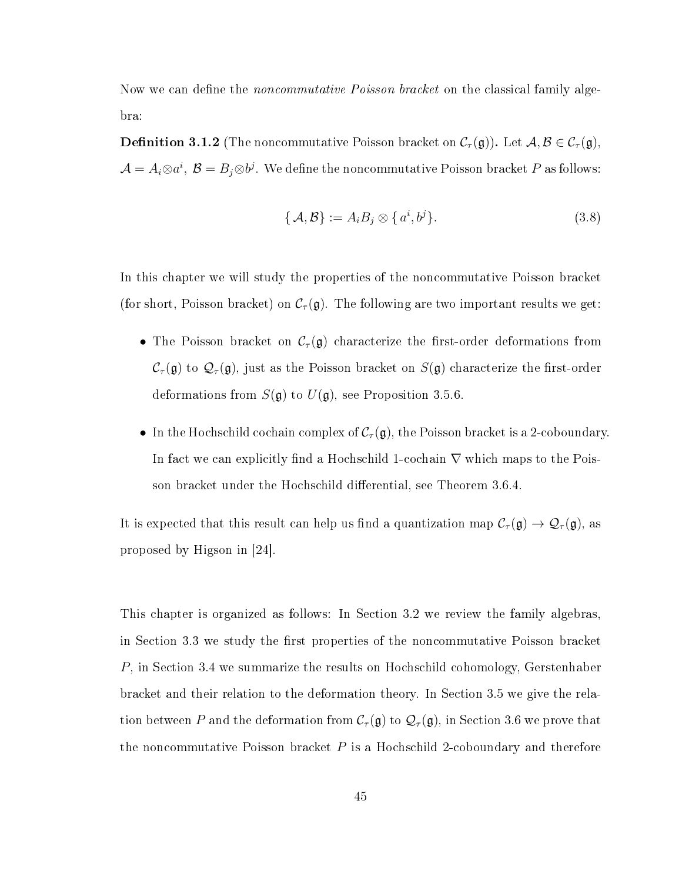Now we can define the *noncommutative Poisson bracket* on the classical family algebra:

**Definition 3.1.2** (The noncommutative Poisson bracket on $\mathcal{C}_\tau(\mathfrak{g})$)**.** Let $\mathcal{A}, \mathcal{B} \in \mathcal{C}_\tau(\mathfrak{g})$, $\mathcal{A} = A_i \otimes a^i$, $\mathcal{B} = B_j \otimes b^j$. We define the noncommutative Poisson bracket $P$ as follows:

$$\{\mathcal{A}, \mathcal{B}\} := A_i B_j \otimes \{a^i, b^j\}. \tag{3.8}$$

In this chapter we will study the properties of the noncommutative Poisson bracket (for short, Poisson bracket) on $\mathcal{C}_\tau(\mathfrak{g})$. The following are two important results we get:

- The Poisson bracket on $\mathcal{C}_\tau(\mathfrak{g})$ characterize the first-order deformations from $\mathcal{C}_\tau(\mathfrak{g})$ to $\mathcal{Q}_\tau(\mathfrak{g})$, just as the Poisson bracket on $S(\mathfrak{g})$ characterize the first-order deformations from $S(\mathfrak{g})$ to $U(\mathfrak{g})$, see Proposition 3.5.6.
- In the Hochschild cochain complex of $\mathcal{C}_\tau(\mathfrak{g})$, the Poisson bracket is a 2-coboundary. In fact we can explicitly find a Hochschild 1-cochain $\nabla$ which maps to the Poisson bracket under the Hochschild differential, see Theorem 3.6.4.

It is expected that this result can help us find a quantization map $\mathcal{C}_\tau(\mathfrak{g}) \to \mathcal{Q}_\tau(\mathfrak{g})$, as proposed by Higson in [24].

This chapter is organized as follows: In Section 3.2 we review the family algebras, in Section 3.3 we study the first properties of the noncommutative Poisson bracket $P$, in Section 3.4 we summarize the results on Hochschild cohomology, Gerstenhaber bracket and their relation to the deformation theory. In Section 3.5 we give the relation between $P$ and the deformation from $\mathcal{C}_\tau(\mathfrak{g})$ to $\mathcal{Q}_\tau(\mathfrak{g})$, in Section 3.6 we prove that the noncommutative Poisson bracket $P$ is a Hochschild 2-coboundary and therefore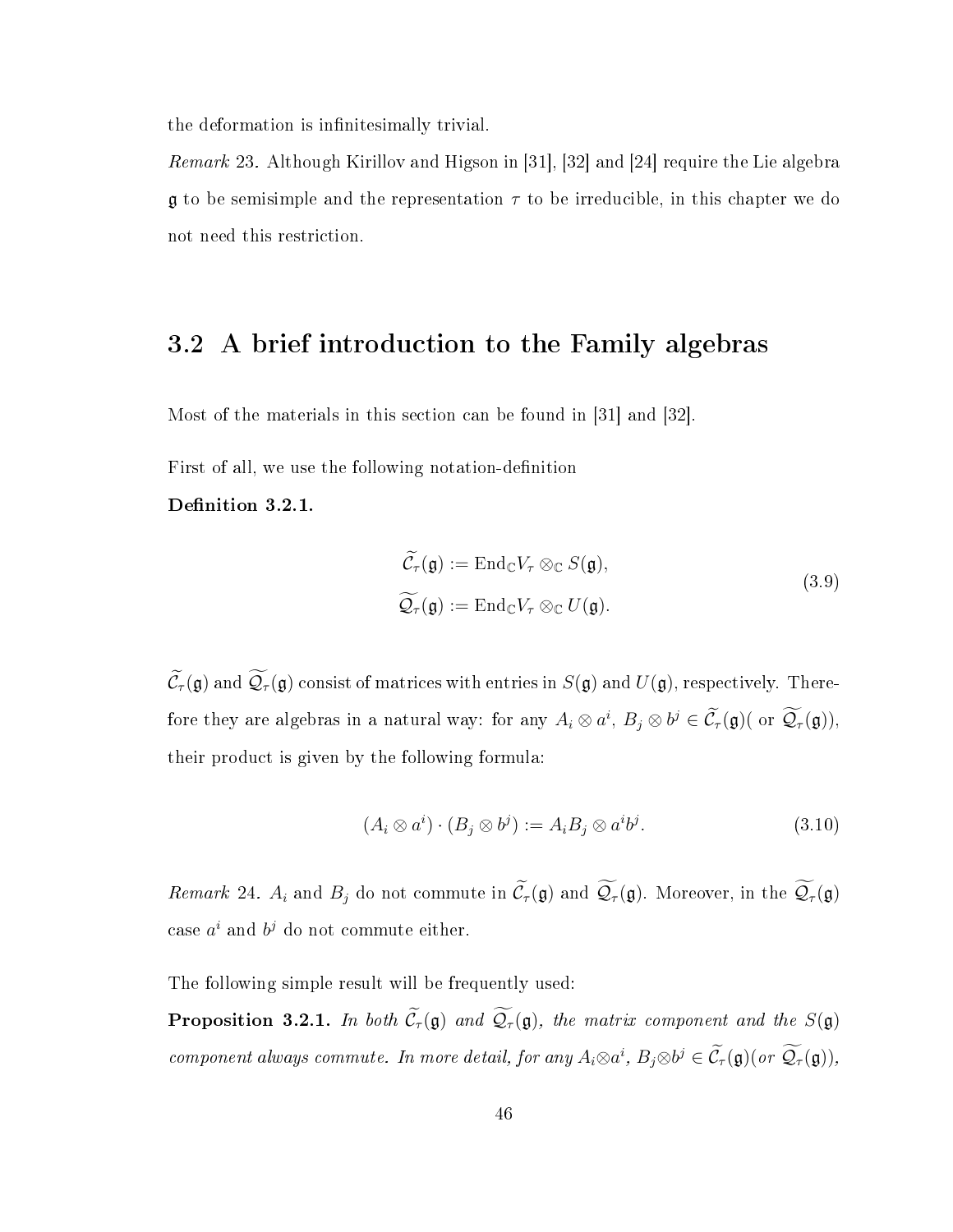the deformation is infinitesimally trivial.

*Remark* 23. Although Kirillov and Higson in [31], [32] and [24] require the Lie algebra $\mathfrak{g}$ to be semisimple and the representation $\tau$ to be irreducible, in this chapter we do not need this restriction.

## 3.2 A brief introduction to the Family algebras

Most of the materials in this section can be found in [31] and [32].

First of all, we use the following notation-definition

**Definition 3.2.1.**

$$
\begin{aligned}
\widetilde{\mathcal{C}_\tau}(\mathfrak{g}) &:= \mathrm{End}_{\mathbb{C}} V_\tau \otimes_{\mathbb{C}} S(\mathfrak{g}), \\
\widetilde{\mathcal{Q}_\tau}(\mathfrak{g}) &:= \mathrm{End}_{\mathbb{C}} V_\tau \otimes_{\mathbb{C}} U(\mathfrak{g}).
\end{aligned}
\tag{3.9}
$$

$\widetilde{\mathcal{C}_\tau}(\mathfrak{g})$ and $\widetilde{\mathcal{Q}_\tau}(\mathfrak{g})$ consist of matrices with entries in $S(\mathfrak{g})$ and $U(\mathfrak{g})$, respectively. Therefore they are algebras in a natural way: for any $A_i \otimes a^i$, $B_j \otimes b^j \in \widetilde{\mathcal{C}_\tau}(\mathfrak{g})$( or $\widetilde{\mathcal{Q}_\tau}(\mathfrak{g})$), their product is given by the following formula:

$$
(A_i \otimes a^i) \cdot (B_j \otimes b^j) := A_i B_j \otimes a^i b^j. \tag{3.10}
$$

*Remark* 24. $A_i$ and $B_j$ do not commute in $\widetilde{\mathcal{C}_\tau}(\mathfrak{g})$ and $\widetilde{\mathcal{Q}_\tau}(\mathfrak{g})$. Moreover, in the $\widetilde{\mathcal{Q}_\tau}(\mathfrak{g})$ case $a^i$ and $b^j$ do not commute either.

The following simple result will be frequently used:

**Proposition 3.2.1.** *In both $\widetilde{\mathcal{C}_\tau}(\mathfrak{g})$ and $\widetilde{\mathcal{Q}_\tau}(\mathfrak{g})$, the matrix component and the $S(\mathfrak{g})$ component always commute. In more detail, for any $A_i \otimes a^i$, $B_j \otimes b^j \in \widetilde{\mathcal{C}_\tau}(\mathfrak{g})$(or $\widetilde{\mathcal{Q}_\tau}(\mathfrak{g})$),*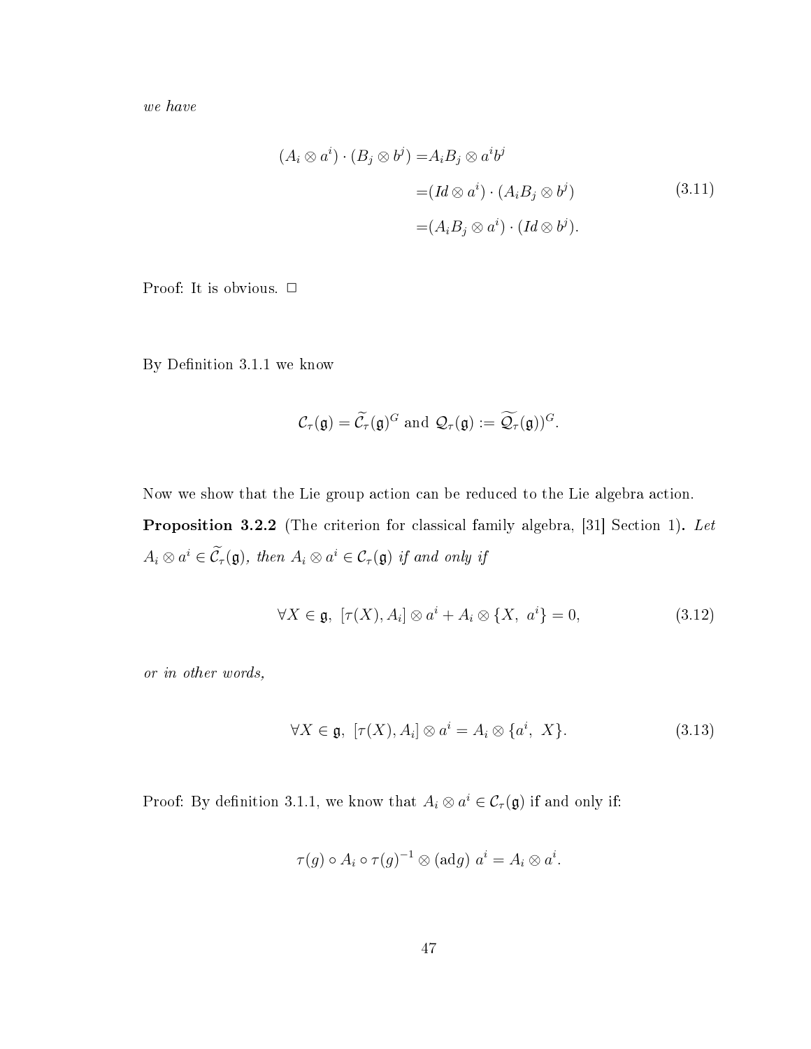*we have*

$$
\begin{aligned}
(A_i \otimes a^i) \cdot (B_j \otimes b^j) =& A_i B_j \otimes a^i b^j \\
=& (Id \otimes a^i) \cdot (A_i B_j \otimes b^j) \\
=& (A_i B_j \otimes a^i) \cdot (Id \otimes b^j).
\end{aligned}
\tag{3.11}
$$

Proof: It is obvious. □

By Definition 3.1.1 we know

$$
\mathcal{C}_\tau(\mathfrak{g}) = \widetilde{\mathcal{C}_\tau}(\mathfrak{g})^G \text{ and } \mathcal{Q}_\tau(\mathfrak{g}) := \widetilde{\mathcal{Q}_\tau}(\mathfrak{g}))^G.
$$

Now we show that the Lie group action can be reduced to the Lie algebra action.

**Proposition 3.2.2** (The criterion for classical family algebra, [31] Section 1)**.** *Let $A_i \otimes a^i \in \widetilde{\mathcal{C}_\tau}(\mathfrak{g})$, then $A_i \otimes a^i \in \mathcal{C}_\tau(\mathfrak{g})$ if and only if*

$$
\forall X \in \mathfrak{g},\ [\tau(X), A_i] \otimes a^i + A_i \otimes \{X,\ a^i\} = 0,
\tag{3.12}
$$

*or in other words,*

$$
\forall X \in \mathfrak{g},\ [\tau(X), A_i] \otimes a^i = A_i \otimes \{a^i,\ X\}.
\tag{3.13}
$$

Proof: By definition 3.1.1, we know that $A_i \otimes a^i \in \mathcal{C}_\tau(\mathfrak{g})$ if and only if:

$$
\tau(g) \circ A_i \circ \tau(g)^{-1} \otimes (\mathrm{ad} g)\ a^i = A_i \otimes a^i.
$$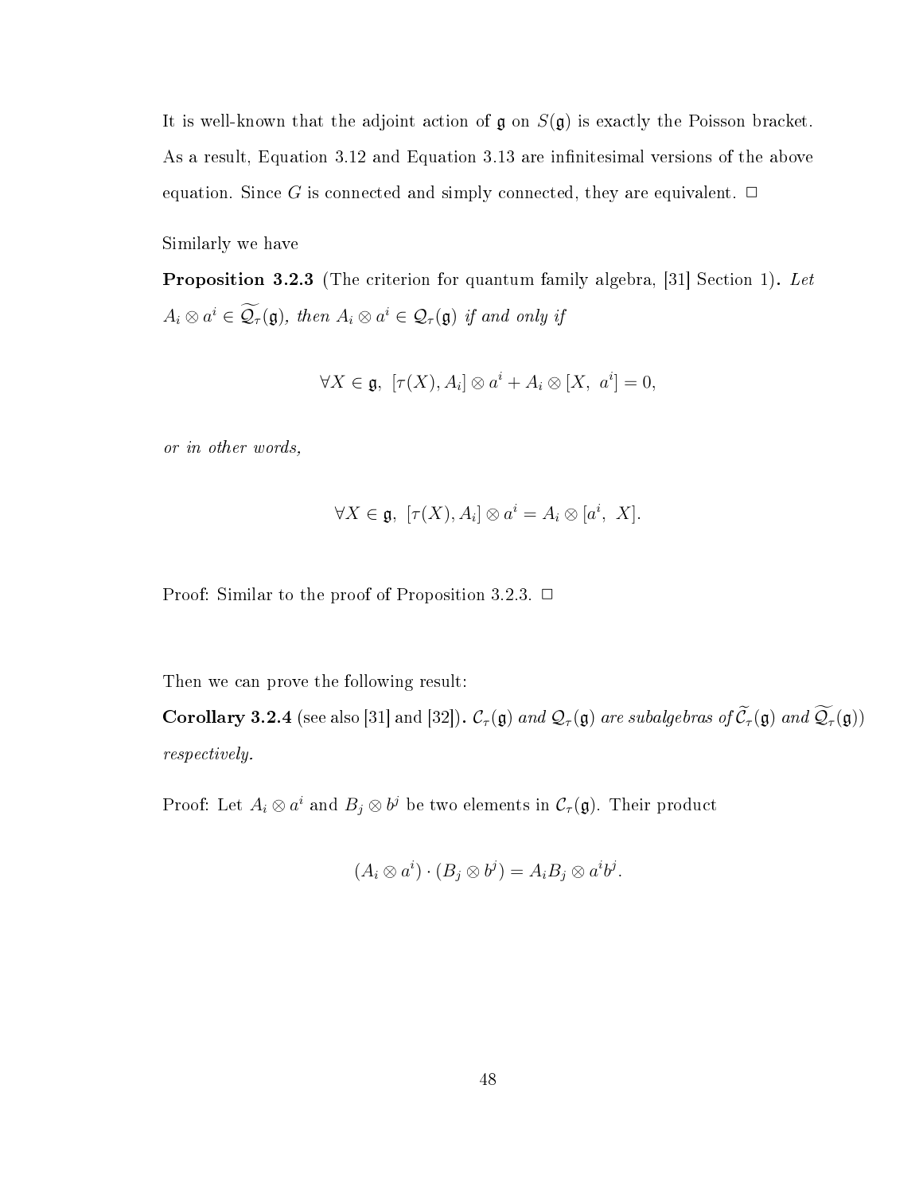It is well-known that the adjoint action of $\mathfrak{g}$ on $S(\mathfrak{g})$ is exactly the Poisson bracket. As a result, Equation 3.12 and Equation 3.13 are infinitesimal versions of the above equation. Since $G$ is connected and simply connected, they are equivalent. $\Box$

Similarly we have

**Proposition 3.2.3** (The criterion for quantum family algebra, [31] Section 1)**.** *Let $A_i \otimes a^i \in \widetilde{\mathcal{Q}_\tau}(\mathfrak{g})$, then $A_i \otimes a^i \in \mathcal{Q}_\tau(\mathfrak{g})$ if and only if*

$$\forall X \in \mathfrak{g},\ [\tau(X), A_i] \otimes a^i + A_i \otimes [X,\ a^i] = 0,$$

*or in other words,*

$$\forall X \in \mathfrak{g},\ [\tau(X), A_i] \otimes a^i = A_i \otimes [a^i,\ X].$$

Proof: Similar to the proof of Proposition 3.2.3. $\Box$

Then we can prove the following result:

**Corollary 3.2.4** (see also [31] and [32])**.** *$\mathcal{C}_\tau(\mathfrak{g})$ and $\mathcal{Q}_\tau(\mathfrak{g})$ are subalgebras of $\widetilde{\mathcal{C}}_\tau(\mathfrak{g})$ and $\widetilde{\mathcal{Q}_\tau}(\mathfrak{g})$) respectively.*

Proof: Let $A_i \otimes a^i$ and $B_j \otimes b^j$ be two elements in $\mathcal{C}_\tau(\mathfrak{g})$. Their product

$$(A_i \otimes a^i) \cdot (B_j \otimes b^j) = A_i B_j \otimes a^i b^j.$$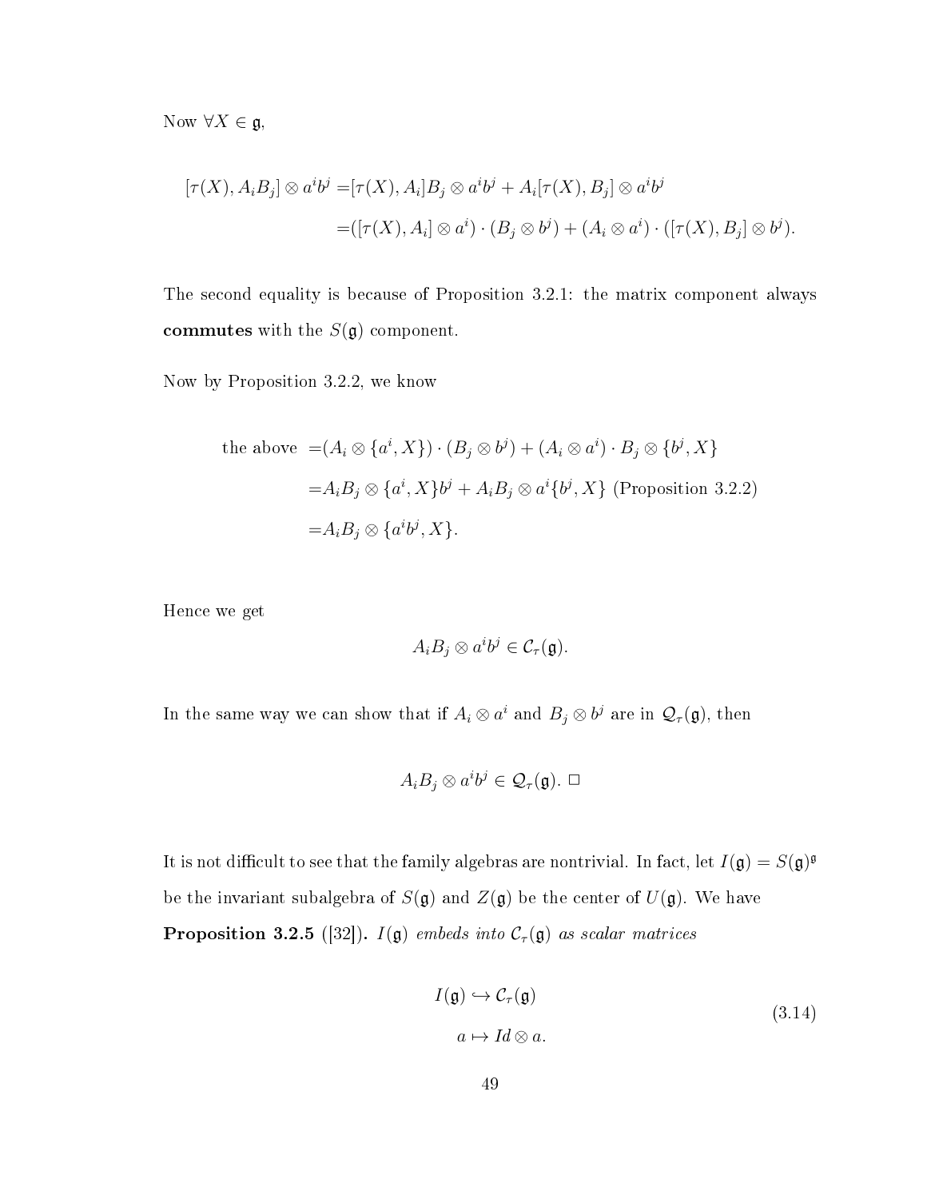Now $\forall X \in \mathfrak{g}$,

$$
\begin{aligned}
[\tau(X), A_iB_j] \otimes a^ib^j =& [\tau(X), A_i]B_j \otimes a^ib^j + A_i[\tau(X), B_j] \otimes a^ib^j \\
=& ([\tau(X), A_i] \otimes a^i) \cdot (B_j \otimes b^j) + (A_i \otimes a^i) \cdot ([\tau(X), B_j] \otimes b^j).
\end{aligned}
$$

The second equality is because of Proposition 3.2.1: the matrix component always **commutes** with the $S(\mathfrak{g})$ component.

Now by Proposition 3.2.2, we know

$$
\begin{aligned}
\text{the above } =& (A_i \otimes \{a^i, X\}) \cdot (B_j \otimes b^j) + (A_i \otimes a^i) \cdot B_j \otimes \{b^j, X\} \\
=& A_iB_j \otimes \{a^i, X\}b^j + A_iB_j \otimes a^i\{b^j, X\} \text{ (Proposition 3.2.2)} \\
=& A_iB_j \otimes \{a^ib^j, X\}.
\end{aligned}
$$

Hence we get

$$
A_iB_j \otimes a^ib^j \in \mathcal{C}_\tau(\mathfrak{g}).
$$

In the same way we can show that if $A_i \otimes a^i$ and $B_j \otimes b^j$ are in $\mathcal{Q}_\tau(\mathfrak{g})$, then

$$
A_iB_j \otimes a^ib^j \in \mathcal{Q}_\tau(\mathfrak{g}). \ \square
$$

It is not difficult to see that the family algebras are nontrivial. In fact, let $I(\mathfrak{g}) = S(\mathfrak{g})^{\mathfrak{g}}$ be the invariant subalgebra of $S(\mathfrak{g})$ and $Z(\mathfrak{g})$ be the center of $U(\mathfrak{g})$. We have

**Proposition 3.2.5** ([32]). *$I(\mathfrak{g})$ embeds into $\mathcal{C}_\tau(\mathfrak{g})$ as scalar matrices*

$$
\begin{aligned}
I(\mathfrak{g}) &\hookrightarrow \mathcal{C}_\tau(\mathfrak{g}) \\
a &\mapsto Id \otimes a.
\end{aligned}
\tag{3.14}
$$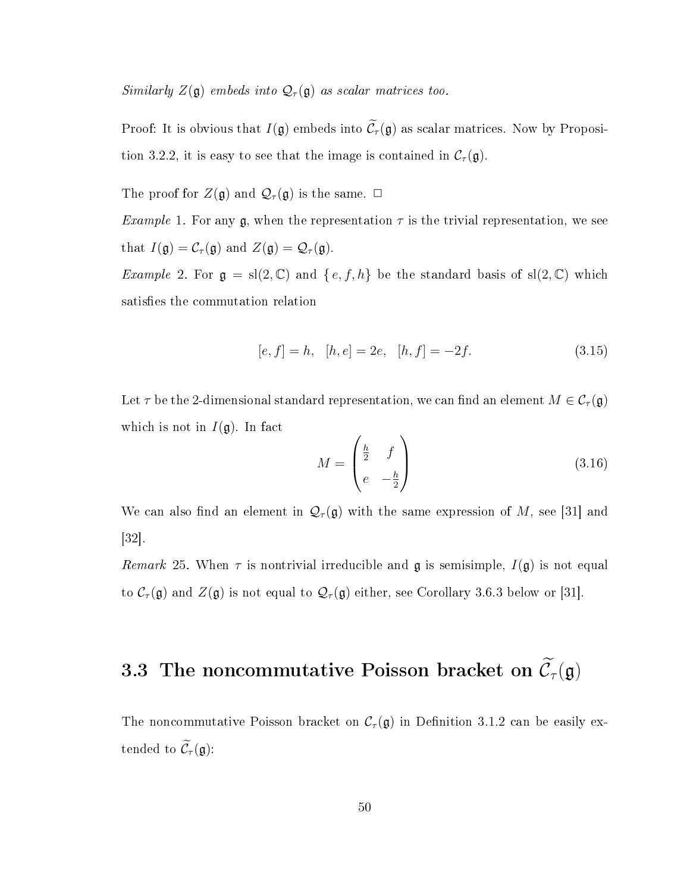*Similarly $Z(\mathfrak{g})$ embeds into $\mathcal{Q}_\tau(\mathfrak{g})$ as scalar matrices too.*

Proof: It is obvious that $I(\mathfrak{g})$ embeds into $\widetilde{\mathcal{C}}_\tau(\mathfrak{g})$ as scalar matrices. Now by Proposition 3.2.2, it is easy to see that the image is contained in $\mathcal{C}_\tau(\mathfrak{g})$.

The proof for $Z(\mathfrak{g})$ and $\mathcal{Q}_\tau(\mathfrak{g})$ is the same. □

*Example* 1. For any $\mathfrak{g}$, when the representation $\tau$ is the trivial representation, we see that $I(\mathfrak{g}) = \mathcal{C}_\tau(\mathfrak{g})$ and $Z(\mathfrak{g}) = \mathcal{Q}_\tau(\mathfrak{g})$.

*Example* 2. For $\mathfrak{g} = \mathrm{sl}(2, \mathbb{C})$ and $\{e, f, h\}$ be the standard basis of $\mathrm{sl}(2, \mathbb{C})$ which satisfies the commutation relation

$$[e, f] = h, \quad [h, e] = 2e, \quad [h, f] = -2f. \tag{3.15}$$

Let $\tau$ be the 2-dimensional standard representation, we can find an element $M \in \mathcal{C}_\tau(\mathfrak{g})$ which is not in $I(\mathfrak{g})$. In fact

$$M = \begin{pmatrix} \frac{h}{2} & f \\ e & -\frac{h}{2} \end{pmatrix} \tag{3.16}$$

We can also find an element in $\mathcal{Q}_\tau(\mathfrak{g})$ with the same expression of $M$, see [31] and [32].

*Remark* 25. When $\tau$ is nontrivial irreducible and $\mathfrak{g}$ is semisimple, $I(\mathfrak{g})$ is not equal to $\mathcal{C}_\tau(\mathfrak{g})$ and $Z(\mathfrak{g})$ is not equal to $\mathcal{Q}_\tau(\mathfrak{g})$ either, see Corollary 3.6.3 below or [31].

## 3.3 The noncommutative Poisson bracket on $\widetilde{\mathcal{C}}_\tau(\mathfrak{g})$

The noncommutative Poisson bracket on $\mathcal{C}_\tau(\mathfrak{g})$ in Definition 3.1.2 can be easily extended to $\widetilde{\mathcal{C}}_\tau(\mathfrak{g})$: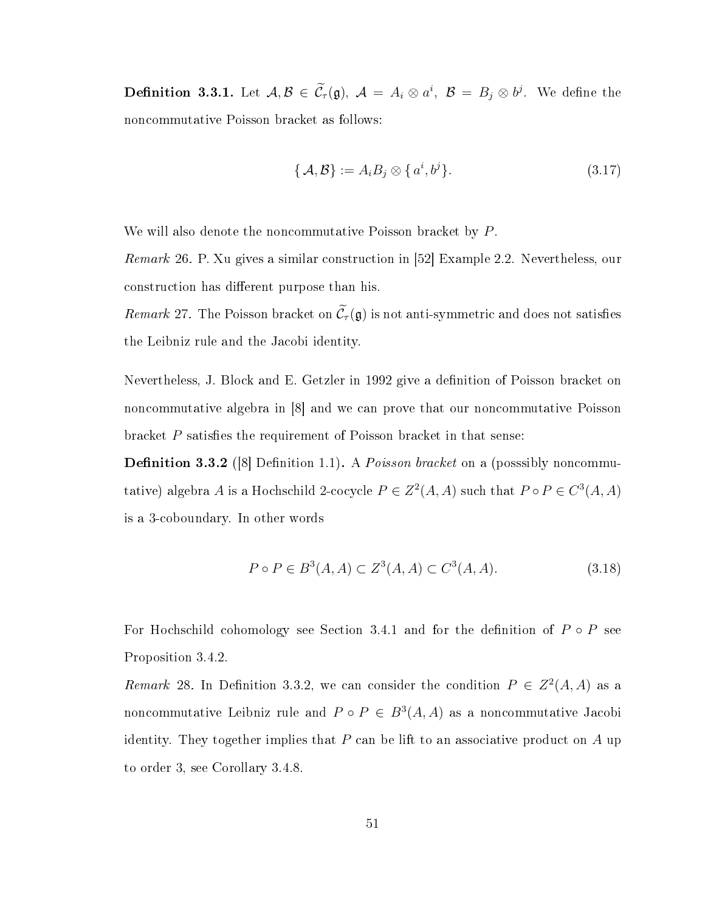**Definition 3.3.1.** Let $\mathcal{A}, \mathcal{B} \in \widetilde{\mathcal{C}_\tau}(\mathfrak{g})$, $\mathcal{A} = A_i \otimes a^i$, $\mathcal{B} = B_j \otimes b^j$. We define the noncommutative Poisson bracket as follows:

$$\{\mathcal{A}, \mathcal{B}\} := A_i B_j \otimes \{a^i, b^j\}. \tag{3.17}$$

We will also denote the noncommutative Poisson bracket by $P$.

*Remark* 26. P. Xu gives a similar construction in [52] Example 2.2. Nevertheless, our construction has different purpose than his.

*Remark* 27. The Poisson bracket on $\widetilde{\mathcal{C}_\tau}(\mathfrak{g})$ is not anti-symmetric and does not satisfies the Leibniz rule and the Jacobi identity.

Nevertheless, J. Block and E. Getzler in 1992 give a definition of Poisson bracket on noncommutative algebra in [8] and we can prove that our noncommutative Poisson bracket $P$ satisfies the requirement of Poisson bracket in that sense:

**Definition 3.3.2** ([8] Definition 1.1)**.** A *Poisson bracket* on a (posssibly noncommutative) algebra $A$ is a Hochschild 2-cocycle $P \in Z^2(A, A)$ such that $P \circ P \in C^3(A, A)$ is a 3-coboundary. In other words

$$P \circ P \in B^3(A, A) \subset Z^3(A, A) \subset C^3(A, A). \tag{3.18}$$

For Hochschild cohomology see Section 3.4.1 and for the definition of $P \circ P$ see Proposition 3.4.2.

*Remark* 28. In Definition 3.3.2, we can consider the condition $P \in Z^2(A, A)$ as a noncommutative Leibniz rule and $P \circ P \in B^3(A, A)$ as a noncommutative Jacobi identity. They together implies that $P$ can be lift to an associative product on $A$ up to order 3, see Corollary 3.4.8.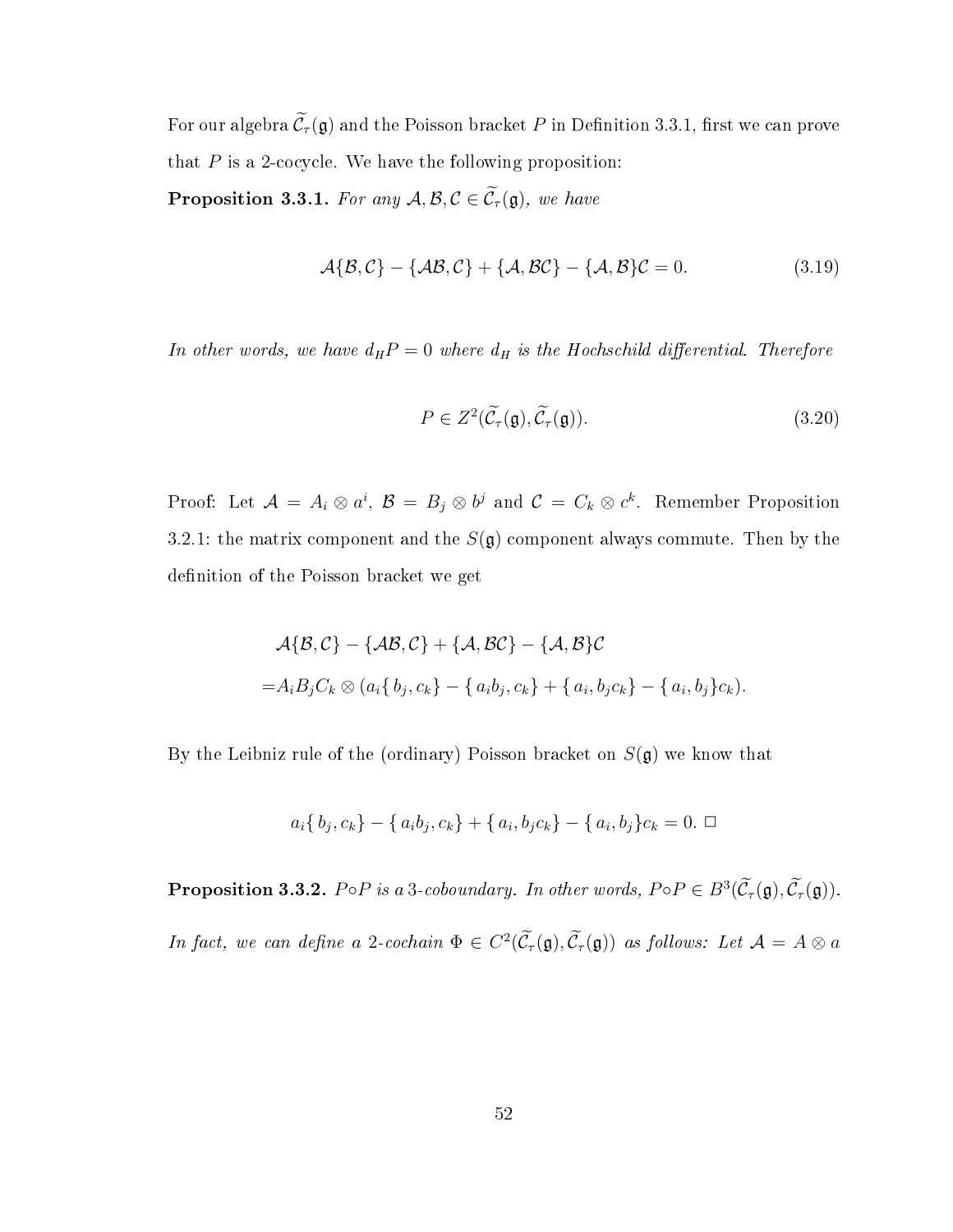For our algebra $\widetilde{\mathcal{C}}_\tau(\mathfrak{g})$ and the Poisson bracket $P$ in Definition 3.3.1, first we can prove that $P$ is a 2-cocycle. We have the following proposition:

**Proposition 3.3.1.** *For any $\mathcal{A}, \mathcal{B}, \mathcal{C} \in \widetilde{\mathcal{C}}_\tau(\mathfrak{g})$, we have*

$$\mathcal{A}\{\mathcal{B}, \mathcal{C}\} - \{\mathcal{A}\mathcal{B}, \mathcal{C}\} + \{\mathcal{A}, \mathcal{B}\mathcal{C}\} - \{\mathcal{A}, \mathcal{B}\}\mathcal{C} = 0. \tag{3.19}$$

*In other words, we have $d_H P = 0$ where $d_H$ is the Hochschild differential. Therefore*

$$P \in Z^2(\widetilde{\mathcal{C}}_\tau(\mathfrak{g}), \widetilde{\mathcal{C}}_\tau(\mathfrak{g})). \tag{3.20}$$

Proof: Let $\mathcal{A} = A_i \otimes a^i$, $\mathcal{B} = B_j \otimes b^j$ and $\mathcal{C} = C_k \otimes c^k$. Remember Proposition 3.2.1: the matrix component and the $S(\mathfrak{g})$ component always commute. Then by the definition of the Poisson bracket we get

$$\begin{aligned}
&\mathcal{A}\{\mathcal{B}, \mathcal{C}\} - \{\mathcal{A}\mathcal{B}, \mathcal{C}\} + \{\mathcal{A}, \mathcal{B}\mathcal{C}\} - \{\mathcal{A}, \mathcal{B}\}\mathcal{C} \\
=& A_i B_j C_k \otimes (a_i\{\, b_j, c_k\} - \{\, a_i b_j, c_k\} + \{\, a_i, b_j c_k\} - \{\, a_i, b_j\} c_k).
\end{aligned}$$

By the Leibniz rule of the (ordinary) Poisson bracket on $S(\mathfrak{g})$ we know that

$$a_i\{\, b_j, c_k\} - \{\, a_i b_j, c_k\} + \{\, a_i, b_j c_k\} - \{\, a_i, b_j\} c_k = 0. \ \square$$

**Proposition 3.3.2.** *$P \circ P$ is a 3-coboundary. In other words, $P \circ P \in B^3(\widetilde{\mathcal{C}}_\tau(\mathfrak{g}), \widetilde{\mathcal{C}}_\tau(\mathfrak{g}))$. In fact, we can define a 2-cochain $\Phi \in C^2(\widetilde{\mathcal{C}}_\tau(\mathfrak{g}), \widetilde{\mathcal{C}}_\tau(\mathfrak{g}))$ as follows: Let $\mathcal{A} = A \otimes a$*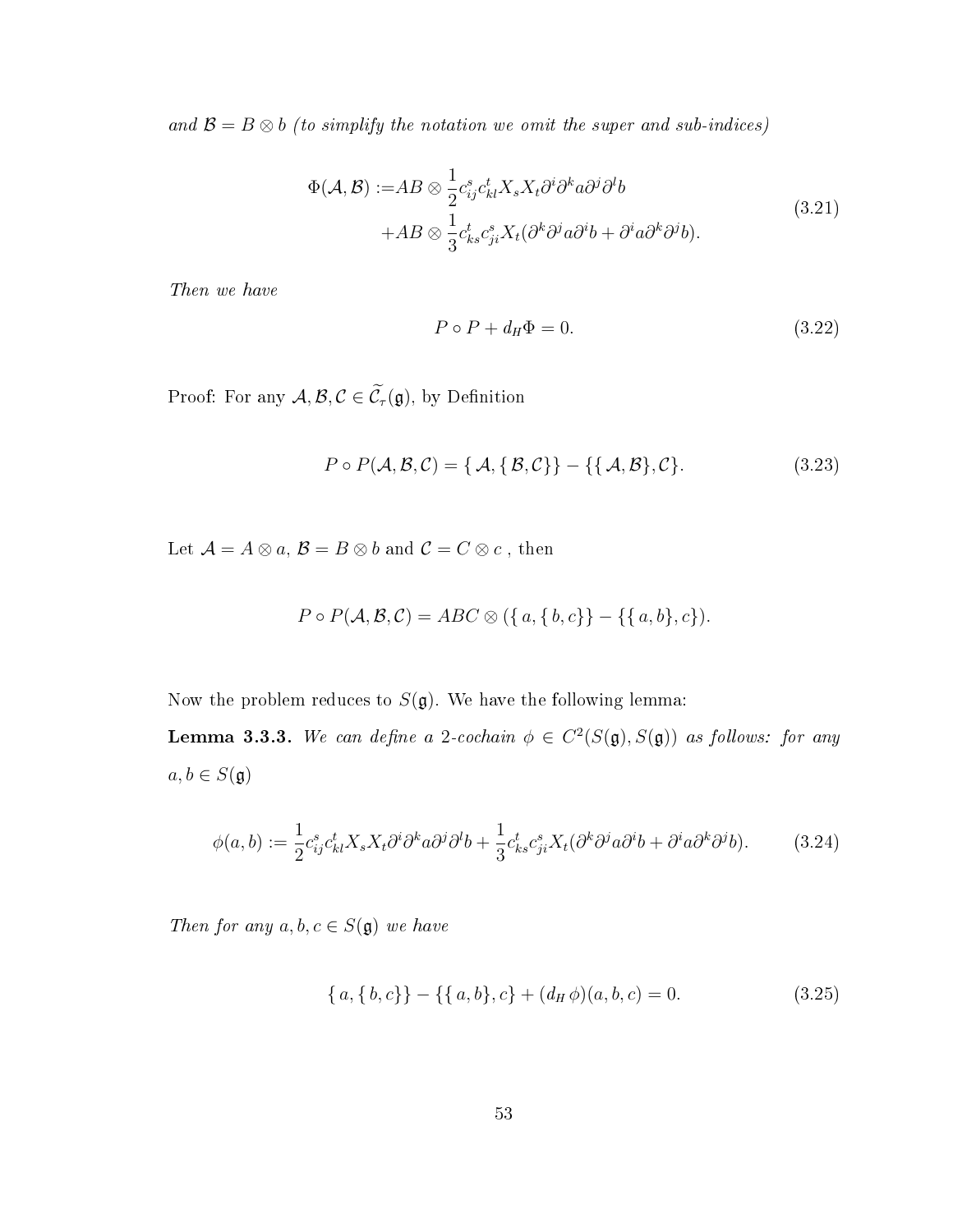*and $\mathcal{B} = B \otimes b$ (to simplify the notation we omit the super and sub-indices)*

$$
\begin{aligned}
\Phi(\mathcal{A}, \mathcal{B}) :=& AB \otimes \frac{1}{2} c_{ij}^{s} c_{kl}^{t} X_s X_t \partial^i \partial^k a \partial^j \partial^l b \\
&+ AB \otimes \frac{1}{3} c_{ks}^{t} c_{ji}^{s} X_t (\partial^k \partial^j a \partial^i b + \partial^i a \partial^k \partial^j b).
\end{aligned}
\tag{3.21}
$$

*Then we have*

$$
P \circ P + d_H \Phi = 0. \tag{3.22}
$$

Proof: For any $\mathcal{A}, \mathcal{B}, \mathcal{C} \in \widetilde{\mathcal{C}}_\tau(\mathfrak{g})$, by Definition

$$
P \circ P(\mathcal{A}, \mathcal{B}, \mathcal{C}) = \{\, \mathcal{A}, \{\, \mathcal{B}, \mathcal{C}\}\} - \{\{\, \mathcal{A}, \mathcal{B}\}, \mathcal{C}\}. \tag{3.23}
$$

Let $\mathcal{A} = A \otimes a$, $\mathcal{B} = B \otimes b$ and $\mathcal{C} = C \otimes c$ , then

$$
P \circ P(\mathcal{A}, \mathcal{B}, \mathcal{C}) = ABC \otimes (\{\, a, \{\, b, c\}\} - \{\{\, a, b\}, c\}).
$$

Now the problem reduces to $S(\mathfrak{g})$. We have the following lemma:

**Lemma 3.3.3.** *We can define a 2-cochain $\phi \in C^2(S(\mathfrak{g}), S(\mathfrak{g}))$ as follows: for any $a, b \in S(\mathfrak{g})$*

$$
\phi(a, b) := \frac{1}{2} c_{ij}^{s} c_{kl}^{t} X_s X_t \partial^i \partial^k a \partial^j \partial^l b + \frac{1}{3} c_{ks}^{t} c_{ji}^{s} X_t (\partial^k \partial^j a \partial^i b + \partial^i a \partial^k \partial^j b). \tag{3.24}
$$

*Then for any $a, b, c \in S(\mathfrak{g})$ we have*

$$
\{\, a, \{\, b, c\}\} - \{\{\, a, b\}, c\} + (d_H\, \phi)(a, b, c) = 0. \tag{3.25}
$$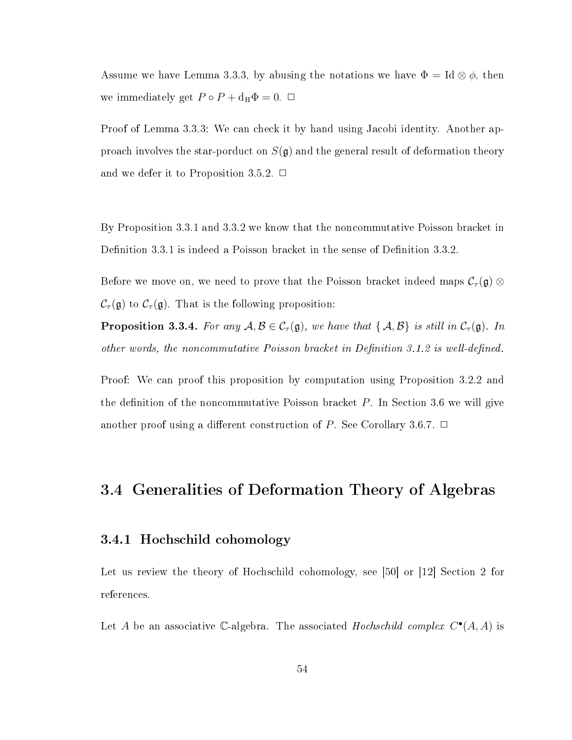Assume we have Lemma 3.3.3, by abusing the notations we have $\Phi = \mathrm{Id} \otimes \phi$, then we immediately get $P \circ P + \mathrm{d_H}\Phi = 0$. $\square$

Proof of Lemma 3.3.3: We can check it by hand using Jacobi identity. Another approach involves the star-porduct on $S(\mathfrak{g})$ and the general result of deformation theory and we defer it to Proposition 3.5.2. $\square$

By Proposition 3.3.1 and 3.3.2 we know that the noncommutative Poisson bracket in Definition 3.3.1 is indeed a Poisson bracket in the sense of Definition 3.3.2.

Before we move on, we need to prove that the Poisson bracket indeed maps $\mathcal{C}_\tau(\mathfrak{g}) \otimes \mathcal{C}_\tau(\mathfrak{g})$ to $\mathcal{C}_\tau(\mathfrak{g})$. That is the following proposition:

**Proposition 3.3.4.** *For any $\mathcal{A}, \mathcal{B} \in \mathcal{C}_\tau(\mathfrak{g})$, we have that $\{\mathcal{A}, \mathcal{B}\}$ is still in $\mathcal{C}_\tau(\mathfrak{g})$. In other words, the noncommutative Poisson bracket in Definition 3.1.2 is well-defined.*

Proof: We can proof this proposition by computation using Proposition 3.2.2 and the definition of the noncommutative Poisson bracket $P$. In Section 3.6 we will give another proof using a different construction of $P$. See Corollary 3.6.7. $\square$

## 3.4 Generalities of Deformation Theory of Algebras

### 3.4.1 Hochschild cohomology

Let us review the theory of Hochschild cohomology, see [50] or [12] Section 2 for references.

Let $A$ be an associative $\mathbb{C}$-algebra. The associated *Hochschild complex* $C^\bullet(A, A)$ is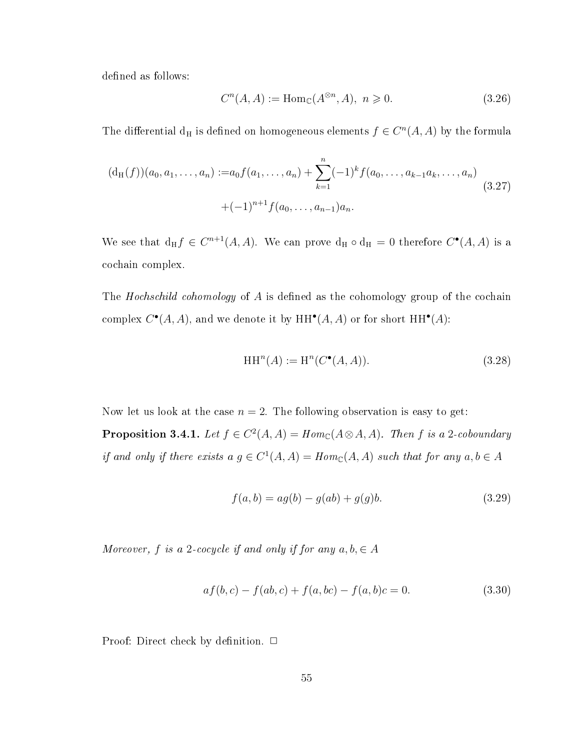defined as follows:

$$C^n(A, A) := \mathrm{Hom}_{\mathbb{C}}(A^{\otimes n}, A), \ n \geqslant 0. \tag{3.26}$$

The differential $\mathrm{d_H}$ is defined on homogeneous elements $f \in C^n(A, A)$ by the formula

$$\begin{aligned}(\mathrm{d_H}(f))(a_0, a_1, \ldots, a_n) :=& a_0 f(a_1, \ldots, a_n) + \sum_{k=1}^{n} (-1)^k f(a_0, \ldots, a_{k-1}a_k, \ldots, a_n) \\ &+ (-1)^{n+1} f(a_0, \ldots, a_{n-1}) a_n.\end{aligned} \tag{3.27}$$

We see that $\mathrm{d_H} f \in C^{n+1}(A, A)$. We can prove $\mathrm{d_H} \circ \mathrm{d_H} = 0$ therefore $C^\bullet(A, A)$ is a cochain complex.

The *Hochschild cohomology* of $A$ is defined as the cohomology group of the cochain complex $C^\bullet(A, A)$, and we denote it by $\mathrm{HH}^\bullet(A, A)$ or for short $\mathrm{HH}^\bullet(A)$:

$$\mathrm{HH}^n(A) := \mathrm{H}^n(C^\bullet(A, A)). \tag{3.28}$$

Now let us look at the case $n = 2$. The following observation is easy to get:

**Proposition 3.4.1.** *Let $f \in C^2(A, A) = Hom_{\mathbb{C}}(A \otimes A, A)$. Then $f$ is a 2-coboundary if and only if there exists a $g \in C^1(A, A) = Hom_{\mathbb{C}}(A, A)$ such that for any $a, b \in A$*

$$f(a, b) = ag(b) - g(ab) + g(g)b. \tag{3.29}$$

*Moreover, $f$ is a 2-cocycle if and only if for any $a, b, \in A$*

$$af(b, c) - f(ab, c) + f(a, bc) - f(a, b)c = 0. \tag{3.30}$$

Proof: Direct check by definition. □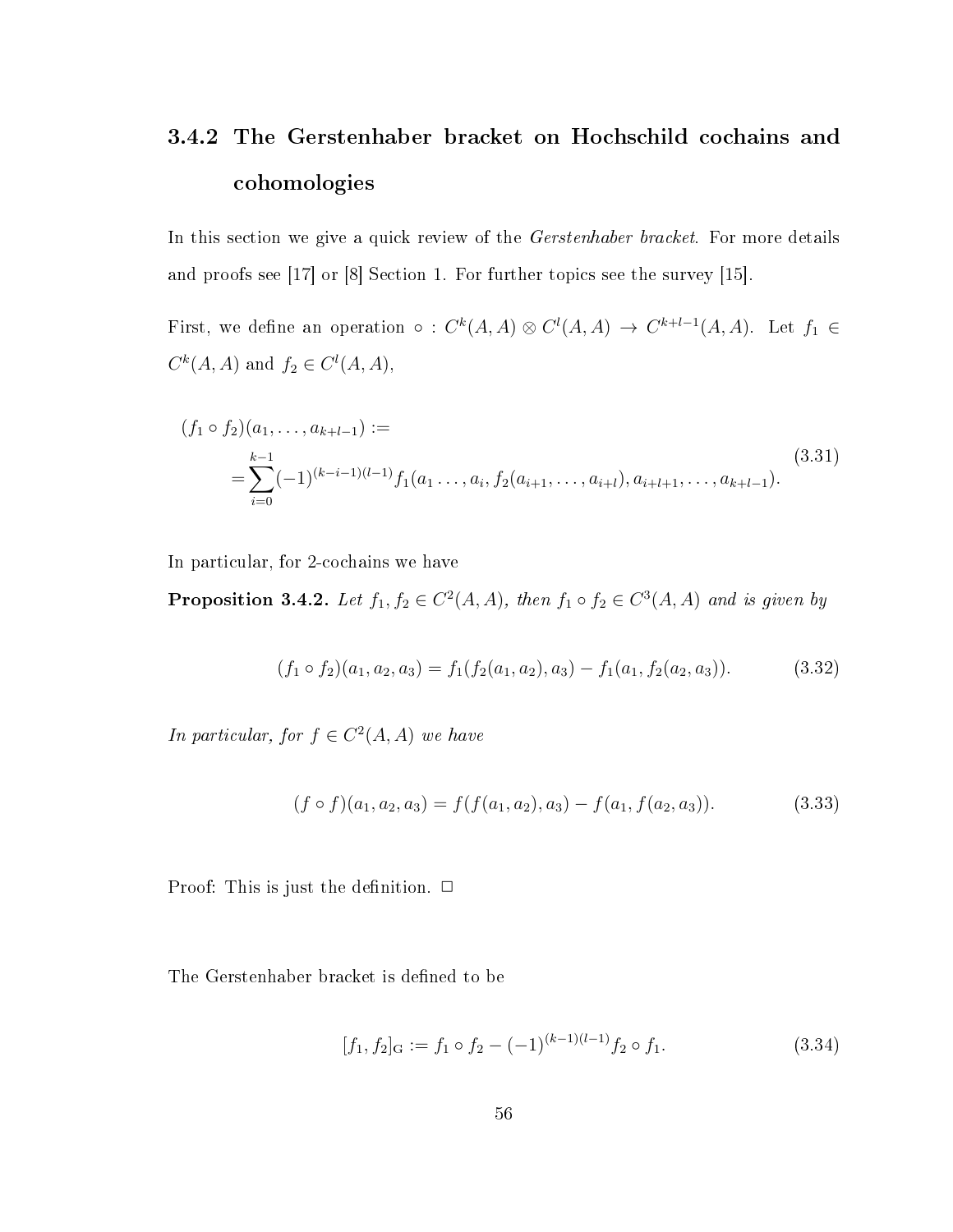### 3.4.2 The Gerstenhaber bracket on Hochschild cochains and cohomologies

In this section we give a quick review of the *Gerstenhaber bracket*. For more details and proofs see [17] or [8] Section 1. For further topics see the survey [15].

First, we define an operation $\circ : C^k(A,A) \otimes C^l(A,A) \to C^{k+l-1}(A,A)$. Let $f_1 \in C^k(A,A)$ and $f_2 \in C^l(A,A)$,

$$
\begin{aligned}
&(f_1 \circ f_2)(a_1, \ldots, a_{k+l-1}) := \\
&\quad = \sum_{i=0}^{k-1} (-1)^{(k-i-1)(l-1)} f_1(a_1 \ldots, a_i, f_2(a_{i+1}, \ldots, a_{i+l}), a_{i+l+1}, \ldots, a_{k+l-1}).
\end{aligned}
\tag{3.31}
$$

In particular, for 2-cochains we have

**Proposition 3.4.2.** *Let $f_1, f_2 \in C^2(A,A)$, then $f_1 \circ f_2 \in C^3(A,A)$ and is given by*

$$
(f_1 \circ f_2)(a_1, a_2, a_3) = f_1(f_2(a_1, a_2), a_3) - f_1(a_1, f_2(a_2, a_3)). \tag{3.32}
$$

*In particular, for $f \in C^2(A,A)$ we have*

$$
(f \circ f)(a_1, a_2, a_3) = f(f(a_1, a_2), a_3) - f(a_1, f(a_2, a_3)). \tag{3.33}
$$

Proof: This is just the definition. □

The Gerstenhaber bracket is defined to be

$$
[f_1, f_2]_{\mathrm{G}} := f_1 \circ f_2 - (-1)^{(k-1)(l-1)} f_2 \circ f_1. \tag{3.34}
$$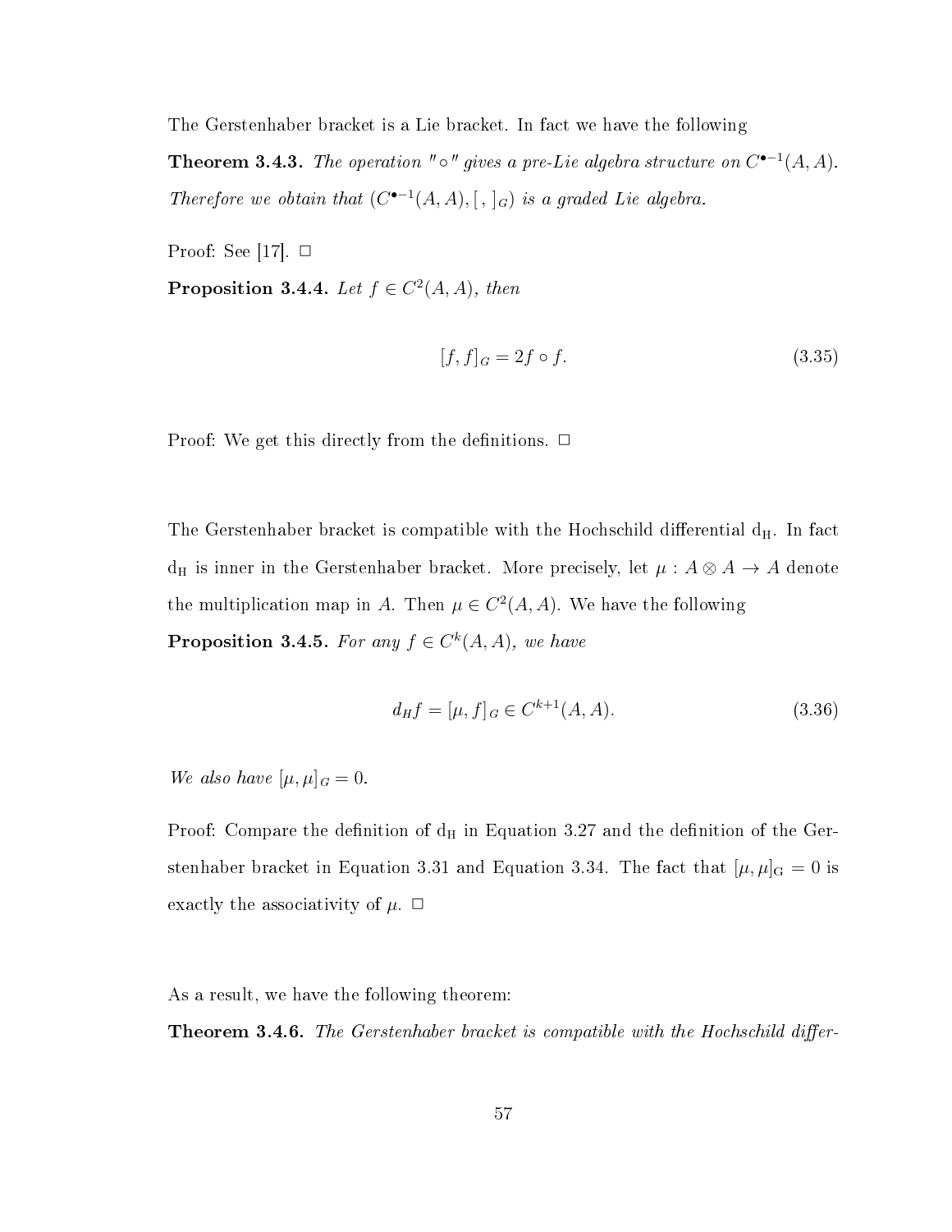The Gerstenhaber bracket is a Lie bracket. In fact we have the following

**Theorem 3.4.3.** *The operation "$\circ$" gives a pre-Lie algebra structure on $C^{\bullet-1}(A, A)$. Therefore we obtain that $(C^{\bullet-1}(A, A), [\,,\,]_G)$ is a graded Lie algebra.*

Proof: See [17]. □

**Proposition 3.4.4.** *Let $f \in C^2(A, A)$, then*

$$[f, f]_G = 2f \circ f. \tag{3.35}$$

Proof: We get this directly from the definitions. □

The Gerstenhaber bracket is compatible with the Hochschild differential $\mathrm{d_H}$. In fact $\mathrm{d_H}$ is inner in the Gerstenhaber bracket. More precisely, let $\mu : A \otimes A \to A$ denote the multiplication map in $A$. Then $\mu \in C^2(A, A)$. We have the following

**Proposition 3.4.5.** *For any $f \in C^k(A, A)$, we have*

$$d_H f = [\mu, f]_G \in C^{k+1}(A, A). \tag{3.36}$$

*We also have $[\mu, \mu]_G = 0$.*

Proof: Compare the definition of $\mathrm{d_H}$ in Equation 3.27 and the definition of the Gerstenhaber bracket in Equation 3.31 and Equation 3.34. The fact that $[\mu, \mu]_{\mathrm{G}} = 0$ is exactly the associativity of $\mu$. □

As a result, we have the following theorem:

**Theorem 3.4.6.** *The Gerstenhaber bracket is compatible with the Hochschild differ-*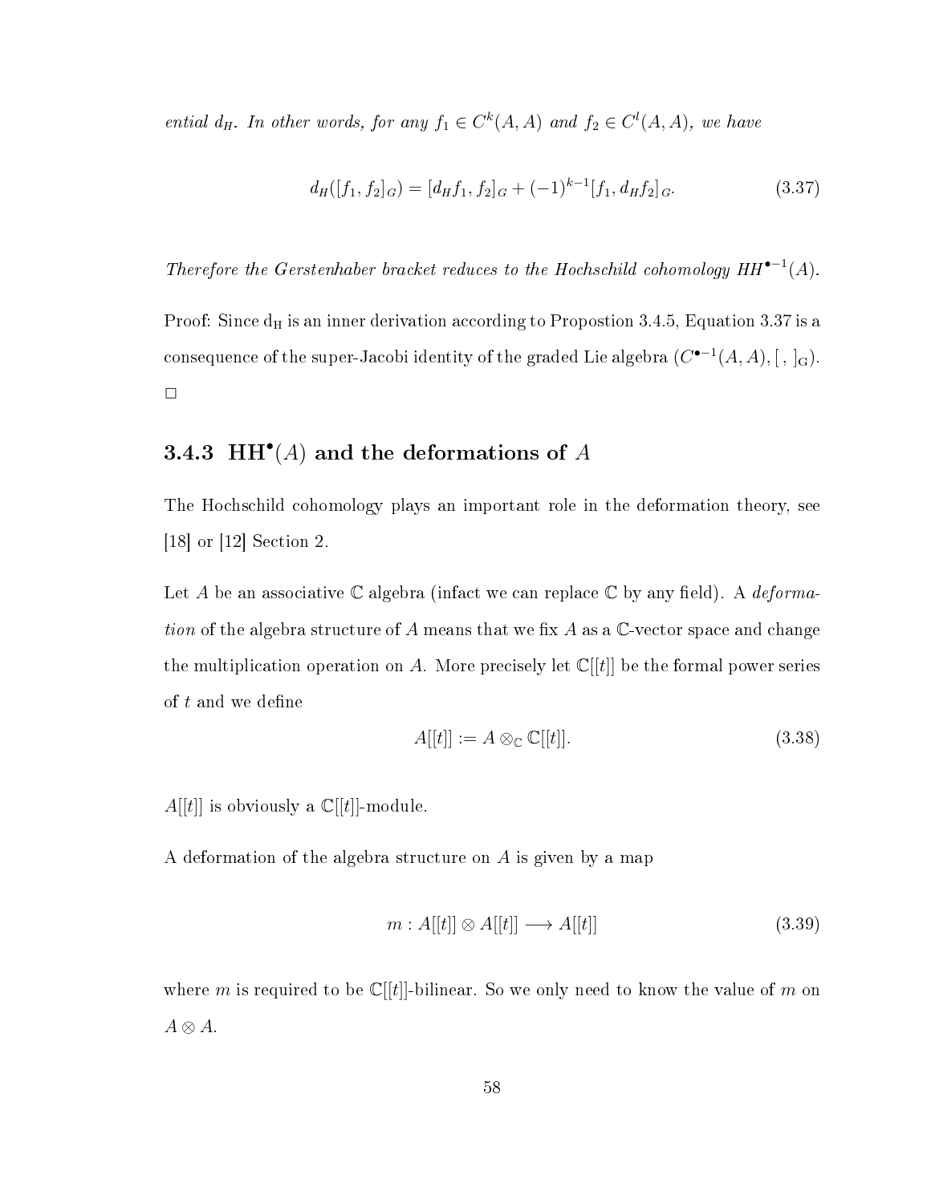*ential $d_H$. In other words, for any $f_1 \in C^k(A, A)$ and $f_2 \in C^l(A, A)$, we have*

$$d_H([f_1, f_2]_G) = [d_H f_1, f_2]_G + (-1)^{k-1}[f_1, d_H f_2]_G. \tag{3.37}$$

*Therefore the Gerstenhaber bracket reduces to the Hochschild cohomology $HH^{\bullet -1}(A)$.*

Proof: Since $d_H$ is an inner derivation according to Propostion 3.4.5, Equation 3.37 is a consequence of the super-Jacobi identity of the graded Lie algebra $(C^{\bullet -1}(A, A), [\,,\,]_G)$. □

### 3.4.3 $\mathbf{HH}^\bullet(A)$ and the deformations of $A$

The Hochschild cohomology plays an important role in the deformation theory, see [18] or [12] Section 2.

Let $A$ be an associative $\mathbb{C}$ algebra (infact we can replace $\mathbb{C}$ by any field). A *deformation* of the algebra structure of $A$ means that we fix $A$ as a $\mathbb{C}$-vector space and change the multiplication operation on $A$. More precisely let $\mathbb{C}[[t]]$ be the formal power series of $t$ and we define

$$A[[t]] := A \otimes_{\mathbb{C}} \mathbb{C}[[t]]. \tag{3.38}$$

$A[[t]]$ is obviously a $\mathbb{C}[[t]]$-module.

A deformation of the algebra structure on $A$ is given by a map

$$m : A[[t]] \otimes A[[t]] \longrightarrow A[[t]] \tag{3.39}$$

where $m$ is required to be $\mathbb{C}[[t]]$-bilinear. So we only need to know the value of $m$ on $A \otimes A$.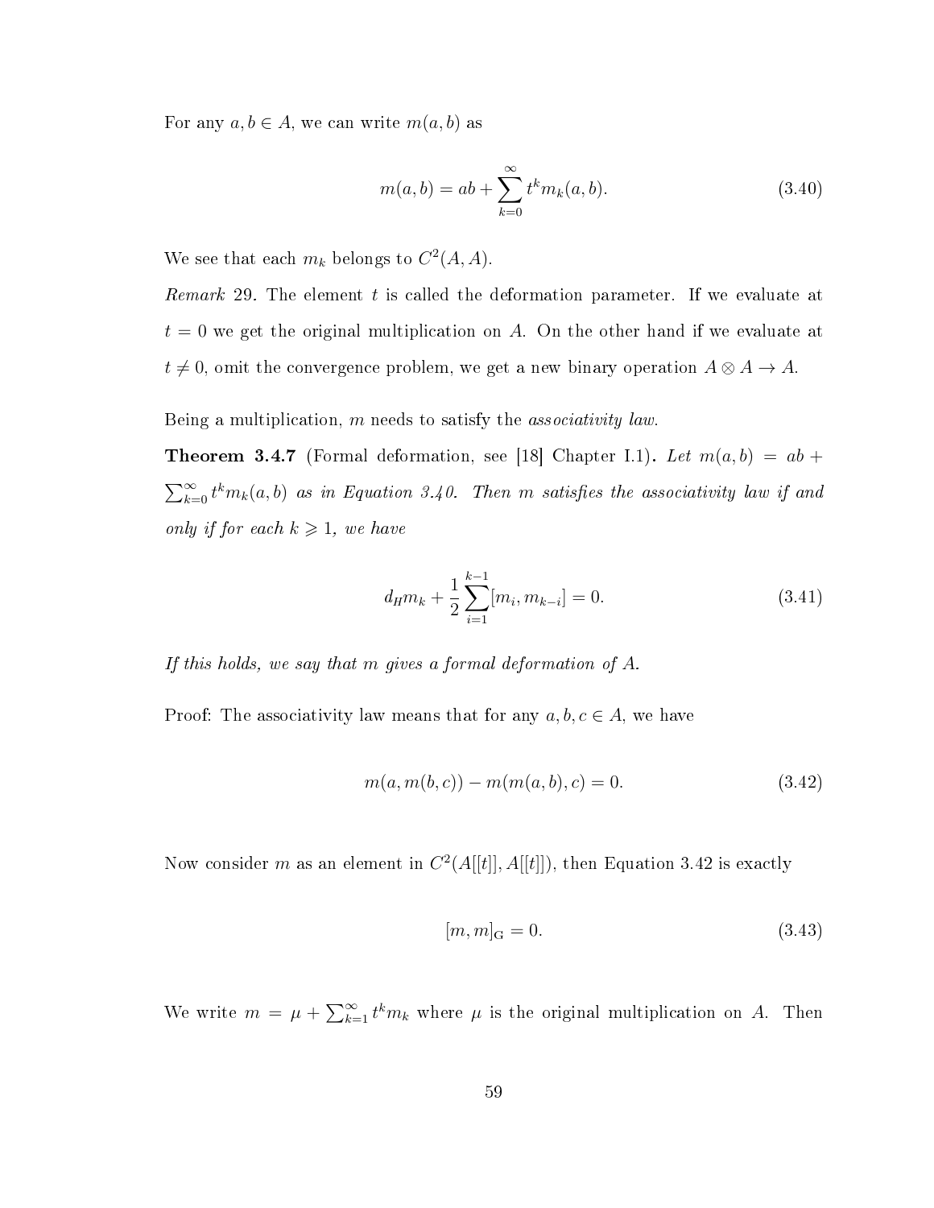For any $a, b \in A$, we can write $m(a, b)$ as

$$m(a,b) = ab + \sum_{k=0}^{\infty} t^k m_k(a,b). \tag{3.40}$$

We see that each $m_k$ belongs to $C^2(A, A)$.

*Remark* 29. The element $t$ is called the deformation parameter. If we evaluate at $t = 0$ we get the original multiplication on $A$. On the other hand if we evaluate at $t \neq 0$, omit the convergence problem, we get a new binary operation $A \otimes A \to A$.

Being a multiplication, $m$ needs to satisfy the *associativity law*.

**Theorem 3.4.7** (Formal deformation, see [18] Chapter I.1)**.** *Let $m(a, b) = ab + \sum_{k=0}^{\infty} t^k m_k(a, b)$ as in Equation 3.40. Then $m$ satisfies the associativity law if and only if for each $k \geqslant 1$, we have*

$$d_H m_k + \frac{1}{2} \sum_{i=1}^{k-1} [m_i, m_{k-i}] = 0. \tag{3.41}$$

*If this holds, we say that $m$ gives a formal deformation of $A$.*

Proof: The associativity law means that for any $a, b, c \in A$, we have

$$m(a, m(b, c)) - m(m(a, b), c) = 0. \tag{3.42}$$

Now consider $m$ as an element in $C^2(A[[t]], A[[t]])$, then Equation 3.42 is exactly

$$[m, m]_{\mathrm{G}} = 0. \tag{3.43}$$

We write $m = \mu + \sum_{k=1}^{\infty} t^k m_k$ where $\mu$ is the original multiplication on $A$. Then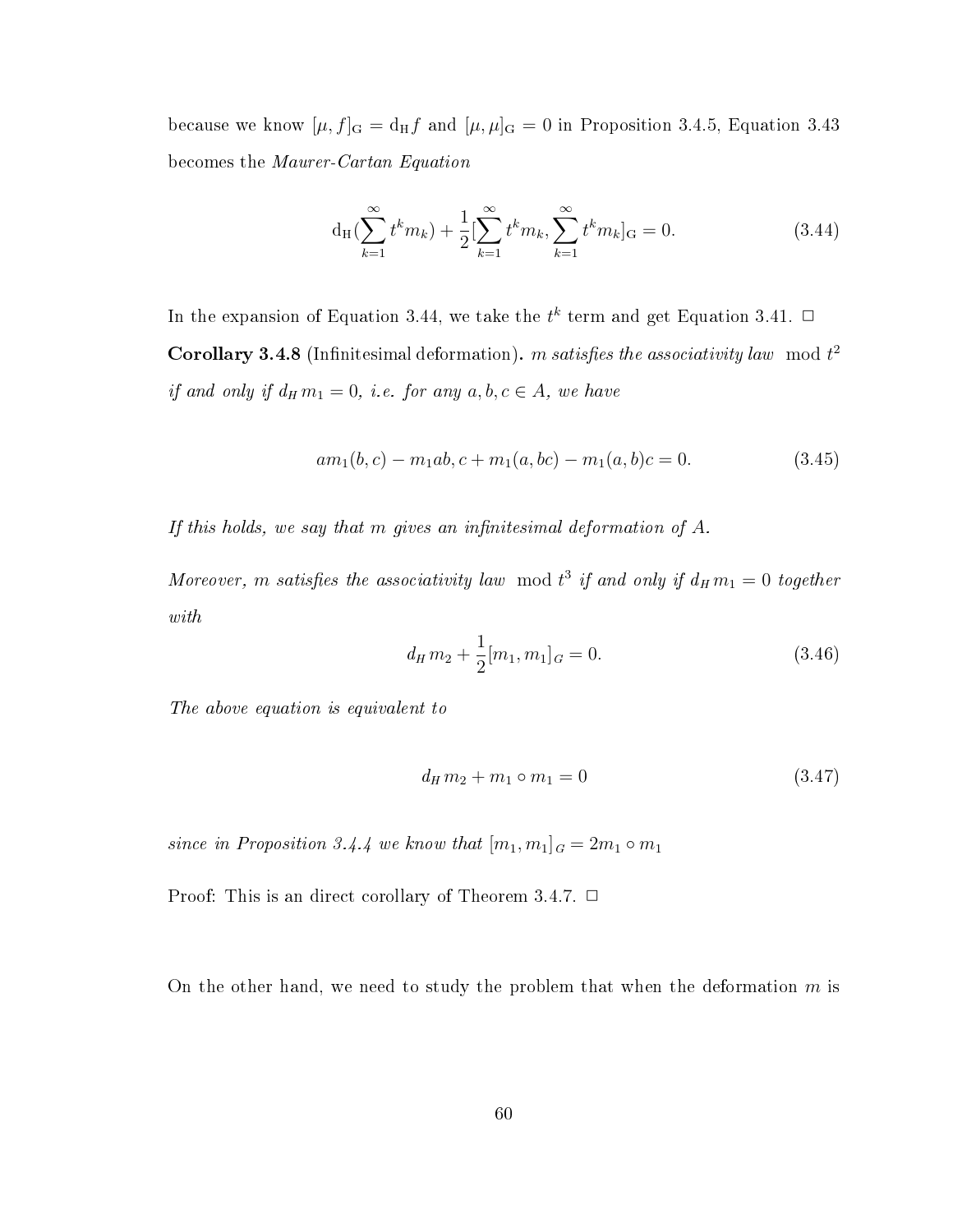because we know $[\mu, f]_{\mathrm{G}} = \mathrm{d_H} f$ and $[\mu, \mu]_{\mathrm{G}} = 0$ in Proposition 3.4.5, Equation 3.43 becomes the *Maurer-Cartan Equation*

$$\mathrm{d_H}(\sum_{k=1}^{\infty} t^k m_k) + \frac{1}{2}[\sum_{k=1}^{\infty} t^k m_k, \sum_{k=1}^{\infty} t^k m_k]_{\mathrm{G}} = 0. \tag{3.44}$$

In the expansion of Equation 3.44, we take the $t^k$ term and get Equation 3.41. □

**Corollary 3.4.8** (Infinitesimal deformation)**.** *$m$ satisfies the associativity law* $\bmod t^2$ *if and only if $d_H m_1 = 0$, i.e. for any $a, b, c \in A$, we have*

$$am_1(b,c) - m_1 ab, c + m_1(a, bc) - m_1(a,b)c = 0. \tag{3.45}$$

*If this holds, we say that $m$ gives an infinitesimal deformation of $A$.*

*Moreover, $m$ satisfies the associativity law* $\bmod t^3$ *if and only if $d_H m_1 = 0$ together with*

$$d_H m_2 + \frac{1}{2}[m_1, m_1]_G = 0. \tag{3.46}$$

*The above equation is equivalent to*

$$d_H m_2 + m_1 \circ m_1 = 0 \tag{3.47}$$

*since in Proposition 3.4.4 we know that $[m_1, m_1]_G = 2m_1 \circ m_1$*

Proof: This is an direct corollary of Theorem 3.4.7. □

On the other hand, we need to study the problem that when the deformation $m$ is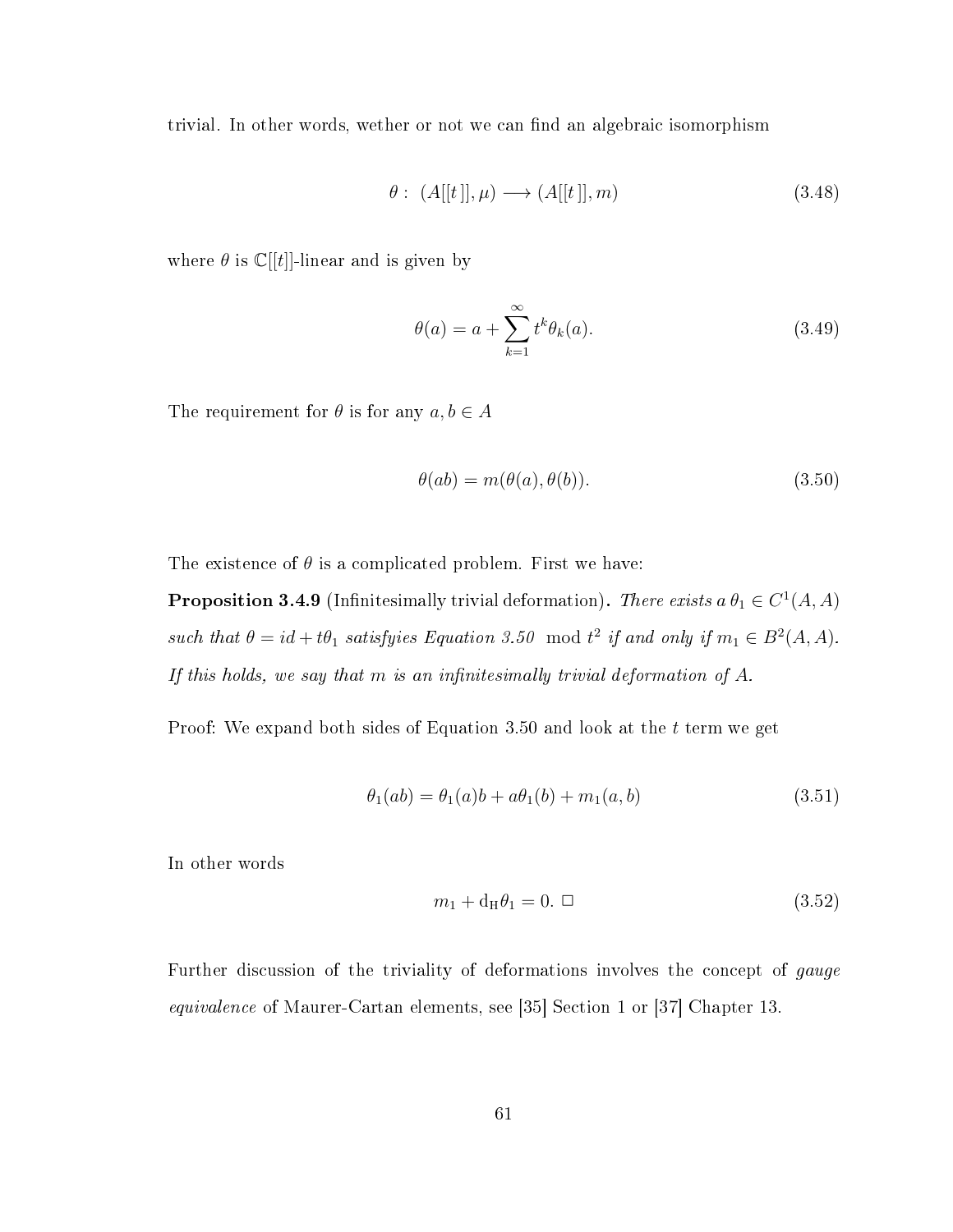trivial. In other words, wether or not we can find an algebraic isomorphism

$$\theta: \ (A[[t]], \mu) \longrightarrow (A[[t]], m) \tag{3.48}$$

where $\theta$ is $\mathbb{C}[[t]]$-linear and is given by

$$\theta(a) = a + \sum_{k=1}^{\infty} t^k \theta_k(a). \tag{3.49}$$

The requirement for $\theta$ is for any $a, b \in A$

$$\theta(ab) = m(\theta(a), \theta(b)). \tag{3.50}$$

The existence of $\theta$ is a complicated problem. First we have:

**Proposition 3.4.9** (Infinitesimally trivial deformation)**.** *There exists a $\theta_1 \in C^1(A, A)$ such that $\theta = id + t\theta_1$ satisfyies Equation 3.50 $\mod t^2$ if and only if $m_1 \in B^2(A, A)$. If this holds, we say that $m$ is an infinitesimally trivial deformation of $A$.*

Proof: We expand both sides of Equation 3.50 and look at the $t$ term we get

$$\theta_1(ab) = \theta_1(a)b + a\theta_1(b) + m_1(a, b) \tag{3.51}$$

In other words

$$m_1 + \mathrm{d_H}\theta_1 = 0. \ \Box \tag{3.52}$$

Further discussion of the triviality of deformations involves the concept of *gauge equivalence* of Maurer-Cartan elements, see [35] Section 1 or [37] Chapter 13.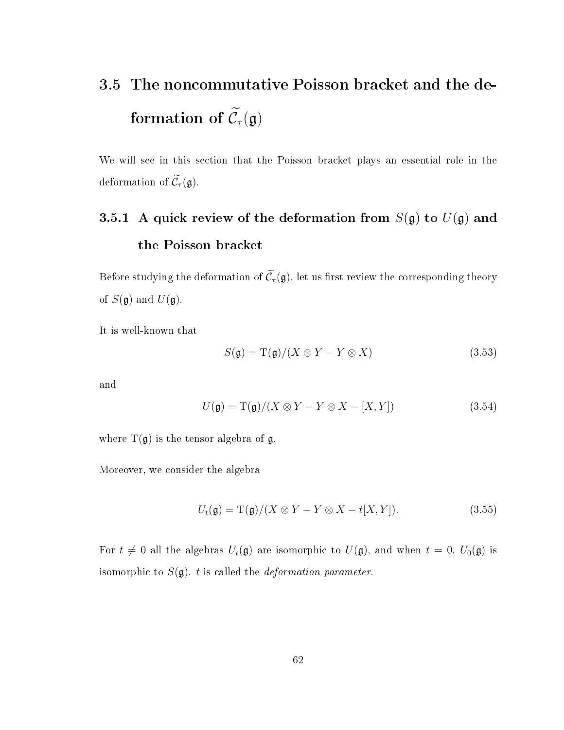## 3.5 The noncommutative Poisson bracket and the deformation of $\widetilde{\mathcal{C}}_\tau(\mathfrak{g})$

We will see in this section that the Poisson bracket plays an essential role in the deformation of $\widetilde{\mathcal{C}}_\tau(\mathfrak{g})$.

### 3.5.1 A quick review of the deformation from $S(\mathfrak{g})$ to $U(\mathfrak{g})$ and the Poisson bracket

Before studying the deformation of $\widetilde{\mathcal{C}}_\tau(\mathfrak{g})$, let us first review the corresponding theory of $S(\mathfrak{g})$ and $U(\mathfrak{g})$.

It is well-known that

$$S(\mathfrak{g}) = \mathrm{T}(\mathfrak{g})/(X \otimes Y - Y \otimes X) \tag{3.53}$$

and

$$U(\mathfrak{g}) = \mathrm{T}(\mathfrak{g})/(X \otimes Y - Y \otimes X - [X, Y]) \tag{3.54}$$

where $\mathrm{T}(\mathfrak{g})$ is the tensor algebra of $\mathfrak{g}$.

Moreover, we consider the algebra

$$U_t(\mathfrak{g}) = \mathrm{T}(\mathfrak{g})/(X \otimes Y - Y \otimes X - t[X, Y]). \tag{3.55}$$

For $t \neq 0$ all the algebras $U_t(\mathfrak{g})$ are isomorphic to $U(\mathfrak{g})$, and when $t = 0$, $U_0(\mathfrak{g})$ is isomorphic to $S(\mathfrak{g})$. $t$ is called the *deformation parameter*.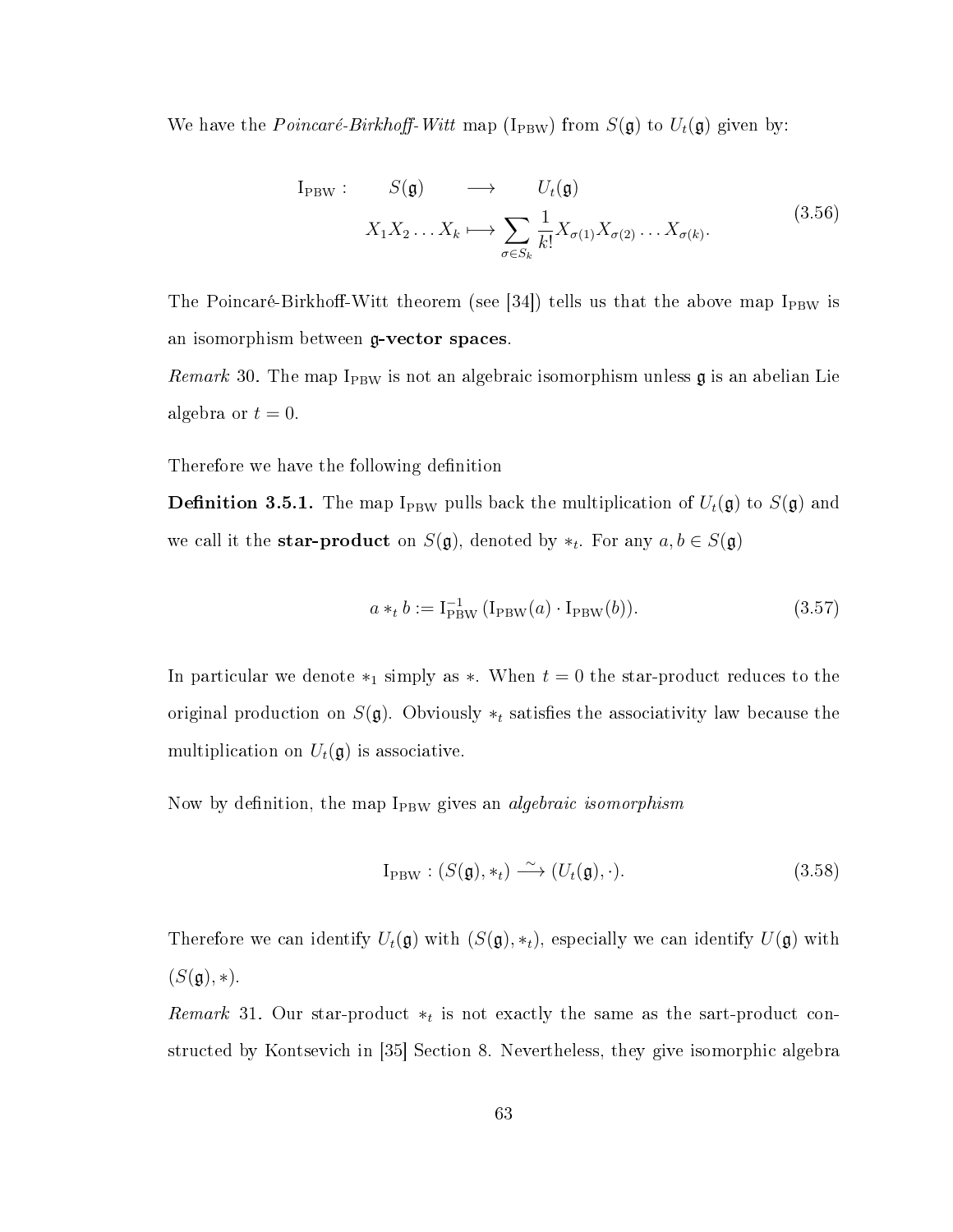We have the *Poincaré-Birkhoff-Witt* map ($\mathrm{I}_{\mathrm{PBW}}$) from $S(\mathfrak{g})$ to $U_t(\mathfrak{g})$ given by:

$$
\begin{aligned}
\mathrm{I}_{\mathrm{PBW}}: \qquad S(\mathfrak{g}) \qquad &\longrightarrow \qquad U_t(\mathfrak{g}) \\
X_1 X_2 \dots X_k &\longmapsto \sum_{\sigma \in S_k} \frac{1}{k!} X_{\sigma(1)} X_{\sigma(2)} \dots X_{\sigma(k)}.
\end{aligned}
\tag{3.56}
$$

The Poincaré-Birkhoff-Witt theorem (see [34]) tells us that the above map $\mathrm{I}_{\mathrm{PBW}}$ is an isomorphism between **$\mathfrak{g}$-vector spaces**.

*Remark* 30. The map $\mathrm{I}_{\mathrm{PBW}}$ is not an algebraic isomorphism unless $\mathfrak{g}$ is an abelian Lie algebra or $t = 0$.

Therefore we have the following definition

**Definition 3.5.1.** The map $\mathrm{I}_{\mathrm{PBW}}$ pulls back the multiplication of $U_t(\mathfrak{g})$ to $S(\mathfrak{g})$ and we call it the **star-product** on $S(\mathfrak{g})$, denoted by $*_t$. For any $a, b \in S(\mathfrak{g})$

$$
a *_t b := \mathrm{I}_{\mathrm{PBW}}^{-1} \left( \mathrm{I}_{\mathrm{PBW}}(a) \cdot \mathrm{I}_{\mathrm{PBW}}(b) \right). \tag{3.57}
$$

In particular we denote $*_1$ simply as $*$. When $t = 0$ the star-product reduces to the original production on $S(\mathfrak{g})$. Obviously $*_t$ satisfies the associativity law because the multiplication on $U_t(\mathfrak{g})$ is associative.

Now by definition, the map $\mathrm{I}_{\mathrm{PBW}}$ gives an *algebraic isomorphism*

$$
\mathrm{I}_{\mathrm{PBW}}: (S(\mathfrak{g}), *_t) \xrightarrow{\sim} (U_t(\mathfrak{g}), \cdot). \tag{3.58}
$$

Therefore we can identify $U_t(\mathfrak{g})$ with $(S(\mathfrak{g}), *_t)$, especially we can identify $U(\mathfrak{g})$ with $(S(\mathfrak{g}), *)$.

*Remark* 31. Our star-product $*_t$ is not exactly the same as the sart-product constructed by Kontsevich in [35] Section 8. Nevertheless, they give isomorphic algebra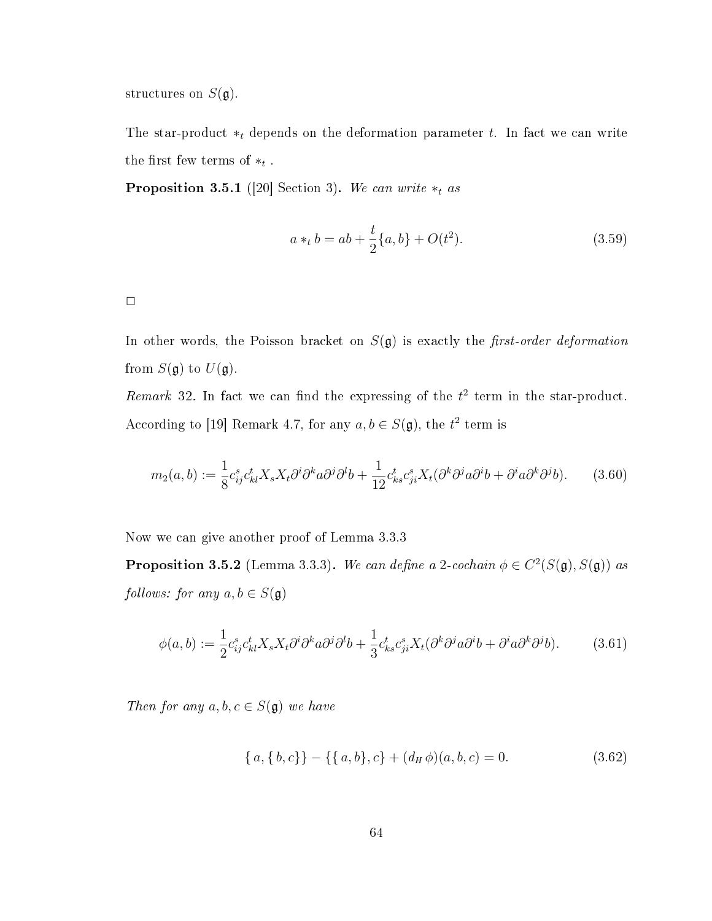structures on $S(\mathfrak{g})$.

The star-product $*_t$ depends on the deformation parameter $t$. In fact we can write the first few terms of $*_t$ .

**Proposition 3.5.1** ([20] Section 3)**.** *We can write $*_t$ as*

$$a *_t b = ab + \frac{t}{2}\{a, b\} + O(t^2). \tag{3.59}$$

□

In other words, the Poisson bracket on $S(\mathfrak{g})$ is exactly the *first-order deformation* from $S(\mathfrak{g})$ to $U(\mathfrak{g})$.

*Remark* 32. In fact we can find the expressing of the $t^2$ term in the star-product. According to [19] Remark 4.7, for any $a, b \in S(\mathfrak{g})$, the $t^2$ term is

$$m_2(a, b) := \frac{1}{8} c_{ij}^s c_{kl}^t X_s X_t \partial^i \partial^k a \partial^j \partial^l b + \frac{1}{12} c_{ks}^t c_{ji}^s X_t (\partial^k \partial^j a \partial^i b + \partial^i a \partial^k \partial^j b). \tag{3.60}$$

Now we can give another proof of Lemma 3.3.3

**Proposition 3.5.2** (Lemma 3.3.3)**.** *We can define a 2-cochain $\phi \in C^2(S(\mathfrak{g}), S(\mathfrak{g}))$ as follows: for any $a, b \in S(\mathfrak{g})$*

$$\phi(a, b) := \frac{1}{2} c_{ij}^s c_{kl}^t X_s X_t \partial^i \partial^k a \partial^j \partial^l b + \frac{1}{3} c_{ks}^t c_{ji}^s X_t (\partial^k \partial^j a \partial^i b + \partial^i a \partial^k \partial^j b). \tag{3.61}$$

*Then for any $a, b, c \in S(\mathfrak{g})$ we have*

$$\{a, \{b, c\}\} - \{\{a, b\}, c\} + (d_H \phi)(a, b, c) = 0. \tag{3.62}$$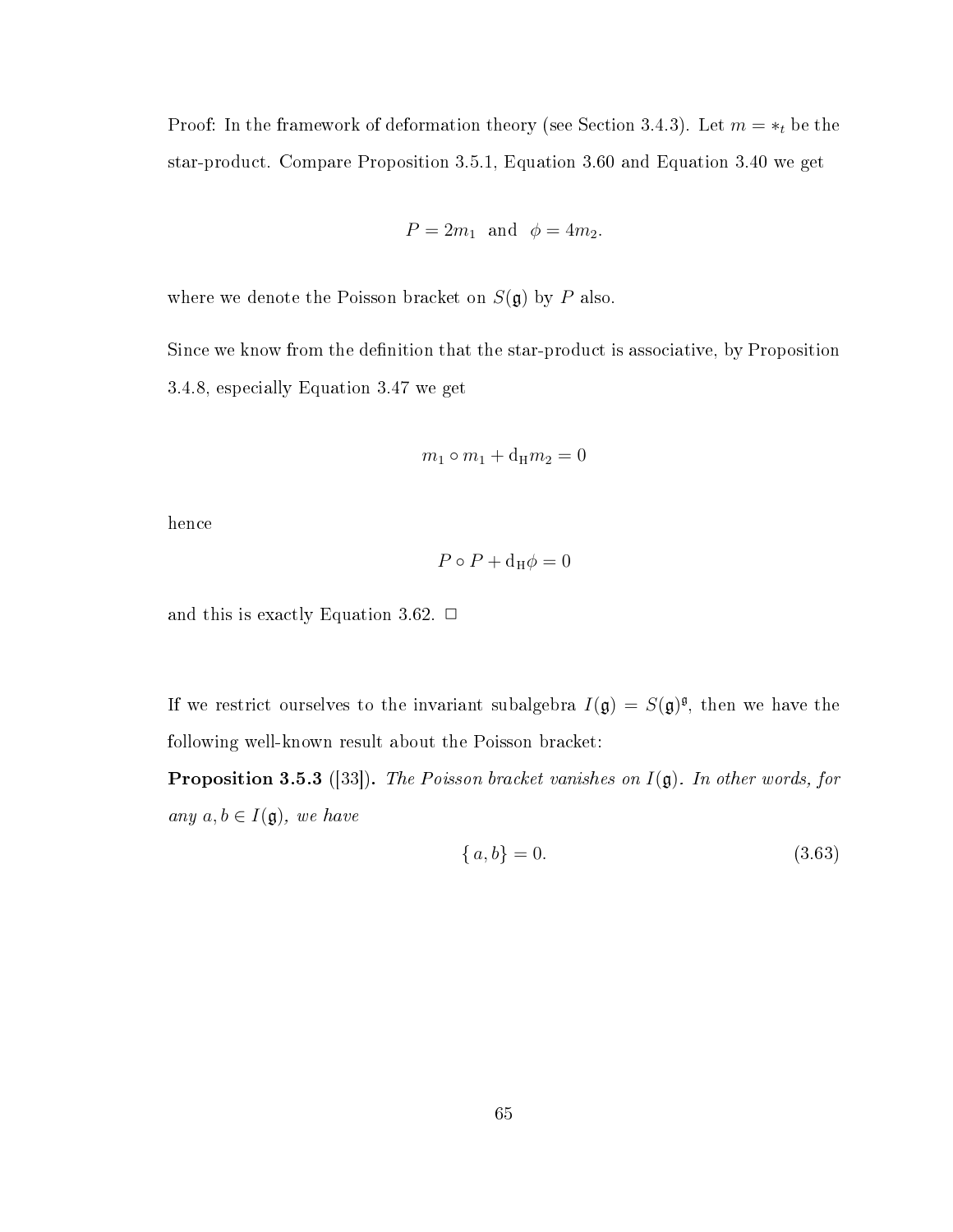Proof: In the framework of deformation theory (see Section 3.4.3). Let $m = *_t$ be the star-product. Compare Proposition 3.5.1, Equation 3.60 and Equation 3.40 we get

$$P = 2m_1 \quad \text{and} \quad \phi = 4m_2.$$

where we denote the Poisson bracket on $S(\mathfrak{g})$ by $P$ also.

Since we know from the definition that the star-product is associative, by Proposition 3.4.8, especially Equation 3.47 we get

$$m_1 \circ m_1 + \mathrm{d_H} m_2 = 0$$

hence

$$P \circ P + \mathrm{d_H} \phi = 0$$

and this is exactly Equation 3.62. □

If we restrict ourselves to the invariant subalgebra $I(\mathfrak{g}) = S(\mathfrak{g})^{\mathfrak{g}}$, then we have the following well-known result about the Poisson bracket:

**Proposition 3.5.3** ([33]). *The Poisson bracket vanishes on $I(\mathfrak{g})$. In other words, for any $a, b \in I(\mathfrak{g})$, we have*

$$\{a, b\} = 0. \tag{3.63}$$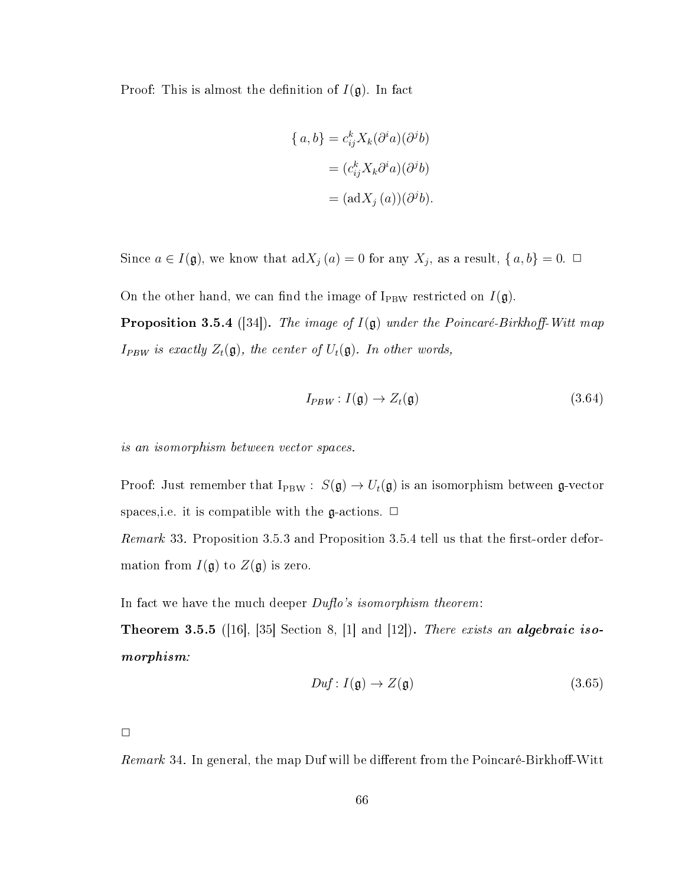Proof: This is almost the definition of $I(\mathfrak{g})$. In fact

$$
\begin{aligned}
\{ a, b\} &= c_{ij}^k X_k(\partial^i a)(\partial^j b) \\
&= (c_{ij}^k X_k \partial^i a)(\partial^j b) \\
&= (\mathrm{ad}X_j\,(a))(\partial^j b).
\end{aligned}
$$

Since $a \in I(\mathfrak{g})$, we know that $\mathrm{ad}X_j\,(a) = 0$ for any $X_j$, as a result, $\{ a, b\} = 0$. □

On the other hand, we can find the image of $\mathrm{I_{PBW}}$ restricted on $I(\mathfrak{g})$.

**Proposition 3.5.4** ([34])**.** *The image of $I(\mathfrak{g})$ under the Poincaré-Birkhoff-Witt map $I_{PBW}$ is exactly $Z_t(\mathfrak{g})$, the center of $U_t(\mathfrak{g})$. In other words,*

$$
I_{PBW} : I(\mathfrak{g}) \to Z_t(\mathfrak{g}) \tag{3.64}
$$

*is an isomorphism between vector spaces.*

Proof: Just remember that $\mathrm{I_{PBW}} :\ S(\mathfrak{g}) \to U_t(\mathfrak{g})$ is an isomorphism between $\mathfrak{g}$-vector spaces,i.e. it is compatible with the $\mathfrak{g}$-actions. □

*Remark* 33. Proposition 3.5.3 and Proposition 3.5.4 tell us that the first-order deformation from $I(\mathfrak{g})$ to $Z(\mathfrak{g})$ is zero.

In fact we have the much deeper *Duflo's isomorphism theorem*:

**Theorem 3.5.5** ([16], [35] Section 8, [1] and [12])**.** *There exists an **algebraic isomorphism:***

$$
Duf : I(\mathfrak{g}) \to Z(\mathfrak{g}) \tag{3.65}
$$

□

*Remark* 34. In general, the map Duf will be different from the Poincaré-Birkhoff-Witt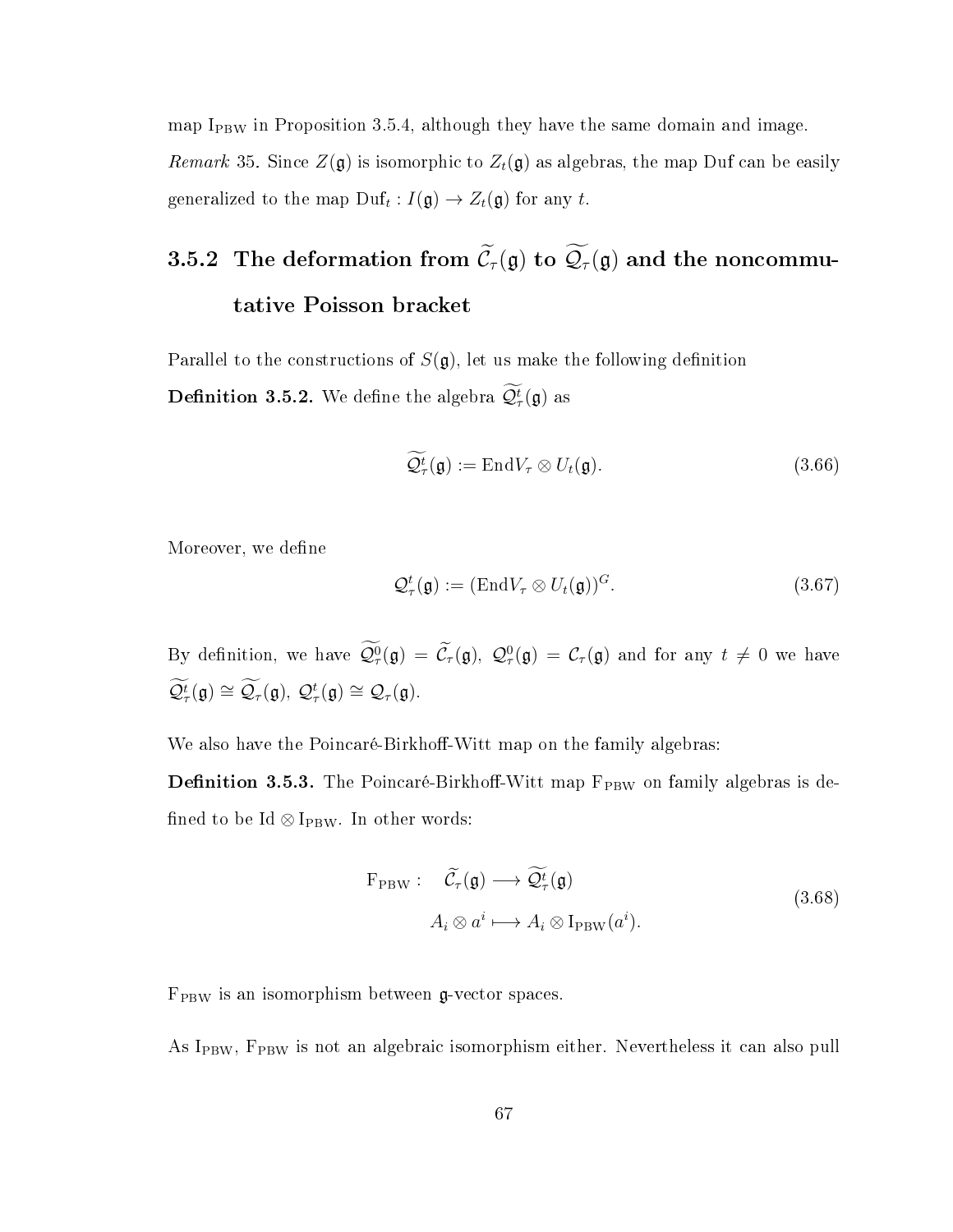map $\mathrm{I}_{\mathrm{PBW}}$ in Proposition 3.5.4, although they have the same domain and image.

*Remark* 35. Since $Z(\mathfrak{g})$ is isomorphic to $Z_t(\mathfrak{g})$ as algebras, the map Duf can be easily generalized to the map $\mathrm{Duf}_t : I(\mathfrak{g}) \to Z_t(\mathfrak{g})$ for any $t$.

### 3.5.2 The deformation from $\widetilde{\mathcal{C}_\tau}(\mathfrak{g})$ to $\widetilde{\mathcal{Q}_\tau}(\mathfrak{g})$ and the noncommutative Poisson bracket

Parallel to the constructions of $S(\mathfrak{g})$, let us make the following definition

**Definition 3.5.2.** We define the algebra $\widetilde{\mathcal{Q}^t_\tau}(\mathfrak{g})$ as

$$\widetilde{\mathcal{Q}^t_\tau}(\mathfrak{g}) := \mathrm{End}V_\tau \otimes U_t(\mathfrak{g}). \tag{3.66}$$

Moreover, we define

$$\mathcal{Q}^t_\tau(\mathfrak{g}) := (\mathrm{End}V_\tau \otimes U_t(\mathfrak{g}))^G. \tag{3.67}$$

By definition, we have $\widetilde{\mathcal{Q}^0_\tau}(\mathfrak{g}) = \widetilde{\mathcal{C}_\tau}(\mathfrak{g})$, $\mathcal{Q}^0_\tau(\mathfrak{g}) = \mathcal{C}_\tau(\mathfrak{g})$ and for any $t \neq 0$ we have $\widetilde{\mathcal{Q}^t_\tau}(\mathfrak{g}) \cong \widetilde{\mathcal{Q}_\tau}(\mathfrak{g})$, $\mathcal{Q}^t_\tau(\mathfrak{g}) \cong \mathcal{Q}_\tau(\mathfrak{g})$.

We also have the Poincaré-Birkhoff-Witt map on the family algebras:

**Definition 3.5.3.** The Poincaré-Birkhoff-Witt map $\mathrm{F}_{\mathrm{PBW}}$ on family algebras is defined to be $\mathrm{Id} \otimes \mathrm{I}_{\mathrm{PBW}}$. In other words:

$$\begin{aligned} \mathrm{F}_{\mathrm{PBW}} : \quad \widetilde{\mathcal{C}_\tau}(\mathfrak{g}) &\longrightarrow \widetilde{\mathcal{Q}^t_\tau}(\mathfrak{g}) \\ A_i \otimes a^i &\longmapsto A_i \otimes \mathrm{I}_{\mathrm{PBW}}(a^i). \end{aligned} \tag{3.68}$$

$\mathrm{F}_{\mathrm{PBW}}$ is an isomorphism between $\mathfrak{g}$-vector spaces.

As $\mathrm{I}_{\mathrm{PBW}}$, $\mathrm{F}_{\mathrm{PBW}}$ is not an algebraic isomorphism either. Nevertheless it can also pull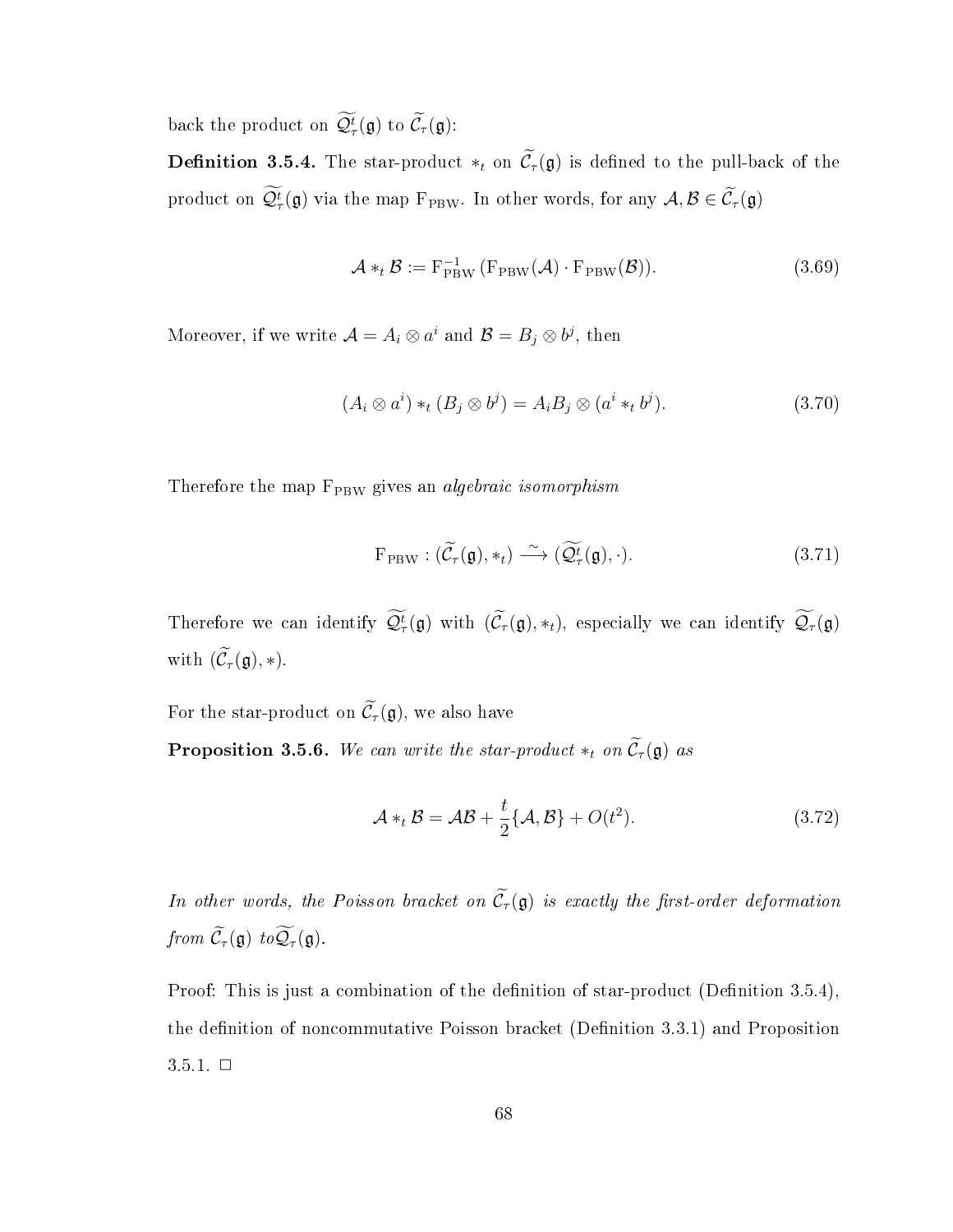back the product on $\widetilde{\mathcal{Q}^t_\tau}(\mathfrak{g})$ to $\widetilde{\mathcal{C}_\tau}(\mathfrak{g})$:

**Definition 3.5.4.** The star-product $*_t$ on $\widetilde{\mathcal{C}_\tau}(\mathfrak{g})$ is defined to the pull-back of the product on $\widetilde{\mathcal{Q}^t_\tau}(\mathfrak{g})$ via the map $\mathrm{F}_{\mathrm{PBW}}$. In other words, for any $\mathcal{A}, \mathcal{B} \in \widetilde{\mathcal{C}_\tau}(\mathfrak{g})$

$$\mathcal{A} *_t \mathcal{B} := \mathrm{F}_{\mathrm{PBW}}^{-1}\,(\mathrm{F}_{\mathrm{PBW}}(\mathcal{A}) \cdot \mathrm{F}_{\mathrm{PBW}}(\mathcal{B})). \tag{3.69}$$

Moreover, if we write $\mathcal{A} = A_i \otimes a^i$ and $\mathcal{B} = B_j \otimes b^j$, then

$$(A_i \otimes a^i) *_t (B_j \otimes b^j) = A_i B_j \otimes (a^i *_t b^j). \tag{3.70}$$

Therefore the map $\mathrm{F}_{\mathrm{PBW}}$ gives an *algebraic isomorphism*

$$\mathrm{F}_{\mathrm{PBW}} : (\widetilde{\mathcal{C}_\tau}(\mathfrak{g}), *_t) \xrightarrow{\sim} (\widetilde{\mathcal{Q}^t_\tau}(\mathfrak{g}), \cdot). \tag{3.71}$$

Therefore we can identify $\widetilde{\mathcal{Q}^t_\tau}(\mathfrak{g})$ with $(\widetilde{\mathcal{C}_\tau}(\mathfrak{g}), *_t)$, especially we can identify $\widetilde{\mathcal{Q}_\tau}(\mathfrak{g})$ with $(\widetilde{\mathcal{C}_\tau}(\mathfrak{g}), *)$.

For the star-product on $\widetilde{\mathcal{C}_\tau}(\mathfrak{g})$, we also have

**Proposition 3.5.6.** *We can write the star-product $*_t$ on $\widetilde{\mathcal{C}_\tau}(\mathfrak{g})$ as*

$$\mathcal{A} *_t \mathcal{B} = \mathcal{A}\mathcal{B} + \frac{t}{2}\{\mathcal{A}, \mathcal{B}\} + O(t^2). \tag{3.72}$$

*In other words, the Poisson bracket on $\widetilde{\mathcal{C}_\tau}(\mathfrak{g})$ is exactly the first-order deformation from $\widetilde{\mathcal{C}_\tau}(\mathfrak{g})$ to $\widetilde{\mathcal{Q}_\tau}(\mathfrak{g})$.*

Proof: This is just a combination of the definition of star-product (Definition 3.5.4), the definition of noncommutative Poisson bracket (Definition 3.3.1) and Proposition 3.5.1. □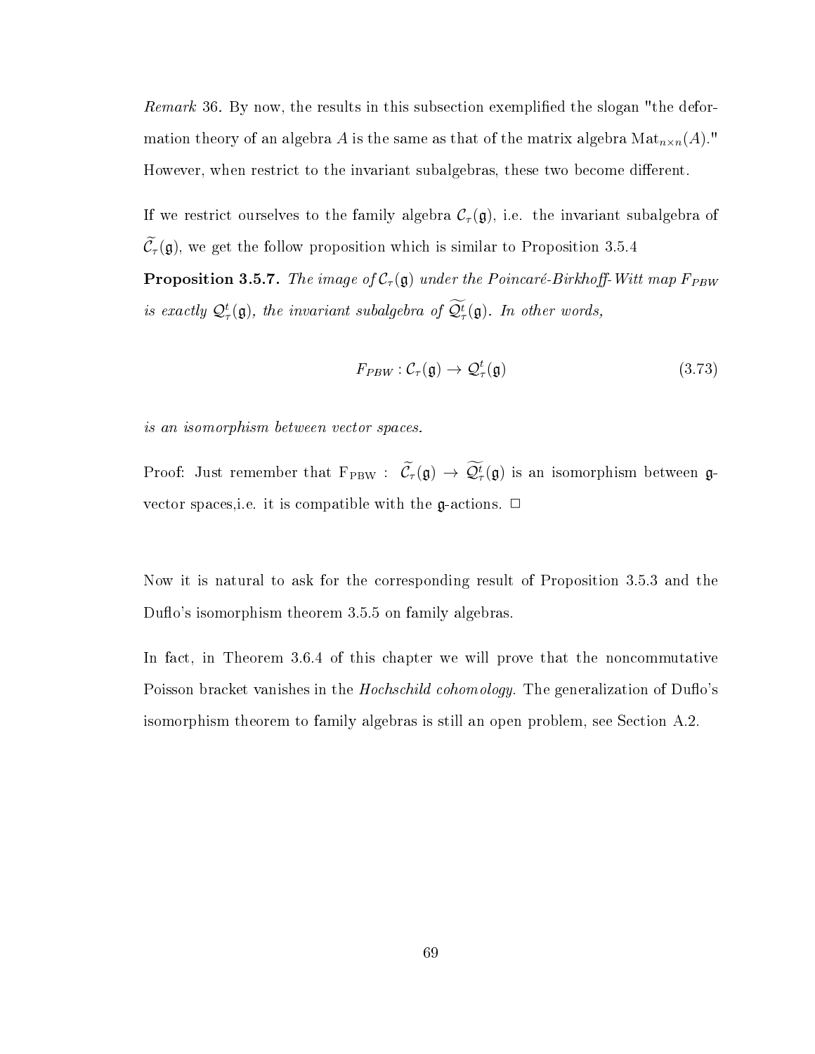*Remark* 36. By now, the results in this subsection exemplified the slogan "the deformation theory of an algebra $A$ is the same as that of the matrix algebra $\mathrm{Mat}_{n\times n}(A)$." However, when restrict to the invariant subalgebras, these two become different.

If we restrict ourselves to the family algebra $\mathcal{C}_\tau(\mathfrak{g})$, i.e. the invariant subalgebra of $\widetilde{\mathcal{C}_\tau}(\mathfrak{g})$, we get the follow proposition which is similar to Proposition 3.5.4

**Proposition 3.5.7.** *The image of $\mathcal{C}_\tau(\mathfrak{g})$ under the Poincaré-Birkhoff-Witt map $F_{PBW}$ is exactly $\mathcal{Q}^t_\tau(\mathfrak{g})$, the invariant subalgebra of $\widetilde{\mathcal{Q}^t_\tau}(\mathfrak{g})$. In other words,*

$$F_{PBW} : \mathcal{C}_\tau(\mathfrak{g}) \to \mathcal{Q}^t_\tau(\mathfrak{g}) \tag{3.73}$$

*is an isomorphism between vector spaces.*

Proof: Just remember that $\mathrm{F_{PBW}} : \widetilde{\mathcal{C}_\tau}(\mathfrak{g}) \to \widetilde{\mathcal{Q}^t_\tau}(\mathfrak{g})$ is an isomorphism between $\mathfrak{g}$-vector spaces,i.e. it is compatible with the $\mathfrak{g}$-actions. $\square$

Now it is natural to ask for the corresponding result of Proposition 3.5.3 and the Duflo's isomorphism theorem 3.5.5 on family algebras.

In fact, in Theorem 3.6.4 of this chapter we will prove that the noncommutative Poisson bracket vanishes in the *Hochschild cohomology*. The generalization of Duflo's isomorphism theorem to family algebras is still an open problem, see Section A.2.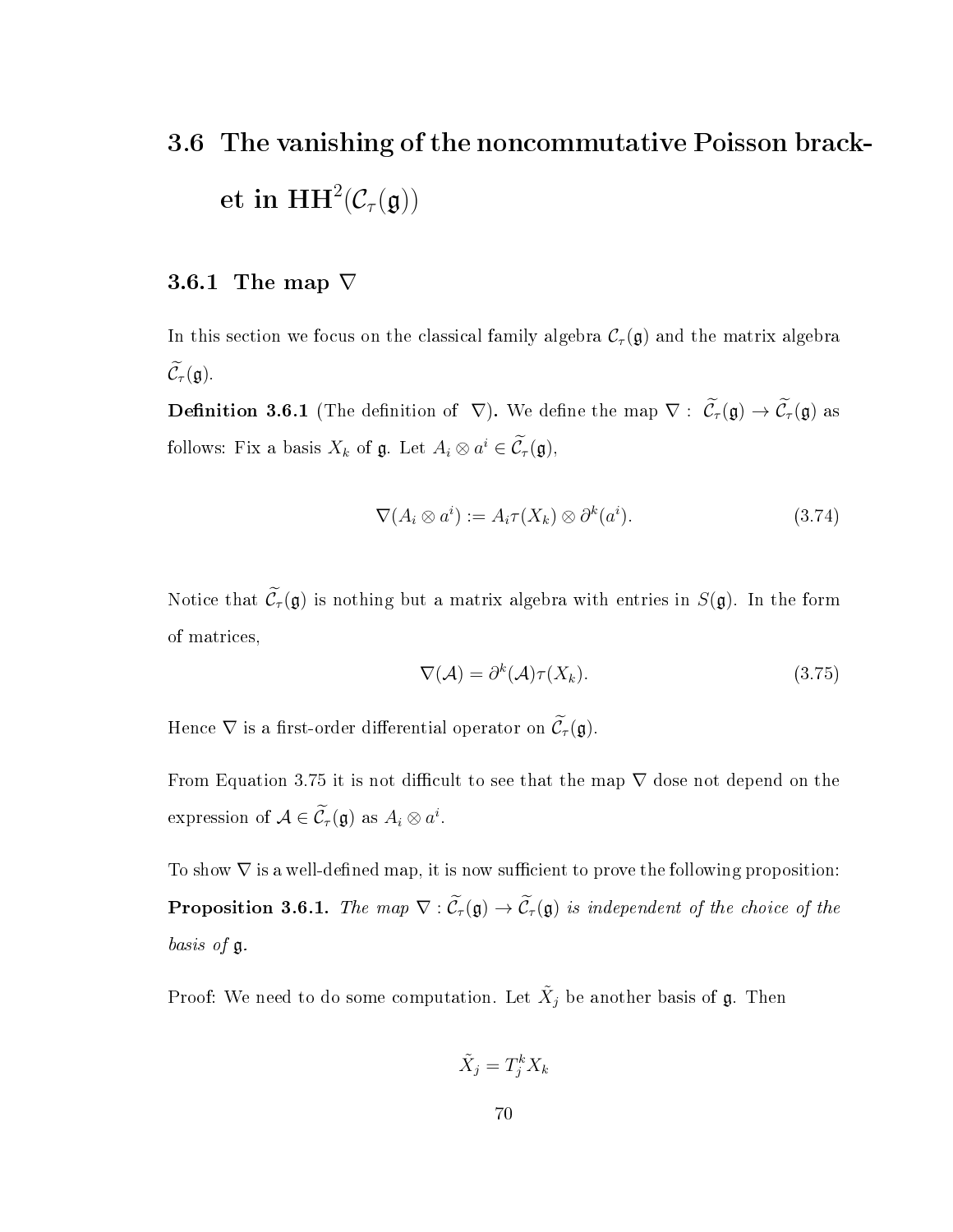## 3.6 The vanishing of the noncommutative Poisson bracket in $\mathbf{HH}^2(\mathcal{C}_\tau(\mathfrak{g}))$

### 3.6.1 The map $\nabla$

In this section we focus on the classical family algebra $\mathcal{C}_\tau(\mathfrak{g})$ and the matrix algebra $\widetilde{\mathcal{C}}_\tau(\mathfrak{g})$.

**Definition 3.6.1** (The definition of $\nabla$)**.** We define the map $\nabla : \widetilde{\mathcal{C}}_\tau(\mathfrak{g}) \to \widetilde{\mathcal{C}}_\tau(\mathfrak{g})$ as follows: Fix a basis $X_k$ of $\mathfrak{g}$. Let $A_i \otimes a^i \in \widetilde{\mathcal{C}}_\tau(\mathfrak{g})$,

$$\nabla(A_i \otimes a^i) := A_i \tau(X_k) \otimes \partial^k(a^i). \tag{3.74}$$

Notice that $\widetilde{\mathcal{C}}_\tau(\mathfrak{g})$ is nothing but a matrix algebra with entries in $S(\mathfrak{g})$. In the form of matrices,

$$\nabla(\mathcal{A}) = \partial^k(\mathcal{A})\tau(X_k). \tag{3.75}$$

Hence $\nabla$ is a first-order differential operator on $\widetilde{\mathcal{C}}_\tau(\mathfrak{g})$.

From Equation 3.75 it is not difficult to see that the map $\nabla$ dose not depend on the expression of $\mathcal{A} \in \widetilde{\mathcal{C}}_\tau(\mathfrak{g})$ as $A_i \otimes a^i$.

To show $\nabla$ is a well-defined map, it is now sufficient to prove the following proposition:

**Proposition 3.6.1.** *The map $\nabla : \widetilde{\mathcal{C}}_\tau(\mathfrak{g}) \to \widetilde{\mathcal{C}}_\tau(\mathfrak{g})$ is independent of the choice of the basis of $\mathfrak{g}$.*

Proof: We need to do some computation. Let $\tilde{X}_j$ be another basis of $\mathfrak{g}$. Then

$$\tilde{X}_j = T_j^k X_k$$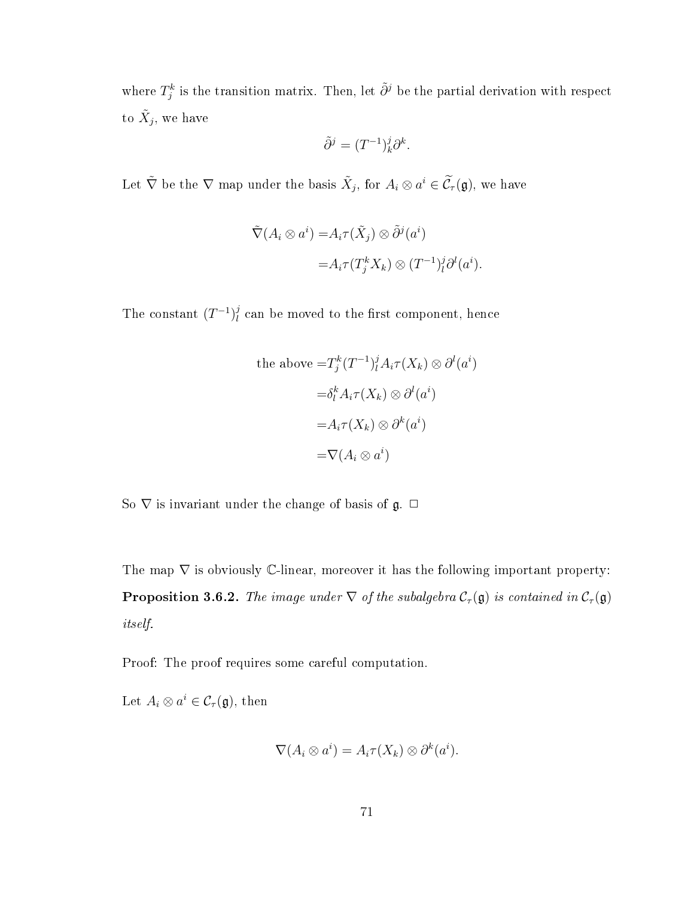where $T_j^k$ is the transition matrix. Then, let $\tilde{\partial}^j$ be the partial derivation with respect to $\tilde{X}_j$, we have

$$\tilde{\partial}^j = (T^{-1})^j_k \partial^k.$$

Let $\tilde{\nabla}$ be the $\nabla$ map under the basis $\tilde{X}_j$, for $A_i \otimes a^i \in \widetilde{\mathcal{C}_\tau}(\mathfrak{g})$, we have

$$\begin{aligned}
\tilde{\nabla}(A_i \otimes a^i) =& A_i \tau(\tilde{X}_j) \otimes \tilde{\partial}^j(a^i) \\
=& A_i \tau(T_j^k X_k) \otimes (T^{-1})^j_l \partial^l(a^i).
\end{aligned}$$

The constant $(T^{-1})^j_l$ can be moved to the first component, hence

$$\begin{aligned}
\text{the above} =& T_j^k (T^{-1})^j_l A_i \tau(X_k) \otimes \partial^l(a^i) \\
=& \delta_l^k A_i \tau(X_k) \otimes \partial^l(a^i) \\
=& A_i \tau(X_k) \otimes \partial^k(a^i) \\
=& \nabla(A_i \otimes a^i)
\end{aligned}$$

So $\nabla$ is invariant under the change of basis of $\mathfrak{g}$. □

The map $\nabla$ is obviously $\mathbb{C}$-linear, moreover it has the following important property:

**Proposition 3.6.2.** *The image under $\nabla$ of the subalgebra $\mathcal{C}_\tau(\mathfrak{g})$ is contained in $\mathcal{C}_\tau(\mathfrak{g})$ itself.*

Proof: The proof requires some careful computation.

Let $A_i \otimes a^i \in \mathcal{C}_\tau(\mathfrak{g})$, then

$$\nabla(A_i \otimes a^i) = A_i \tau(X_k) \otimes \partial^k(a^i).$$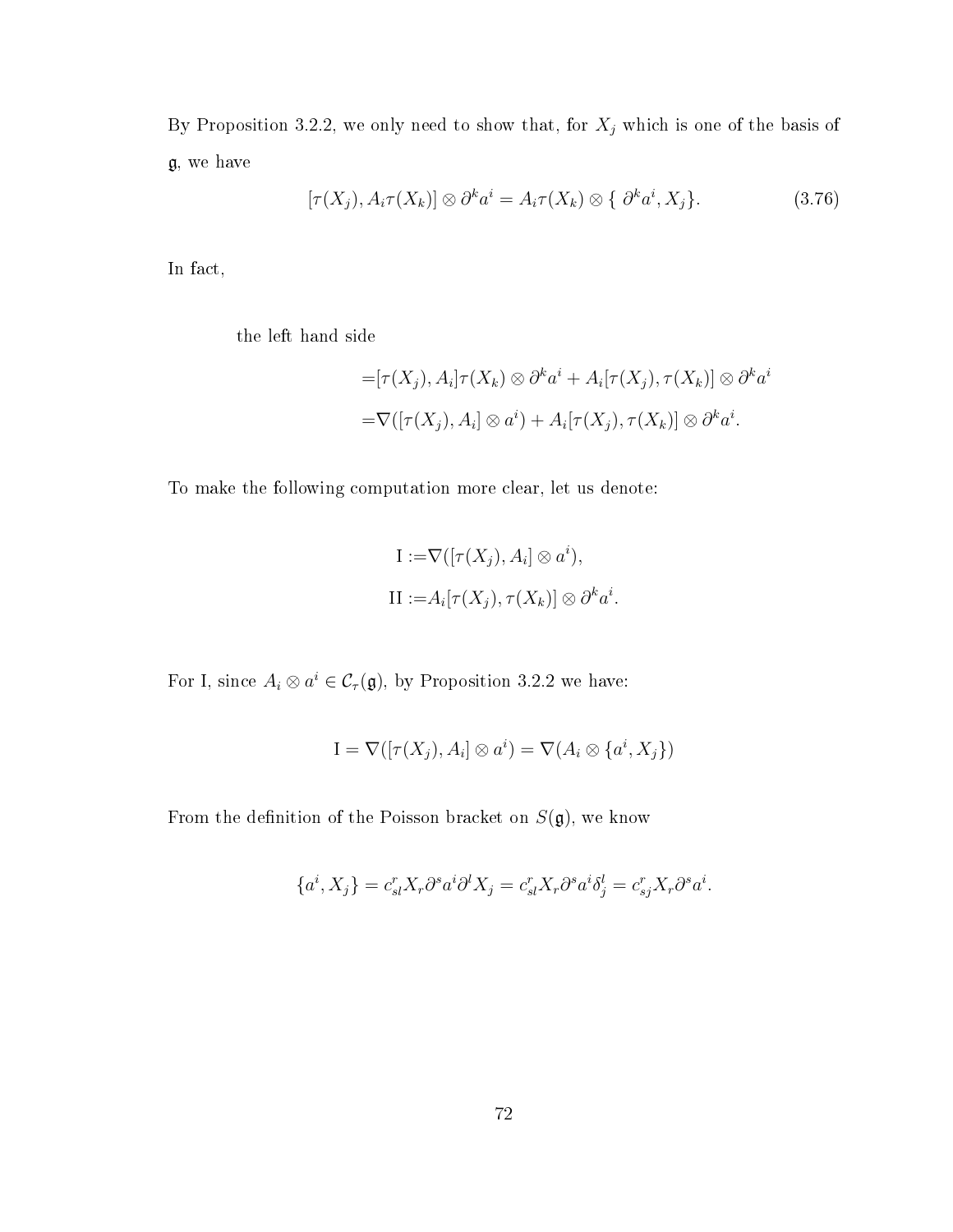By Proposition 3.2.2, we only need to show that, for $X_j$ which is one of the basis of $\mathfrak{g}$, we have

$$[\tau(X_j), A_i\tau(X_k)] \otimes \partial^k a^i = A_i\tau(X_k) \otimes \{\ \partial^k a^i, X_j\}. \tag{3.76}$$

In fact,

$$\begin{aligned}
&\text{the left hand side} \\
&\qquad =[\tau(X_j), A_i]\tau(X_k) \otimes \partial^k a^i + A_i[\tau(X_j), \tau(X_k)] \otimes \partial^k a^i \\
&\qquad =\nabla([\tau(X_j), A_i] \otimes a^i) + A_i[\tau(X_j), \tau(X_k)] \otimes \partial^k a^i.
\end{aligned}$$

To make the following computation more clear, let us denote:

$$\begin{aligned}
\text{I} :=&\nabla([\tau(X_j), A_i] \otimes a^i), \\
\text{II} :=&A_i[\tau(X_j), \tau(X_k)] \otimes \partial^k a^i.
\end{aligned}$$

For I, since $A_i \otimes a^i \in \mathcal{C}_\tau(\mathfrak{g})$, by Proposition 3.2.2 we have:

$$\text{I} = \nabla([\tau(X_j), A_i] \otimes a^i) = \nabla(A_i \otimes \{a^i, X_j\})$$

From the definition of the Poisson bracket on $S(\mathfrak{g})$, we know

$$\{a^i, X_j\} = c^r_{sl} X_r \partial^s a^i \partial^l X_j = c^r_{sl} X_r \partial^s a^i \delta^l_j = c^r_{sj} X_r \partial^s a^i.$$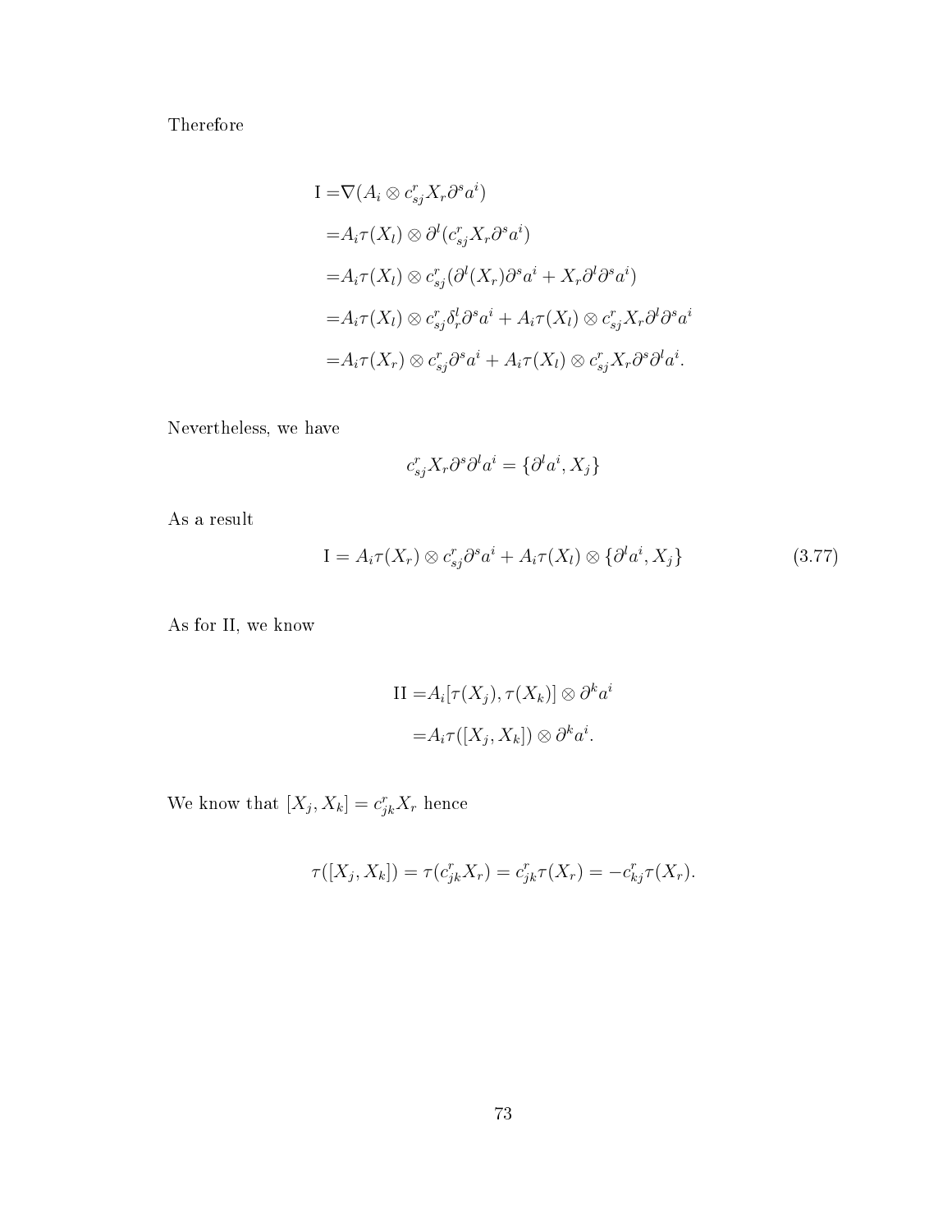Therefore

$$
\begin{aligned}
\mathrm{I} =&\nabla(A_i \otimes c_{sj}^r X_r \partial^s a^i) \\
=&A_i \tau(X_l) \otimes \partial^l (c_{sj}^r X_r \partial^s a^i) \\
=&A_i \tau(X_l) \otimes c_{sj}^r (\partial^l (X_r) \partial^s a^i + X_r \partial^l \partial^s a^i) \\
=&A_i \tau(X_l) \otimes c_{sj}^r \delta_r^l \partial^s a^i + A_i \tau(X_l) \otimes c_{sj}^r X_r \partial^l \partial^s a^i \\
=&A_i \tau(X_r) \otimes c_{sj}^r \partial^s a^i + A_i \tau(X_l) \otimes c_{sj}^r X_r \partial^s \partial^l a^i.
\end{aligned}
$$

Nevertheless, we have

$$
c_{sj}^r X_r \partial^s \partial^l a^i = \{\partial^l a^i, X_j\}
$$

As a result

$$
\mathrm{I} = A_i \tau(X_r) \otimes c_{sj}^r \partial^s a^i + A_i \tau(X_l) \otimes \{\partial^l a^i, X_j\} \tag{3.77}
$$

As for II, we know

$$
\begin{aligned}
\mathrm{II} =&A_i [\tau(X_j), \tau(X_k)] \otimes \partial^k a^i \\
=&A_i \tau([X_j, X_k]) \otimes \partial^k a^i.
\end{aligned}
$$

We know that $[X_j, X_k] = c_{jk}^r X_r$ hence

$$
\tau([X_j, X_k]) = \tau(c_{jk}^r X_r) = c_{jk}^r \tau(X_r) = -c_{kj}^r \tau(X_r).
$$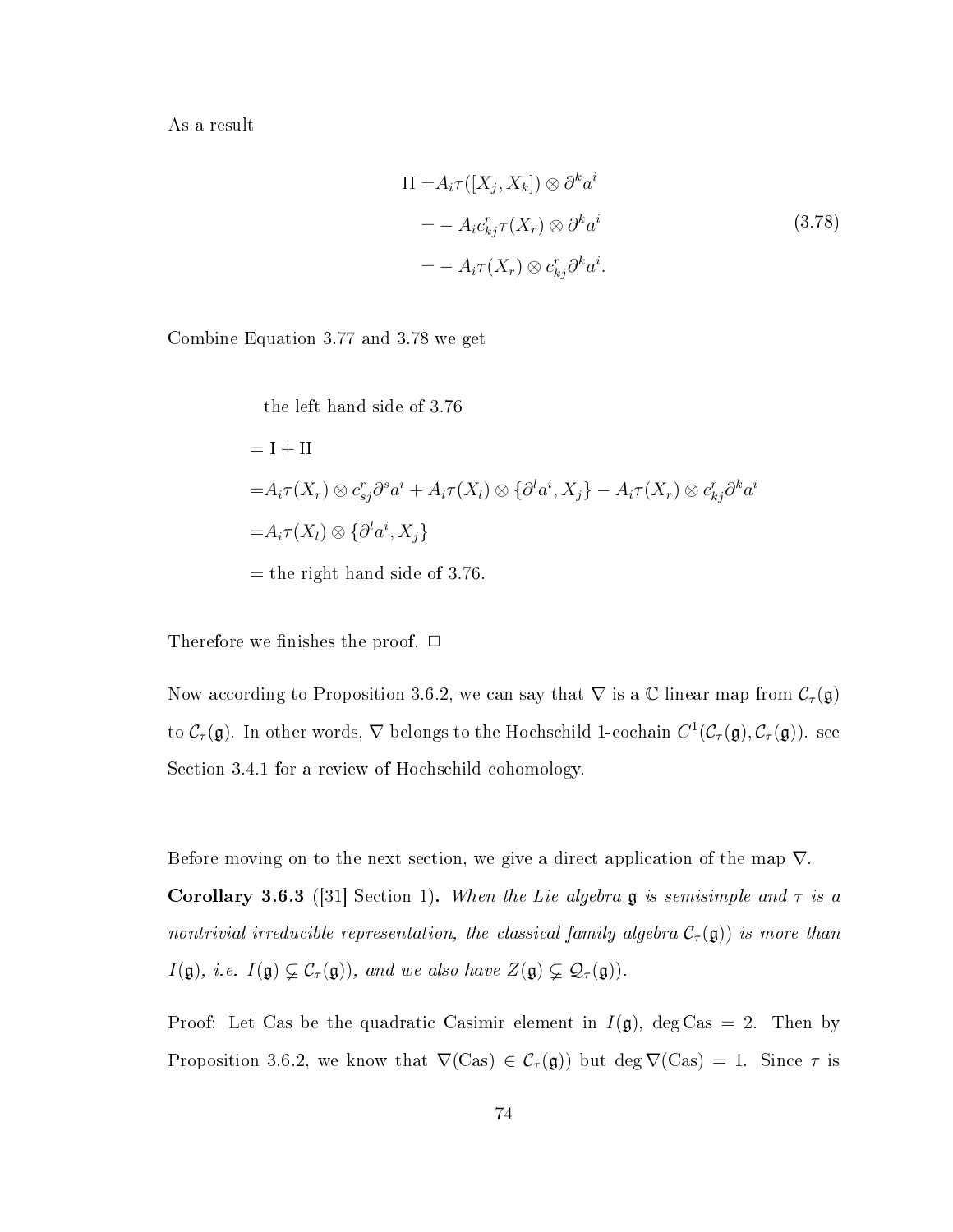As a result

$$
\begin{aligned}
\mathrm{II} =& A_i\tau([X_j, X_k]) \otimes \partial^k a^i \\
=& - A_i c^r_{kj}\tau(X_r) \otimes \partial^k a^i \\
=& - A_i \tau(X_r) \otimes c^r_{kj}\partial^k a^i.
\end{aligned}
\tag{3.78}
$$

Combine Equation 3.77 and 3.78 we get

$$
\begin{aligned}
&\text{the left hand side of 3.76} \\
=& \mathrm{I} + \mathrm{II} \\
=& A_i\tau(X_r) \otimes c^r_{sj}\partial^s a^i + A_i\tau(X_l) \otimes \{\partial^l a^i, X_j\} - A_i\tau(X_r) \otimes c^r_{kj}\partial^k a^i \\
=& A_i\tau(X_l) \otimes \{\partial^l a^i, X_j\} \\
=& \text{ the right hand side of 3.76.}
\end{aligned}
$$

Therefore we finishes the proof. □

Now according to Proposition 3.6.2, we can say that $\nabla$ is a $\mathbb{C}$-linear map from $\mathcal{C}_\tau(\mathfrak{g})$ to $\mathcal{C}_\tau(\mathfrak{g})$. In other words, $\nabla$ belongs to the Hochschild 1-cochain $C^1(\mathcal{C}_\tau(\mathfrak{g}), \mathcal{C}_\tau(\mathfrak{g}))$. see Section 3.4.1 for a review of Hochschild cohomology.

Before moving on to the next section, we give a direct application of the map $\nabla$.

**Corollary 3.6.3** ([31] Section 1)**.** *When the Lie algebra $\mathfrak{g}$ is semisimple and $\tau$ is a nontrivial irreducible representation, the classical family algebra $\mathcal{C}_\tau(\mathfrak{g})$) is more than $I(\mathfrak{g})$, i.e. $I(\mathfrak{g}) \subsetneq \mathcal{C}_\tau(\mathfrak{g})$), and we also have $Z(\mathfrak{g}) \subsetneq \mathcal{Q}_\tau(\mathfrak{g})$).*

Proof: Let Cas be the quadratic Casimir element in $I(\mathfrak{g})$, $\deg \mathrm{Cas} = 2$. Then by Proposition 3.6.2, we know that $\nabla(\mathrm{Cas}) \in \mathcal{C}_\tau(\mathfrak{g})$) but $\deg \nabla(\mathrm{Cas}) = 1$. Since $\tau$ is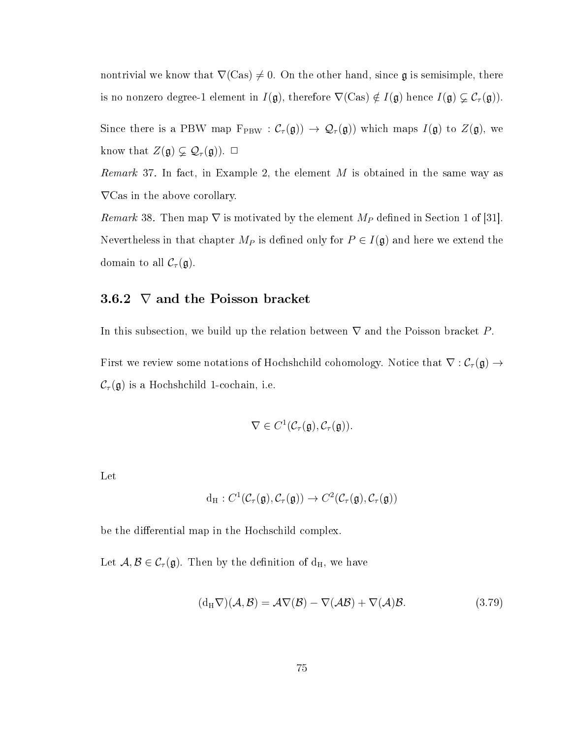nontrivial we know that $\nabla(\mathrm{Cas}) \neq 0$. On the other hand, since $\mathfrak{g}$ is semisimple, there is no nonzero degree-1 element in $I(\mathfrak{g})$, therefore $\nabla(\mathrm{Cas}) \notin I(\mathfrak{g})$ hence $I(\mathfrak{g}) \subsetneq \mathcal{C}_\tau(\mathfrak{g}))$.

Since there is a PBW map $\mathrm{F}_{\mathrm{PBW}} : \mathcal{C}_\tau(\mathfrak{g})) \to \mathcal{Q}_\tau(\mathfrak{g}))$ which maps $I(\mathfrak{g})$ to $Z(\mathfrak{g})$, we know that $Z(\mathfrak{g}) \subsetneq \mathcal{Q}_\tau(\mathfrak{g}))$. □

*Remark* 37. In fact, in Example 2, the element $M$ is obtained in the same way as $\nabla\mathrm{Cas}$ in the above corollary.

*Remark* 38. Then map $\nabla$ is motivated by the element $M_P$ defined in Section 1 of [31]. Nevertheless in that chapter $M_P$ is defined only for $P \in I(\mathfrak{g})$ and here we extend the domain to all $\mathcal{C}_\tau(\mathfrak{g})$.

### 3.6.2 $\nabla$ and the Poisson bracket

In this subsection, we build up the relation between $\nabla$ and the Poisson bracket $P$.

First we review some notations of Hochshchild cohomology. Notice that $\nabla : \mathcal{C}_\tau(\mathfrak{g}) \to \mathcal{C}_\tau(\mathfrak{g})$ is a Hochshchild 1-cochain, i.e.

$$\nabla \in C^1(\mathcal{C}_\tau(\mathfrak{g}), \mathcal{C}_\tau(\mathfrak{g})).$$

Let

$$\mathrm{d_H} : C^1(\mathcal{C}_\tau(\mathfrak{g}), \mathcal{C}_\tau(\mathfrak{g})) \to C^2(\mathcal{C}_\tau(\mathfrak{g}), \mathcal{C}_\tau(\mathfrak{g}))$$

be the differential map in the Hochschild complex.

Let $\mathcal{A}, \mathcal{B} \in \mathcal{C}_\tau(\mathfrak{g})$. Then by the definition of $\mathrm{d_H}$, we have

$$(\mathrm{d_H}\nabla)(\mathcal{A}, \mathcal{B}) = \mathcal{A}\nabla(\mathcal{B}) - \nabla(\mathcal{A}\mathcal{B}) + \nabla(\mathcal{A})\mathcal{B}. \tag{3.79}$$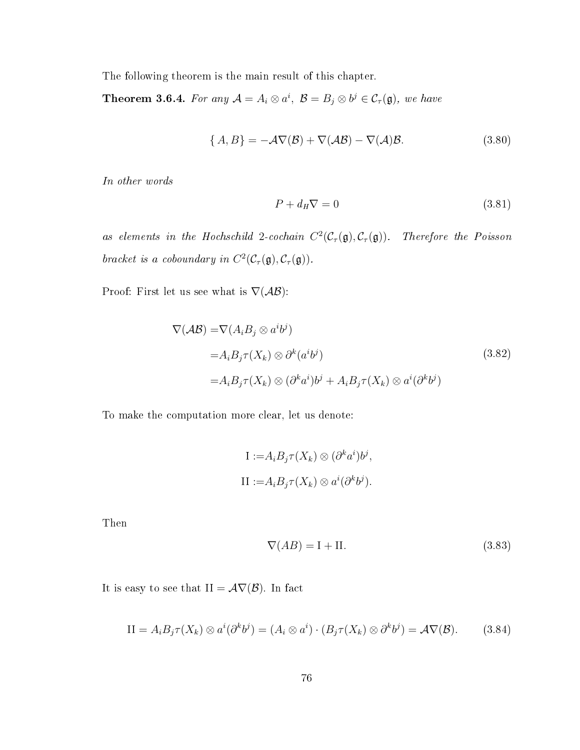The following theorem is the main result of this chapter.

**Theorem 3.6.4.** *For any $\mathcal{A} = A_i \otimes a^i,\ \mathcal{B} = B_j \otimes b^j \in \mathcal{C}_\tau(\mathfrak{g})$, we have*

$$\{A, B\} = -\mathcal{A}\nabla(\mathcal{B}) + \nabla(\mathcal{A}\mathcal{B}) - \nabla(\mathcal{A})\mathcal{B}. \tag{3.80}$$

*In other words*

$$P + d_H \nabla = 0 \tag{3.81}$$

*as elements in the Hochschild 2-cochain $C^2(\mathcal{C}_\tau(\mathfrak{g}), \mathcal{C}_\tau(\mathfrak{g}))$. Therefore the Poisson bracket is a coboundary in $C^2(\mathcal{C}_\tau(\mathfrak{g}), \mathcal{C}_\tau(\mathfrak{g}))$.*

Proof: First let us see what is $\nabla(\mathcal{A}\mathcal{B})$:

$$\begin{aligned}
\nabla(\mathcal{A}\mathcal{B}) =& \nabla(A_i B_j \otimes a^i b^j) \\
=& A_i B_j \tau(X_k) \otimes \partial^k (a^i b^j) \\
=& A_i B_j \tau(X_k) \otimes (\partial^k a^i) b^j + A_i B_j \tau(X_k) \otimes a^i (\partial^k b^j)
\end{aligned} \tag{3.82}$$

To make the computation more clear, let us denote:

$$\begin{aligned}
\mathrm{I} :=& A_i B_j \tau(X_k) \otimes (\partial^k a^i) b^j, \\
\mathrm{II} :=& A_i B_j \tau(X_k) \otimes a^i (\partial^k b^j).
\end{aligned}$$

Then

$$\nabla(AB) = \mathrm{I} + \mathrm{II}. \tag{3.83}$$

It is easy to see that $\mathrm{II} = \mathcal{A}\nabla(\mathcal{B})$. In fact

$$\mathrm{II} = A_i B_j \tau(X_k) \otimes a^i (\partial^k b^j) = (A_i \otimes a^i) \cdot (B_j \tau(X_k) \otimes \partial^k b^j) = \mathcal{A}\nabla(\mathcal{B}). \tag{3.84}$$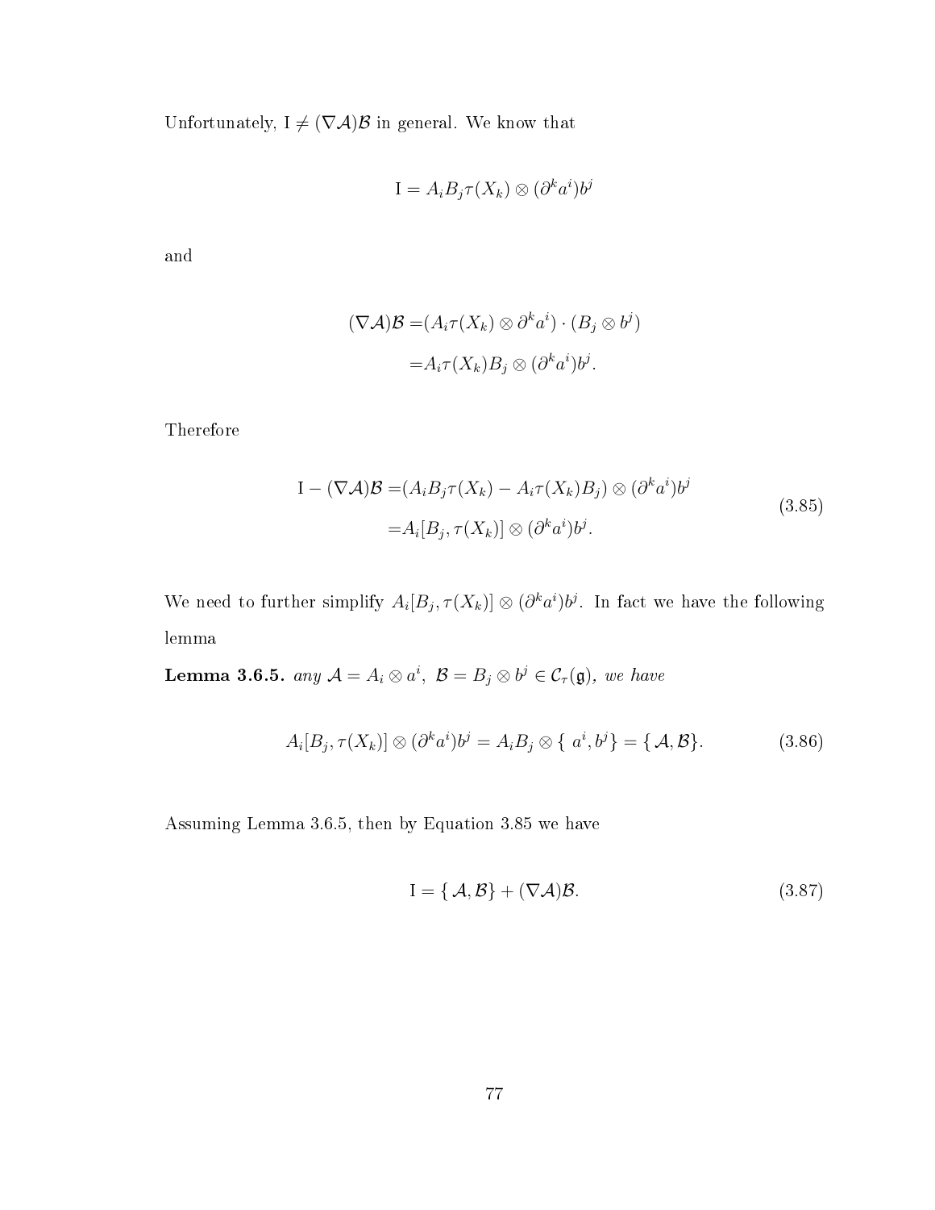Unfortunately, $\mathrm{I} \neq (\nabla\mathcal{A})\mathcal{B}$ in general. We know that

$$\mathrm{I} = A_i B_j \tau(X_k) \otimes (\partial^k a^i) b^j$$

and

$$\begin{aligned}(\nabla\mathcal{A})\mathcal{B} =& (A_i \tau(X_k) \otimes \partial^k a^i) \cdot (B_j \otimes b^j) \\ =& A_i \tau(X_k) B_j \otimes (\partial^k a^i) b^j.\end{aligned}$$

Therefore

$$\begin{aligned}\mathrm{I} - (\nabla\mathcal{A})\mathcal{B} =& (A_i B_j \tau(X_k) - A_i \tau(X_k) B_j) \otimes (\partial^k a^i) b^j \\ =& A_i [B_j, \tau(X_k)] \otimes (\partial^k a^i) b^j.\end{aligned} \tag{3.85}$$

We need to further simplify $A_i [B_j, \tau(X_k)] \otimes (\partial^k a^i) b^j$. In fact we have the following lemma

**Lemma 3.6.5.** *any $\mathcal{A} = A_i \otimes a^i,\ \mathcal{B} = B_j \otimes b^j \in \mathcal{C}_\tau(\mathfrak{g})$, we have*

$$A_i [B_j, \tau(X_k)] \otimes (\partial^k a^i) b^j = A_i B_j \otimes \{\, a^i, b^j\} = \{\, \mathcal{A}, \mathcal{B}\}. \tag{3.86}$$

Assuming Lemma 3.6.5, then by Equation 3.85 we have

$$\mathrm{I} = \{\, \mathcal{A}, \mathcal{B}\} + (\nabla\mathcal{A})\mathcal{B}. \tag{3.87}$$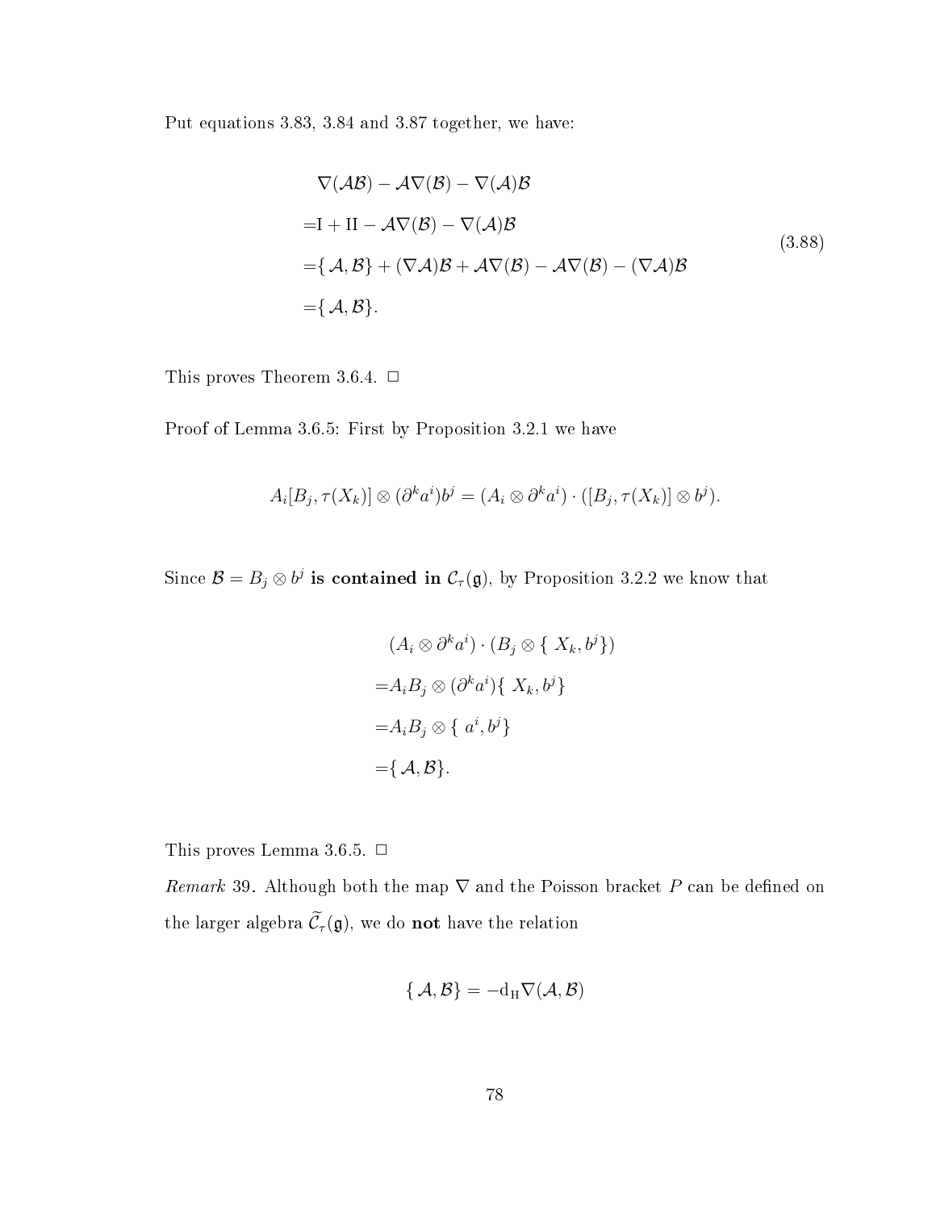Put equations 3.83, 3.84 and 3.87 together, we have:

$$
\begin{aligned}
&\nabla(\mathcal{A}\mathcal{B}) - \mathcal{A}\nabla(\mathcal{B}) - \nabla(\mathcal{A})\mathcal{B} \\
=&\mathrm{I} + \mathrm{II} - \mathcal{A}\nabla(\mathcal{B}) - \nabla(\mathcal{A})\mathcal{B} \\
=&\{\mathcal{A}, \mathcal{B}\} + (\nabla\mathcal{A})\mathcal{B} + \mathcal{A}\nabla(\mathcal{B}) - \mathcal{A}\nabla(\mathcal{B}) - (\nabla\mathcal{A})\mathcal{B} \\
=&\{\mathcal{A}, \mathcal{B}\}.
\end{aligned}
\tag{3.88}
$$

This proves Theorem 3.6.4. □

Proof of Lemma 3.6.5: First by Proposition 3.2.1 we have

$$A_i[B_j, \tau(X_k)] \otimes (\partial^k a^i)b^j = (A_i \otimes \partial^k a^i) \cdot ([B_j, \tau(X_k)] \otimes b^j).$$

Since $\mathcal{B} = B_j \otimes b^j$ **is contained in** $\mathcal{C}_\tau(\mathfrak{g})$, by Proposition 3.2.2 we know that

$$
\begin{aligned}
&(A_i \otimes \partial^k a^i) \cdot (B_j \otimes \{X_k, b^j\}) \\
=&A_i B_j \otimes (\partial^k a^i)\{X_k, b^j\} \\
=&A_i B_j \otimes \{a^i, b^j\} \\
=&\{\mathcal{A}, \mathcal{B}\}.
\end{aligned}
$$

This proves Lemma 3.6.5. □

*Remark* 39. Although both the map $\nabla$ and the Poisson bracket $P$ can be defined on the larger algebra $\widetilde{\mathcal{C}}_\tau(\mathfrak{g})$, we do **not** have the relation

$$\{\mathcal{A}, \mathcal{B}\} = -\mathrm{d_H}\nabla(\mathcal{A}, \mathcal{B})$$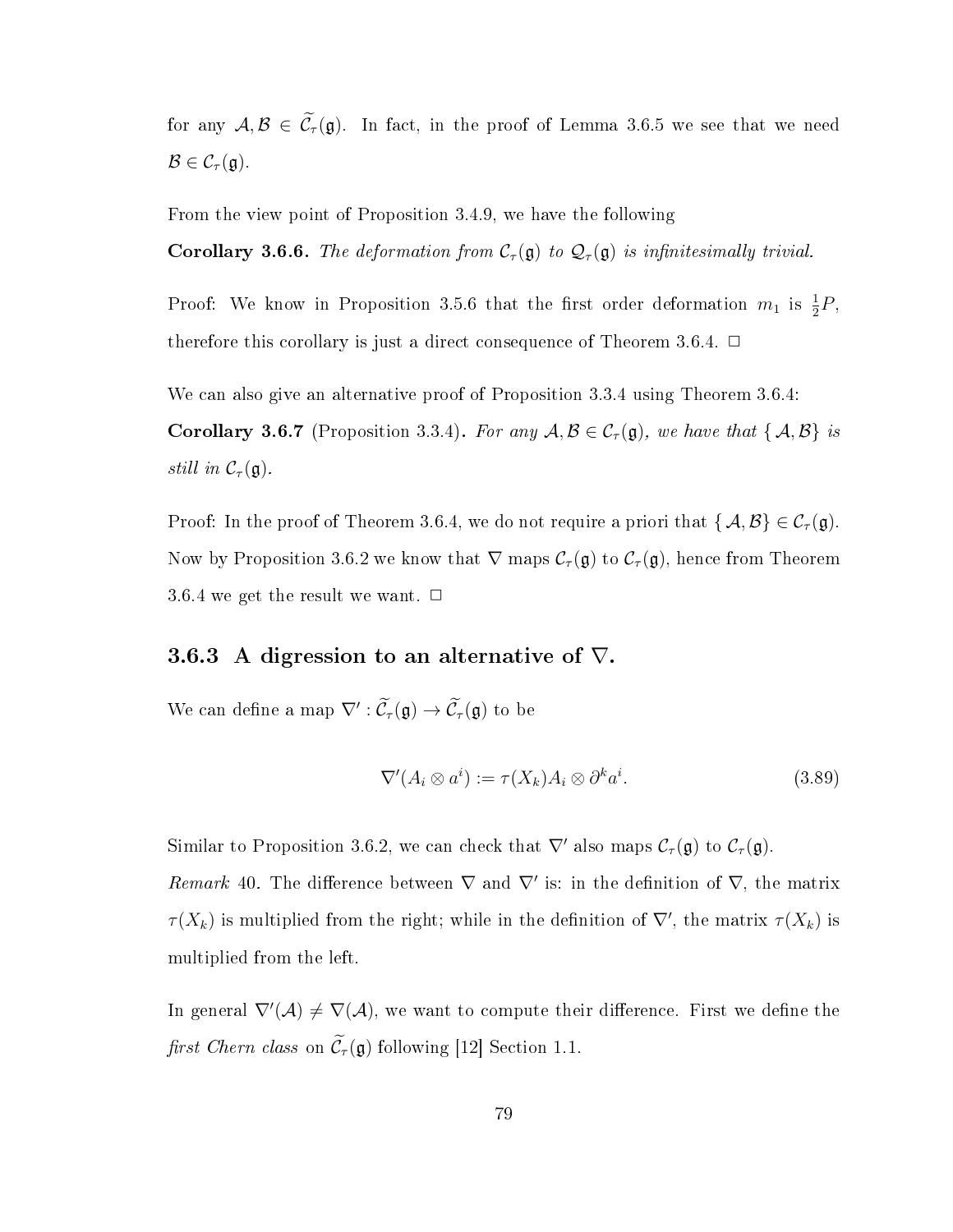for any $\mathcal{A}, \mathcal{B} \in \widetilde{\mathcal{C}}_\tau(\mathfrak{g})$. In fact, in the proof of Lemma 3.6.5 we see that we need $\mathcal{B} \in \mathcal{C}_\tau(\mathfrak{g})$.

From the view point of Proposition 3.4.9, we have the following

**Corollary 3.6.6.** *The deformation from $\mathcal{C}_\tau(\mathfrak{g})$ to $\mathcal{Q}_\tau(\mathfrak{g})$ is infinitesimally trivial.*

Proof: We know in Proposition 3.5.6 that the first order deformation $m_1$ is $\frac{1}{2}P$, therefore this corollary is just a direct consequence of Theorem 3.6.4. □

We can also give an alternative proof of Proposition 3.3.4 using Theorem 3.6.4:

**Corollary 3.6.7** (Proposition 3.3.4)**.** *For any $\mathcal{A}, \mathcal{B} \in \mathcal{C}_\tau(\mathfrak{g})$, we have that $\{\mathcal{A}, \mathcal{B}\}$ is still in $\mathcal{C}_\tau(\mathfrak{g})$.*

Proof: In the proof of Theorem 3.6.4, we do not require a priori that $\{\mathcal{A}, \mathcal{B}\} \in \mathcal{C}_\tau(\mathfrak{g})$. Now by Proposition 3.6.2 we know that $\nabla$ maps $\mathcal{C}_\tau(\mathfrak{g})$ to $\mathcal{C}_\tau(\mathfrak{g})$, hence from Theorem 3.6.4 we get the result we want. □

### 3.6.3 A digression to an alternative of $\nabla$.

We can define a map $\nabla' : \widetilde{\mathcal{C}}_\tau(\mathfrak{g}) \to \widetilde{\mathcal{C}}_\tau(\mathfrak{g})$ to be

$$\nabla'(A_i \otimes a^i) := \tau(X_k) A_i \otimes \partial^k a^i. \tag{3.89}$$

Similar to Proposition 3.6.2, we can check that $\nabla'$ also maps $\mathcal{C}_\tau(\mathfrak{g})$ to $\mathcal{C}_\tau(\mathfrak{g})$.

*Remark* 40. The difference between $\nabla$ and $\nabla'$ is: in the definition of $\nabla$, the matrix $\tau(X_k)$ is multiplied from the right; while in the definition of $\nabla'$, the matrix $\tau(X_k)$ is multiplied from the left.

In general $\nabla'(\mathcal{A}) \neq \nabla(\mathcal{A})$, we want to compute their difference. First we define the *first Chern class* on $\widetilde{\mathcal{C}}_\tau(\mathfrak{g})$ following [12] Section 1.1.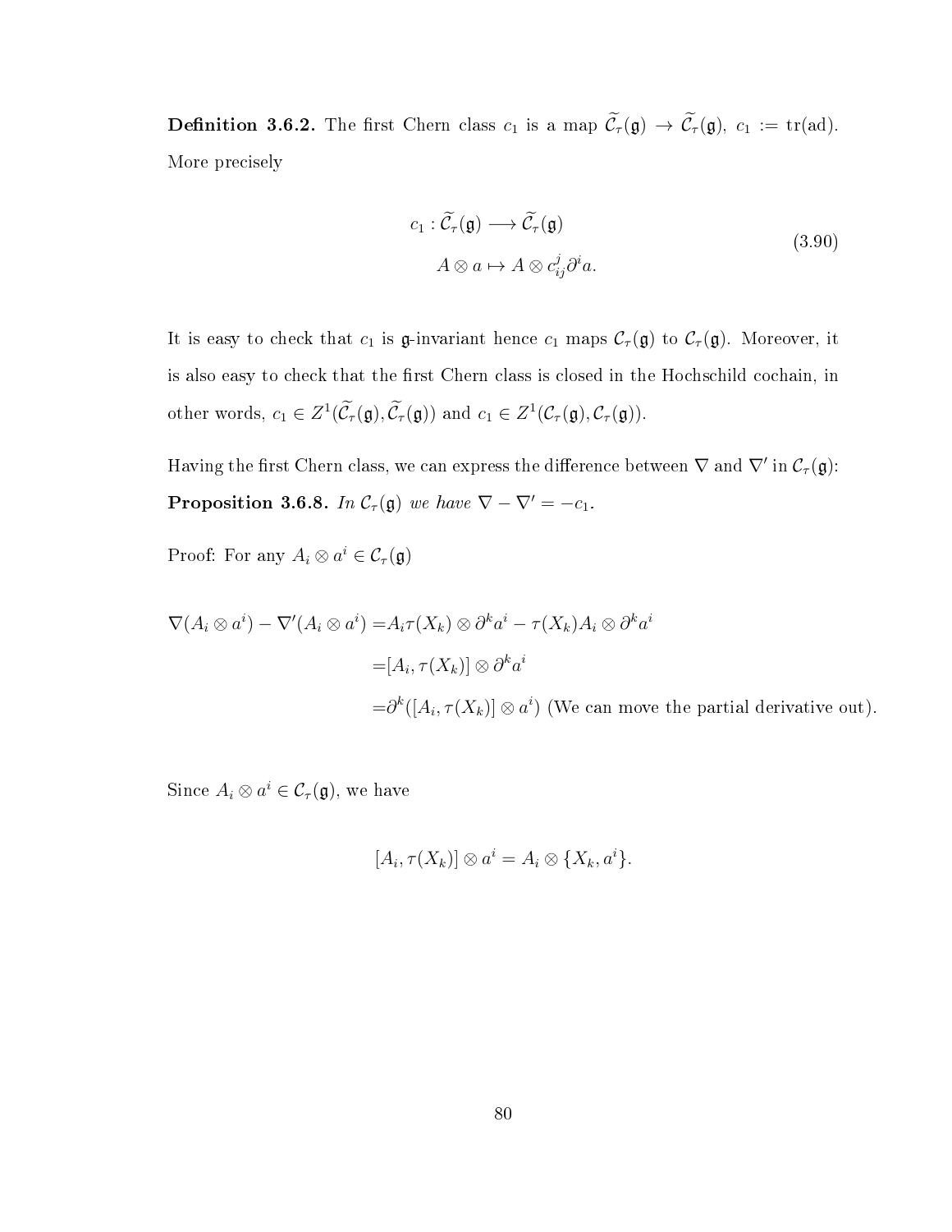**Definition 3.6.2.** The first Chern class $c_1$ is a map $\widetilde{\mathcal{C}}_\tau(\mathfrak{g}) \to \widetilde{\mathcal{C}}_\tau(\mathfrak{g})$, $c_1 := \mathrm{tr}(\mathrm{ad})$. More precisely

$$
\begin{aligned}
c_1 : \widetilde{\mathcal{C}}_\tau(\mathfrak{g}) &\longrightarrow \widetilde{\mathcal{C}}_\tau(\mathfrak{g}) \\
A \otimes a &\mapsto A \otimes c_{ij}^j \partial^i a.
\end{aligned}
\tag{3.90}
$$

It is easy to check that $c_1$ is $\mathfrak{g}$-invariant hence $c_1$ maps $\mathcal{C}_\tau(\mathfrak{g})$ to $\mathcal{C}_\tau(\mathfrak{g})$. Moreover, it is also easy to check that the first Chern class is closed in the Hochschild cochain, in other words, $c_1 \in Z^1(\widetilde{\mathcal{C}}_\tau(\mathfrak{g}), \widetilde{\mathcal{C}}_\tau(\mathfrak{g}))$ and $c_1 \in Z^1(\mathcal{C}_\tau(\mathfrak{g}), \mathcal{C}_\tau(\mathfrak{g}))$.

Having the first Chern class, we can express the difference between $\nabla$ and $\nabla'$ in $\mathcal{C}_\tau(\mathfrak{g})$:

**Proposition 3.6.8.** *In $\mathcal{C}_\tau(\mathfrak{g})$ we have $\nabla - \nabla' = -c_1$.*

Proof: For any $A_i \otimes a^i \in \mathcal{C}_\tau(\mathfrak{g})$

$$
\begin{aligned}
\nabla(A_i \otimes a^i) - \nabla'(A_i \otimes a^i) =& A_i \tau(X_k) \otimes \partial^k a^i - \tau(X_k) A_i \otimes \partial^k a^i \\
=& [A_i, \tau(X_k)] \otimes \partial^k a^i \\
=& \partial^k([A_i, \tau(X_k)] \otimes a^i) \text{ (We can move the partial derivative out).}
\end{aligned}
$$

Since $A_i \otimes a^i \in \mathcal{C}_\tau(\mathfrak{g})$, we have

$$
[A_i, \tau(X_k)] \otimes a^i = A_i \otimes \{X_k, a^i\}.
$$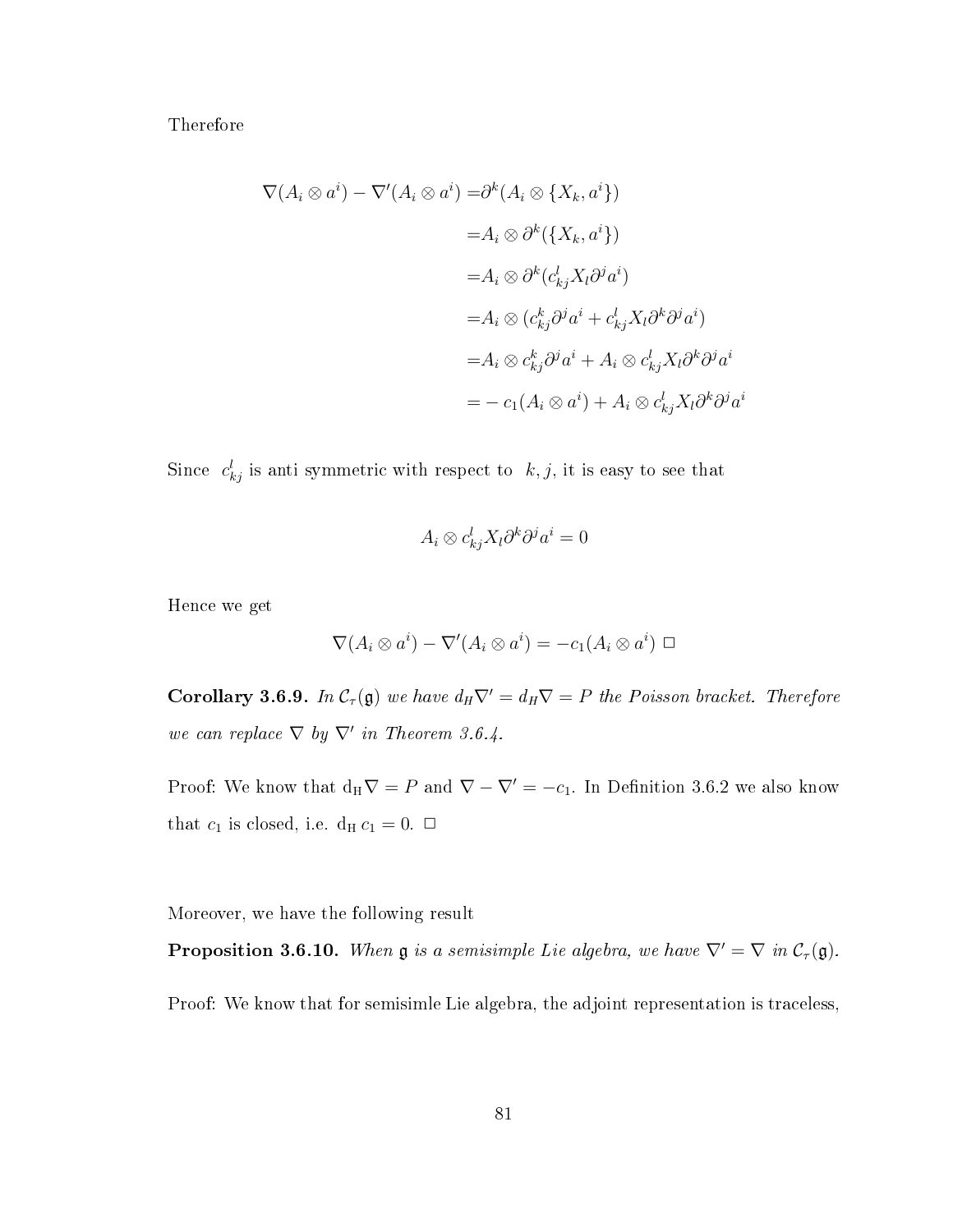Therefore

$$
\begin{aligned}
\nabla(A_i \otimes a^i) - \nabla'(A_i \otimes a^i) =& \partial^k(A_i \otimes \{X_k, a^i\}) \\
=& A_i \otimes \partial^k(\{X_k, a^i\}) \\
=& A_i \otimes \partial^k(c^l_{kj} X_l \partial^j a^i) \\
=& A_i \otimes (c^k_{kj} \partial^j a^i + c^l_{kj} X_l \partial^k \partial^j a^i) \\
=& A_i \otimes c^k_{kj} \partial^j a^i + A_i \otimes c^l_{kj} X_l \partial^k \partial^j a^i \\
=& - c_1(A_i \otimes a^i) + A_i \otimes c^l_{kj} X_l \partial^k \partial^j a^i
\end{aligned}
$$

Since $c^l_{kj}$ is anti symmetric with respect to $k, j$, it is easy to see that

$$
A_i \otimes c^l_{kj} X_l \partial^k \partial^j a^i = 0
$$

Hence we get

$$
\nabla(A_i \otimes a^i) - \nabla'(A_i \otimes a^i) = -c_1(A_i \otimes a^i) \ \square
$$

**Corollary 3.6.9.** *In $\mathcal{C}_\tau(\mathfrak{g})$ we have $d_H \nabla' = d_H \nabla = P$ the Poisson bracket. Therefore we can replace $\nabla$ by $\nabla'$ in Theorem 3.6.4.*

Proof: We know that $\mathrm{d_H} \nabla = P$ and $\nabla - \nabla' = -c_1$. In Definition 3.6.2 we also know that $c_1$ is closed, i.e. $\mathrm{d_H}\, c_1 = 0$. $\square$

Moreover, we have the following result

**Proposition 3.6.10.** *When $\mathfrak{g}$ is a semisimple Lie algebra, we have $\nabla' = \nabla$ in $\mathcal{C}_\tau(\mathfrak{g})$.*

Proof: We know that for semisimle Lie algebra, the adjoint representation is traceless,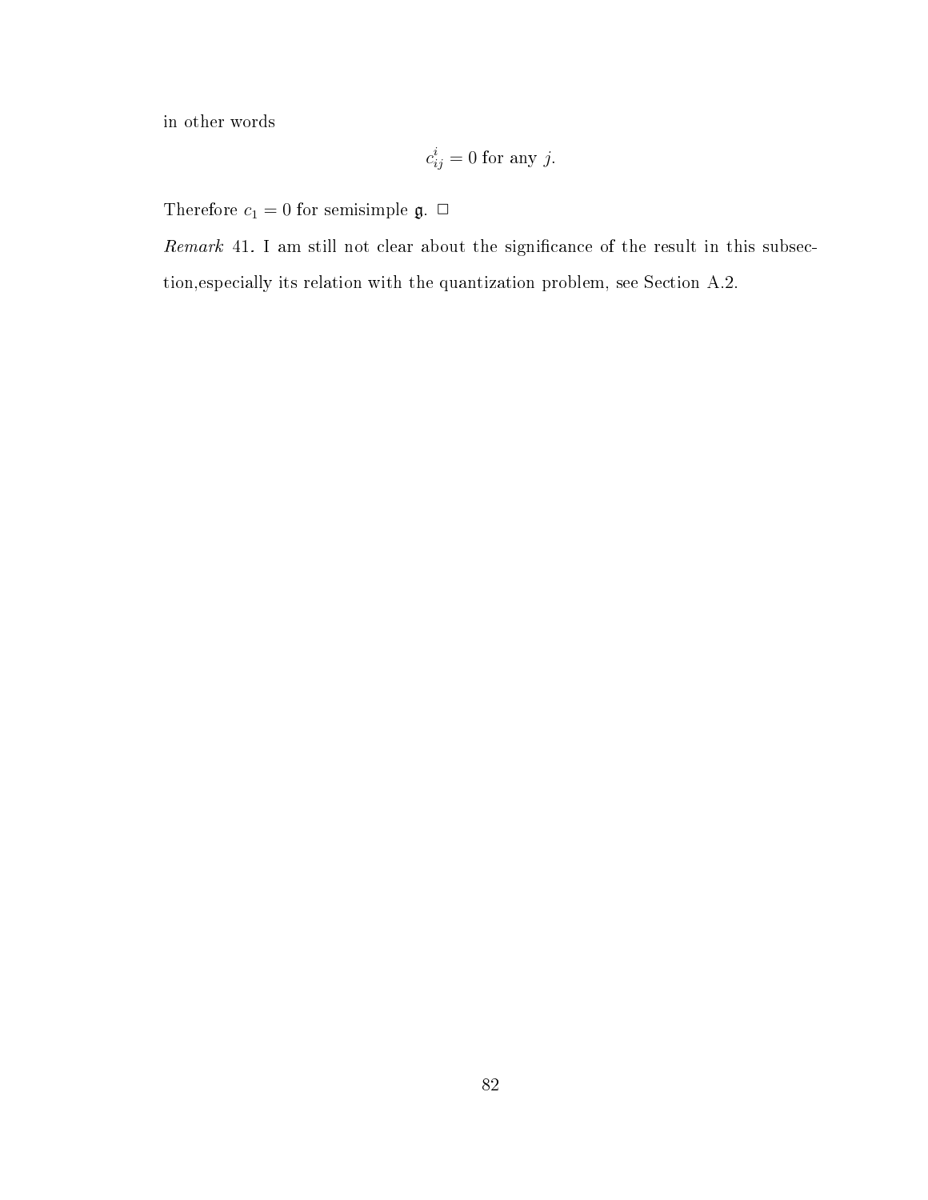in other words

$$c_{ij}^{i} = 0 \text{ for any } j.$$

Therefore $c_1 = 0$ for semisimple $\mathfrak{g}$. $\square$

*Remark* 41. I am still not clear about the significance of the result in this subsection,especially its relation with the quantization problem, see Section A.2.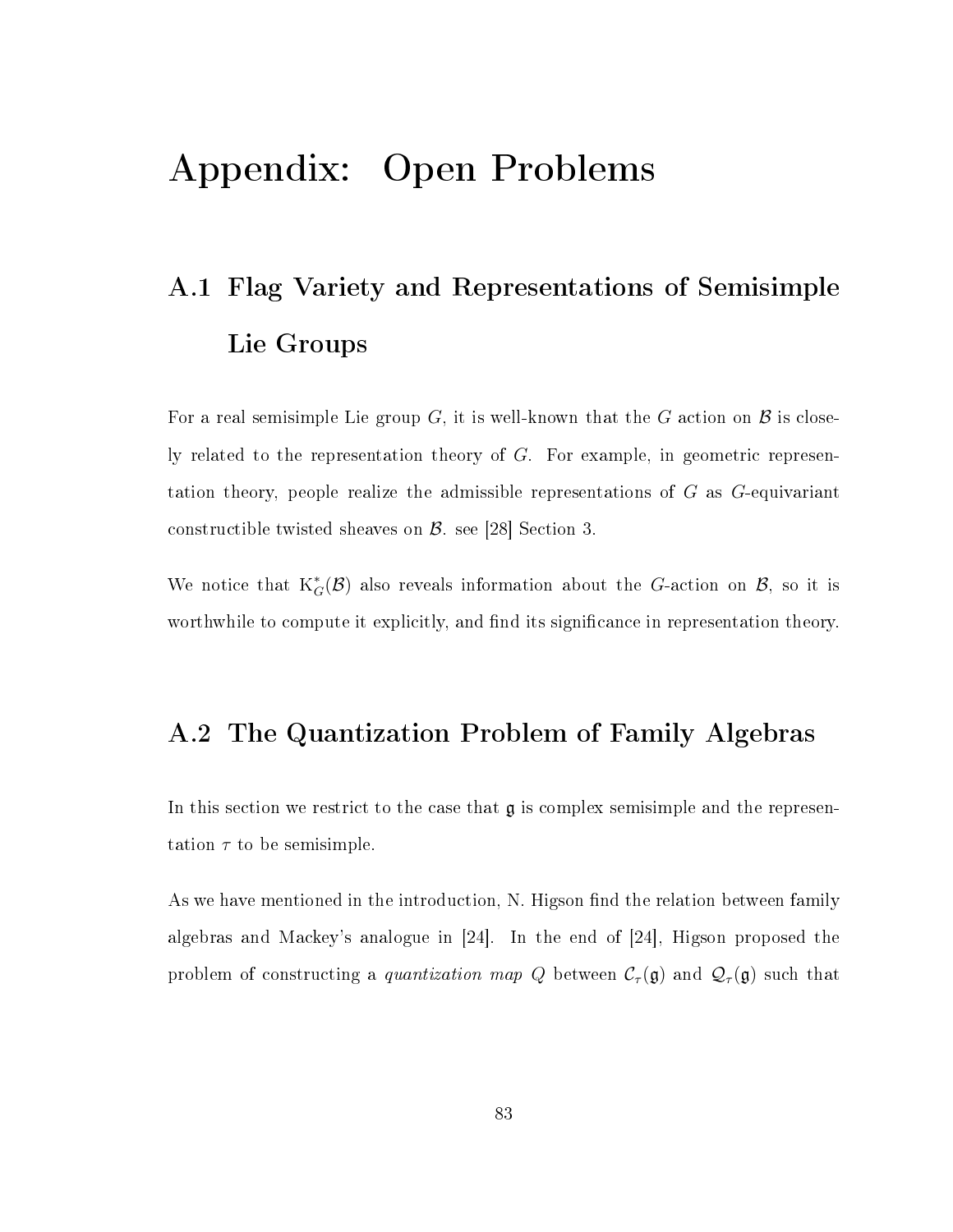# Appendix: Open Problems

## A.1 Flag Variety and Representations of Semisimple Lie Groups

For a real semisimple Lie group $G$, it is well-known that the $G$ action on $\mathcal{B}$ is closely related to the representation theory of $G$. For example, in geometric representation theory, people realize the admissible representations of $G$ as $G$-equivariant constructible twisted sheaves on $\mathcal{B}$. see [28] Section 3.

We notice that $\mathrm{K}^*_G(\mathcal{B})$ also reveals information about the $G$-action on $\mathcal{B}$, so it is worthwhile to compute it explicitly, and find its significance in representation theory.

## A.2 The Quantization Problem of Family Algebras

In this section we restrict to the case that $\mathfrak{g}$ is complex semisimple and the representation $\tau$ to be semisimple.

As we have mentioned in the introduction, N. Higson find the relation between family algebras and Mackey's analogue in [24]. In the end of [24], Higson proposed the problem of constructing a *quantization map* $Q$ between $\mathcal{C}_\tau(\mathfrak{g})$ and $\mathcal{Q}_\tau(\mathfrak{g})$ such that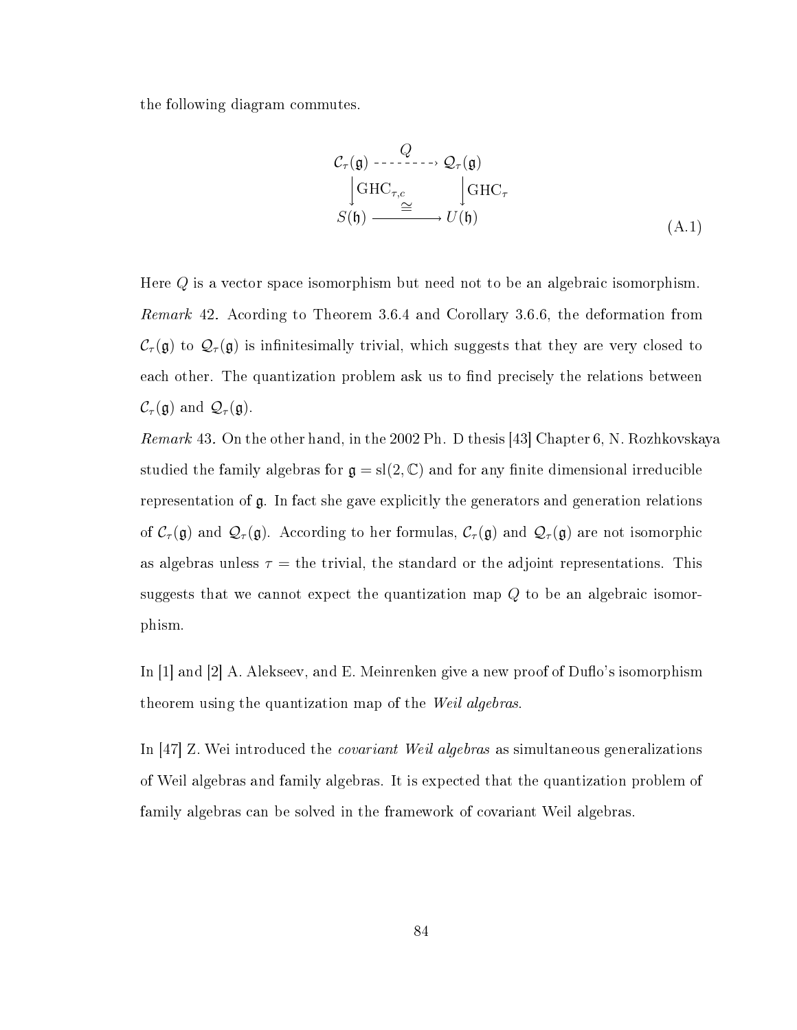the following diagram commutes.

$$\begin{array}{ccc} \mathcal{C}_\tau(\mathfrak{g}) & \overset{Q}{\dashrightarrow} & \mathcal{Q}_\tau(\mathfrak{g}) \\ \Big\downarrow \mathrm{GHC}_{\tau,c} & & \Big\downarrow \mathrm{GHC}_\tau \\ S(\mathfrak{h}) & \xrightarrow{\cong} & U(\mathfrak{h}) \end{array} \tag{A.1}$$

Here $Q$ is a vector space isomorphism but need not to be an algebraic isomorphism.

*Remark* 42. Acording to Theorem 3.6.4 and Corollary 3.6.6, the deformation from $\mathcal{C}_\tau(\mathfrak{g})$ to $\mathcal{Q}_\tau(\mathfrak{g})$ is infinitesimally trivial, which suggests that they are very closed to each other. The quantization problem ask us to find precisely the relations between $\mathcal{C}_\tau(\mathfrak{g})$ and $\mathcal{Q}_\tau(\mathfrak{g})$.

*Remark* 43. On the other hand, in the 2002 Ph. D thesis [43] Chapter 6, N. Rozhkovskaya studied the family algebras for $\mathfrak{g} = \mathrm{sl}(2, \mathbb{C})$ and for any finite dimensional irreducible representation of $\mathfrak{g}$. In fact she gave explicitly the generators and generation relations of $\mathcal{C}_\tau(\mathfrak{g})$ and $\mathcal{Q}_\tau(\mathfrak{g})$. According to her formulas, $\mathcal{C}_\tau(\mathfrak{g})$ and $\mathcal{Q}_\tau(\mathfrak{g})$ are not isomorphic as algebras unless $\tau =$ the trivial, the standard or the adjoint representations. This suggests that we cannot expect the quantization map $Q$ to be an algebraic isomorphism.

In [1] and [2] A. Alekseev, and E. Meinrenken give a new proof of Duflo's isomorphism theorem using the quantization map of the *Weil algebras*.

In [47] Z. Wei introduced the *covariant Weil algebras* as simultaneous generalizations of Weil algebras and family algebras. It is expected that the quantization problem of family algebras can be solved in the framework of covariant Weil algebras.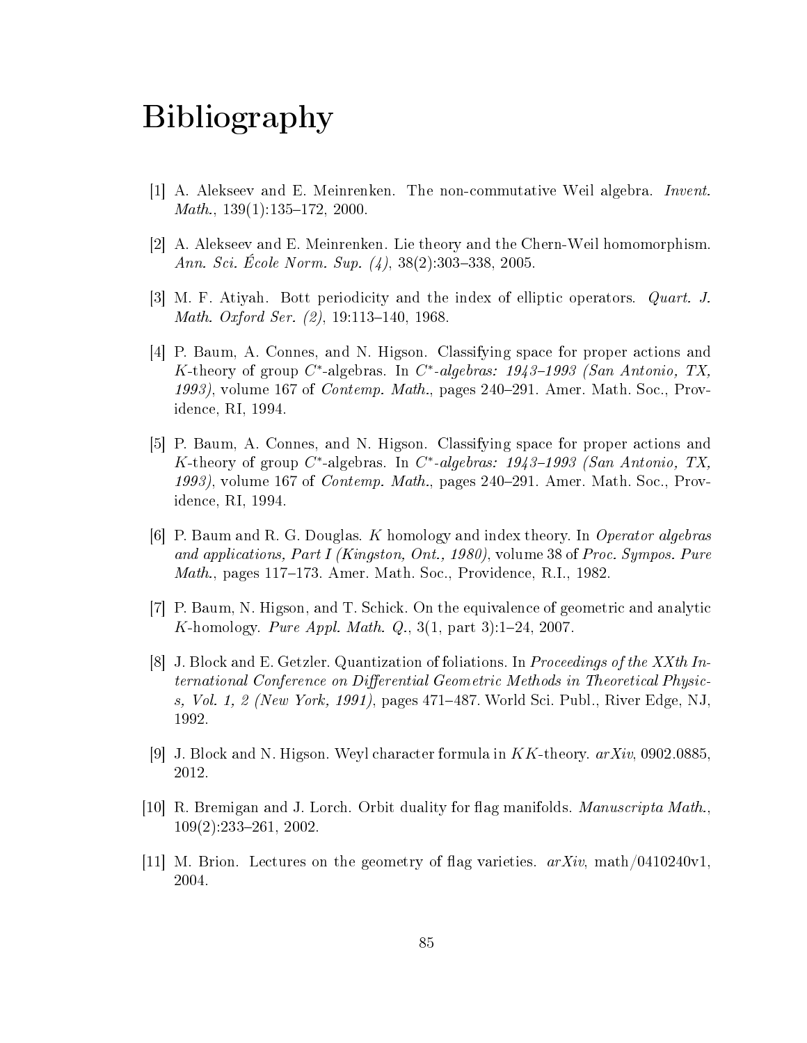# Bibliography

[1] A. Alekseev and E. Meinrenken. The non-commutative Weil algebra. *Invent. Math.*, 139(1):135–172, 2000.

[2] A. Alekseev and E. Meinrenken. Lie theory and the Chern-Weil homomorphism. *Ann. Sci. École Norm. Sup. (4)*, 38(2):303–338, 2005.

[3] M. F. Atiyah. Bott periodicity and the index of elliptic operators. *Quart. J. Math. Oxford Ser. (2)*, 19:113–140, 1968.

[4] P. Baum, A. Connes, and N. Higson. Classifying space for proper actions and $K$-theory of group $C^*$-algebras. In *$C^*$-algebras: 1943–1993 (San Antonio, TX, 1993)*, volume 167 of *Contemp. Math.*, pages 240–291. Amer. Math. Soc., Providence, RI, 1994.

[5] P. Baum, A. Connes, and N. Higson. Classifying space for proper actions and $K$-theory of group $C^*$-algebras. In *$C^*$-algebras: 1943–1993 (San Antonio, TX, 1993)*, volume 167 of *Contemp. Math.*, pages 240–291. Amer. Math. Soc., Providence, RI, 1994.

[6] P. Baum and R. G. Douglas. $K$ homology and index theory. In *Operator algebras and applications, Part I (Kingston, Ont., 1980)*, volume 38 of *Proc. Sympos. Pure Math.*, pages 117–173. Amer. Math. Soc., Providence, R.I., 1982.

[7] P. Baum, N. Higson, and T. Schick. On the equivalence of geometric and analytic $K$-homology. *Pure Appl. Math. Q.*, 3(1, part 3):1–24, 2007.

[8] J. Block and E. Getzler. Quantization of foliations. In *Proceedings of the XXth International Conference on Differential Geometric Methods in Theoretical Physics, Vol. 1, 2 (New York, 1991)*, pages 471–487. World Sci. Publ., River Edge, NJ, 1992.

[9] J. Block and N. Higson. Weyl character formula in $KK$-theory. *arXiv*, 0902.0885, 2012.

[10] R. Bremigan and J. Lorch. Orbit duality for flag manifolds. *Manuscripta Math.*, 109(2):233–261, 2002.

[11] M. Brion. Lectures on the geometry of flag varieties. *arXiv*, math/0410240v1, 2004.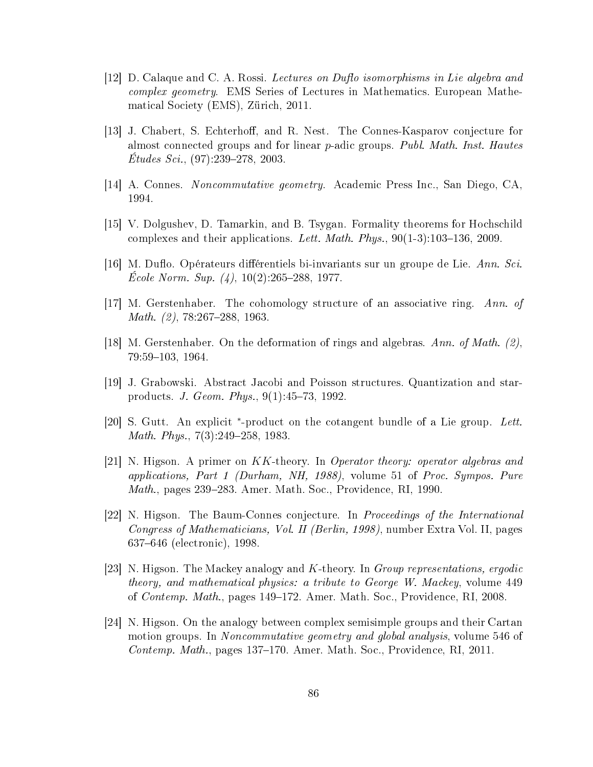[12] D. Calaque and C. A. Rossi. *Lectures on Duflo isomorphisms in Lie algebra and complex geometry*. EMS Series of Lectures in Mathematics. European Mathematical Society (EMS), Zürich, 2011.

[13] J. Chabert, S. Echterhoff, and R. Nest. The Connes-Kasparov conjecture for almost connected groups and for linear $p$-adic groups. *Publ. Math. Inst. Hautes Études Sci.*, (97):239–278, 2003.

[14] A. Connes. *Noncommutative geometry*. Academic Press Inc., San Diego, CA, 1994.

[15] V. Dolgushev, D. Tamarkin, and B. Tsygan. Formality theorems for Hochschild complexes and their applications. *Lett. Math. Phys.*, 90(1-3):103–136, 2009.

[16] M. Duflo. Opérateurs différentiels bi-invariants sur un groupe de Lie. *Ann. Sci. École Norm. Sup. (4)*, 10(2):265–288, 1977.

[17] M. Gerstenhaber. The cohomology structure of an associative ring. *Ann. of Math. (2)*, 78:267–288, 1963.

[18] M. Gerstenhaber. On the deformation of rings and algebras. *Ann. of Math. (2)*, 79:59–103, 1964.

[19] J. Grabowski. Abstract Jacobi and Poisson structures. Quantization and star-products. *J. Geom. Phys.*, 9(1):45–73, 1992.

[20] S. Gutt. An explicit $^*$-product on the cotangent bundle of a Lie group. *Lett. Math. Phys.*, 7(3):249–258, 1983.

[21] N. Higson. A primer on $KK$-theory. In *Operator theory: operator algebras and applications, Part 1 (Durham, NH, 1988)*, volume 51 of *Proc. Sympos. Pure Math.*, pages 239–283. Amer. Math. Soc., Providence, RI, 1990.

[22] N. Higson. The Baum-Connes conjecture. In *Proceedings of the International Congress of Mathematicians, Vol. II (Berlin, 1998)*, number Extra Vol. II, pages 637–646 (electronic), 1998.

[23] N. Higson. The Mackey analogy and $K$-theory. In *Group representations, ergodic theory, and mathematical physics: a tribute to George W. Mackey*, volume 449 of *Contemp. Math.*, pages 149–172. Amer. Math. Soc., Providence, RI, 2008.

[24] N. Higson. On the analogy between complex semisimple groups and their Cartan motion groups. In *Noncommutative geometry and global analysis*, volume 546 of *Contemp. Math.*, pages 137–170. Amer. Math. Soc., Providence, RI, 2011.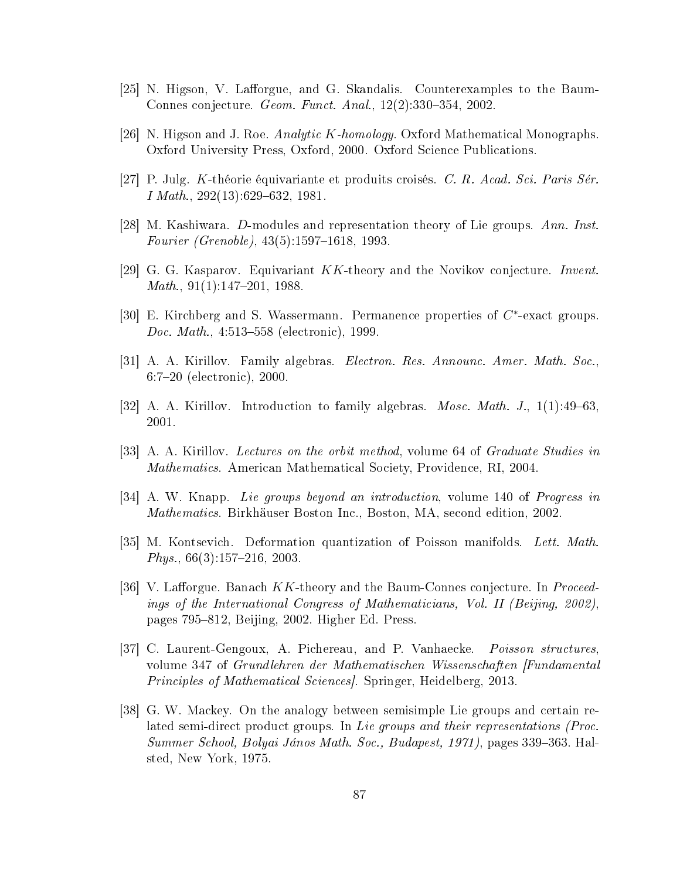[25] N. Higson, V. Lafforgue, and G. Skandalis. Counterexamples to the Baum-Connes conjecture. *Geom. Funct. Anal.*, 12(2):330–354, 2002.

[26] N. Higson and J. Roe. *Analytic $K$-homology*. Oxford Mathematical Monographs. Oxford University Press, Oxford, 2000. Oxford Science Publications.

[27] P. Julg. $K$-théorie équivariante et produits croisés. *C. R. Acad. Sci. Paris Sér. I Math.*, 292(13):629–632, 1981.

[28] M. Kashiwara. $D$-modules and representation theory of Lie groups. *Ann. Inst. Fourier (Grenoble)*, 43(5):1597–1618, 1993.

[29] G. G. Kasparov. Equivariant $KK$-theory and the Novikov conjecture. *Invent. Math.*, 91(1):147–201, 1988.

[30] E. Kirchberg and S. Wassermann. Permanence properties of $C^*$-exact groups. *Doc. Math.*, 4:513–558 (electronic), 1999.

[31] A. A. Kirillov. Family algebras. *Electron. Res. Announc. Amer. Math. Soc.*, 6:7–20 (electronic), 2000.

[32] A. A. Kirillov. Introduction to family algebras. *Mosc. Math. J.*, 1(1):49–63, 2001.

[33] A. A. Kirillov. *Lectures on the orbit method*, volume 64 of *Graduate Studies in Mathematics*. American Mathematical Society, Providence, RI, 2004.

[34] A. W. Knapp. *Lie groups beyond an introduction*, volume 140 of *Progress in Mathematics*. Birkhäuser Boston Inc., Boston, MA, second edition, 2002.

[35] M. Kontsevich. Deformation quantization of Poisson manifolds. *Lett. Math. Phys.*, 66(3):157–216, 2003.

[36] V. Lafforgue. Banach $KK$-theory and the Baum-Connes conjecture. In *Proceedings of the International Congress of Mathematicians, Vol. II (Beijing, 2002)*, pages 795–812, Beijing, 2002. Higher Ed. Press.

[37] C. Laurent-Gengoux, A. Pichereau, and P. Vanhaecke. *Poisson structures*, volume 347 of *Grundlehren der Mathematischen Wissenschaften [Fundamental Principles of Mathematical Sciences]*. Springer, Heidelberg, 2013.

[38] G. W. Mackey. On the analogy between semisimple Lie groups and certain related semi-direct product groups. In *Lie groups and their representations (Proc. Summer School, Bolyai János Math. Soc., Budapest, 1971)*, pages 339–363. Halsted, New York, 1975.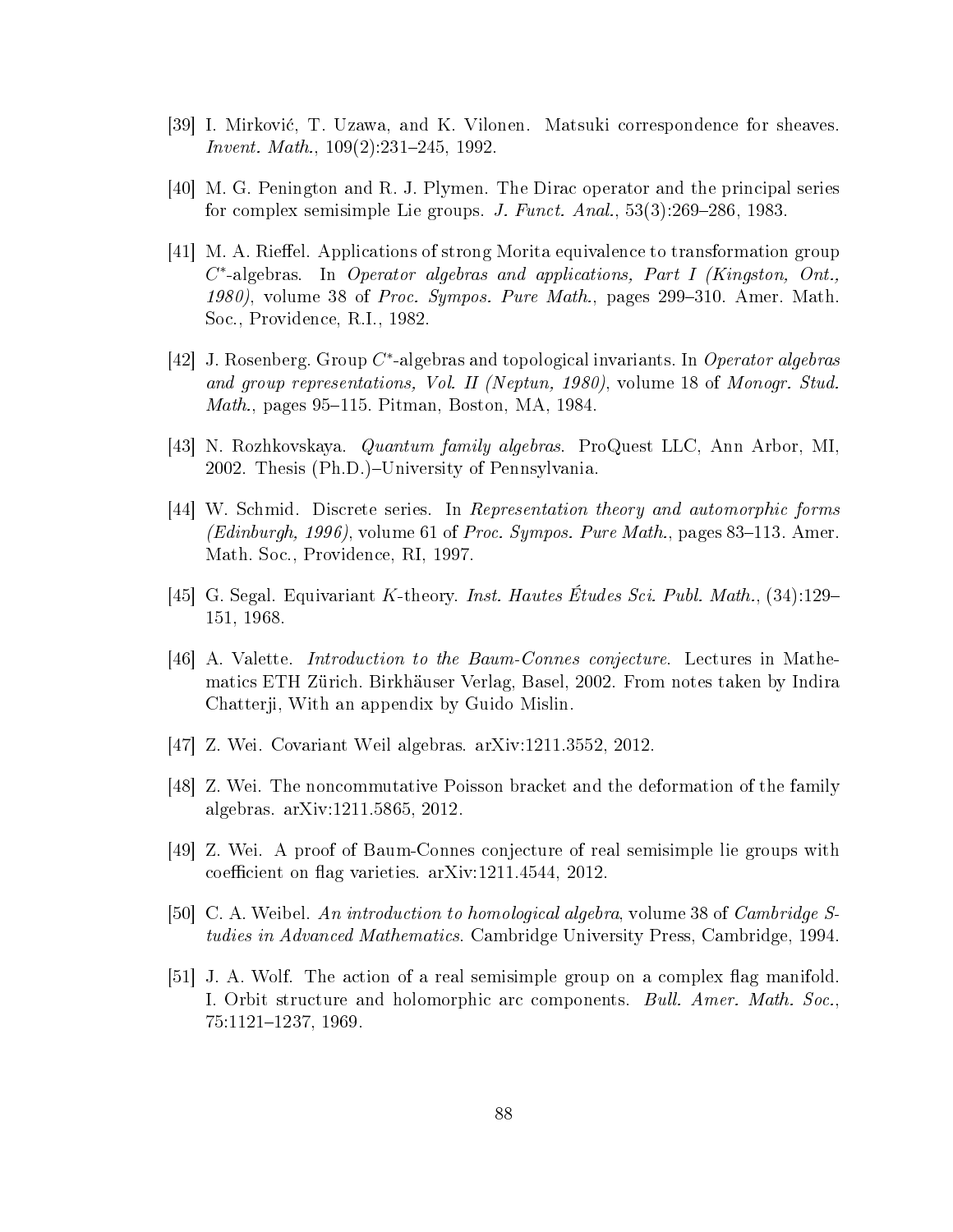[39] I. Mirković, T. Uzawa, and K. Vilonen. Matsuki correspondence for sheaves. *Invent. Math.*, 109(2):231–245, 1992.

[40] M. G. Penington and R. J. Plymen. The Dirac operator and the principal series for complex semisimple Lie groups. *J. Funct. Anal.*, 53(3):269–286, 1983.

[41] M. A. Rieffel. Applications of strong Morita equivalence to transformation group $C^*$-algebras. In *Operator algebras and applications, Part I (Kingston, Ont., 1980)*, volume 38 of *Proc. Sympos. Pure Math.*, pages 299–310. Amer. Math. Soc., Providence, R.I., 1982.

[42] J. Rosenberg. Group $C^*$-algebras and topological invariants. In *Operator algebras and group representations, Vol. II (Neptun, 1980)*, volume 18 of *Monogr. Stud. Math.*, pages 95–115. Pitman, Boston, MA, 1984.

[43] N. Rozhkovskaya. *Quantum family algebras*. ProQuest LLC, Ann Arbor, MI, 2002. Thesis (Ph.D.)–University of Pennsylvania.

[44] W. Schmid. Discrete series. In *Representation theory and automorphic forms (Edinburgh, 1996)*, volume 61 of *Proc. Sympos. Pure Math.*, pages 83–113. Amer. Math. Soc., Providence, RI, 1997.

[45] G. Segal. Equivariant $K$-theory. *Inst. Hautes Études Sci. Publ. Math.*, (34):129–151, 1968.

[46] A. Valette. *Introduction to the Baum-Connes conjecture*. Lectures in Mathematics ETH Zürich. Birkhäuser Verlag, Basel, 2002. From notes taken by Indira Chatterji, With an appendix by Guido Mislin.

[47] Z. Wei. Covariant Weil algebras. arXiv:1211.3552, 2012.

[48] Z. Wei. The noncommutative Poisson bracket and the deformation of the family algebras. arXiv:1211.5865, 2012.

[49] Z. Wei. A proof of Baum-Connes conjecture of real semisimple lie groups with coefficient on flag varieties. arXiv:1211.4544, 2012.

[50] C. A. Weibel. *An introduction to homological algebra*, volume 38 of *Cambridge Studies in Advanced Mathematics*. Cambridge University Press, Cambridge, 1994.

[51] J. A. Wolf. The action of a real semisimple group on a complex flag manifold. I. Orbit structure and holomorphic arc components. *Bull. Amer. Math. Soc.*, 75:1121–1237, 1969.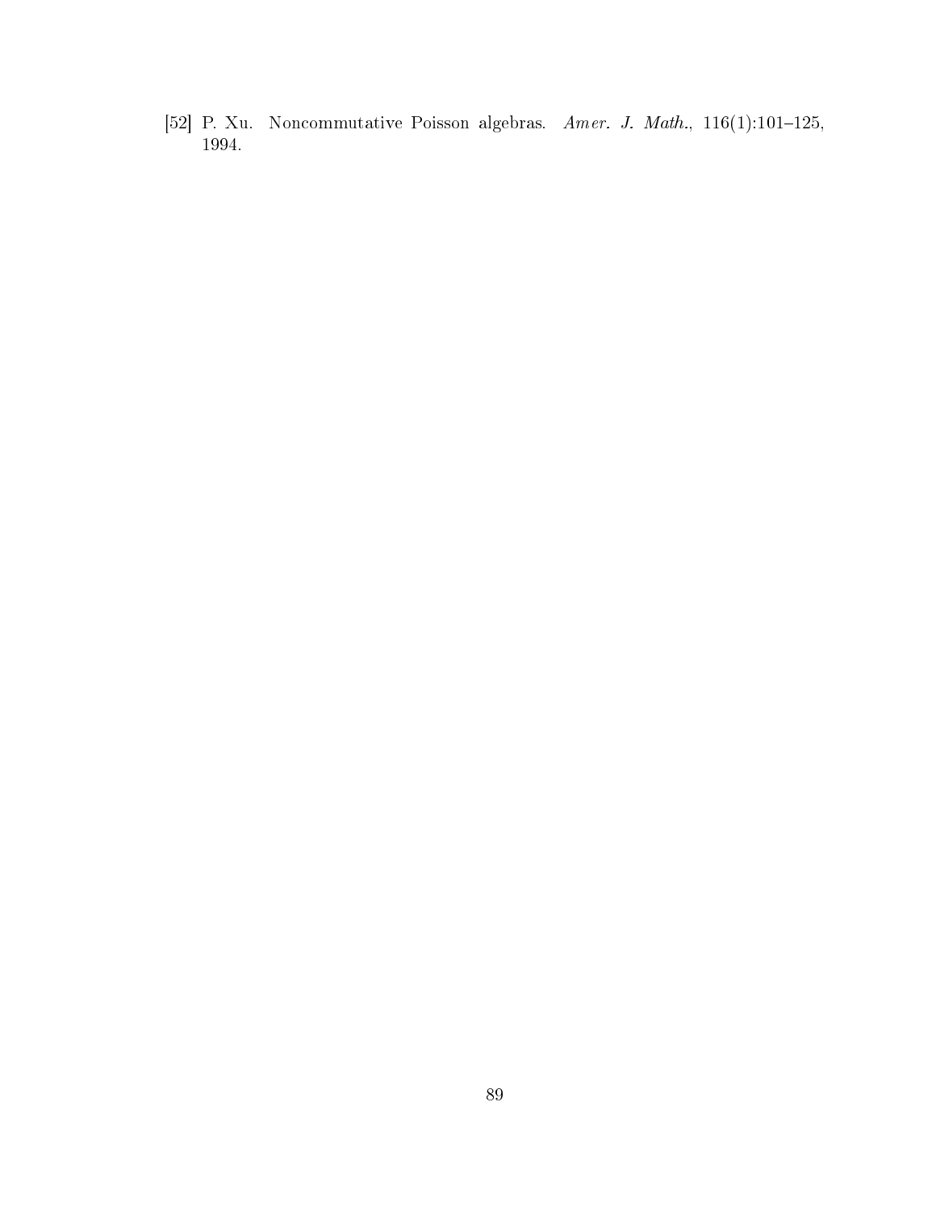[52] P. Xu. Noncommutative Poisson algebras. *Amer. J. Math.*, 116(1):101–125, 1994.